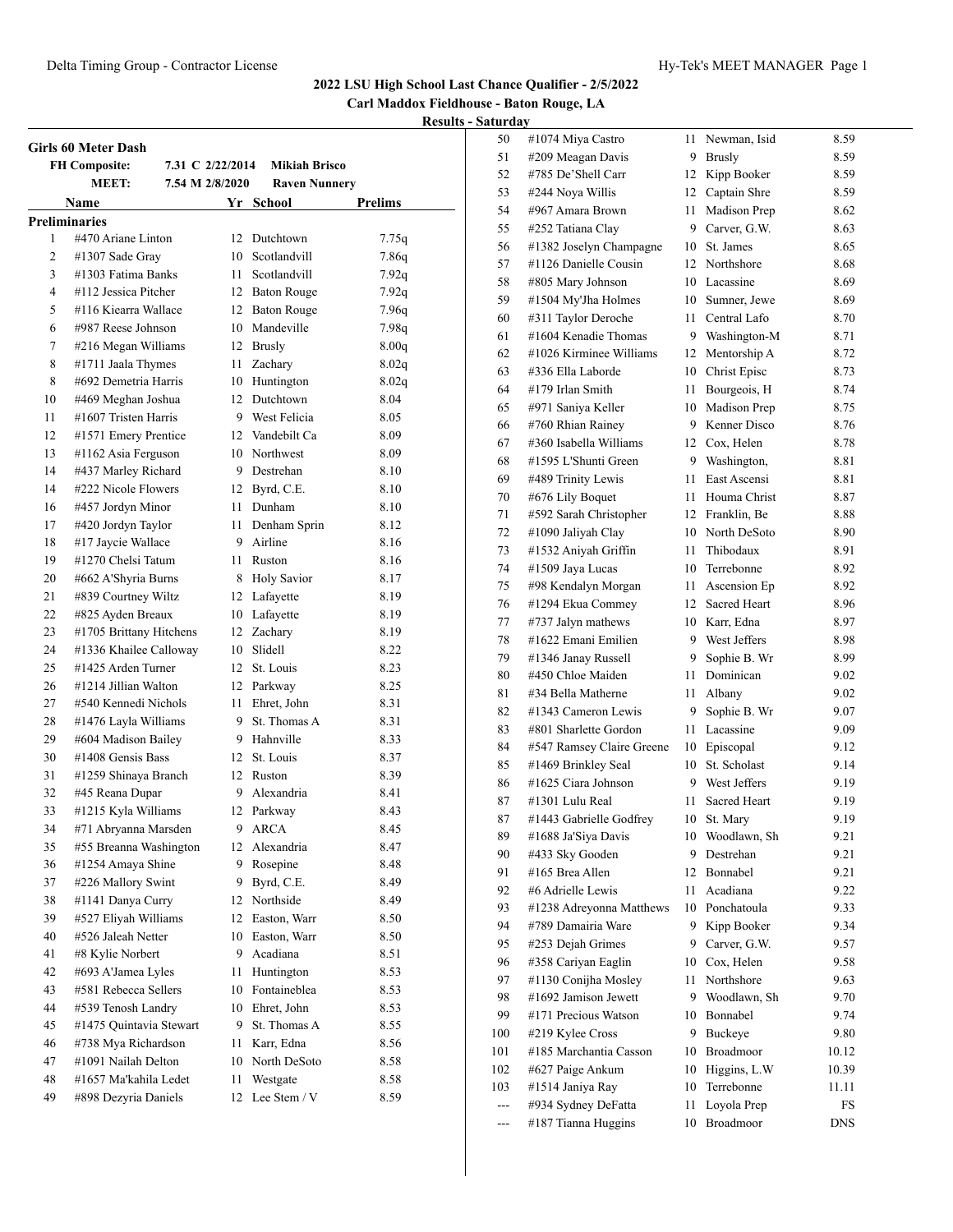# 2022 LSU High School Last Chance Qualifier - 2/5/2022

**Carl Maddox Fieldhouse - Baton Rouge, LA**

**Results - Saturday**

## Girls 60 Meter Dash

| | | | |
|---|---|---|---|
| **FH Composite:** | 7.31 C 2/22/2014 | **Mikiah Brisco** | |
| **MEET:** | 7.54 M 2/8/2020 | **Raven Nunnery** | |

### Preliminaries

| | Name | Yr | School | Prelims |
|---|---|---|---|---|
| 1 | #470 Ariane Linton | 12 | Dutchtown | 7.75q |
| 2 | #1307 Sade Gray | 10 | Scotlandvill | 7.86q |
| 3 | #1303 Fatima Banks | 11 | Scotlandvill | 7.92q |
| 4 | #112 Jessica Pitcher | 12 | Baton Rouge | 7.92q |
| 5 | #116 Kiearra Wallace | 12 | Baton Rouge | 7.96q |
| 6 | #987 Reese Johnson | 10 | Mandeville | 7.98q |
| 7 | #216 Megan Williams | 12 | Brusly | 8.00q |
| 8 | #1711 Jaala Thymes | 11 | Zachary | 8.02q |
| 8 | #692 Demetria Harris | 10 | Huntington | 8.02q |
| 10 | #469 Meghan Joshua | 12 | Dutchtown | 8.04 |
| 11 | #1607 Tristen Harris | 9 | West Felicia | 8.05 |
| 12 | #1571 Emery Prentice | 12 | Vandebilt Ca | 8.09 |
| 13 | #1162 Asia Ferguson | 10 | Northwest | 8.09 |
| 14 | #437 Marley Richard | 9 | Destrehan | 8.10 |
| 14 | #222 Nicole Flowers | 12 | Byrd, C.E. | 8.10 |
| 16 | #457 Jordyn Minor | 11 | Dunham | 8.10 |
| 17 | #420 Jordyn Taylor | 11 | Denham Sprin | 8.12 |
| 18 | #17 Jaycie Wallace | 9 | Airline | 8.16 |
| 19 | #1270 Chelsi Tatum | 11 | Ruston | 8.16 |
| 20 | #662 A'Shyria Burns | 8 | Holy Savior | 8.17 |
| 21 | #839 Courtney Wiltz | 12 | Lafayette | 8.19 |
| 22 | #825 Ayden Breaux | 10 | Lafayette | 8.19 |
| 23 | #1705 Brittany Hitchens | 12 | Zachary | 8.19 |
| 24 | #1336 Khailee Calloway | 10 | Slidell | 8.22 |
| 25 | #1425 Arden Turner | 12 | St. Louis | 8.23 |
| 26 | #1214 Jillian Walton | 12 | Parkway | 8.25 |
| 27 | #540 Kennedi Nichols | 11 | Ehret, John | 8.31 |
| 28 | #1476 Layla Williams | 9 | St. Thomas A | 8.31 |
| 29 | #604 Madison Bailey | 9 | Hahnville | 8.33 |
| 30 | #1408 Gensis Bass | 12 | St. Louis | 8.37 |
| 31 | #1259 Shinaya Branch | 12 | Ruston | 8.39 |
| 32 | #45 Reana Dupar | 9 | Alexandria | 8.41 |
| 33 | #1215 Kyla Williams | 12 | Parkway | 8.43 |
| 34 | #71 Abryanna Marsden | 9 | ARCA | 8.45 |
| 35 | #55 Breanna Washington | 12 | Alexandria | 8.47 |
| 36 | #1254 Amaya Shine | 9 | Rosepine | 8.48 |
| 37 | #226 Mallory Swint | 9 | Byrd, C.E. | 8.49 |
| 38 | #1141 Danya Curry | 12 | Northside | 8.49 |
| 39 | #527 Eliyah Williams | 12 | Easton, Warr | 8.50 |
| 40 | #526 Jaleah Netter | 10 | Easton, Warr | 8.50 |
| 41 | #8 Kylie Norbert | 9 | Acadiana | 8.51 |
| 42 | #693 A'Jamea Lyles | 11 | Huntington | 8.53 |
| 43 | #581 Rebecca Sellers | 10 | Fontainebleа | 8.53 |
| 44 | #539 Tenosh Landry | 10 | Ehret, John | 8.53 |
| 45 | #1475 Quintavia Stewart | 9 | St. Thomas A | 8.55 |
| 46 | #738 Mya Richardson | 11 | Karr, Edna | 8.56 |
| 47 | #1091 Nailah Delton | 10 | North DeSoto | 8.58 |
| 48 | #1657 Ma'kahila Ledet | 11 | Westgate | 8.58 |
| 49 | #898 Dezyria Daniels | 12 | Lee Stem / V | 8.59 |
| 50 | #1074 Miya Castro | 11 | Newman, Isid | 8.59 |
| 51 | #209 Meagan Davis | 9 | Brusly | 8.59 |
| 52 | #785 De'Shell Carr | 12 | Kipp Booker | 8.59 |
| 53 | #244 Noya Willis | 12 | Captain Shre | 8.59 |
| 54 | #967 Amara Brown | 11 | Madison Prep | 8.62 |
| 55 | #252 Tatiana Clay | 9 | Carver, G.W. | 8.63 |
| 56 | #1382 Joselyn Champagne | 10 | St. James | 8.65 |
| 57 | #1126 Danielle Cousin | 12 | Northshore | 8.68 |
| 58 | #805 Mary Johnson | 10 | Lacassine | 8.69 |
| 59 | #1504 My'Jha Holmes | 10 | Sumner, Jewe | 8.69 |
| 60 | #311 Taylor Deroche | 11 | Central Lafo | 8.70 |
| 61 | #1604 Kenadie Thomas | 9 | Washington-M | 8.71 |
| 62 | #1026 Kirminee Williams | 12 | Mentorship A | 8.72 |
| 63 | #336 Ella Laborde | 10 | Christ Episc | 8.73 |
| 64 | #179 Irlan Smith | 11 | Bourgeois, H | 8.74 |
| 65 | #971 Saniya Keller | 10 | Madison Prep | 8.75 |
| 66 | #760 Rhian Rainey | 9 | Kenner Disco | 8.76 |
| 67 | #360 Isabella Williams | 12 | Cox, Helen | 8.78 |
| 68 | #1595 L'Shunti Green | 9 | Washington, | 8.81 |
| 69 | #489 Trinity Lewis | 11 | East Ascensi | 8.81 |
| 70 | #676 Lily Boquet | 11 | Houma Christ | 8.87 |
| 71 | #592 Sarah Christopher | 12 | Franklin, Be | 8.88 |
| 72 | #1090 Jaliyah Clay | 10 | North DeSoto | 8.90 |
| 73 | #1532 Aniyah Griffin | 11 | Thibodaux | 8.91 |
| 74 | #1509 Jaya Lucas | 10 | Terrebonne | 8.92 |
| 75 | #98 Kendalyn Morgan | 11 | Ascension Ep | 8.92 |
| 76 | #1294 Ekua Commey | 12 | Sacred Heart | 8.96 |
| 77 | #737 Jalyn mathews | 10 | Karr, Edna | 8.97 |
| 78 | #1622 Emani Emilien | 9 | West Jeffers | 8.98 |
| 79 | #1346 Janay Russell | 9 | Sophie B. Wr | 8.99 |
| 80 | #450 Chloe Maiden | 11 | Dominican | 9.02 |
| 81 | #34 Bella Matherne | 11 | Albany | 9.02 |
| 82 | #1343 Cameron Lewis | 9 | Sophie B. Wr | 9.07 |
| 83 | #801 Sharlette Gordon | 11 | Lacassine | 9.09 |
| 84 | #547 Ramsey Claire Greene | 10 | Episcopal | 9.12 |
| 85 | #1469 Brinkley Seal | 10 | St. Scholast | 9.14 |
| 86 | #1625 Ciara Johnson | 9 | West Jeffers | 9.19 |
| 87 | #1301 Lulu Real | 11 | Sacred Heart | 9.19 |
| 87 | #1443 Gabrielle Godfrey | 10 | St. Mary | 9.19 |
| 89 | #1688 Ja'Siya Davis | 10 | Woodlawn, Sh | 9.21 |
| 90 | #433 Sky Gooden | 9 | Destrehan | 9.21 |
| 91 | #165 Brea Allen | 12 | Bonnabel | 9.21 |
| 92 | #6 Adrielle Lewis | 11 | Acadiana | 9.22 |
| 93 | #1238 Adreyonna Matthews | 10 | Ponchatoula | 9.33 |
| 94 | #789 Damairia Ware | 9 | Kipp Booker | 9.34 |
| 95 | #253 Dejah Grimes | 9 | Carver, G.W. | 9.57 |
| 96 | #358 Cariyan Eaglin | 10 | Cox, Helen | 9.58 |
| 97 | #1130 Conijha Mosley | 11 | Northshore | 9.63 |
| 98 | #1692 Jamison Jewett | 9 | Woodlawn, Sh | 9.70 |
| 99 | #171 Precious Watson | 10 | Bonnabel | 9.74 |
| 100 | #219 Kylee Cross | 9 | Buckeye | 9.80 |
| 101 | #185 Marchantia Casson | 10 | Broadmoor | 10.12 |
| 102 | #627 Paige Ankum | 10 | Higgins, L.W | 10.39 |
| 103 | #1514 Janiya Ray | 10 | Terrebonne | 11.11 |
| --- | #934 Sydney DeFatta | 11 | Loyola Prep | FS |
| --- | #187 Tianna Huggins | 10 | Broadmoor | DNS |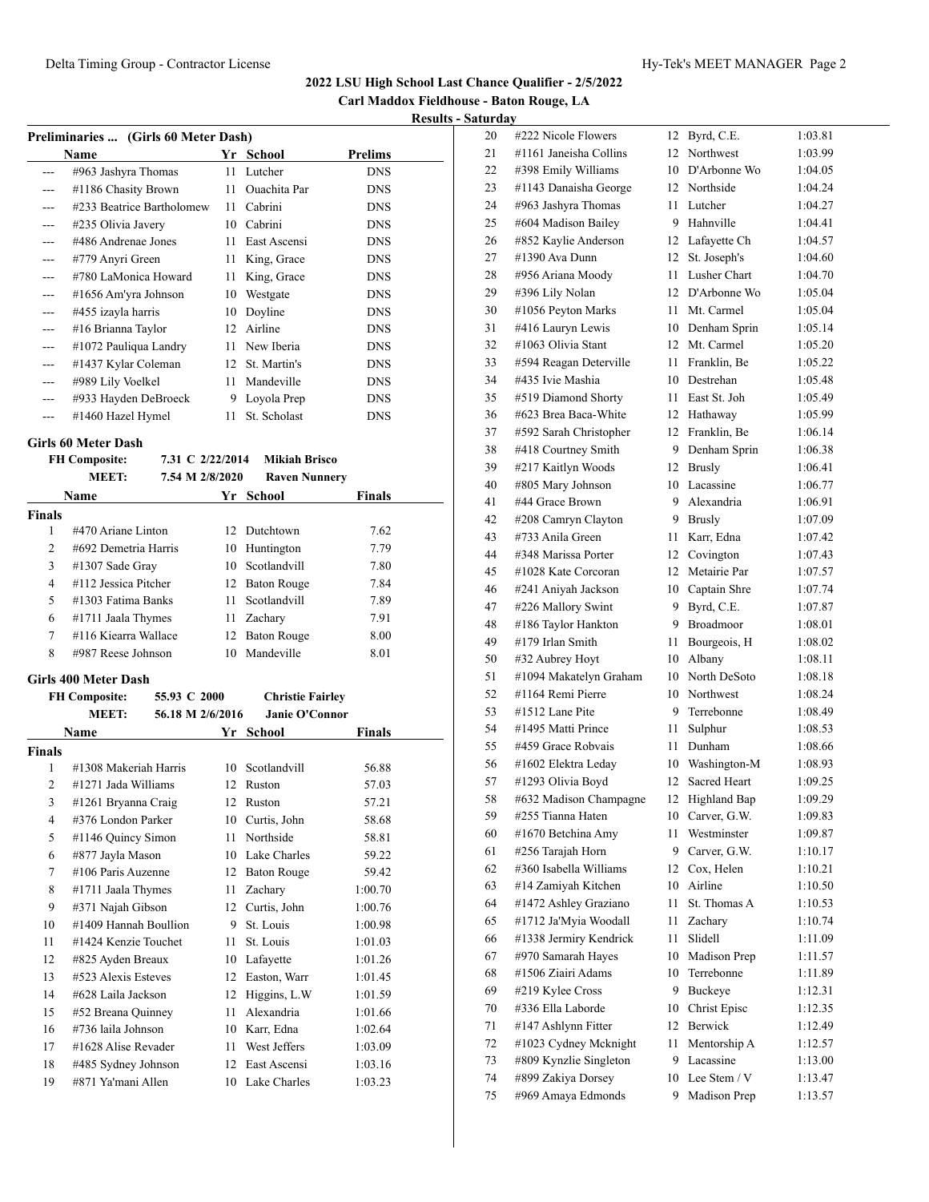## 2022 LSU High School Last Chance Qualifier - 2/5/2022

### Carl Maddox Fieldhouse - Baton Rouge, LA

### Results - Saturday

**Preliminaries ... (Girls 60 Meter Dash)**

| | Name | Yr | School | Prelims |
|---|---|---|---|---|
| --- | #963 Jashyra Thomas | 11 | Lutcher | DNS |
| --- | #1186 Chasity Brown | 11 | Ouachita Par | DNS |
| --- | #233 Beatrice Bartholomew | 11 | Cabrini | DNS |
| --- | #235 Olivia Javery | 10 | Cabrini | DNS |
| --- | #486 Andrenae Jones | 11 | East Ascensi | DNS |
| --- | #779 Anyri Green | 11 | King, Grace | DNS |
| --- | #780 LaMonica Howard | 11 | King, Grace | DNS |
| --- | #1656 Am'yra Johnson | 10 | Westgate | DNS |
| --- | #455 izayla harris | 10 | Doyline | DNS |
| --- | #16 Brianna Taylor | 12 | Airline | DNS |
| --- | #1072 Pauliqua Landry | 11 | New Iberia | DNS |
| --- | #1437 Kylar Coleman | 12 | St. Martin's | DNS |
| --- | #989 Lily Voelkel | 11 | Mandeville | DNS |
| --- | #933 Hayden DeBroeck | 9 | Loyola Prep | DNS |
| --- | #1460 Hazel Hymel | 11 | St. Scholast | DNS |

**Girls 60 Meter Dash**

FH Composite: 7.31 C 2/22/2014 Mikiah Brisco
MEET: 7.54 M 2/8/2020 Raven Nunnery

| | Name | Yr | School | Finals |
|---|---|---|---|---|
| **Finals** | | | | |
| 1 | #470 Ariane Linton | 12 | Dutchtown | 7.62 |
| 2 | #692 Demetria Harris | 10 | Huntington | 7.79 |
| 3 | #1307 Sade Gray | 10 | Scotlandvill | 7.80 |
| 4 | #112 Jessica Pitcher | 12 | Baton Rouge | 7.84 |
| 5 | #1303 Fatima Banks | 11 | Scotlandvill | 7.89 |
| 6 | #1711 Jaala Thymes | 11 | Zachary | 7.91 |
| 7 | #116 Kiearra Wallace | 12 | Baton Rouge | 8.00 |
| 8 | #987 Reese Johnson | 10 | Mandeville | 8.01 |

**Girls 400 Meter Dash**

FH Composite: 55.93 C 2000 Christie Fairley
MEET: 56.18 M 2/6/2016 Janie O'Connor

| | Name | Yr | School | Finals |
|---|---|---|---|---|
| **Finals** | | | | |
| 1 | #1308 Makeriah Harris | 10 | Scotlandvill | 56.88 |
| 2 | #1271 Jada Williams | 12 | Ruston | 57.03 |
| 3 | #1261 Bryanna Craig | 12 | Ruston | 57.21 |
| 4 | #376 London Parker | 10 | Curtis, John | 58.68 |
| 5 | #1146 Quincy Simon | 11 | Northside | 58.81 |
| 6 | #877 Jayla Mason | 10 | Lake Charles | 59.22 |
| 7 | #106 Paris Auzenne | 12 | Baton Rouge | 59.42 |
| 8 | #1711 Jaala Thymes | 11 | Zachary | 1:00.70 |
| 9 | #371 Najah Gibson | 12 | Curtis, John | 1:00.76 |
| 10 | #1409 Hannah Boullion | 9 | St. Louis | 1:00.98 |
| 11 | #1424 Kenzie Touchet | 11 | St. Louis | 1:01.03 |
| 12 | #825 Ayden Breaux | 10 | Lafayette | 1:01.26 |
| 13 | #523 Alexis Esteves | 12 | Easton, Warr | 1:01.45 |
| 14 | #628 Laila Jackson | 12 | Higgins, L.W | 1:01.59 |
| 15 | #52 Breana Quinney | 11 | Alexandria | 1:01.66 |
| 16 | #736 laila Johnson | 10 | Karr, Edna | 1:02.64 |
| 17 | #1628 Alise Revader | 11 | West Jeffers | 1:03.09 |
| 18 | #485 Sydney Johnson | 12 | East Ascensi | 1:03.16 |
| 19 | #871 Ya'mani Allen | 10 | Lake Charles | 1:03.23 |
| 20 | #222 Nicole Flowers | 12 | Byrd, C.E. | 1:03.81 |
| 21 | #1161 Janeisha Collins | 12 | Northwest | 1:03.99 |
| 22 | #398 Emily Williams | 10 | D'Arbonne Wo | 1:04.05 |
| 23 | #1143 Danaisha George | 12 | Northside | 1:04.24 |
| 24 | #963 Jashyra Thomas | 11 | Lutcher | 1:04.27 |
| 25 | #604 Madison Bailey | 9 | Hahnville | 1:04.41 |
| 26 | #852 Kaylie Anderson | 12 | Lafayette Ch | 1:04.57 |
| 27 | #1390 Ava Dunn | 12 | St. Joseph's | 1:04.60 |
| 28 | #956 Ariana Moody | 11 | Lusher Chart | 1:04.70 |
| 29 | #396 Lily Nolan | 12 | D'Arbonne Wo | 1:05.04 |
| 30 | #1056 Peyton Marks | 11 | Mt. Carmel | 1:05.04 |
| 31 | #416 Lauryn Lewis | 10 | Denham Sprin | 1:05.14 |
| 32 | #1063 Olivia Stant | 12 | Mt. Carmel | 1:05.20 |
| 33 | #594 Reagan Deterville | 11 | Franklin, Be | 1:05.22 |
| 34 | #435 Ivie Mashia | 10 | Destrehan | 1:05.48 |
| 35 | #519 Diamond Shorty | 11 | East St. Joh | 1:05.49 |
| 36 | #623 Brea Baca-White | 12 | Hathaway | 1:05.99 |
| 37 | #592 Sarah Christopher | 12 | Franklin, Be | 1:06.14 |
| 38 | #418 Courtney Smith | 9 | Denham Sprin | 1:06.38 |
| 39 | #217 Kaitlyn Woods | 12 | Brusly | 1:06.41 |
| 40 | #805 Mary Johnson | 10 | Lacassine | 1:06.77 |
| 41 | #44 Grace Brown | 9 | Alexandria | 1:06.91 |
| 42 | #208 Camryn Clayton | 9 | Brusly | 1:07.09 |
| 43 | #733 Anila Green | 11 | Karr, Edna | 1:07.42 |
| 44 | #348 Marissa Porter | 12 | Covington | 1:07.43 |
| 45 | #1028 Kate Corcoran | 12 | Metairie Par | 1:07.57 |
| 46 | #241 Aniyah Jackson | 10 | Captain Shre | 1:07.74 |
| 47 | #226 Mallory Swint | 9 | Byrd, C.E. | 1:07.87 |
| 48 | #186 Taylor Hankton | 9 | Broadmoor | 1:08.01 |
| 49 | #179 Irlan Smith | 11 | Bourgeois, H | 1:08.02 |
| 50 | #32 Aubrey Hoyt | 10 | Albany | 1:08.11 |
| 51 | #1094 Makatelyn Graham | 10 | North DeSoto | 1:08.18 |
| 52 | #1164 Remi Pierre | 10 | Northwest | 1:08.24 |
| 53 | #1512 Lane Pite | 9 | Terrebonne | 1:08.49 |
| 54 | #1495 Matti Prince | 11 | Sulphur | 1:08.53 |
| 55 | #459 Grace Robvais | 11 | Dunham | 1:08.66 |
| 56 | #1602 Elektra Leday | 10 | Washington-M | 1:08.93 |
| 57 | #1293 Olivia Boyd | 12 | Sacred Heart | 1:09.25 |
| 58 | #632 Madison Champagne | 12 | Highland Bap | 1:09.29 |
| 59 | #255 Tianna Haten | 10 | Carver, G.W. | 1:09.83 |
| 60 | #1670 Betchina Amy | 11 | Westminster | 1:09.87 |
| 61 | #256 Tarajah Horn | 9 | Carver, G.W. | 1:10.17 |
| 62 | #360 Isabella Williams | 12 | Cox, Helen | 1:10.21 |
| 63 | #14 Zamiyah Kitchen | 10 | Airline | 1:10.50 |
| 64 | #1472 Ashley Graziano | 11 | St. Thomas A | 1:10.53 |
| 65 | #1712 Ja'Myia Woodall | 11 | Zachary | 1:10.74 |
| 66 | #1338 Jermiry Kendrick | 11 | Slidell | 1:11.09 |
| 67 | #970 Samarah Hayes | 10 | Madison Prep | 1:11.57 |
| 68 | #1506 Ziairi Adams | 10 | Terrebonne | 1:11.89 |
| 69 | #219 Kylee Cross | 9 | Buckeye | 1:12.31 |
| 70 | #336 Ella Laborde | 10 | Christ Episc | 1:12.35 |
| 71 | #147 Ashlynn Fitter | 12 | Berwick | 1:12.49 |
| 72 | #1023 Cydney Mcknight | 11 | Mentorship A | 1:12.57 |
| 73 | #809 Kynzlie Singleton | 9 | Lacassine | 1:13.00 |
| 74 | #899 Zakiya Dorsey | 10 | Lee Stem / V | 1:13.47 |
| 75 | #969 Amaya Edmonds | 9 | Madison Prep | 1:13.57 |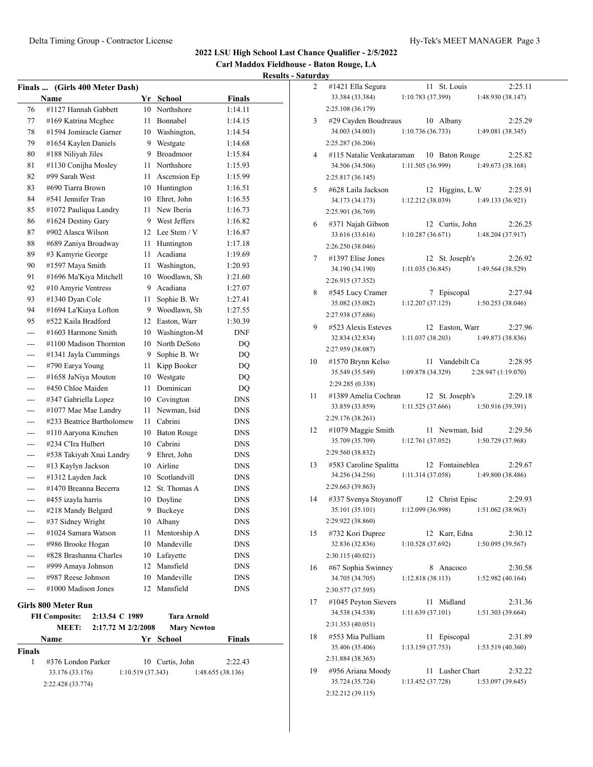# 2022 LSU High School Last Chance Qualifier - 2/5/2022

## Carl Maddox Fieldhouse - Baton Rouge, LA

### Results - Saturday

**Finals ... (Girls 400 Meter Dash)**

| | Name | Yr | School | Finals |
|---|---|---|---|---|
| 76 | #1127 Hannah Gabbett | 10 | Northshore | 1:14.11 |
| 77 | #169 Katrina Mcghee | 11 | Bonnabel | 1:14.15 |
| 78 | #1594 Jomiracle Garner | 10 | Washington, | 1:14.54 |
| 79 | #1654 Kaylen Daniels | 9 | Westgate | 1:14.68 |
| 80 | #188 Niliyah Jiles | 9 | Broadmoor | 1:15.84 |
| 81 | #1130 Conijha Mosley | 11 | Northshore | 1:15.93 |
| 82 | #99 Sarah West | 11 | Ascension Ep | 1:15.99 |
| 83 | #690 Tiarra Brown | 10 | Huntington | 1:16.51 |
| 84 | #541 Jennifer Tran | 10 | Ehret, John | 1:16.55 |
| 85 | #1072 Pauliqua Landry | 11 | New Iberia | 1:16.73 |
| 86 | #1624 Destiny Gary | 9 | West Jeffers | 1:16.82 |
| 87 | #902 Alasca Wilson | 12 | Lee Stem / V | 1:16.87 |
| 88 | #689 Zaniya Broadway | 11 | Huntington | 1:17.18 |
| 89 | #3 Kamyrie George | 11 | Acadiana | 1:19.69 |
| 90 | #1597 Maya Smith | 11 | Washington, | 1:20.93 |
| 91 | #1696 Ma'Kiya Mitchell | 10 | Woodlawn, Sh | 1:21.60 |
| 92 | #10 Amyrie Ventress | 9 | Acadiana | 1:27.07 |
| 93 | #1340 Dyan Cole | 11 | Sophie B. Wr | 1:27.41 |
| 94 | #1694 La'Kiaya Lofton | 9 | Woodlawn, Sh | 1:27.55 |
| 95 | #522 Kaila Bradford | 12 | Easton, Warr | 1:30.39 |
| --- | #1603 Harmone Smith | 10 | Washington-M | DNF |
| --- | #1100 Madison Thornton | 10 | North DeSoto | DQ |
| --- | #1341 Jayla Cummings | 9 | Sophie B. Wr | DQ |
| --- | #790 Earya Young | 11 | Kipp Booker | DQ |
| --- | #1658 JaNiya Mouton | 10 | Westgate | DQ |
| --- | #450 Chloe Maiden | 11 | Dominican | DQ |
| --- | #347 Gabriella Lopez | 10 | Covington | DNS |
| --- | #1077 Mae Mae Landry | 11 | Newman, Isid | DNS |
| --- | #233 Beatrice Bartholomew | 11 | Cabrini | DNS |
| --- | #110 Aaryona Kinchen | 10 | Baton Rouge | DNS |
| --- | #234 C'Ira Hulbert | 10 | Cabrini | DNS |
| --- | #538 Takiyah Xnai Landry | 9 | Ehret, John | DNS |
| --- | #13 Kaylyn Jackson | 10 | Airline | DNS |
| --- | #1312 Layden Jack | 10 | Scotlandvill | DNS |
| --- | #1470 Breanna Becerra | 12 | St. Thomas A | DNS |
| --- | #455 izayla harris | 10 | Doyline | DNS |
| --- | #218 Mandy Belgard | 9 | Buckeye | DNS |
| --- | #37 Sidney Wright | 10 | Albany | DNS |
| --- | #1024 Samara Watson | 11 | Mentorship A | DNS |
| --- | #986 Brooke Hogan | 10 | Mandeville | DNS |
| --- | #828 Brashanna Charles | 10 | Lafayette | DNS |
| --- | #999 Amaya Johnson | 12 | Mansfield | DNS |
| --- | #987 Reese Johnson | 10 | Mandeville | DNS |
| --- | #1000 Madison Jones | 12 | Mansfield | DNS |

**Girls 800 Meter Run**

| | | | |
|---|---|---|---|
| FH Composite: | 2:13.54 C 1989 | Tara Arnold | |
| MEET: | 2:17.72 M 2/2/2008 | Mary Newton | |

**Finals**

| | Name | Yr | School | Finals |
|---|---|---|---|---|
| 1 | #376 London Parker | 10 | Curtis, John | 2:22.43 |
| | 33.176 (33.176) | 1:10.519 (37.343) | 1:48.655 (38.136) | 2:22.428 (33.774) |
| 2 | #1421 Ella Segura | 11 | St. Louis | 2:25.11 |
| | 33.384 (33.384) | 1:10.783 (37.399) | 1:48.930 (38.147) | 2:25.108 (36.179) |
| 3 | #29 Cayden Boudreaux | 10 | Albany | 2:25.29 |
| | 34.003 (34.003) | 1:10.736 (36.733) | 1:49.081 (38.345) | 2:25.287 (36.206) |
| 4 | #115 Natalie Venkataraman | 10 | Baton Rouge | 2:25.82 |
| | 34.506 (34.506) | 1:11.505 (36.999) | 1:49.673 (38.168) | 2:25.817 (36.145) |
| 5 | #628 Laila Jackson | 12 | Higgins, L.W | 2:25.91 |
| | 34.173 (34.173) | 1:12.212 (38.039) | 1:49.133 (36.921) | 2:25.901 (36.769) |
| 6 | #371 Najah Gibson | 12 | Curtis, John | 2:26.25 |
| | 33.616 (33.616) | 1:10.287 (36.671) | 1:48.204 (37.917) | 2:26.250 (38.046) |
| 7 | #1397 Elise Jones | 12 | St. Joseph's | 2:26.92 |
| | 34.190 (34.190) | 1:11.035 (36.845) | 1:49.564 (38.529) | 2:26.915 (37.352) |
| 8 | #545 Lucy Cramer | 7 | Episcopal | 2:27.94 |
| | 35.082 (35.082) | 1:12.207 (37.125) | 1:50.253 (38.046) | 2:27.938 (37.686) |
| 9 | #523 Alexis Esteves | 12 | Easton, Warr | 2:27.96 |
| | 32.834 (32.834) | 1:11.037 (38.203) | 1:49.873 (38.836) | 2:27.959 (38.087) |
| 10 | #1570 Brynn Kelso | 11 | Vandebilt Ca | 2:28.95 |
| | 35.549 (35.549) | 1:09.878 (34.329) | 2:28.947 (1:19.070) | 2:29.285 (0.338) |
| 11 | #1389 Amelia Cochran | 12 | St. Joseph's | 2:29.18 |
| | 33.859 (33.859) | 1:11.525 (37.666) | 1:50.916 (39.391) | 2:29.176 (38.261) |
| 12 | #1079 Maggie Smith | 11 | Newman, Isid | 2:29.56 |
| | 35.709 (35.709) | 1:12.761 (37.052) | 1:50.729 (37.968) | 2:29.560 (38.832) |
| 13 | #583 Caroline Spalitta | 12 | Fontaineblea | 2:29.67 |
| | 34.256 (34.256) | 1:11.314 (37.058) | 1:49.800 (38.486) | 2:29.663 (39.863) |
| 14 | #337 Svenya Stoyanoff | 12 | Christ Episc | 2:29.93 |
| | 35.101 (35.101) | 1:12.099 (36.998) | 1:51.062 (38.963) | 2:29.922 (38.860) |
| 15 | #732 Kori Dupree | 12 | Karr, Edna | 2:30.12 |
| | 32.836 (32.836) | 1:10.528 (37.692) | 1:50.095 (39.567) | 2:30.115 (40.021) |
| 16 | #67 Sophia Swinney | 8 | Anacoco | 2:30.58 |
| | 34.705 (34.705) | 1:12.818 (38.113) | 1:52.982 (40.164) | 2:30.577 (37.595) |
| 17 | #1045 Peyton Sievers | 11 | Midland | 2:31.36 |
| | 34.538 (34.538) | 1:11.639 (37.101) | 1:51.303 (39.664) | 2:31.353 (40.051) |
| 18 | #553 Mia Pulliam | 11 | Episcopal | 2:31.89 |
| | 35.406 (35.406) | 1:13.159 (37.753) | 1:53.519 (40.360) | 2:31.884 (38.365) |
| 19 | #956 Ariana Moody | 11 | Lusher Chart | 2:32.22 |
| | 35.724 (35.724) | 1:13.452 (37.728) | 1:53.097 (39.645) | 2:32.212 (39.115) |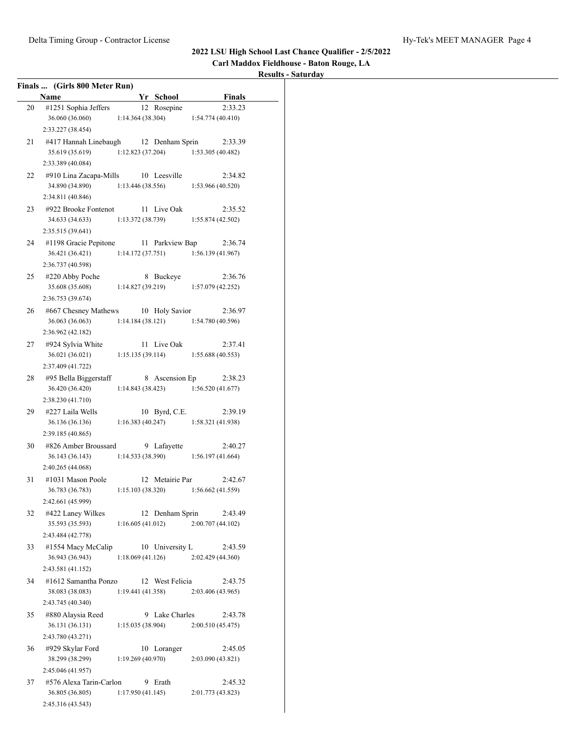## 2022 LSU High School Last Chance Qualifier - 2/5/2022

### Carl Maddox Fieldhouse - Baton Rouge, LA

### Results - Saturday

**Finals ... (Girls 800 Meter Run)**

| | Name | Yr | School | Finals |
|---|---|---|---|---|
| 20 | #1251 Sophia Jeffers | 12 | Rosepine | 2:33.23 |
| | 36.060 (36.060) | 1:14.364 (38.304) | 1:54.774 (40.410) | 2:33.227 (38.454) |
| 21 | #417 Hannah Linebaugh | 12 | Denham Sprin | 2:33.39 |
| | 35.619 (35.619) | 1:12.823 (37.204) | 1:53.305 (40.482) | 2:33.389 (40.084) |
| 22 | #910 Lina Zacapa-Mills | 10 | Leesville | 2:34.82 |
| | 34.890 (34.890) | 1:13.446 (38.556) | 1:53.966 (40.520) | 2:34.811 (40.846) |
| 23 | #922 Brooke Fontenot | 11 | Live Oak | 2:35.52 |
| | 34.633 (34.633) | 1:13.372 (38.739) | 1:55.874 (42.502) | 2:35.515 (39.641) |
| 24 | #1198 Gracie Pepitone | 11 | Parkview Bap | 2:36.74 |
| | 36.421 (36.421) | 1:14.172 (37.751) | 1:56.139 (41.967) | 2:36.737 (40.598) |
| 25 | #220 Abby Poche | 8 | Buckeye | 2:36.76 |
| | 35.608 (35.608) | 1:14.827 (39.219) | 1:57.079 (42.252) | 2:36.753 (39.674) |
| 26 | #667 Chesney Mathews | 10 | Holy Savior | 2:36.97 |
| | 36.063 (36.063) | 1:14.184 (38.121) | 1:54.780 (40.596) | 2:36.962 (42.182) |
| 27 | #924 Sylvia White | 11 | Live Oak | 2:37.41 |
| | 36.021 (36.021) | 1:15.135 (39.114) | 1:55.688 (40.553) | 2:37.409 (41.722) |
| 28 | #95 Bella Biggerstaff | 8 | Ascension Ep | 2:38.23 |
| | 36.420 (36.420) | 1:14.843 (38.423) | 1:56.520 (41.677) | 2:38.230 (41.710) |
| 29 | #227 Laila Wells | 10 | Byrd, C.E. | 2:39.19 |
| | 36.136 (36.136) | 1:16.383 (40.247) | 1:58.321 (41.938) | 2:39.185 (40.865) |
| 30 | #826 Amber Broussard | 9 | Lafayette | 2:40.27 |
| | 36.143 (36.143) | 1:14.533 (38.390) | 1:56.197 (41.664) | 2:40.265 (44.068) |
| 31 | #1031 Mason Poole | 12 | Metairie Par | 2:42.67 |
| | 36.783 (36.783) | 1:15.103 (38.320) | 1:56.662 (41.559) | 2:42.661 (45.999) |
| 32 | #422 Laney Wilkes | 12 | Denham Sprin | 2:43.49 |
| | 35.593 (35.593) | 1:16.605 (41.012) | 2:00.707 (44.102) | 2:43.484 (42.778) |
| 33 | #1554 Macy McCalip | 10 | University L | 2:43.59 |
| | 36.943 (36.943) | 1:18.069 (41.126) | 2:02.429 (44.360) | 2:43.581 (41.152) |
| 34 | #1612 Samantha Ponzo | 12 | West Felicia | 2:43.75 |
| | 38.083 (38.083) | 1:19.441 (41.358) | 2:03.406 (43.965) | 2:43.745 (40.340) |
| 35 | #880 Alaysia Reed | 9 | Lake Charles | 2:43.78 |
| | 36.131 (36.131) | 1:15.035 (38.904) | 2:00.510 (45.475) | 2:43.780 (43.271) |
| 36 | #929 Skylar Ford | 10 | Loranger | 2:45.05 |
| | 38.299 (38.299) | 1:19.269 (40.970) | 2:03.090 (43.821) | 2:45.046 (41.957) |
| 37 | #576 Alexa Tarin-Carlon | 9 | Erath | 2:45.32 |
| | 36.805 (36.805) | 1:17.950 (41.145) | 2:01.773 (43.823) | 2:45.316 (43.543) |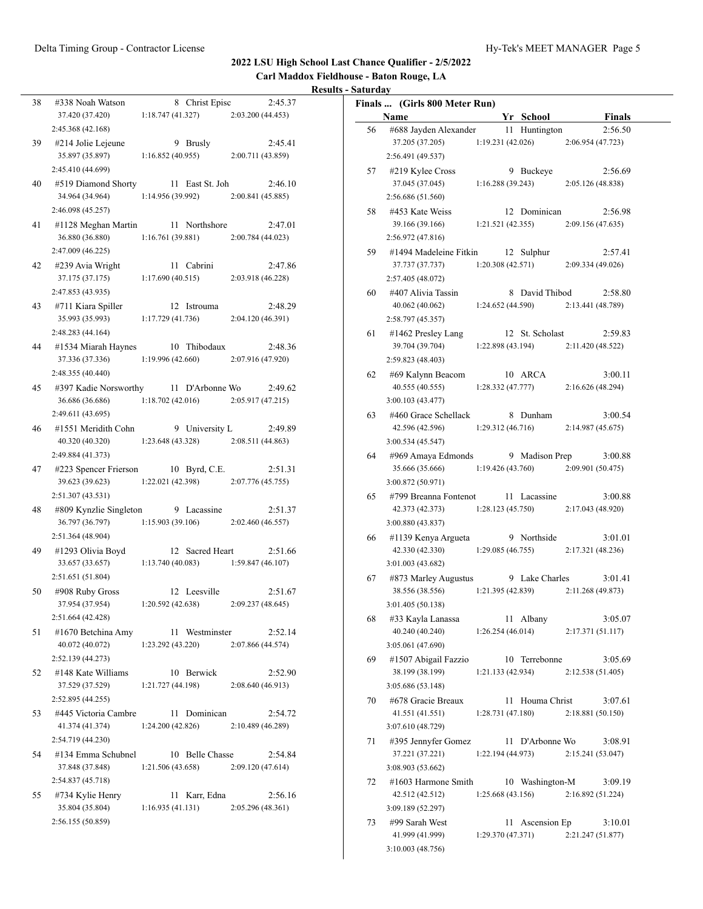## 2022 LSU High School Last Chance Qualifier - 2/5/2022

### Carl Maddox Fieldhouse - Baton Rouge, LA

### Results - Saturday

| Place | Name | Yr | School | Finals |
|---|---|---|---|---|
| 38 | #338 Noah Watson | 8 | Christ Episc | 2:45.37 |
| | 37.420 (37.420) | 1:18.747 (41.327) | 2:03.200 (44.453) | 2:45.368 (42.168) |
| 39 | #214 Jolie Lejeune | 9 | Brusly | 2:45.41 |
| | 35.897 (35.897) | 1:16.852 (40.955) | 2:00.711 (43.859) | 2:45.410 (44.699) |
| 40 | #519 Diamond Shorty | 11 | East St. Joh | 2:46.10 |
| | 34.964 (34.964) | 1:14.956 (39.992) | 2:00.841 (45.885) | 2:46.098 (45.257) |
| 41 | #1128 Meghan Martin | 11 | Northshore | 2:47.01 |
| | 36.880 (36.880) | 1:16.761 (39.881) | 2:00.784 (44.023) | 2:47.009 (46.225) |
| 42 | #239 Avia Wright | 11 | Cabrini | 2:47.86 |
| | 37.175 (37.175) | 1:17.690 (40.515) | 2:03.918 (46.228) | 2:47.853 (43.935) |
| 43 | #711 Kiara Spiller | 12 | Istrouma | 2:48.29 |
| | 35.993 (35.993) | 1:17.729 (41.736) | 2:04.120 (46.391) | 2:48.283 (44.164) |
| 44 | #1534 Miarah Haynes | 10 | Thibodaux | 2:48.36 |
| | 37.336 (37.336) | 1:19.996 (42.660) | 2:07.916 (47.920) | 2:48.355 (40.440) |
| 45 | #397 Kadie Norsworthy | 11 | D'Arbonne Wo | 2:49.62 |
| | 36.686 (36.686) | 1:18.702 (42.016) | 2:05.917 (47.215) | 2:49.611 (43.695) |
| 46 | #1551 Meridith Cohn | 9 | University L | 2:49.89 |
| | 40.320 (40.320) | 1:23.648 (43.328) | 2:08.511 (44.863) | 2:49.884 (41.373) |
| 47 | #223 Spencer Frierson | 10 | Byrd, C.E. | 2:51.31 |
| | 39.623 (39.623) | 1:22.021 (42.398) | 2:07.776 (45.755) | 2:51.307 (43.531) |
| 48 | #809 Kynzlie Singleton | 9 | Lacassine | 2:51.37 |
| | 36.797 (36.797) | 1:15.903 (39.106) | 2:02.460 (46.557) | 2:51.364 (48.904) |
| 49 | #1293 Olivia Boyd | 12 | Sacred Heart | 2:51.66 |
| | 33.657 (33.657) | 1:13.740 (40.083) | 1:59.847 (46.107) | 2:51.651 (51.804) |
| 50 | #908 Ruby Gross | 12 | Leesville | 2:51.67 |
| | 37.954 (37.954) | 1:20.592 (42.638) | 2:09.237 (48.645) | 2:51.664 (42.428) |
| 51 | #1670 Betchina Amy | 11 | Westminster | 2:52.14 |
| | 40.072 (40.072) | 1:23.292 (43.220) | 2:07.866 (44.574) | 2:52.139 (44.273) |
| 52 | #148 Kate Williams | 10 | Berwick | 2:52.90 |
| | 37.529 (37.529) | 1:21.727 (44.198) | 2:08.640 (46.913) | 2:52.895 (44.255) |
| 53 | #445 Victoria Cambre | 11 | Dominican | 2:54.72 |
| | 41.374 (41.374) | 1:24.200 (42.826) | 2:10.489 (46.289) | 2:54.719 (44.230) |
| 54 | #134 Emma Schubnel | 10 | Belle Chasse | 2:54.84 |
| | 37.848 (37.848) | 1:21.506 (43.658) | 2:09.120 (47.614) | 2:54.837 (45.718) |
| 55 | #734 Kylie Henry | 11 | Karr, Edna | 2:56.16 |
| | 35.804 (35.804) | 1:16.935 (41.131) | 2:05.296 (48.361) | 2:56.155 (50.859) |

### Finals ... (Girls 800 Meter Run)

| Place | Name | Yr | School | Finals |
|---|---|---|---|---|
| 56 | #688 Jayden Alexander | 11 | Huntington | 2:56.50 |
| | 37.205 (37.205) | 1:19.231 (42.026) | 2:06.954 (47.723) | 2:56.491 (49.537) |
| 57 | #219 Kylee Cross | 9 | Buckeye | 2:56.69 |
| | 37.045 (37.045) | 1:16.288 (39.243) | 2:05.126 (48.838) | 2:56.686 (51.560) |
| 58 | #453 Kate Weiss | 12 | Dominican | 2:56.98 |
| | 39.166 (39.166) | 1:21.521 (42.355) | 2:09.156 (47.635) | 2:56.972 (47.816) |
| 59 | #1494 Madeleine Fitkin | 12 | Sulphur | 2:57.41 |
| | 37.737 (37.737) | 1:20.308 (42.571) | 2:09.334 (49.026) | 2:57.405 (48.072) |
| 60 | #407 Alivia Tassin | 8 | David Thibod | 2:58.80 |
| | 40.062 (40.062) | 1:24.652 (44.590) | 2:13.441 (48.789) | 2:58.797 (45.357) |
| 61 | #1462 Presley Lang | 12 | St. Scholast | 2:59.83 |
| | 39.704 (39.704) | 1:22.898 (43.194) | 2:11.420 (48.522) | 2:59.823 (48.403) |
| 62 | #69 Kalynn Beacom | 10 | ARCA | 3:00.11 |
| | 40.555 (40.555) | 1:28.332 (47.777) | 2:16.626 (48.294) | 3:00.103 (43.477) |
| 63 | #460 Grace Schellack | 8 | Dunham | 3:00.54 |
| | 42.596 (42.596) | 1:29.312 (46.716) | 2:14.987 (45.675) | 3:00.534 (45.547) |
| 64 | #969 Amaya Edmonds | 9 | Madison Prep | 3:00.88 |
| | 35.666 (35.666) | 1:19.426 (43.760) | 2:09.901 (50.475) | 3:00.872 (50.971) |
| 65 | #799 Breanna Fontenot | 11 | Lacassine | 3:00.88 |
| | 42.373 (42.373) | 1:28.123 (45.750) | 2:17.043 (48.920) | 3:00.880 (43.837) |
| 66 | #1139 Kenya Argueta | 9 | Northside | 3:01.01 |
| | 42.330 (42.330) | 1:29.085 (46.755) | 2:17.321 (48.236) | 3:01.003 (43.682) |
| 67 | #873 Marley Augustus | 9 | Lake Charles | 3:01.41 |
| | 38.556 (38.556) | 1:21.395 (42.839) | 2:11.268 (49.873) | 3:01.405 (50.138) |
| 68 | #33 Kayla Lanassa | 11 | Albany | 3:05.07 |
| | 40.240 (40.240) | 1:26.254 (46.014) | 2:17.371 (51.117) | 3:05.061 (47.690) |
| 69 | #1507 Abigail Fazzio | 10 | Terrebonne | 3:05.69 |
| | 38.199 (38.199) | 1:21.133 (42.934) | 2:12.538 (51.405) | 3:05.686 (53.148) |
| 70 | #678 Gracie Breaux | 11 | Houma Christ | 3:07.61 |
| | 41.551 (41.551) | 1:28.731 (47.180) | 2:18.881 (50.150) | 3:07.610 (48.729) |
| 71 | #395 Jennyfer Gomez | 11 | D'Arbonne Wo | 3:08.91 |
| | 37.221 (37.221) | 1:22.194 (44.973) | 2:15.241 (53.047) | 3:08.903 (53.662) |
| 72 | #1603 Harmone Smith | 10 | Washington-M | 3:09.19 |
| | 42.512 (42.512) | 1:25.668 (43.156) | 2:16.892 (51.224) | 3:09.189 (52.297) |
| 73 | #99 Sarah West | 11 | Ascension Ep | 3:10.01 |
| | 41.999 (41.999) | 1:29.370 (47.371) | 2:21.247 (51.877) | 3:10.003 (48.756) |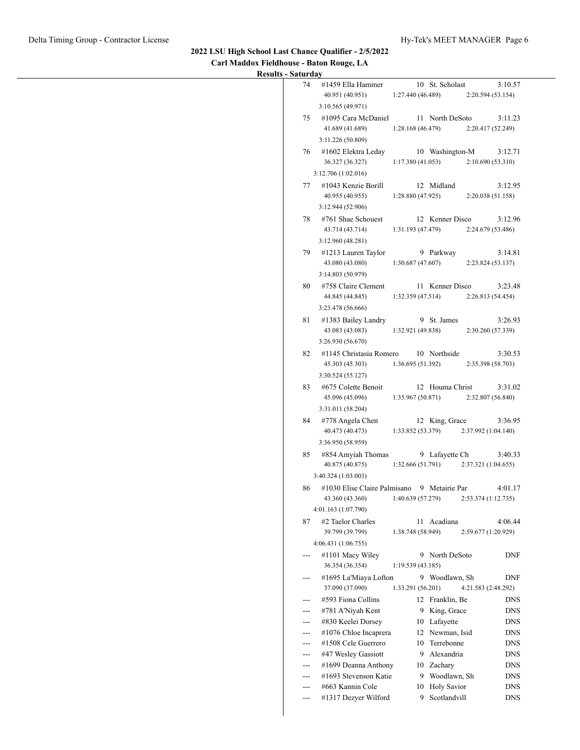**2022 LSU High School Last Chance Qualifier - 2/5/2022**

**Carl Maddox Fieldhouse - Baton Rouge, LA**

**Results - Saturday**

| Place | Name | Year | School | Time |
|---|---|---|---|---|
| 74 | #1459 Ella Hammer | 10 | St. Scholast | 3:10.57 |
| | 40.951 (40.951) 1:27.440 (46.489) 2:20.594 (53.154) 3:10.565 (49.971) | | | |
| 75 | #1095 Cara McDaniel | 11 | North DeSoto | 3:11.23 |
| | 41.689 (41.689) 1:28.168 (46.479) 2:20.417 (52.249) 3:11.226 (50.809) | | | |
| 76 | #1602 Elektra Leday | 10 | Washington-M | 3:12.71 |
| | 36.327 (36.327) 1:17.380 (41.053) 2:10.690 (53.310) 3:12.706 (1:02.016) | | | |
| 77 | #1043 Kenzie Borill | 12 | Midland | 3:12.95 |
| | 40.955 (40.955) 1:28.880 (47.925) 2:20.038 (51.158) 3:12.944 (52.906) | | | |
| 78 | #761 Shae Schouest | 12 | Kenner Disco | 3:12.96 |
| | 43.714 (43.714) 1:31.193 (47.479) 2:24.679 (53.486) 3:12.960 (48.281) | | | |
| 79 | #1213 Lauren Taylor | 9 | Parkway | 3:14.81 |
| | 43.080 (43.080) 1:30.687 (47.607) 2:23.824 (53.137) 3:14.803 (50.979) | | | |
| 80 | #758 Claire Clement | 11 | Kenner Disco | 3:23.48 |
| | 44.845 (44.845) 1:32.359 (47.514) 2:26.813 (54.454) 3:23.478 (56.666) | | | |
| 81 | #1383 Bailey Landry | 9 | St. James | 3:26.93 |
| | 43.083 (43.083) 1:32.921 (49.838) 2:30.260 (57.339) 3:26.930 (56.670) | | | |
| 82 | #1145 Christasia Romero | 10 | Northside | 3:30.53 |
| | 45.303 (45.303) 1:36.695 (51.392) 2:35.398 (58.703) 3:30.524 (55.127) | | | |
| 83 | #675 Colette Benoit | 12 | Houma Christ | 3:31.02 |
| | 45.096 (45.096) 1:35.967 (50.871) 2:32.807 (56.840) 3:31.011 (58.204) | | | |
| 84 | #778 Angela Chen | 12 | King, Grace | 3:36.95 |
| | 40.473 (40.473) 1:33.852 (53.379) 2:37.992 (1:04.140) 3:36.950 (58.959) | | | |
| 85 | #854 Amyiah Thomas | 9 | Lafayette Ch | 3:40.33 |
| | 40.875 (40.875) 1:32.666 (51.791) 2:37.321 (1:04.655) 3:40.324 (1:03.003) | | | |
| 86 | #1030 Elise Claire Palmisano | 9 | Metairie Par | 4:01.17 |
| | 43.360 (43.360) 1:40.639 (57.279) 2:53.374 (1:12.735) 4:01.163 (1:07.790) | | | |
| 87 | #2 Taelor Charles | 11 | Acadiana | 4:06.44 |
| | 39.799 (39.799) 1:38.748 (58.949) 2:59.677 (1:20.929) 4:06.431 (1:06.755) | | | |
| --- | #1101 Macy Wiley | 9 | North DeSoto | DNF |
| | 36.354 (36.354) 1:19.539 (43.185) | | | |
| --- | #1695 La'Miaya Lofton | 9 | Woodlawn, Sh | DNF |
| | 37.090 (37.090) 1:33.291 (56.201) 4:21.583 (2:48.292) | | | |
| --- | #593 Fiona Collins | 12 | Franklin, Be | DNS |
| --- | #781 A'Niyah Kent | 9 | King, Grace | DNS |
| --- | #830 Keelei Dorsey | 10 | Lafayette | DNS |
| --- | #1076 Chloe Incaprera | 12 | Newman, Isid | DNS |
| --- | #1508 Cele Guerrero | 10 | Terrebonne | DNS |
| --- | #47 Wesley Gassiott | 9 | Alexandria | DNS |
| --- | #1699 Deanna Anthony | 10 | Zachary | DNS |
| --- | #1693 Stevenson Katie | 9 | Woodlawn, Sh | DNS |
| --- | #663 Kannin Cole | 10 | Holy Savior | DNS |
| --- | #1317 Dezyer Wilford | 9 | Scotlandvill | DNS |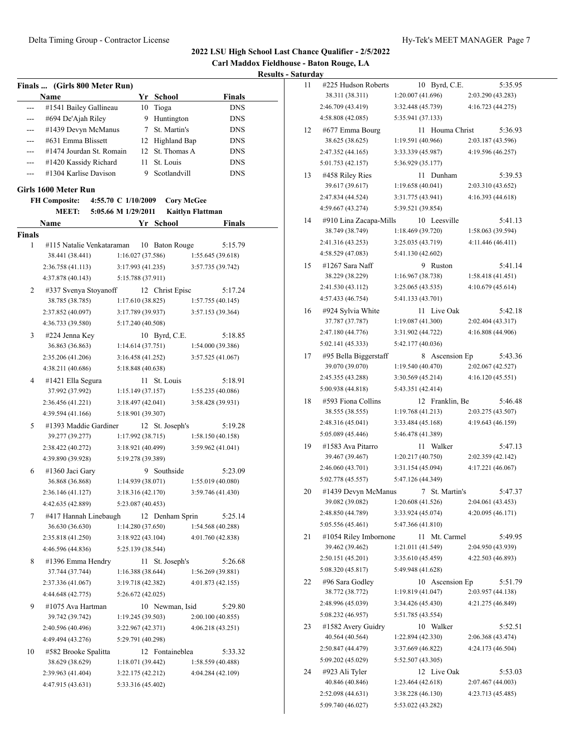## 2022 LSU High School Last Chance Qualifier - 2/5/2022

**Carl Maddox Fieldhouse - Baton Rouge, LA**

**Results - Saturday**

### Finals ... (Girls 800 Meter Run)

| | Name | Yr | School | Finals |
|---|---|---|---|---|
| --- | #1541 Bailey Gallineau | 10 | Tioga | DNS |
| --- | #694 De'Ajah Riley | 9 | Huntington | DNS |
| --- | #1439 Devyn McManus | 7 | St. Martin's | DNS |
| --- | #631 Emma Blissett | 12 | Highland Bap | DNS |
| --- | #1474 Jourdan St. Romain | 12 | St. Thomas A | DNS |
| --- | #1420 Kassidy Richard | 11 | St. Louis | DNS |
| --- | #1304 Karlise Davison | 9 | Scotlandvill | DNS |

### Girls 1600 Meter Run

FH Composite: 4:55.70 C 1/10/2009 Cory McGee
MEET: 5:05.66 M 1/29/2011 Kaitlyn Flattman

**Finals**

| | Name | Yr | School | Finals |
|---|---|---|---|---|
| 1 | #115 Natalie Venkataraman | 10 | Baton Rouge | 5:15.79 |
| | 38.441 (38.441) | 1:16.027 (37.586) | 1:55.645 (39.618) | |
| | 2:36.758 (41.113) | 3:17.993 (41.235) | 3:57.735 (39.742) | |
| | 4:37.878 (40.143) | 5:15.788 (37.911) | | |
| 2 | #337 Svenya Stoyanoff | 12 | Christ Episc | 5:17.24 |
| | 38.785 (38.785) | 1:17.610 (38.825) | 1:57.755 (40.145) | |
| | 2:37.852 (40.097) | 3:17.789 (39.937) | 3:57.153 (39.364) | |
| | 4:36.733 (39.580) | 5:17.240 (40.508) | | |
| 3 | #224 Jenna Key | 10 | Byrd, C.E. | 5:18.85 |
| | 36.863 (36.863) | 1:14.614 (37.751) | 1:54.000 (39.386) | |
| | 2:35.206 (41.206) | 3:16.458 (41.252) | 3:57.525 (41.067) | |
| | 4:38.211 (40.686) | 5:18.848 (40.638) | | |
| 4 | #1421 Ella Segura | 11 | St. Louis | 5:18.91 |
| | 37.992 (37.992) | 1:15.149 (37.157) | 1:55.235 (40.086) | |
| | 2:36.456 (41.221) | 3:18.497 (42.041) | 3:58.428 (39.931) | |
| | 4:39.594 (41.166) | 5:18.901 (39.307) | | |
| 5 | #1393 Maddie Gardiner | 12 | St. Joseph's | 5:19.28 |
| | 39.277 (39.277) | 1:17.992 (38.715) | 1:58.150 (40.158) | |
| | 2:38.422 (40.272) | 3:18.921 (40.499) | 3:59.962 (41.041) | |
| | 4:39.890 (39.928) | 5:19.278 (39.389) | | |
| 6 | #1360 Jaci Gary | 9 | Southside | 5:23.09 |
| | 36.868 (36.868) | 1:14.939 (38.071) | 1:55.019 (40.080) | |
| | 2:36.146 (41.127) | 3:18.316 (42.170) | 3:59.746 (41.430) | |
| | 4:42.635 (42.889) | 5:23.087 (40.453) | | |
| 7 | #417 Hannah Linebaugh | 12 | Denham Sprin | 5:25.14 |
| | 36.630 (36.630) | 1:14.280 (37.650) | 1:54.568 (40.288) | |
| | 2:35.818 (41.250) | 3:18.922 (43.104) | 4:01.760 (42.838) | |
| | 4:46.596 (44.836) | 5:25.139 (38.544) | | |
| 8 | #1396 Emma Hendry | 11 | St. Joseph's | 5:26.68 |
| | 37.744 (37.744) | 1:16.388 (38.644) | 1:56.269 (39.881) | |
| | 2:37.336 (41.067) | 3:19.718 (42.382) | 4:01.873 (42.155) | |
| | 4:44.648 (42.775) | 5:26.672 (42.025) | | |
| 9 | #1075 Ava Hartman | 10 | Newman, Isid | 5:29.80 |
| | 39.742 (39.742) | 1:19.245 (39.503) | 2:00.100 (40.855) | |
| | 2:40.596 (40.496) | 3:22.967 (42.371) | 4:06.218 (43.251) | |
| | 4:49.494 (43.276) | 5:29.791 (40.298) | | |
| 10 | #582 Brooke Spalitta | 12 | Fontaineblea | 5:33.32 |
| | 38.629 (38.629) | 1:18.071 (39.442) | 1:58.559 (40.488) | |
| | 2:39.963 (41.404) | 3:22.175 (42.212) | 4:04.284 (42.109) | |
| | 4:47.915 (43.631) | 5:33.316 (45.402) | | |
| 11 | #225 Hudson Roberts | 10 | Byrd, C.E. | 5:35.95 |
| | 38.311 (38.311) | 1:20.007 (41.696) | 2:03.290 (43.283) | |
| | 2:46.709 (43.419) | 3:32.448 (45.739) | 4:16.723 (44.275) | |
| | 4:58.808 (42.085) | 5:35.941 (37.133) | | |
| 12 | #677 Emma Bourg | 11 | Houma Christ | 5:36.93 |
| | 38.625 (38.625) | 1:19.591 (40.966) | 2:03.187 (43.596) | |
| | 2:47.352 (44.165) | 3:33.339 (45.987) | 4:19.596 (46.257) | |
| | 5:01.753 (42.157) | 5:36.929 (35.177) | | |
| 13 | #458 Riley Ries | 11 | Dunham | 5:39.53 |
| | 39.617 (39.617) | 1:19.658 (40.041) | 2:03.310 (43.652) | |
| | 2:47.834 (44.524) | 3:31.775 (43.941) | 4:16.393 (44.618) | |
| | 4:59.667 (43.274) | 5:39.521 (39.854) | | |
| 14 | #910 Lina Zacapa-Mills | 10 | Leesville | 5:41.13 |
| | 38.749 (38.749) | 1:18.469 (39.720) | 1:58.063 (39.594) | |
| | 2:41.316 (43.253) | 3:25.035 (43.719) | 4:11.446 (46.411) | |
| | 4:58.529 (47.083) | 5:41.130 (42.602) | | |
| 15 | #1267 Sara Naff | 9 | Ruston | 5:41.14 |
| | 38.229 (38.229) | 1:16.967 (38.738) | 1:58.418 (41.451) | |
| | 2:41.530 (43.112) | 3:25.065 (43.535) | 4:10.679 (45.614) | |
| | 4:57.433 (46.754) | 5:41.133 (43.701) | | |
| 16 | #924 Sylvia White | 11 | Live Oak | 5:42.18 |
| | 37.787 (37.787) | 1:19.087 (41.300) | 2:02.404 (43.317) | |
| | 2:47.180 (44.776) | 3:31.902 (44.722) | 4:16.808 (44.906) | |
| | 5:02.141 (45.333) | 5:42.177 (40.036) | | |
| 17 | #95 Bella Biggerstaff | 8 | Ascension Ep | 5:43.36 |
| | 39.070 (39.070) | 1:19.540 (40.470) | 2:02.067 (42.527) | |
| | 2:45.355 (43.288) | 3:30.569 (45.214) | 4:16.120 (45.551) | |
| | 5:00.938 (44.818) | 5:43.351 (42.414) | | |
| 18 | #593 Fiona Collins | 12 | Franklin, Be | 5:46.48 |
| | 38.555 (38.555) | 1:19.768 (41.213) | 2:03.275 (43.507) | |
| | 2:48.316 (45.041) | 3:33.484 (45.168) | 4:19.643 (46.159) | |
| | 5:05.089 (45.446) | 5:46.478 (41.389) | | |
| 19 | #1583 Ava Pitarro | 11 | Walker | 5:47.13 |
| | 39.467 (39.467) | 1:20.217 (40.750) | 2:02.359 (42.142) | |
| | 2:46.060 (43.701) | 3:31.154 (45.094) | 4:17.221 (46.067) | |
| | 5:02.778 (45.557) | 5:47.126 (44.349) | | |
| 20 | #1439 Devyn McManus | 7 | St. Martin's | 5:47.37 |
| | 39.082 (39.082) | 1:20.608 (41.526) | 2:04.061 (43.453) | |
| | 2:48.850 (44.789) | 3:33.924 (45.074) | 4:20.095 (46.171) | |
| | 5:05.556 (45.461) | 5:47.366 (41.810) | | |
| 21 | #1054 Riley Imbornone | 11 | Mt. Carmel | 5:49.95 |
| | 39.462 (39.462) | 1:21.011 (41.549) | 2:04.950 (43.939) | |
| | 2:50.151 (45.201) | 3:35.610 (45.459) | 4:22.503 (46.893) | |
| | 5:08.320 (45.817) | 5:49.948 (41.628) | | |
| 22 | #96 Sara Godley | 10 | Ascension Ep | 5:51.79 |
| | 38.772 (38.772) | 1:19.819 (41.047) | 2:03.957 (44.138) | |
| | 2:48.996 (45.039) | 3:34.426 (45.430) | 4:21.275 (46.849) | |
| | 5:08.232 (46.957) | 5:51.785 (43.554) | | |
| 23 | #1582 Avery Guidry | 10 | Walker | 5:52.51 |
| | 40.564 (40.564) | 1:22.894 (42.330) | 2:06.368 (43.474) | |
| | 2:50.847 (44.479) | 3:37.669 (46.822) | 4:24.173 (46.504) | |
| | 5:09.202 (45.029) | 5:52.507 (43.305) | | |
| 24 | #923 Ali Tyler | 12 | Live Oak | 5:53.03 |
| | 40.846 (40.846) | 1:23.464 (42.618) | 2:07.467 (44.003) | |
| | 2:52.098 (44.631) | 3:38.228 (46.130) | 4:23.713 (45.485) | |
| | 5:09.740 (46.027) | 5:53.022 (43.282) | | |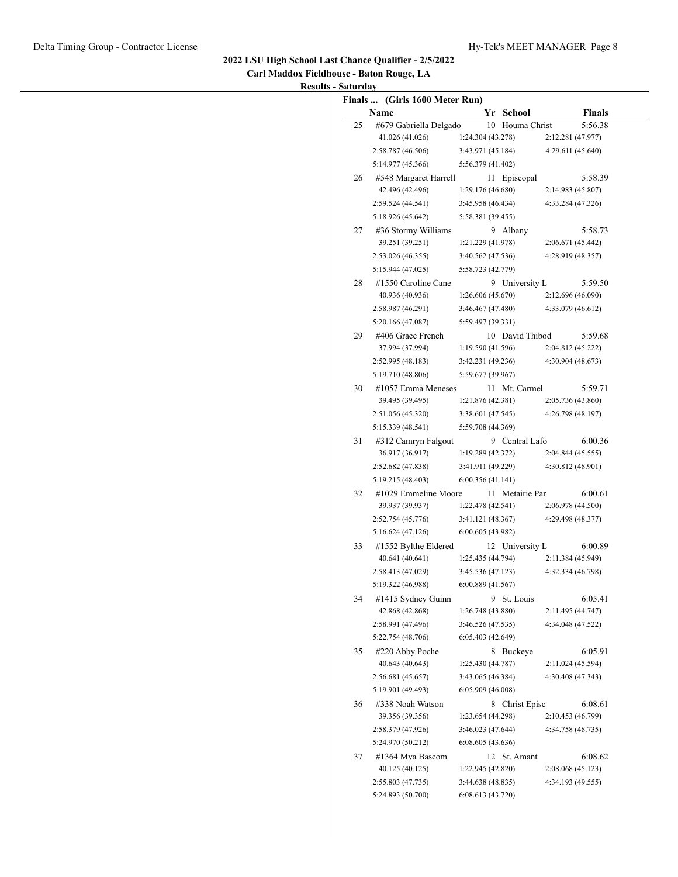**2022 LSU High School Last Chance Qualifier - 2/5/2022**

**Carl Maddox Fieldhouse - Baton Rouge, LA**

**Results - Saturday**

**Finals ... (Girls 1600 Meter Run)**

| | Name | Yr | School | Finals |
|---|---|---|---|---|
| 25 | #679 Gabriella Delgado | 10 | Houma Christ | 5:56.38 |
| | 41.026 (41.026) | 1:24.304 (43.278) | | 2:12.281 (47.977) |
| | 2:58.787 (46.506) | 3:43.971 (45.184) | | 4:29.611 (45.640) |
| | 5:14.977 (45.366) | 5:56.379 (41.402) | | |
| 26 | #548 Margaret Harrell | 11 | Episcopal | 5:58.39 |
| | 42.496 (42.496) | 1:29.176 (46.680) | | 2:14.983 (45.807) |
| | 2:59.524 (44.541) | 3:45.958 (46.434) | | 4:33.284 (47.326) |
| | 5:18.926 (45.642) | 5:58.381 (39.455) | | |
| 27 | #36 Stormy Williams | 9 | Albany | 5:58.73 |
| | 39.251 (39.251) | 1:21.229 (41.978) | | 2:06.671 (45.442) |
| | 2:53.026 (46.355) | 3:40.562 (47.536) | | 4:28.919 (48.357) |
| | 5:15.944 (47.025) | 5:58.723 (42.779) | | |
| 28 | #1550 Caroline Cane | 9 | University L | 5:59.50 |
| | 40.936 (40.936) | 1:26.606 (45.670) | | 2:12.696 (46.090) |
| | 2:58.987 (46.291) | 3:46.467 (47.480) | | 4:33.079 (46.612) |
| | 5:20.166 (47.087) | 5:59.497 (39.331) | | |
| 29 | #406 Grace French | 10 | David Thibod | 5:59.68 |
| | 37.994 (37.994) | 1:19.590 (41.596) | | 2:04.812 (45.222) |
| | 2:52.995 (48.183) | 3:42.231 (49.236) | | 4:30.904 (48.673) |
| | 5:19.710 (48.806) | 5:59.677 (39.967) | | |
| 30 | #1057 Emma Meneses | 11 | Mt. Carmel | 5:59.71 |
| | 39.495 (39.495) | 1:21.876 (42.381) | | 2:05.736 (43.860) |
| | 2:51.056 (45.320) | 3:38.601 (47.545) | | 4:26.798 (48.197) |
| | 5:15.339 (48.541) | 5:59.708 (44.369) | | |
| 31 | #312 Camryn Falgout | 9 | Central Lafo | 6:00.36 |
| | 36.917 (36.917) | 1:19.289 (42.372) | | 2:04.844 (45.555) |
| | 2:52.682 (47.838) | 3:41.911 (49.229) | | 4:30.812 (48.901) |
| | 5:19.215 (48.403) | 6:00.356 (41.141) | | |
| 32 | #1029 Emmeline Moore | 11 | Metairie Par | 6:00.61 |
| | 39.937 (39.937) | 1:22.478 (42.541) | | 2:06.978 (44.500) |
| | 2:52.754 (45.776) | 3:41.121 (48.367) | | 4:29.498 (48.377) |
| | 5:16.624 (47.126) | 6:00.605 (43.982) | | |
| 33 | #1552 Bylthe Eldered | 12 | University L | 6:00.89 |
| | 40.641 (40.641) | 1:25.435 (44.794) | | 2:11.384 (45.949) |
| | 2:58.413 (47.029) | 3:45.536 (47.123) | | 4:32.334 (46.798) |
| | 5:19.322 (46.988) | 6:00.889 (41.567) | | |
| 34 | #1415 Sydney Guinn | 9 | St. Louis | 6:05.41 |
| | 42.868 (42.868) | 1:26.748 (43.880) | | 2:11.495 (44.747) |
| | 2:58.991 (47.496) | 3:46.526 (47.535) | | 4:34.048 (47.522) |
| | 5:22.754 (48.706) | 6:05.403 (42.649) | | |
| 35 | #220 Abby Poche | 8 | Buckeye | 6:05.91 |
| | 40.643 (40.643) | 1:25.430 (44.787) | | 2:11.024 (45.594) |
| | 2:56.681 (45.657) | 3:43.065 (46.384) | | 4:30.408 (47.343) |
| | 5:19.901 (49.493) | 6:05.909 (46.008) | | |
| 36 | #338 Noah Watson | 8 | Christ Episc | 6:08.61 |
| | 39.356 (39.356) | 1:23.654 (44.298) | | 2:10.453 (46.799) |
| | 2:58.379 (47.926) | 3:46.023 (47.644) | | 4:34.758 (48.735) |
| | 5:24.970 (50.212) | 6:08.605 (43.636) | | |
| 37 | #1364 Mya Bascom | 12 | St. Amant | 6:08.62 |
| | 40.125 (40.125) | 1:22.945 (42.820) | | 2:08.068 (45.123) |
| | 2:55.803 (47.735) | 3:44.638 (48.835) | | 4:34.193 (49.555) |
| | 5:24.893 (50.700) | 6:08.613 (43.720) | | |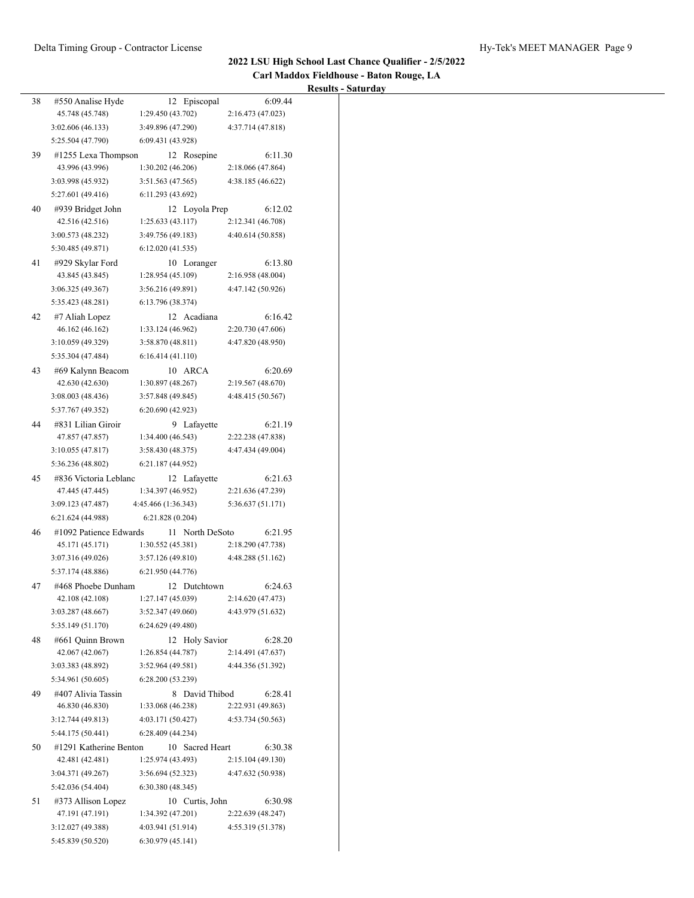**2022 LSU High School Last Chance Qualifier - 2/5/2022**

**Carl Maddox Fieldhouse - Baton Rouge, LA**

**Results - Saturday**

| Place | Name | Year | School | Time |
|---|---|---|---|---|
| 38 | #550 Analise Hyde | 12 | Episcopal | 6:09.44 |
| | 45.748 (45.748) | 1:29.450 (43.702) | 2:16.473 (47.023) | |
| | 3:02.606 (46.133) | 3:49.896 (47.290) | 4:37.714 (47.818) | |
| | 5:25.504 (47.790) | 6:09.431 (43.928) | | |
| 39 | #1255 Lexa Thompson | 12 | Rosepine | 6:11.30 |
| | 43.996 (43.996) | 1:30.202 (46.206) | 2:18.066 (47.864) | |
| | 3:03.998 (45.932) | 3:51.563 (47.565) | 4:38.185 (46.622) | |
| | 5:27.601 (49.416) | 6:11.293 (43.692) | | |
| 40 | #939 Bridget John | 12 | Loyola Prep | 6:12.02 |
| | 42.516 (42.516) | 1:25.633 (43.117) | 2:12.341 (46.708) | |
| | 3:00.573 (48.232) | 3:49.756 (49.183) | 4:40.614 (50.858) | |
| | 5:30.485 (49.871) | 6:12.020 (41.535) | | |
| 41 | #929 Skylar Ford | 10 | Loranger | 6:13.80 |
| | 43.845 (43.845) | 1:28.954 (45.109) | 2:16.958 (48.004) | |
| | 3:06.325 (49.367) | 3:56.216 (49.891) | 4:47.142 (50.926) | |
| | 5:35.423 (48.281) | 6:13.796 (38.374) | | |
| 42 | #7 Aliah Lopez | 12 | Acadiana | 6:16.42 |
| | 46.162 (46.162) | 1:33.124 (46.962) | 2:20.730 (47.606) | |
| | 3:10.059 (49.329) | 3:58.870 (48.811) | 4:47.820 (48.950) | |
| | 5:35.304 (47.484) | 6:16.414 (41.110) | | |
| 43 | #69 Kalynn Beacom | 10 | ARCA | 6:20.69 |
| | 42.630 (42.630) | 1:30.897 (48.267) | 2:19.567 (48.670) | |
| | 3:08.003 (48.436) | 3:57.848 (49.845) | 4:48.415 (50.567) | |
| | 5:37.767 (49.352) | 6:20.690 (42.923) | | |
| 44 | #831 Lilian Giroir | 9 | Lafayette | 6:21.19 |
| | 47.857 (47.857) | 1:34.400 (46.543) | 2:22.238 (47.838) | |
| | 3:10.055 (47.817) | 3:58.430 (48.375) | 4:47.434 (49.004) | |
| | 5:36.236 (48.802) | 6:21.187 (44.952) | | |
| 45 | #836 Victoria Leblanc | 12 | Lafayette | 6:21.63 |
| | 47.445 (47.445) | 1:34.397 (46.952) | 2:21.636 (47.239) | |
| | 3:09.123 (47.487) | 4:45.466 (1:36.343) | 5:36.637 (51.171) | |
| | 6:21.624 (44.988) | 6:21.828 (0.204) | | |
| 46 | #1092 Patience Edwards | 11 | North DeSoto | 6:21.95 |
| | 45.171 (45.171) | 1:30.552 (45.381) | 2:18.290 (47.738) | |
| | 3:07.316 (49.026) | 3:57.126 (49.810) | 4:48.288 (51.162) | |
| | 5:37.174 (48.886) | 6:21.950 (44.776) | | |
| 47 | #468 Phoebe Dunham | 12 | Dutchtown | 6:24.63 |
| | 42.108 (42.108) | 1:27.147 (45.039) | 2:14.620 (47.473) | |
| | 3:03.287 (48.667) | 3:52.347 (49.060) | 4:43.979 (51.632) | |
| | 5:35.149 (51.170) | 6:24.629 (49.480) | | |
| 48 | #661 Quinn Brown | 12 | Holy Savior | 6:28.20 |
| | 42.067 (42.067) | 1:26.854 (44.787) | 2:14.491 (47.637) | |
| | 3:03.383 (48.892) | 3:52.964 (49.581) | 4:44.356 (51.392) | |
| | 5:34.961 (50.605) | 6:28.200 (53.239) | | |
| 49 | #407 Alivia Tassin | 8 | David Thibod | 6:28.41 |
| | 46.830 (46.830) | 1:33.068 (46.238) | 2:22.931 (49.863) | |
| | 3:12.744 (49.813) | 4:03.171 (50.427) | 4:53.734 (50.563) | |
| | 5:44.175 (50.441) | 6:28.409 (44.234) | | |
| 50 | #1291 Katherine Benton | 10 | Sacred Heart | 6:30.38 |
| | 42.481 (42.481) | 1:25.974 (43.493) | 2:15.104 (49.130) | |
| | 3:04.371 (49.267) | 3:56.694 (52.323) | 4:47.632 (50.938) | |
| | 5:42.036 (54.404) | 6:30.380 (48.345) | | |
| 51 | #373 Allison Lopez | 10 | Curtis, John | 6:30.98 |
| | 47.191 (47.191) | 1:34.392 (47.201) | 2:22.639 (48.247) | |
| | 3:12.027 (49.388) | 4:03.941 (51.914) | 4:55.319 (51.378) | |
| | 5:45.839 (50.520) | 6:30.979 (45.141) | | |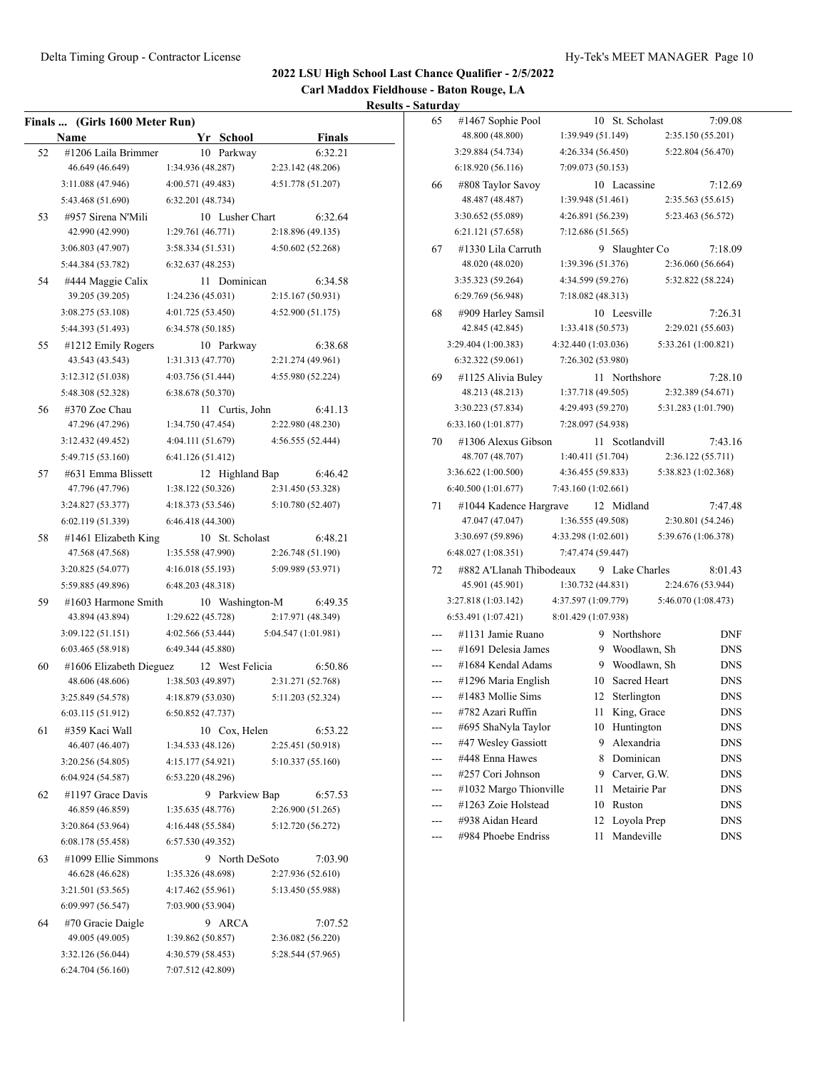# 2022 LSU High School Last Chance Qualifier - 2/5/2022

## Carl Maddox Fieldhouse - Baton Rouge, LA

### Results - Saturday

**Finals ... (Girls 1600 Meter Run)**

| | Name | Yr | School | Finals |
|---|---|---|---|---|
| 52 | #1206 Laila Brimmer | 10 | Parkway | 6:32.21 |
| | 46.649 (46.649) | 1:34.936 (48.287) | 2:23.142 (48.206) | |
| | 3:11.088 (47.946) | 4:00.571 (49.483) | 4:51.778 (51.207) | |
| | 5:43.468 (51.690) | 6:32.201 (48.734) | | |
| 53 | #957 Sirena N'Mili | 10 | Lusher Chart | 6:32.64 |
| | 42.990 (42.990) | 1:29.761 (46.771) | 2:18.896 (49.135) | |
| | 3:06.803 (47.907) | 3:58.334 (51.531) | 4:50.602 (52.268) | |
| | 5:44.384 (53.782) | 6:32.637 (48.253) | | |
| 54 | #444 Maggie Calix | 11 | Dominican | 6:34.58 |
| | 39.205 (39.205) | 1:24.236 (45.031) | 2:15.167 (50.931) | |
| | 3:08.275 (53.108) | 4:01.725 (53.450) | 4:52.900 (51.175) | |
| | 5:44.393 (51.493) | 6:34.578 (50.185) | | |
| 55 | #1212 Emily Rogers | 10 | Parkway | 6:38.68 |
| | 43.543 (43.543) | 1:31.313 (47.770) | 2:21.274 (49.961) | |
| | 3:12.312 (51.038) | 4:03.756 (51.444) | 4:55.980 (52.224) | |
| | 5:48.308 (52.328) | 6:38.678 (50.370) | | |
| 56 | #370 Zoe Chau | 11 | Curtis, John | 6:41.13 |
| | 47.296 (47.296) | 1:34.750 (47.454) | 2:22.980 (48.230) | |
| | 3:12.432 (49.452) | 4:04.111 (51.679) | 4:56.555 (52.444) | |
| | 5:49.715 (53.160) | 6:41.126 (51.412) | | |
| 57 | #631 Emma Blissett | 12 | Highland Bap | 6:46.42 |
| | 47.796 (47.796) | 1:38.122 (50.326) | 2:31.450 (53.328) | |
| | 3:24.827 (53.377) | 4:18.373 (53.546) | 5:10.780 (52.407) | |
| | 6:02.119 (51.339) | 6:46.418 (44.300) | | |
| 58 | #1461 Elizabeth King | 10 | St. Scholast | 6:48.21 |
| | 47.568 (47.568) | 1:35.558 (47.990) | 2:26.748 (51.190) | |
| | 3:20.825 (54.077) | 4:16.018 (55.193) | 5:09.989 (53.971) | |
| | 5:59.885 (49.896) | 6:48.203 (48.318) | | |
| 59 | #1603 Harmone Smith | 10 | Washington-M | 6:49.35 |
| | 43.894 (43.894) | 1:29.622 (45.728) | 2:17.971 (48.349) | |
| | 3:09.122 (51.151) | 4:02.566 (53.444) | 5:04.547 (1:01.981) | |
| | 6:03.465 (58.918) | 6:49.344 (45.880) | | |
| 60 | #1606 Elizabeth Dieguez | 12 | West Felicia | 6:50.86 |
| | 48.606 (48.606) | 1:38.503 (49.897) | 2:31.271 (52.768) | |
| | 3:25.849 (54.578) | 4:18.879 (53.030) | 5:11.203 (52.324) | |
| | 6:03.115 (51.912) | 6:50.852 (47.737) | | |
| 61 | #359 Kaci Wall | 10 | Cox, Helen | 6:53.22 |
| | 46.407 (46.407) | 1:34.533 (48.126) | 2:25.451 (50.918) | |
| | 3:20.256 (54.805) | 4:15.177 (54.921) | 5:10.337 (55.160) | |
| | 6:04.924 (54.587) | 6:53.220 (48.296) | | |
| 62 | #1197 Grace Davis | 9 | Parkview Bap | 6:57.53 |
| | 46.859 (46.859) | 1:35.635 (48.776) | 2:26.900 (51.265) | |
| | 3:20.864 (53.964) | 4:16.448 (55.584) | 5:12.720 (56.272) | |
| | 6:08.178 (55.458) | 6:57.530 (49.352) | | |
| 63 | #1099 Ellie Simmons | 9 | North DeSoto | 7:03.90 |
| | 46.628 (46.628) | 1:35.326 (48.698) | 2:27.936 (52.610) | |
| | 3:21.501 (53.565) | 4:17.462 (55.961) | 5:13.450 (55.988) | |
| | 6:09.997 (56.547) | 7:03.900 (53.904) | | |
| 64 | #70 Gracie Daigle | 9 | ARCA | 7:07.52 |
| | 49.005 (49.005) | 1:39.862 (50.857) | 2:36.082 (56.220) | |
| | 3:32.126 (56.044) | 4:30.579 (58.453) | 5:28.544 (57.965) | |
| | 6:24.704 (56.160) | 7:07.512 (42.809) | | |
| 65 | #1467 Sophie Pool | 10 | St. Scholast | 7:09.08 |
| | 48.800 (48.800) | 1:39.949 (51.149) | 2:35.150 (55.201) | |
| | 3:29.884 (54.734) | 4:26.334 (56.450) | 5:22.804 (56.470) | |
| | 6:18.920 (56.116) | 7:09.073 (50.153) | | |
| 66 | #808 Taylor Savoy | 10 | Lacassine | 7:12.69 |
| | 48.487 (48.487) | 1:39.948 (51.461) | 2:35.563 (55.615) | |
| | 3:30.652 (55.089) | 4:26.891 (56.239) | 5:23.463 (56.572) | |
| | 6:21.121 (57.658) | 7:12.686 (51.565) | | |
| 67 | #1330 Lila Carruth | 9 | Slaughter Co | 7:18.09 |
| | 48.020 (48.020) | 1:39.396 (51.376) | 2:36.060 (56.664) | |
| | 3:35.323 (59.264) | 4:34.599 (59.276) | 5:32.822 (58.224) | |
| | 6:29.769 (56.948) | 7:18.082 (48.313) | | |
| 68 | #909 Harley Samsil | 10 | Leesville | 7:26.31 |
| | 42.845 (42.845) | 1:33.418 (50.573) | 2:29.021 (55.603) | |
| | 3:29.404 (1:00.383) | 4:32.440 (1:03.036) | 5:33.261 (1:00.821) | |
| | 6:32.322 (59.061) | 7:26.302 (53.980) | | |
| 69 | #1125 Alivia Buley | 11 | Northshore | 7:28.10 |
| | 48.213 (48.213) | 1:37.718 (49.505) | 2:32.389 (54.671) | |
| | 3:30.223 (57.834) | 4:29.493 (59.270) | 5:31.283 (1:01.790) | |
| | 6:33.160 (1:01.877) | 7:28.097 (54.938) | | |
| 70 | #1306 Alexus Gibson | 11 | Scotlandvill | 7:43.16 |
| | 48.707 (48.707) | 1:40.411 (51.704) | 2:36.122 (55.711) | |
| | 3:36.622 (1:00.500) | 4:36.455 (59.833) | 5:38.823 (1:02.368) | |
| | 6:40.500 (1:01.677) | 7:43.160 (1:02.661) | | |
| 71 | #1044 Kadence Hargrave | 12 | Midland | 7:47.48 |
| | 47.047 (47.047) | 1:36.555 (49.508) | 2:30.801 (54.246) | |
| | 3:30.697 (59.896) | 4:33.298 (1:02.601) | 5:39.676 (1:06.378) | |
| | 6:48.027 (1:08.351) | 7:47.474 (59.447) | | |
| 72 | #882 A'Llanah Thibodeaux | 9 | Lake Charles | 8:01.43 |
| | 45.901 (45.901) | 1:30.732 (44.831) | 2:24.676 (53.944) | |
| | 3:27.818 (1:03.142) | 4:37.597 (1:09.779) | 5:46.070 (1:08.473) | |
| | 6:53.491 (1:07.421) | 8:01.429 (1:07.938) | | |
| --- | #1131 Jamie Ruano | 9 | Northshore | DNF |
| --- | #1691 Delesia James | 9 | Woodlawn, Sh | DNS |
| --- | #1684 Kendal Adams | 9 | Woodlawn, Sh | DNS |
| --- | #1296 Maria English | 10 | Sacred Heart | DNS |
| --- | #1483 Mollie Sims | 12 | Sterlington | DNS |
| --- | #782 Azari Ruffin | 11 | King, Grace | DNS |
| --- | #695 ShaNyla Taylor | 10 | Huntington | DNS |
| --- | #47 Wesley Gassiott | 9 | Alexandria | DNS |
| --- | #448 Enna Hawes | 8 | Dominican | DNS |
| --- | #257 Cori Johnson | 9 | Carver, G.W. | DNS |
| --- | #1032 Margo Thionville | 11 | Metairie Par | DNS |
| --- | #1263 Zoie Holstead | 10 | Ruston | DNS |
| --- | #938 Aidan Heard | 12 | Loyola Prep | DNS |
| --- | #984 Phoebe Endriss | 11 | Mandeville | DNS |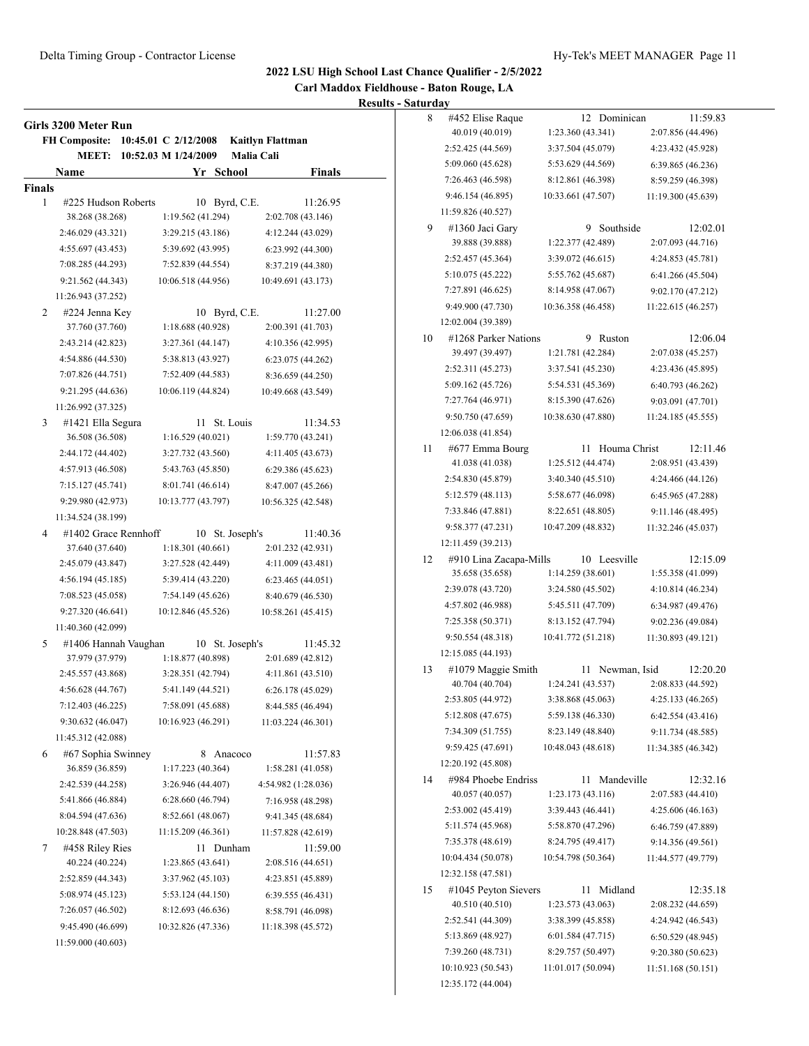**2022 LSU High School Last Chance Qualifier - 2/5/2022**

**Carl Maddox Fieldhouse - Baton Rouge, LA**

**Results - Saturday**

## Girls 3200 Meter Run

**FH Composite: 10:45.01 C 2/12/2008 Kaitlyn Flattman**

**MEET: 10:52.03 M 1/24/2009 Malia Cali**

| | Name | Yr | School | Finals |
|---|---|---|---|---|
| **Finals** | | | | |
| 1 | #225 Hudson Roberts | 10 | Byrd, C.E. | 11:26.95 |
| | 38.268 (38.268) | 1:19.562 (41.294) | 2:02.708 (43.146) | |
| | 2:46.029 (43.321) | 3:29.215 (43.186) | 4:12.244 (43.029) | |
| | 4:55.697 (43.453) | 5:39.692 (43.995) | 6:23.992 (44.300) | |
| | 7:08.285 (44.293) | 7:52.839 (44.554) | 8:37.219 (44.380) | |
| | 9:21.562 (44.343) | 10:06.518 (44.956) | 10:49.691 (43.173) | |
| | 11:26.943 (37.252) | | | |
| 2 | #224 Jenna Key | 10 | Byrd, C.E. | 11:27.00 |
| | 37.760 (37.760) | 1:18.688 (40.928) | 2:00.391 (41.703) | |
| | 2:43.214 (42.823) | 3:27.361 (44.147) | 4:10.356 (42.995) | |
| | 4:54.886 (44.530) | 5:38.813 (43.927) | 6:23.075 (44.262) | |
| | 7:07.826 (44.751) | 7:52.409 (44.583) | 8:36.659 (44.250) | |
| | 9:21.295 (44.636) | 10:06.119 (44.824) | 10:49.668 (43.549) | |
| | 11:26.992 (37.325) | | | |
| 3 | #1421 Ella Segura | 11 | St. Louis | 11:34.53 |
| | 36.508 (36.508) | 1:16.529 (40.021) | 1:59.770 (43.241) | |
| | 2:44.172 (44.402) | 3:27.732 (43.560) | 4:11.405 (43.673) | |
| | 4:57.913 (46.508) | 5:43.763 (45.850) | 6:29.386 (45.623) | |
| | 7:15.127 (45.741) | 8:01.741 (46.614) | 8:47.007 (45.266) | |
| | 9:29.980 (42.973) | 10:13.777 (43.797) | 10:56.325 (42.548) | |
| | 11:34.524 (38.199) | | | |
| 4 | #1402 Grace Rennhoff | 10 | St. Joseph's | 11:40.36 |
| | 37.640 (37.640) | 1:18.301 (40.661) | 2:01.232 (42.931) | |
| | 2:45.079 (43.847) | 3:27.528 (42.449) | 4:11.009 (43.481) | |
| | 4:56.194 (45.185) | 5:39.414 (43.220) | 6:23.465 (44.051) | |
| | 7:08.523 (45.058) | 7:54.149 (45.626) | 8:40.679 (46.530) | |
| | 9:27.320 (46.641) | 10:12.846 (45.526) | 10:58.261 (45.415) | |
| | 11:40.360 (42.099) | | | |
| 5 | #1406 Hannah Vaughan | 10 | St. Joseph's | 11:45.32 |
| | 37.979 (37.979) | 1:18.877 (40.898) | 2:01.689 (42.812) | |
| | 2:45.557 (43.868) | 3:28.351 (42.794) | 4:11.861 (43.510) | |
| | 4:56.628 (44.767) | 5:41.149 (44.521) | 6:26.178 (45.029) | |
| | 7:12.403 (46.225) | 7:58.091 (45.688) | 8:44.585 (46.494) | |
| | 9:30.632 (46.047) | 10:16.923 (46.291) | 11:03.224 (46.301) | |
| | 11:45.312 (42.088) | | | |
| 6 | #67 Sophia Swinney | 8 | Anacoco | 11:57.83 |
| | 36.859 (36.859) | 1:17.223 (40.364) | 1:58.281 (41.058) | |
| | 2:42.539 (44.258) | 3:26.946 (44.407) | 4:54.982 (1:28.036) | |
| | 5:41.866 (46.884) | 6:28.660 (46.794) | 7:16.958 (48.298) | |
| | 8:04.594 (47.636) | 8:52.661 (48.067) | 9:41.345 (48.684) | |
| | 10:28.848 (47.503) | 11:15.209 (46.361) | 11:57.828 (42.619) | |
| 7 | #458 Riley Ries | 11 | Dunham | 11:59.00 |
| | 40.224 (40.224) | 1:23.865 (43.641) | 2:08.516 (44.651) | |
| | 2:52.859 (44.343) | 3:37.962 (45.103) | 4:23.851 (45.889) | |
| | 5:08.974 (45.123) | 5:53.124 (44.150) | 6:39.555 (46.431) | |
| | 7:26.057 (46.502) | 8:12.693 (46.636) | 8:58.791 (46.098) | |
| | 9:45.490 (46.699) | 10:32.826 (47.336) | 11:18.398 (45.572) | |
| | 11:59.000 (40.603) | | | |
| 8 | #452 Elise Raque | 12 | Dominican | 11:59.83 |
| | 40.019 (40.019) | 1:23.360 (43.341) | 2:07.856 (44.496) | |
| | 2:52.425 (44.569) | 3:37.504 (45.079) | 4:23.432 (45.928) | |
| | 5:09.060 (45.628) | 5:53.629 (44.569) | 6:39.865 (46.236) | |
| | 7:26.463 (46.598) | 8:12.861 (46.398) | 8:59.259 (46.398) | |
| | 9:46.154 (46.895) | 10:33.661 (47.507) | 11:19.300 (45.639) | |
| | 11:59.826 (40.527) | | | |
| 9 | #1360 Jaci Gary | 9 | Southside | 12:02.01 |
| | 39.888 (39.888) | 1:22.377 (42.489) | 2:07.093 (44.716) | |
| | 2:52.457 (45.364) | 3:39.072 (46.615) | 4:24.853 (45.781) | |
| | 5:10.075 (45.222) | 5:55.762 (45.687) | 6:41.266 (45.504) | |
| | 7:27.891 (46.625) | 8:14.958 (47.067) | 9:02.170 (47.212) | |
| | 9:49.900 (47.730) | 10:36.358 (46.458) | 11:22.615 (46.257) | |
| | 12:02.004 (39.389) | | | |
| 10 | #1268 Parker Nations | 9 | Ruston | 12:06.04 |
| | 39.497 (39.497) | 1:21.781 (42.284) | 2:07.038 (45.257) | |
| | 2:52.311 (45.273) | 3:37.541 (45.230) | 4:23.436 (45.895) | |
| | 5:09.162 (45.726) | 5:54.531 (45.369) | 6:40.793 (46.262) | |
| | 7:27.764 (46.971) | 8:15.390 (47.626) | 9:03.091 (47.701) | |
| | 9:50.750 (47.659) | 10:38.630 (47.880) | 11:24.185 (45.555) | |
| | 12:06.038 (41.854) | | | |
| 11 | #677 Emma Bourg | 11 | Houma Christ | 12:11.46 |
| | 41.038 (41.038) | 1:25.512 (44.474) | 2:08.951 (43.439) | |
| | 2:54.830 (45.879) | 3:40.340 (45.510) | 4:24.466 (44.126) | |
| | 5:12.579 (48.113) | 5:58.677 (46.098) | 6:45.965 (47.288) | |
| | 7:33.846 (47.881) | 8:22.651 (48.805) | 9:11.146 (48.495) | |
| | 9:58.377 (47.231) | 10:47.209 (48.832) | 11:32.246 (45.037) | |
| | 12:11.459 (39.213) | | | |
| 12 | #910 Lina Zacapa-Mills | 10 | Leesville | 12:15.09 |
| | 35.658 (35.658) | 1:14.259 (38.601) | 1:55.358 (41.099) | |
| | 2:39.078 (43.720) | 3:24.580 (45.502) | 4:10.814 (46.234) | |
| | 4:57.802 (46.988) | 5:45.511 (47.709) | 6:34.987 (49.476) | |
| | 7:25.358 (50.371) | 8:13.152 (47.794) | 9:02.236 (49.084) | |
| | 9:50.554 (48.318) | 10:41.772 (51.218) | 11:30.893 (49.121) | |
| | 12:15.085 (44.193) | | | |
| 13 | #1079 Maggie Smith | 11 | Newman, Isid | 12:20.20 |
| | 40.704 (40.704) | 1:24.241 (43.537) | 2:08.833 (44.592) | |
| | 2:53.805 (44.972) | 3:38.868 (45.063) | 4:25.133 (46.265) | |
| | 5:12.808 (47.675) | 5:59.138 (46.330) | 6:42.554 (43.416) | |
| | 7:34.309 (51.755) | 8:23.149 (48.840) | 9:11.734 (48.585) | |
| | 9:59.425 (47.691) | 10:48.043 (48.618) | 11:34.385 (46.342) | |
| | 12:20.192 (45.808) | | | |
| 14 | #984 Phoebe Endriss | 11 | Mandeville | 12:32.16 |
| | 40.057 (40.057) | 1:23.173 (43.116) | 2:07.583 (44.410) | |
| | 2:53.002 (45.419) | 3:39.443 (46.441) | 4:25.606 (46.163) | |
| | 5:11.574 (45.968) | 5:58.870 (47.296) | 6:46.759 (47.889) | |
| | 7:35.378 (48.619) | 8:24.795 (49.417) | 9:14.356 (49.561) | |
| | 10:04.434 (50.078) | 10:54.798 (50.364) | 11:44.577 (49.779) | |
| | 12:32.158 (47.581) | | | |
| 15 | #1045 Peyton Sievers | 11 | Midland | 12:35.18 |
| | 40.510 (40.510) | 1:23.573 (43.063) | 2:08.232 (44.659) | |
| | 2:52.541 (44.309) | 3:38.399 (45.858) | 4:24.942 (46.543) | |
| | 5:13.869 (48.927) | 6:01.584 (47.715) | 6:50.529 (48.945) | |
| | 7:39.260 (48.731) | 8:29.757 (50.497) | 9:20.380 (50.623) | |
| | 10:10.923 (50.543) | 11:01.017 (50.094) | 11:51.168 (50.151) | |
| | 12:35.172 (44.004) | | | |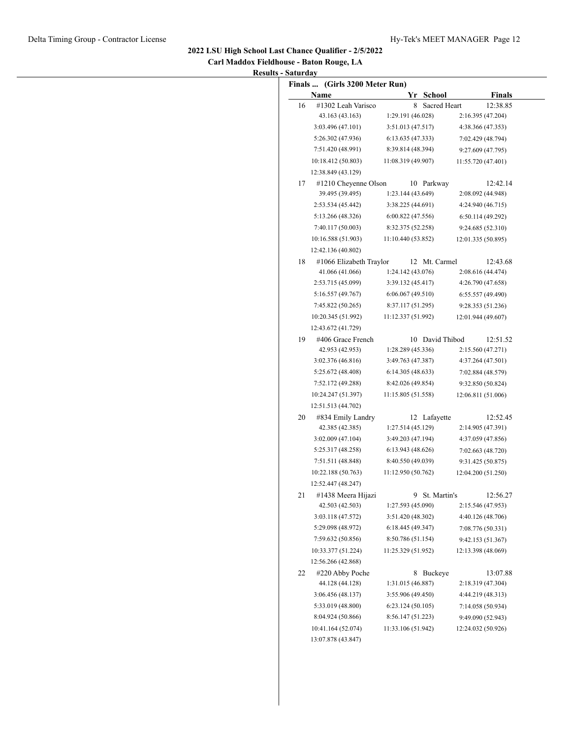## 2022 LSU High School Last Chance Qualifier - 2/5/2022

**Carl Maddox Fieldhouse - Baton Rouge, LA**

**Results - Saturday**

**Finals ... (Girls 3200 Meter Run)**

| | Name | Yr | School | Finals |
|---|---|---|---|---|
| 16 | #1302 Leah Varisco | 8 | Sacred Heart | 12:38.85 |
| | 43.163 (43.163) | 1:29.191 (46.028) | 2:16.395 (47.204) | |
| | 3:03.496 (47.101) | 3:51.013 (47.517) | 4:38.366 (47.353) | |
| | 5:26.302 (47.936) | 6:13.635 (47.333) | 7:02.429 (48.794) | |
| | 7:51.420 (48.991) | 8:39.814 (48.394) | 9:27.609 (47.795) | |
| | 10:18.412 (50.803) | 11:08.319 (49.907) | 11:55.720 (47.401) | |
| | 12:38.849 (43.129) | | | |
| 17 | #1210 Cheyenne Olson | 10 | Parkway | 12:42.14 |
| | 39.495 (39.495) | 1:23.144 (43.649) | 2:08.092 (44.948) | |
| | 2:53.534 (45.442) | 3:38.225 (44.691) | 4:24.940 (46.715) | |
| | 5:13.266 (48.326) | 6:00.822 (47.556) | 6:50.114 (49.292) | |
| | 7:40.117 (50.003) | 8:32.375 (52.258) | 9:24.685 (52.310) | |
| | 10:16.588 (51.903) | 11:10.440 (53.852) | 12:01.335 (50.895) | |
| | 12:42.136 (40.802) | | | |
| 18 | #1066 Elizabeth Traylor | 12 | Mt. Carmel | 12:43.68 |
| | 41.066 (41.066) | 1:24.142 (43.076) | 2:08.616 (44.474) | |
| | 2:53.715 (45.099) | 3:39.132 (45.417) | 4:26.790 (47.658) | |
| | 5:16.557 (49.767) | 6:06.067 (49.510) | 6:55.557 (49.490) | |
| | 7:45.822 (50.265) | 8:37.117 (51.295) | 9:28.353 (51.236) | |
| | 10:20.345 (51.992) | 11:12.337 (51.992) | 12:01.944 (49.607) | |
| | 12:43.672 (41.729) | | | |
| 19 | #406 Grace French | 10 | David Thibod | 12:51.52 |
| | 42.953 (42.953) | 1:28.289 (45.336) | 2:15.560 (47.271) | |
| | 3:02.376 (46.816) | 3:49.763 (47.387) | 4:37.264 (47.501) | |
| | 5:25.672 (48.408) | 6:14.305 (48.633) | 7:02.884 (48.579) | |
| | 7:52.172 (49.288) | 8:42.026 (49.854) | 9:32.850 (50.824) | |
| | 10:24.247 (51.397) | 11:15.805 (51.558) | 12:06.811 (51.006) | |
| | 12:51.513 (44.702) | | | |
| 20 | #834 Emily Landry | 12 | Lafayette | 12:52.45 |
| | 42.385 (42.385) | 1:27.514 (45.129) | 2:14.905 (47.391) | |
| | 3:02.009 (47.104) | 3:49.203 (47.194) | 4:37.059 (47.856) | |
| | 5:25.317 (48.258) | 6:13.943 (48.626) | 7:02.663 (48.720) | |
| | 7:51.511 (48.848) | 8:40.550 (49.039) | 9:31.425 (50.875) | |
| | 10:22.188 (50.763) | 11:12.950 (50.762) | 12:04.200 (51.250) | |
| | 12:52.447 (48.247) | | | |
| 21 | #1438 Meera Hijazi | 9 | St. Martin's | 12:56.27 |
| | 42.503 (42.503) | 1:27.593 (45.090) | 2:15.546 (47.953) | |
| | 3:03.118 (47.572) | 3:51.420 (48.302) | 4:40.126 (48.706) | |
| | 5:29.098 (48.972) | 6:18.445 (49.347) | 7:08.776 (50.331) | |
| | 7:59.632 (50.856) | 8:50.786 (51.154) | 9:42.153 (51.367) | |
| | 10:33.377 (51.224) | 11:25.329 (51.952) | 12:13.398 (48.069) | |
| | 12:56.266 (42.868) | | | |
| 22 | #220 Abby Poche | 8 | Buckeye | 13:07.88 |
| | 44.128 (44.128) | 1:31.015 (46.887) | 2:18.319 (47.304) | |
| | 3:06.456 (48.137) | 3:55.906 (49.450) | 4:44.219 (48.313) | |
| | 5:33.019 (48.800) | 6:23.124 (50.105) | 7:14.058 (50.934) | |
| | 8:04.924 (50.866) | 8:56.147 (51.223) | 9:49.090 (52.943) | |
| | 10:41.164 (52.074) | 11:33.106 (51.942) | 12:24.032 (50.926) | |
| | 13:07.878 (43.847) | | | |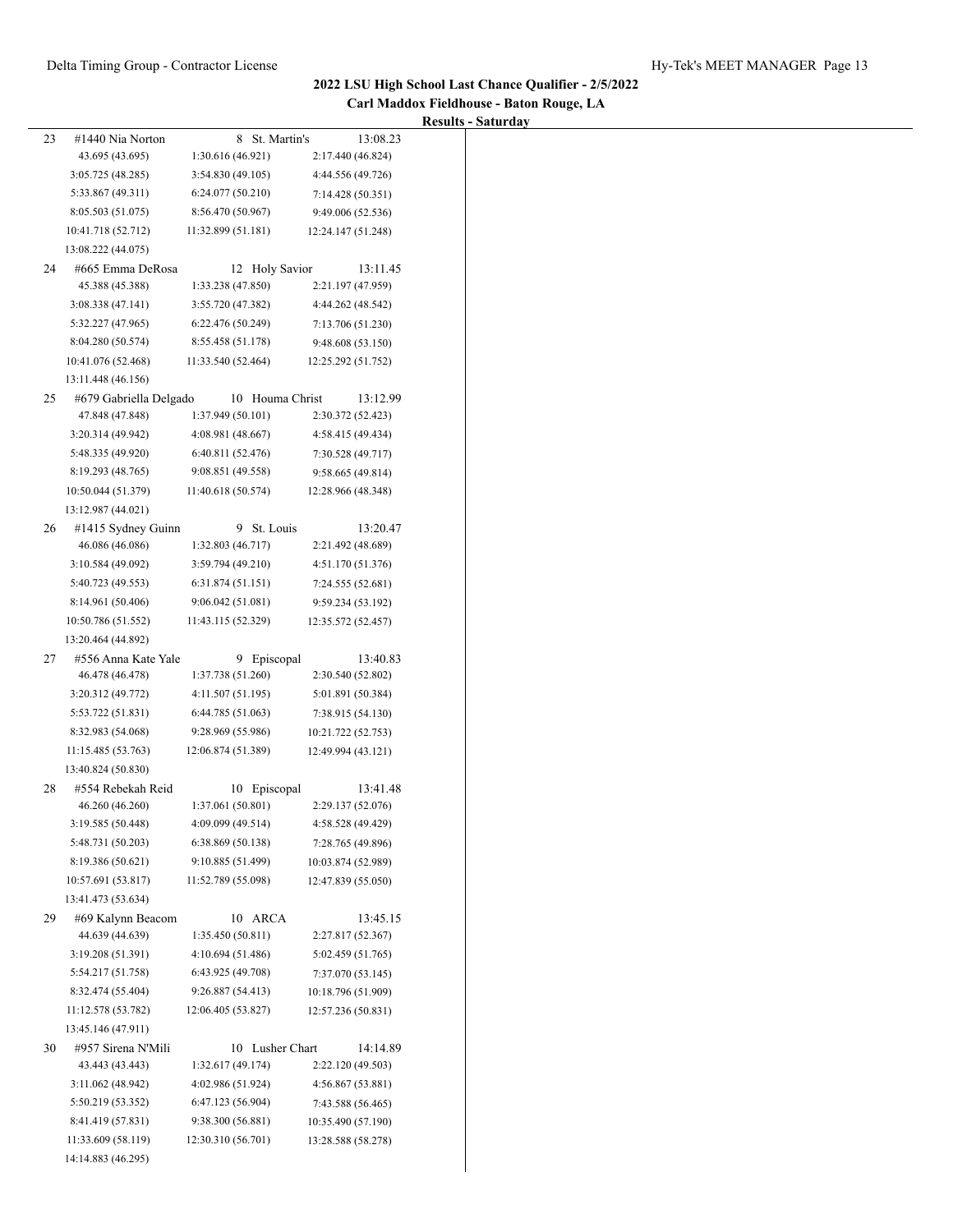## 2022 LSU High School Last Chance Qualifier - 2/5/2022

### Carl Maddox Fieldhouse - Baton Rouge, LA

#### Results - Saturday

23 #1440 Nia Norton 8 St. Martin's 13:08.23

| | | |
|---|---|---|
| 43.695 (43.695) | 1:30.616 (46.921) | 2:17.440 (46.824) |
| 3:05.725 (48.285) | 3:54.830 (49.105) | 4:44.556 (49.726) |
| 5:33.867 (49.311) | 6:24.077 (50.210) | 7:14.428 (50.351) |
| 8:05.503 (51.075) | 8:56.470 (50.967) | 9:49.006 (52.536) |
| 10:41.718 (52.712) | 11:32.899 (51.181) | 12:24.147 (51.248) |
| 13:08.222 (44.075) | | |

24 #665 Emma DeRosa 12 Holy Savior 13:11.45

| | | |
|---|---|---|
| 45.388 (45.388) | 1:33.238 (47.850) | 2:21.197 (47.959) |
| 3:08.338 (47.141) | 3:55.720 (47.382) | 4:44.262 (48.542) |
| 5:32.227 (47.965) | 6:22.476 (50.249) | 7:13.706 (51.230) |
| 8:04.280 (50.574) | 8:55.458 (51.178) | 9:48.608 (53.150) |
| 10:41.076 (52.468) | 11:33.540 (52.464) | 12:25.292 (51.752) |
| 13:11.448 (46.156) | | |

25 #679 Gabriella Delgado 10 Houma Christ 13:12.99

| | | |
|---|---|---|
| 47.848 (47.848) | 1:37.949 (50.101) | 2:30.372 (52.423) |
| 3:20.314 (49.942) | 4:08.981 (48.667) | 4:58.415 (49.434) |
| 5:48.335 (49.920) | 6:40.811 (52.476) | 7:30.528 (49.717) |
| 8:19.293 (48.765) | 9:08.851 (49.558) | 9:58.665 (49.814) |
| 10:50.044 (51.379) | 11:40.618 (50.574) | 12:28.966 (48.348) |
| 13:12.987 (44.021) | | |

26 #1415 Sydney Guinn 9 St. Louis 13:20.47

| | | |
|---|---|---|
| 46.086 (46.086) | 1:32.803 (46.717) | 2:21.492 (48.689) |
| 3:10.584 (49.092) | 3:59.794 (49.210) | 4:51.170 (51.376) |
| 5:40.723 (49.553) | 6:31.874 (51.151) | 7:24.555 (52.681) |
| 8:14.961 (50.406) | 9:06.042 (51.081) | 9:59.234 (53.192) |
| 10:50.786 (51.552) | 11:43.115 (52.329) | 12:35.572 (52.457) |
| 13:20.464 (44.892) | | |

27 #556 Anna Kate Yale 9 Episcopal 13:40.83

| | | |
|---|---|---|
| 46.478 (46.478) | 1:37.738 (51.260) | 2:30.540 (52.802) |
| 3:20.312 (49.772) | 4:11.507 (51.195) | 5:01.891 (50.384) |
| 5:53.722 (51.831) | 6:44.785 (51.063) | 7:38.915 (54.130) |
| 8:32.983 (54.068) | 9:28.969 (55.986) | 10:21.722 (52.753) |
| 11:15.485 (53.763) | 12:06.874 (51.389) | 12:49.994 (43.121) |
| 13:40.824 (50.830) | | |

28 #554 Rebekah Reid 10 Episcopal 13:41.48

| | | |
|---|---|---|
| 46.260 (46.260) | 1:37.061 (50.801) | 2:29.137 (52.076) |
| 3:19.585 (50.448) | 4:09.099 (49.514) | 4:58.528 (49.429) |
| 5:48.731 (50.203) | 6:38.869 (50.138) | 7:28.765 (49.896) |
| 8:19.386 (50.621) | 9:10.885 (51.499) | 10:03.874 (52.989) |
| 10:57.691 (53.817) | 11:52.789 (55.098) | 12:47.839 (55.050) |
| 13:41.473 (53.634) | | |

29 #69 Kalynn Beacom 10 ARCA 13:45.15

| | | |
|---|---|---|
| 44.639 (44.639) | 1:35.450 (50.811) | 2:27.817 (52.367) |
| 3:19.208 (51.391) | 4:10.694 (51.486) | 5:02.459 (51.765) |
| 5:54.217 (51.758) | 6:43.925 (49.708) | 7:37.070 (53.145) |
| 8:32.474 (55.404) | 9:26.887 (54.413) | 10:18.796 (51.909) |
| 11:12.578 (53.782) | 12:06.405 (53.827) | 12:57.236 (50.831) |
| 13:45.146 (47.911) | | |

30 #957 Sirena N'Mili 10 Lusher Chart 14:14.89

| | | |
|---|---|---|
| 43.443 (43.443) | 1:32.617 (49.174) | 2:22.120 (49.503) |
| 3:11.062 (48.942) | 4:02.986 (51.924) | 4:56.867 (53.881) |
| 5:50.219 (53.352) | 6:47.123 (56.904) | 7:43.588 (56.465) |
| 8:41.419 (57.831) | 9:38.300 (56.881) | 10:35.490 (57.190) |
| 11:33.609 (58.119) | 12:30.310 (56.701) | 13:28.588 (58.278) |
| 14:14.883 (46.295) | | |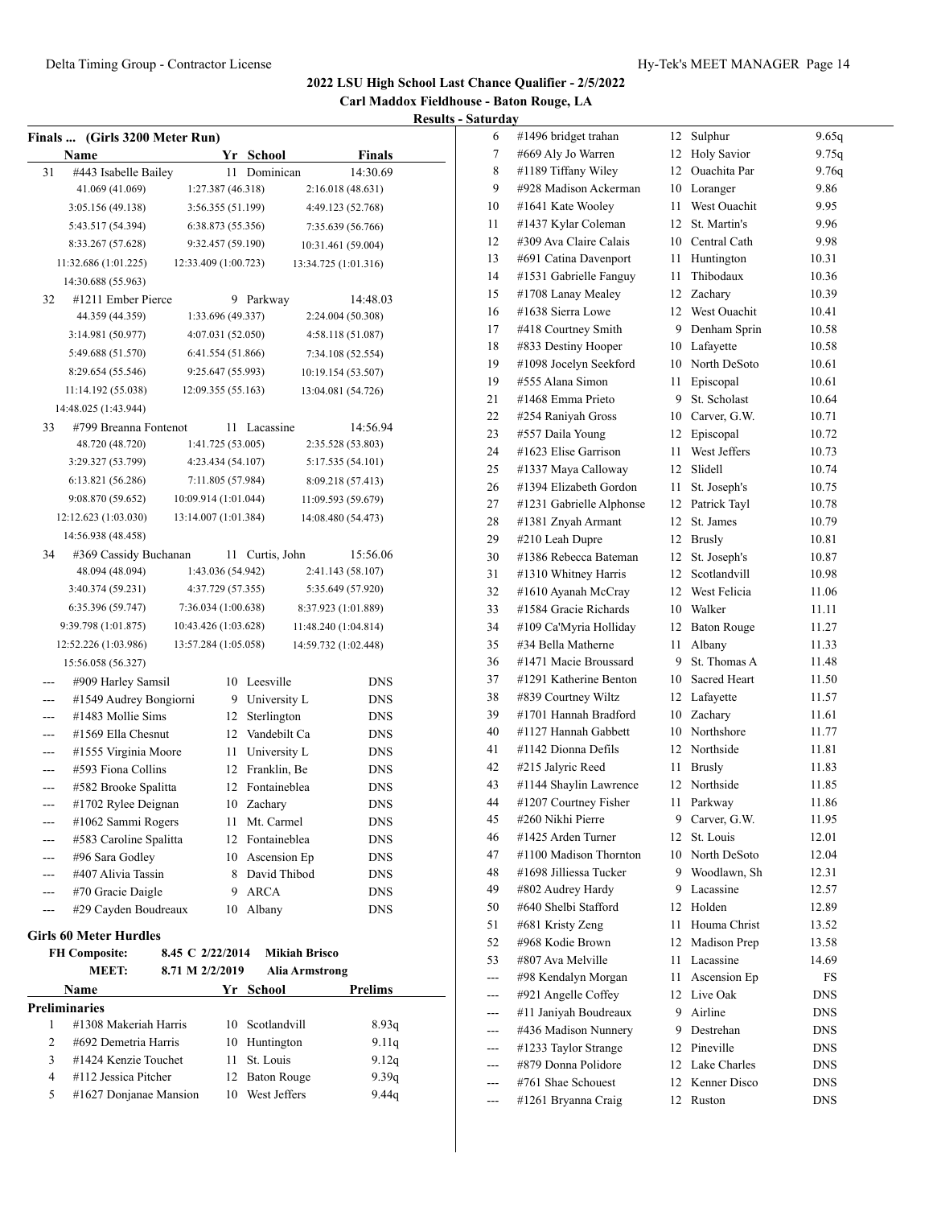**2022 LSU High School Last Chance Qualifier - 2/5/2022**

**Carl Maddox Fieldhouse - Baton Rouge, LA**

**Results - Saturday**

### Finals ... (Girls 3200 Meter Run)

| | Name | Yr | School | Finals |
|---|---|---|---|---|
| 31 | #443 Isabelle Bailey | 11 | Dominican | 14:30.69 |
| | 41.069 (41.069) | 1:27.387 (46.318) | 2:16.018 (48.631) | |
| | 3:05.156 (49.138) | 3:56.355 (51.199) | 4:49.123 (52.768) | |
| | 5:43.517 (54.394) | 6:38.873 (55.356) | 7:35.639 (56.766) | |
| | 8:33.267 (57.628) | 9:32.457 (59.190) | 10:31.461 (59.004) | |
| | 11:32.686 (1:01.225) | 12:33.409 (1:00.723) | 13:34.725 (1:01.316) | |
| | 14:30.688 (55.963) | | | |
| 32 | #1211 Ember Pierce | 9 | Parkway | 14:48.03 |
| | 44.359 (44.359) | 1:33.696 (49.337) | 2:24.004 (50.308) | |
| | 3:14.981 (50.977) | 4:07.031 (52.050) | 4:58.118 (51.087) | |
| | 5:49.688 (51.570) | 6:41.554 (51.866) | 7:34.108 (52.554) | |
| | 8:29.654 (55.546) | 9:25.647 (55.993) | 10:19.154 (53.507) | |
| | 11:14.192 (55.038) | 12:09.355 (55.163) | 13:04.081 (54.726) | |
| | 14:48.025 (1:43.944) | | | |
| 33 | #799 Breanna Fontenot | 11 | Lacassine | 14:56.94 |
| | 48.720 (48.720) | 1:41.725 (53.005) | 2:35.528 (53.803) | |
| | 3:29.327 (53.799) | 4:23.434 (54.107) | 5:17.535 (54.101) | |
| | 6:13.821 (56.286) | 7:11.805 (57.984) | 8:09.218 (57.413) | |
| | 9:08.870 (59.652) | 10:09.914 (1:01.044) | 11:09.593 (59.679) | |
| | 12:12.623 (1:03.030) | 13:14.007 (1:01.384) | 14:08.480 (54.473) | |
| | 14:56.938 (48.458) | | | |
| 34 | #369 Cassidy Buchanan | 11 | Curtis, John | 15:56.06 |
| | 48.094 (48.094) | 1:43.036 (54.942) | 2:41.143 (58.107) | |
| | 3:40.374 (59.231) | 4:37.729 (57.355) | 5:35.649 (57.920) | |
| | 6:35.396 (59.747) | 7:36.034 (1:00.638) | 8:37.923 (1:01.889) | |
| | 9:39.798 (1:01.875) | 10:43.426 (1:03.628) | 11:48.240 (1:04.814) | |
| | 12:52.226 (1:03.986) | 13:57.284 (1:05.058) | 14:59.732 (1:02.448) | |
| | 15:56.058 (56.327) | | | |
| --- | #909 Harley Samsil | 10 | Leesville | DNS |
| --- | #1549 Audrey Bongiorni | 9 | University L | DNS |
| --- | #1483 Mollie Sims | 12 | Sterlington | DNS |
| --- | #1569 Ella Chesnut | 12 | Vandebilt Ca | DNS |
| --- | #1555 Virginia Moore | 11 | University L | DNS |
| --- | #593 Fiona Collins | 12 | Franklin, Be | DNS |
| --- | #582 Brooke Spalitta | 12 | Fontaineblea | DNS |
| --- | #1702 Rylee Deignan | 10 | Zachary | DNS |
| --- | #1062 Sammi Rogers | 11 | Mt. Carmel | DNS |
| --- | #583 Caroline Spalitta | 12 | Fontaineblea | DNS |
| --- | #96 Sara Godley | 10 | Ascension Ep | DNS |
| --- | #407 Alivia Tassin | 8 | David Thibod | DNS |
| --- | #70 Gracie Daigle | 9 | ARCA | DNS |
| --- | #29 Cayden Boudreaux | 10 | Albany | DNS |

### Girls 60 Meter Hurdles

**FH Composite:** 8.45 C 2/22/2014 **Mikiah Brisco**

**MEET:** 8.71 M 2/2/2019 **Alia Armstrong**

| | Name | Yr | School | Prelims |
|---|---|---|---|---|
| **Preliminaries** | | | | |
| 1 | #1308 Makeriah Harris | 10 | Scotlandvill | 8.93q |
| 2 | #692 Demetria Harris | 10 | Huntington | 9.11q |
| 3 | #1424 Kenzie Touchet | 11 | St. Louis | 9.12q |
| 4 | #112 Jessica Pitcher | 12 | Baton Rouge | 9.39q |
| 5 | #1627 Donjanae Mansion | 10 | West Jeffers | 9.44q |
| 6 | #1496 bridget trahan | 12 | Sulphur | 9.65q |
| 7 | #669 Aly Jo Warren | 12 | Holy Savior | 9.75q |
| 8 | #1189 Tiffany Wiley | 12 | Ouachita Par | 9.76q |
| 9 | #928 Madison Ackerman | 10 | Loranger | 9.86 |
| 10 | #1641 Kate Wooley | 11 | West Ouachit | 9.95 |
| 11 | #1437 Kylar Coleman | 12 | St. Martin's | 9.96 |
| 12 | #309 Ava Claire Calais | 10 | Central Cath | 9.98 |
| 13 | #691 Catina Davenport | 11 | Huntington | 10.31 |
| 14 | #1531 Gabrielle Fanguy | 11 | Thibodaux | 10.36 |
| 15 | #1708 Lanay Mealey | 12 | Zachary | 10.39 |
| 16 | #1638 Sierra Lowe | 12 | West Ouachit | 10.41 |
| 17 | #418 Courtney Smith | 9 | Denham Sprin | 10.58 |
| 18 | #833 Destiny Hooper | 10 | Lafayette | 10.58 |
| 19 | #1098 Jocelyn Seekford | 10 | North DeSoto | 10.61 |
| 19 | #555 Alana Simon | 11 | Episcopal | 10.61 |
| 21 | #1468 Emma Prieto | 9 | St. Scholast | 10.64 |
| 22 | #254 Raniyah Gross | 10 | Carver, G.W. | 10.71 |
| 23 | #557 Daila Young | 12 | Episcopal | 10.72 |
| 24 | #1623 Elise Garrison | 11 | West Jeffers | 10.73 |
| 25 | #1337 Maya Calloway | 12 | Slidell | 10.74 |
| 26 | #1394 Elizabeth Gordon | 11 | St. Joseph's | 10.75 |
| 27 | #1231 Gabrielle Alphonse | 12 | Patrick Tayl | 10.78 |
| 28 | #1381 Znyah Armant | 12 | St. James | 10.79 |
| 29 | #210 Leah Dupre | 12 | Brusly | 10.81 |
| 30 | #1386 Rebecca Bateman | 12 | St. Joseph's | 10.87 |
| 31 | #1310 Whitney Harris | 12 | Scotlandvill | 10.98 |
| 32 | #1610 Ayanah McCray | 12 | West Felicia | 11.06 |
| 33 | #1584 Gracie Richards | 10 | Walker | 11.11 |
| 34 | #109 Ca'Myria Holliday | 12 | Baton Rouge | 11.27 |
| 35 | #34 Bella Matherne | 11 | Albany | 11.33 |
| 36 | #1471 Macie Broussard | 9 | St. Thomas A | 11.48 |
| 37 | #1291 Katherine Benton | 10 | Sacred Heart | 11.50 |
| 38 | #839 Courtney Wiltz | 12 | Lafayette | 11.57 |
| 39 | #1701 Hannah Bradford | 10 | Zachary | 11.61 |
| 40 | #1127 Hannah Gabbett | 10 | Northshore | 11.77 |
| 41 | #1142 Dionna Defils | 12 | Northside | 11.81 |
| 42 | #215 Jalyric Reed | 11 | Brusly | 11.83 |
| 43 | #1144 Shaylin Lawrence | 12 | Northside | 11.85 |
| 44 | #1207 Courtney Fisher | 11 | Parkway | 11.86 |
| 45 | #260 Nikhi Pierre | 9 | Carver, G.W. | 11.95 |
| 46 | #1425 Arden Turner | 12 | St. Louis | 12.01 |
| 47 | #1100 Madison Thornton | 10 | North DeSoto | 12.04 |
| 48 | #1698 Jilliessa Tucker | 9 | Woodlawn, Sh | 12.31 |
| 49 | #802 Audrey Hardy | 9 | Lacassine | 12.57 |
| 50 | #640 Shelbi Stafford | 12 | Holden | 12.89 |
| 51 | #681 Kristy Zeng | 11 | Houma Christ | 13.52 |
| 52 | #968 Kodie Brown | 12 | Madison Prep | 13.58 |
| 53 | #807 Ava Melville | 11 | Lacassine | 14.69 |
| --- | #98 Kendalyn Morgan | 11 | Ascension Ep | FS |
| --- | #921 Angelle Coffey | 12 | Live Oak | DNS |
| --- | #11 Janiyah Boudreaux | 9 | Airline | DNS |
| --- | #436 Madison Nunnery | 9 | Destrehan | DNS |
| --- | #1233 Taylor Strange | 12 | Pineville | DNS |
| --- | #879 Donna Polidore | 12 | Lake Charles | DNS |
| --- | #761 Shae Schouest | 12 | Kenner Disco | DNS |
| --- | #1261 Bryanna Craig | 12 | Ruston | DNS |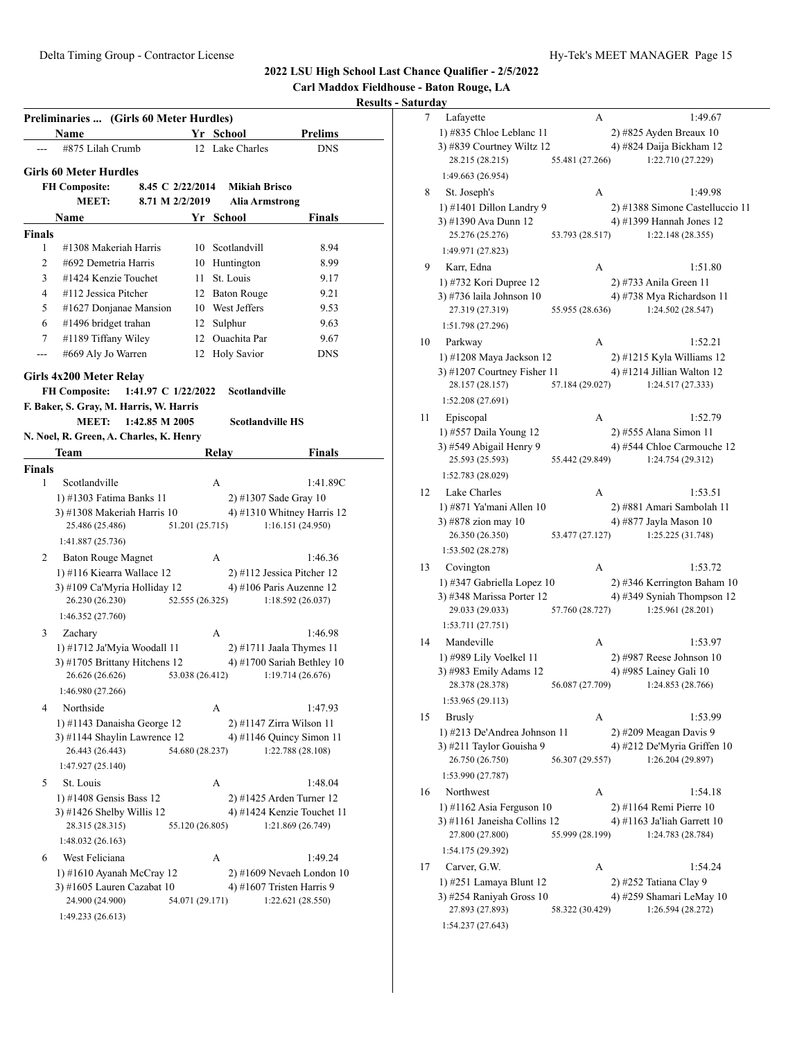## 2022 LSU High School Last Chance Qualifier - 2/5/2022

### Carl Maddox Fieldhouse - Baton Rouge, LA

### Results - Saturday

**Preliminaries ... (Girls 60 Meter Hurdles)**

| | Name | Yr | School | Prelims |
|---|---|---|---|---|
| --- | #875 Lilah Crumb | 12 | Lake Charles | DNS |

### Girls 60 Meter Hurdles

**FH Composite:** 8.45 C 2/22/2014 **Mikiah Brisco**

**MEET:** 8.71 M 2/2/2019 **Alia Armstrong**

| | Name | Yr | School | Finals |
|---|---|---|---|---|
| **Finals** | | | | |
| 1 | #1308 Makeriah Harris | 10 | Scotlandvill | 8.94 |
| 2 | #692 Demetria Harris | 10 | Huntington | 8.99 |
| 3 | #1424 Kenzie Touchet | 11 | St. Louis | 9.17 |
| 4 | #112 Jessica Pitcher | 12 | Baton Rouge | 9.21 |
| 5 | #1627 Donjanae Mansion | 10 | West Jeffers | 9.53 |
| 6 | #1496 bridget trahan | 12 | Sulphur | 9.63 |
| 7 | #1189 Tiffany Wiley | 12 | Ouachita Par | 9.67 |
| --- | #669 Aly Jo Warren | 12 | Holy Savior | DNS |

### Girls 4x200 Meter Relay

**FH Composite:** 1:41.97 C 1/22/2022 **Scotlandville**

F. Baker, S. Gray, M. Harris, W. Harris

**MEET:** 1:42.85 M 2005 **Scotlandville HS**

N. Noel, R. Green, A. Charles, K. Henry

| | Team | Relay | Finals |
|---|---|---|---|
| **Finals** | | | |
| 1 | Scotlandville | A | 1:41.89C |

1) #1303 Fatima Banks 11, 2) #1307 Sade Gray 10, 3) #1308 Makeriah Harris 10, 4) #1310 Whitney Harris 12
25.486 (25.486), 51.201 (25.715), 1:16.151 (24.950), 1:41.887 (25.736)

| | Team | Relay | Finals |
|---|---|---|---|
| 2 | Baton Rouge Magnet | A | 1:46.36 |

1) #116 Kiearra Wallace 12, 2) #112 Jessica Pitcher 12, 3) #109 Ca'Myria Holliday 12, 4) #106 Paris Auzenne 12
26.230 (26.230), 52.555 (26.325), 1:18.592 (26.037), 1:46.352 (27.760)

| | Team | Relay | Finals |
|---|---|---|---|
| 3 | Zachary | A | 1:46.98 |

1) #1712 Ja'Myia Woodall 11, 2) #1711 Jaala Thymes 11, 3) #1705 Brittany Hitchens 12, 4) #1700 Sariah Bethley 10
26.626 (26.626), 53.038 (26.412), 1:19.714 (26.676), 1:46.980 (27.266)

| | Team | Relay | Finals |
|---|---|---|---|
| 4 | Northside | A | 1:47.93 |

1) #1143 Danaisha George 12, 2) #1147 Zirra Wilson 11, 3) #1144 Shaylin Lawrence 12, 4) #1146 Quincy Simon 11
26.443 (26.443), 54.680 (28.237), 1:22.788 (28.108), 1:47.927 (25.140)

| | Team | Relay | Finals |
|---|---|---|---|
| 5 | St. Louis | A | 1:48.04 |

1) #1408 Gensis Bass 12, 2) #1425 Arden Turner 12, 3) #1426 Shelby Willis 12, 4) #1424 Kenzie Touchet 11
28.315 (28.315), 55.120 (26.805), 1:21.869 (26.749), 1:48.032 (26.163)

| | Team | Relay | Finals |
|---|---|---|---|
| 6 | West Feliciana | A | 1:49.24 |

1) #1610 Ayanah McCray 12, 2) #1609 Nevaeh London 10, 3) #1605 Lauren Cazabat 10, 4) #1607 Tristen Harris 9
24.900 (24.900), 54.071 (29.171), 1:22.621 (28.550), 1:49.233 (26.613)

| | Team | Relay | Finals |
|---|---|---|---|
| 7 | Lafayette | A | 1:49.67 |

1) #835 Chloe Leblanc 11, 2) #825 Ayden Breaux 10, 3) #839 Courtney Wiltz 12, 4) #824 Daija Bickham 12
28.215 (28.215), 55.481 (27.266), 1:22.710 (27.229), 1:49.663 (26.954)

| | Team | Relay | Finals |
|---|---|---|---|
| 8 | St. Joseph's | A | 1:49.98 |

1) #1401 Dillon Landry 9, 2) #1388 Simone Castelluccio 11, 3) #1390 Ava Dunn 12, 4) #1399 Hannah Jones 12
25.276 (25.276), 53.793 (28.517), 1:22.148 (28.355), 1:49.971 (27.823)

| | Team | Relay | Finals |
|---|---|---|---|
| 9 | Karr, Edna | A | 1:51.80 |

1) #732 Kori Dupree 12, 2) #733 Anila Green 11, 3) #736 laila Johnson 10, 4) #738 Mya Richardson 11
27.319 (27.319), 55.955 (28.636), 1:24.502 (28.547), 1:51.798 (27.296)

| | Team | Relay | Finals |
|---|---|---|---|
| 10 | Parkway | A | 1:52.21 |

1) #1208 Maya Jackson 12, 2) #1215 Kyla Williams 12, 3) #1207 Courtney Fisher 11, 4) #1214 Jillian Walton 12
28.157 (28.157), 57.184 (29.027), 1:24.517 (27.333), 1:52.208 (27.691)

| | Team | Relay | Finals |
|---|---|---|---|
| 11 | Episcopal | A | 1:52.79 |

1) #557 Daila Young 12, 2) #555 Alana Simon 11, 3) #549 Abigail Henry 9, 4) #544 Chloe Carmouche 12
25.593 (25.593), 55.442 (29.849), 1:24.754 (29.312), 1:52.783 (28.029)

| | Team | Relay | Finals |
|---|---|---|---|
| 12 | Lake Charles | A | 1:53.51 |

1) #871 Ya'mani Allen 10, 2) #881 Amari Sambolah 11, 3) #878 zion may 10, 4) #877 Jayla Mason 10
26.350 (26.350), 53.477 (27.127), 1:25.225 (31.748), 1:53.502 (28.278)

| | Team | Relay | Finals |
|---|---|---|---|
| 13 | Covington | A | 1:53.72 |

1) #347 Gabriella Lopez 10, 2) #346 Kerrington Baham 10, 3) #348 Marissa Porter 12, 4) #349 Syniah Thompson 12
29.033 (29.033), 57.760 (28.727), 1:25.961 (28.201), 1:53.711 (27.751)

| | Team | Relay | Finals |
|---|---|---|---|
| 14 | Mandeville | A | 1:53.97 |

1) #989 Lily Voelkel 11, 2) #987 Reese Johnson 10, 3) #983 Emily Adams 12, 4) #985 Lainey Gali 10
28.378 (28.378), 56.087 (27.709), 1:24.853 (28.766), 1:53.965 (29.113)

| | Team | Relay | Finals |
|---|---|---|---|
| 15 | Brusly | A | 1:53.99 |

1) #213 De'Andrea Johnson 11, 2) #209 Meagan Davis 9, 3) #211 Taylor Gouisha 9, 4) #212 De'Myria Griffen 10
26.750 (26.750), 56.307 (29.557), 1:26.204 (29.897), 1:53.990 (27.787)

| | Team | Relay | Finals |
|---|---|---|---|
| 16 | Northwest | A | 1:54.18 |

1) #1162 Asia Ferguson 10, 2) #1164 Remi Pierre 10, 3) #1161 Janeisha Collins 12, 4) #1163 Ja'liah Garrett 10
27.800 (27.800), 55.999 (28.199), 1:24.783 (28.784), 1:54.175 (29.392)

| | Team | Relay | Finals |
|---|---|---|---|
| 17 | Carver, G.W. | A | 1:54.24 |

1) #251 Lamaya Blunt 12, 2) #252 Tatiana Clay 9, 3) #254 Raniyah Gross 10, 4) #259 Shamari LeMay 10
27.893 (27.893), 58.322 (30.429), 1:26.594 (28.272), 1:54.237 (27.643)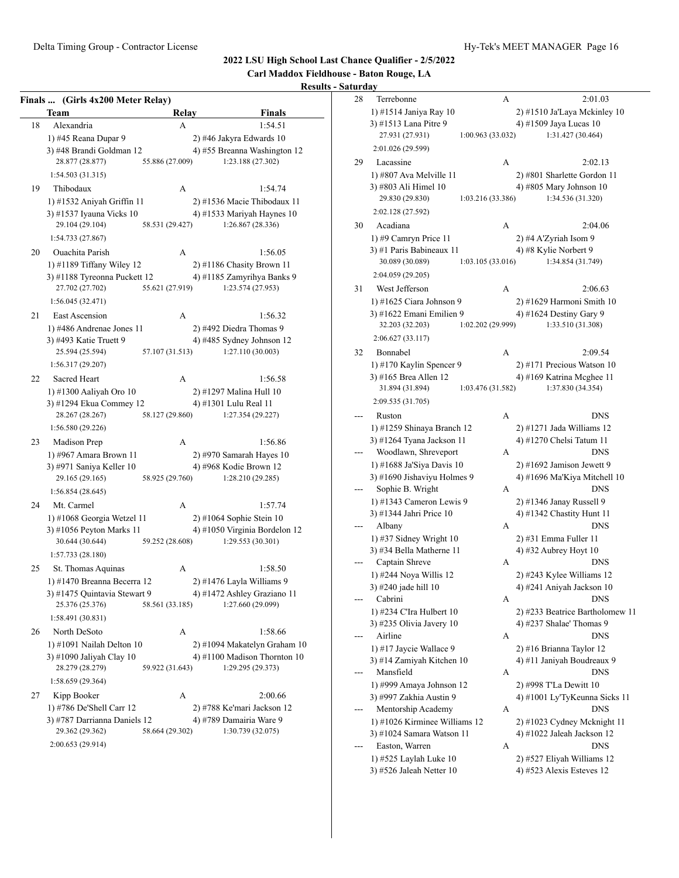## 2022 LSU High School Last Chance Qualifier - 2/5/2022

### Carl Maddox Fieldhouse - Baton Rouge, LA

### Results - Saturday

**Finals ... (Girls 4x200 Meter Relay)**

| | Team | Relay | Finals |
|---|---|---|---|
| 18 | Alexandria | A | 1:54.51 |
| | 1) #45 Reana Dupar 9 | 2) #46 Jakyra Edwards 10 | |
| | 3) #48 Brandi Goldman 12 | 4) #55 Breanna Washington 12 | |
| | 28.877 (28.877) | 55.886 (27.009) | 1:23.188 (27.302) |
| | 1:54.503 (31.315) | | |
| 19 | Thibodaux | A | 1:54.74 |
| | 1) #1532 Aniyah Griffin 11 | 2) #1536 Macie Thibodaux 11 | |
| | 3) #1537 Iyauna Vicks 10 | 4) #1533 Mariyah Haynes 10 | |
| | 29.104 (29.104) | 58.531 (29.427) | 1:26.867 (28.336) |
| | 1:54.733 (27.867) | | |
| 20 | Ouachita Parish | A | 1:56.05 |
| | 1) #1189 Tiffany Wiley 12 | 2) #1186 Chasity Brown 11 | |
| | 3) #1188 Tyreonna Puckett 12 | 4) #1185 Zamyrihya Banks 9 | |
| | 27.702 (27.702) | 55.621 (27.919) | 1:23.574 (27.953) |
| | 1:56.045 (32.471) | | |
| 21 | East Ascension | A | 1:56.32 |
| | 1) #486 Andrenae Jones 11 | 2) #492 Diedra Thomas 9 | |
| | 3) #493 Katie Truett 9 | 4) #485 Sydney Johnson 12 | |
| | 25.594 (25.594) | 57.107 (31.513) | 1:27.110 (30.003) |
| | 1:56.317 (29.207) | | |
| 22 | Sacred Heart | A | 1:56.58 |
| | 1) #1300 Aaliyah Oro 10 | 2) #1297 Malina Hull 10 | |
| | 3) #1294 Ekua Commey 12 | 4) #1301 Lulu Real 11 | |
| | 28.267 (28.267) | 58.127 (29.860) | 1:27.354 (29.227) |
| | 1:56.580 (29.226) | | |
| 23 | Madison Prep | A | 1:56.86 |
| | 1) #967 Amara Brown 11 | 2) #970 Samarah Hayes 10 | |
| | 3) #971 Saniya Keller 10 | 4) #968 Kodie Brown 12 | |
| | 29.165 (29.165) | 58.925 (29.760) | 1:28.210 (29.285) |
| | 1:56.854 (28.645) | | |
| 24 | Mt. Carmel | A | 1:57.74 |
| | 1) #1068 Georgia Wetzel 11 | 2) #1064 Sophie Stein 10 | |
| | 3) #1056 Peyton Marks 11 | 4) #1050 Virginia Bordelon 12 | |
| | 30.644 (30.644) | 59.252 (28.608) | 1:29.553 (30.301) |
| | 1:57.733 (28.180) | | |
| 25 | St. Thomas Aquinas | A | 1:58.50 |
| | 1) #1470 Breanna Becerra 12 | 2) #1476 Layla Williams 9 | |
| | 3) #1475 Quintavia Stewart 9 | 4) #1472 Ashley Graziano 11 | |
| | 25.376 (25.376) | 58.561 (33.185) | 1:27.660 (29.099) |
| | 1:58.491 (30.831) | | |
| 26 | North DeSoto | A | 1:58.66 |
| | 1) #1091 Nailah Delton 10 | 2) #1094 Makatelyn Graham 10 | |
| | 3) #1090 Jaliyah Clay 10 | 4) #1100 Madison Thornton 10 | |
| | 28.279 (28.279) | 59.922 (31.643) | 1:29.295 (29.373) |
| | 1:58.659 (29.364) | | |
| 27 | Kipp Booker | A | 2:00.66 |
| | 1) #786 De'Shell Carr 12 | 2) #788 Ke'mari Jackson 12 | |
| | 3) #787 Darrianna Daniels 12 | 4) #789 Damairia Ware 9 | |
| | 29.362 (29.362) | 58.664 (29.302) | 1:30.739 (32.075) |
| | 2:00.653 (29.914) | | |
| 28 | Terrebonne | A | 2:01.03 |
| | 1) #1514 Janiya Ray 10 | 2) #1510 Ja'Laya Mckinley 10 | |
| | 3) #1513 Lana Pitre 9 | 4) #1509 Jaya Lucas 10 | |
| | 27.931 (27.931) | 1:00.963 (33.032) | 1:31.427 (30.464) |
| | 2:01.026 (29.599) | | |
| 29 | Lacassine | A | 2:02.13 |
| | 1) #807 Ava Melville 11 | 2) #801 Sharlette Gordon 11 | |
| | 3) #803 Ali Himel 10 | 4) #805 Mary Johnson 10 | |
| | 29.830 (29.830) | 1:03.216 (33.386) | 1:34.536 (31.320) |
| | 2:02.128 (27.592) | | |
| 30 | Acadiana | A | 2:04.06 |
| | 1) #9 Camryn Price 11 | 2) #4 A'Zyriah Isom 9 | |
| | 3) #1 Paris Babineaux 11 | 4) #8 Kylie Norbert 9 | |
| | 30.089 (30.089) | 1:03.105 (33.016) | 1:34.854 (31.749) |
| | 2:04.059 (29.205) | | |
| 31 | West Jefferson | A | 2:06.63 |
| | 1) #1625 Ciara Johnson 9 | 2) #1629 Harmoni Smith 10 | |
| | 3) #1622 Emani Emilien 9 | 4) #1624 Destiny Gary 9 | |
| | 32.203 (32.203) | 1:02.202 (29.999) | 1:33.510 (31.308) |
| | 2:06.627 (33.117) | | |
| 32 | Bonnabel | A | 2:09.54 |
| | 1) #170 Kaylin Spencer 9 | 2) #171 Precious Watson 10 | |
| | 3) #165 Brea Allen 12 | 4) #169 Katrina Mcghee 11 | |
| | 31.894 (31.894) | 1:03.476 (31.582) | 1:37.830 (34.354) |
| | 2:09.535 (31.705) | | |
| --- | Ruston | A | DNS |
| | 1) #1259 Shinaya Branch 12 | 2) #1271 Jada Williams 12 | |
| | 3) #1264 Tyana Jackson 11 | 4) #1270 Chelsi Tatum 11 | |
| --- | Woodlawn, Shreveport | A | DNS |
| | 1) #1688 Ja'Siya Davis 10 | 2) #1692 Jamison Jewett 9 | |
| | 3) #1690 Jishaviyu Holmes 9 | 4) #1696 Ma'Kiya Mitchell 10 | |
| --- | Sophie B. Wright | A | DNS |
| | 1) #1343 Cameron Lewis 9 | 2) #1346 Janay Russell 9 | |
| | 3) #1344 Jahri Price 10 | 4) #1342 Chastity Hunt 11 | |
| --- | Albany | A | DNS |
| | 1) #37 Sidney Wright 10 | 2) #31 Emma Fuller 11 | |
| | 3) #34 Bella Matherne 11 | 4) #32 Aubrey Hoyt 10 | |
| --- | Captain Shreve | A | DNS |
| | 1) #244 Noya Willis 12 | 2) #243 Kylee Williams 12 | |
| | 3) #240 jade hill 10 | 4) #241 Aniyah Jackson 10 | |
| --- | Cabrini | A | DNS |
| | 1) #234 C'Ira Hulbert 10 | 2) #233 Beatrice Bartholomew 11 | |
| | 3) #235 Olivia Javery 10 | 4) #237 Shalae' Thomas 9 | |
| --- | Airline | A | DNS |
| | 1) #17 Jaycie Wallace 9 | 2) #16 Brianna Taylor 12 | |
| | 3) #14 Zamiyah Kitchen 10 | 4) #11 Janiyah Boudreaux 9 | |
| --- | Mansfield | A | DNS |
| | 1) #999 Amaya Johnson 12 | 2) #998 T'La Dewitt 10 | |
| | 3) #997 Zakhia Austin 9 | 4) #1001 Ly'TyKeunna Sicks 11 | |
| --- | Mentorship Academy | A | DNS |
| | 1) #1026 Kirminee Williams 12 | 2) #1023 Cydney Mcknight 11 | |
| | 3) #1024 Samara Watson 11 | 4) #1022 Jaleah Jackson 12 | |
| --- | Easton, Warren | A | DNS |
| | 1) #525 Laylah Luke 10 | 2) #527 Eliyah Williams 12 | |
| | 3) #526 Jaleah Netter 10 | 4) #523 Alexis Esteves 12 | |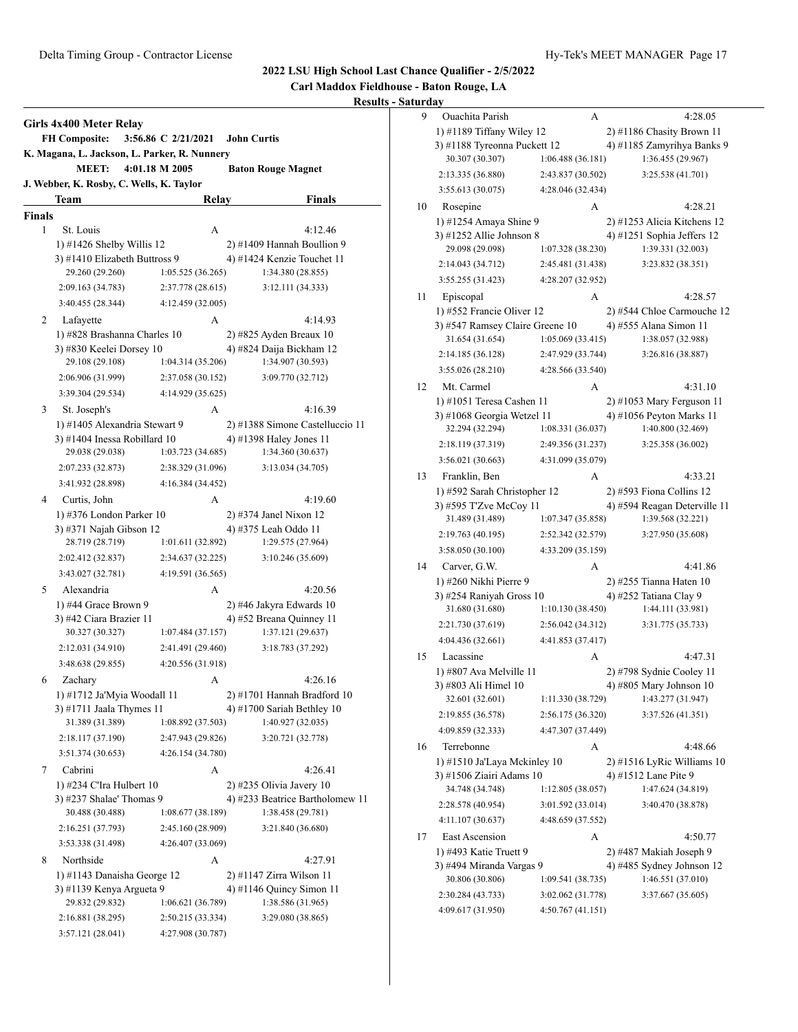## 2022 LSU High School Last Chance Qualifier - 2/5/2022

### Carl Maddox Fieldhouse - Baton Rouge, LA

### Results - Saturday

### Girls 4x400 Meter Relay

**FH Composite:** 3:56.86 C 2/21/2021 **John Curtis**
K. Magana, L. Jackson, L. Parker, R. Nunnery

**MEET:** 4:01.18 M 2005 **Baton Rouge Magnet**
J. Webber, K. Rosby, C. Wells, K. Taylor

| | Team | Relay | Finals |
|---|---|---|---|

**Finals**

| Place | Team | Relay | Finals |
|---|---|---|---|
| 1 | St. Louis | A | 4:12.46 |

1) #1426 Shelby Willis 12 · 2) #1409 Hannah Boullion 9 · 3) #1410 Elizabeth Buttross 9 · 4) #1424 Kenzie Touchet 11
29.260 (29.260) · 1:05.525 (36.265) · 1:34.380 (28.855) · 2:09.163 (34.783) · 2:37.778 (28.615) · 3:12.111 (34.333) · 3:40.455 (28.344) · 4:12.459 (32.005)

| Place | Team | Relay | Finals |
|---|---|---|---|
| 2 | Lafayette | A | 4:14.93 |

1) #828 Brashanna Charles 10 · 2) #825 Ayden Breaux 10 · 3) #830 Keelei Dorsey 10 · 4) #824 Daija Bickham 12
29.108 (29.108) · 1:04.314 (35.206) · 1:34.907 (30.593) · 2:06.906 (31.999) · 2:37.058 (30.152) · 3:09.770 (32.712) · 3:39.304 (29.534) · 4:14.929 (35.625)

| Place | Team | Relay | Finals |
|---|---|---|---|
| 3 | St. Joseph's | A | 4:16.39 |

1) #1405 Alexandria Stewart 9 · 2) #1388 Simone Castelluccio 11 · 3) #1404 Inessa Robillard 10 · 4) #1398 Haley Jones 11
29.038 (29.038) · 1:03.723 (34.685) · 1:34.360 (30.637) · 2:07.233 (32.873) · 2:38.329 (31.096) · 3:13.034 (34.705) · 3:41.932 (28.898) · 4:16.384 (34.452)

| Place | Team | Relay | Finals |
|---|---|---|---|
| 4 | Curtis, John | A | 4:19.60 |

1) #376 London Parker 10 · 2) #374 Janel Nixon 12 · 3) #371 Najah Gibson 12 · 4) #375 Leah Oddo 11
28.719 (28.719) · 1:01.611 (32.892) · 1:29.575 (27.964) · 2:02.412 (32.837) · 2:34.637 (32.225) · 3:10.246 (35.609) · 3:43.027 (32.781) · 4:19.591 (36.565)

| Place | Team | Relay | Finals |
|---|---|---|---|
| 5 | Alexandria | A | 4:20.56 |

1) #44 Grace Brown 9 · 2) #46 Jakyra Edwards 10 · 3) #42 Ciara Brazier 11 · 4) #52 Breana Quinney 11
30.327 (30.327) · 1:07.484 (37.157) · 1:37.121 (29.637) · 2:12.031 (34.910) · 2:41.491 (29.460) · 3:18.783 (37.292) · 3:48.638 (29.855) · 4:20.556 (31.918)

| Place | Team | Relay | Finals |
|---|---|---|---|
| 6 | Zachary | A | 4:26.16 |

1) #1712 Ja'Myia Woodall 11 · 2) #1701 Hannah Bradford 10 · 3) #1711 Jaala Thymes 11 · 4) #1700 Sariah Bethley 10
31.389 (31.389) · 1:08.892 (37.503) · 1:40.927 (32.035) · 2:18.117 (37.190) · 2:47.943 (29.826) · 3:20.721 (32.778) · 3:51.374 (30.653) · 4:26.154 (34.780)

| Place | Team | Relay | Finals |
|---|---|---|---|
| 7 | Cabrini | A | 4:26.41 |

1) #234 C'Ira Hulbert 10 · 2) #235 Olivia Javery 10 · 3) #237 Shalae' Thomas 9 · 4) #233 Beatrice Bartholomew 11
30.488 (30.488) · 1:08.677 (38.189) · 1:38.458 (29.781) · 2:16.251 (37.793) · 2:45.160 (28.909) · 3:21.840 (36.680) · 3:53.338 (31.498) · 4:26.407 (33.069)

| Place | Team | Relay | Finals |
|---|---|---|---|
| 8 | Northside | A | 4:27.91 |

1) #1143 Danaisha George 12 · 2) #1147 Zirra Wilson 11 · 3) #1139 Kenya Argueta 9 · 4) #1146 Quincy Simon 11
29.832 (29.832) · 1:06.621 (36.789) · 1:38.586 (31.965) · 2:16.881 (38.295) · 2:50.215 (33.334) · 3:29.080 (38.865) · 3:57.121 (28.041) · 4:27.908 (30.787)

| Place | Team | Relay | Finals |
|---|---|---|---|
| 9 | Ouachita Parish | A | 4:28.05 |

1) #1189 Tiffany Wiley 12 · 2) #1186 Chasity Brown 11 · 3) #1188 Tyreonna Puckett 12 · 4) #1185 Zamyrihya Banks 9
30.307 (30.307) · 1:06.488 (36.181) · 1:36.455 (29.967) · 2:13.335 (36.880) · 2:43.837 (30.502) · 3:25.538 (41.701) · 3:55.613 (30.075) · 4:28.046 (32.434)

| Place | Team | Relay | Finals |
|---|---|---|---|
| 10 | Rosepine | A | 4:28.21 |

1) #1254 Amaya Shine 9 · 2) #1253 Alicia Kitchens 12 · 3) #1252 Allie Johnson 8 · 4) #1251 Sophia Jeffers 12
29.098 (29.098) · 1:07.328 (38.230) · 1:39.331 (32.003) · 2:14.043 (34.712) · 2:45.481 (31.438) · 3:23.832 (38.351) · 3:55.255 (31.423) · 4:28.207 (32.952)

| Place | Team | Relay | Finals |
|---|---|---|---|
| 11 | Episcopal | A | 4:28.57 |

1) #552 Francie Oliver 12 · 2) #544 Chloe Carmouche 12 · 3) #547 Ramsey Claire Greene 10 · 4) #555 Alana Simon 11
31.654 (31.654) · 1:05.069 (33.415) · 1:38.057 (32.988) · 2:14.185 (36.128) · 2:47.929 (33.744) · 3:26.816 (38.887) · 3:55.026 (28.210) · 4:28.566 (33.540)

| Place | Team | Relay | Finals |
|---|---|---|---|
| 12 | Mt. Carmel | A | 4:31.10 |

1) #1051 Teresa Cashen 11 · 2) #1053 Mary Ferguson 11 · 3) #1068 Georgia Wetzel 11 · 4) #1056 Peyton Marks 11
32.294 (32.294) · 1:08.331 (36.037) · 1:40.800 (32.469) · 2:18.119 (37.319) · 2:49.356 (31.237) · 3:25.358 (36.002) · 3:56.021 (30.663) · 4:31.099 (35.079)

| Place | Team | Relay | Finals |
|---|---|---|---|
| 13 | Franklin, Ben | A | 4:33.21 |

1) #592 Sarah Christopher 12 · 2) #593 Fiona Collins 12 · 3) #595 T'Zve McCoy 11 · 4) #594 Reagan Deterville 11
31.489 (31.489) · 1:07.347 (35.858) · 1:39.568 (32.221) · 2:19.763 (40.195) · 2:52.342 (32.579) · 3:27.950 (35.608) · 3:58.050 (30.100) · 4:33.209 (35.159)

| Place | Team | Relay | Finals |
|---|---|---|---|
| 14 | Carver, G.W. | A | 4:41.86 |

1) #260 Nikhi Pierre 9 · 2) #255 Tianna Haten 10 · 3) #254 Raniyah Gross 10 · 4) #252 Tatiana Clay 9
31.680 (31.680) · 1:10.130 (38.450) · 1:44.111 (33.981) · 2:21.730 (37.619) · 2:56.042 (34.312) · 3:31.775 (35.733) · 4:04.436 (32.661) · 4:41.853 (37.417)

| Place | Team | Relay | Finals |
|---|---|---|---|
| 15 | Lacassine | A | 4:47.31 |

1) #807 Ava Melville 11 · 2) #798 Sydnie Cooley 11 · 3) #803 Ali Himel 10 · 4) #805 Mary Johnson 10
32.601 (32.601) · 1:11.330 (38.729) · 1:43.277 (31.947) · 2:19.855 (36.578) · 2:56.175 (36.320) · 3:37.526 (41.351) · 4:09.859 (32.333) · 4:47.307 (37.449)

| Place | Team | Relay | Finals |
|---|---|---|---|
| 16 | Terrebonne | A | 4:48.66 |

1) #1510 Ja'Laya Mckinley 10 · 2) #1516 LyRic Williams 10 · 3) #1506 Ziairi Adams 10 · 4) #1512 Lane Pite 9
34.748 (34.748) · 1:12.805 (38.057) · 1:47.624 (34.819) · 2:28.578 (40.954) · 3:01.592 (33.014) · 3:40.470 (38.878) · 4:11.107 (30.637) · 4:48.659 (37.552)

| Place | Team | Relay | Finals |
|---|---|---|---|
| 17 | East Ascension | A | 4:50.77 |

1) #493 Katie Truett 9 · 2) #487 Makiah Joseph 9 · 3) #494 Miranda Vargas 9 · 4) #485 Sydney Johnson 12
30.806 (30.806) · 1:09.541 (38.735) · 1:46.551 (37.010) · 2:30.284 (43.733) · 3:02.062 (31.778) · 3:37.667 (35.605) · 4:09.617 (31.950) · 4:50.767 (41.151)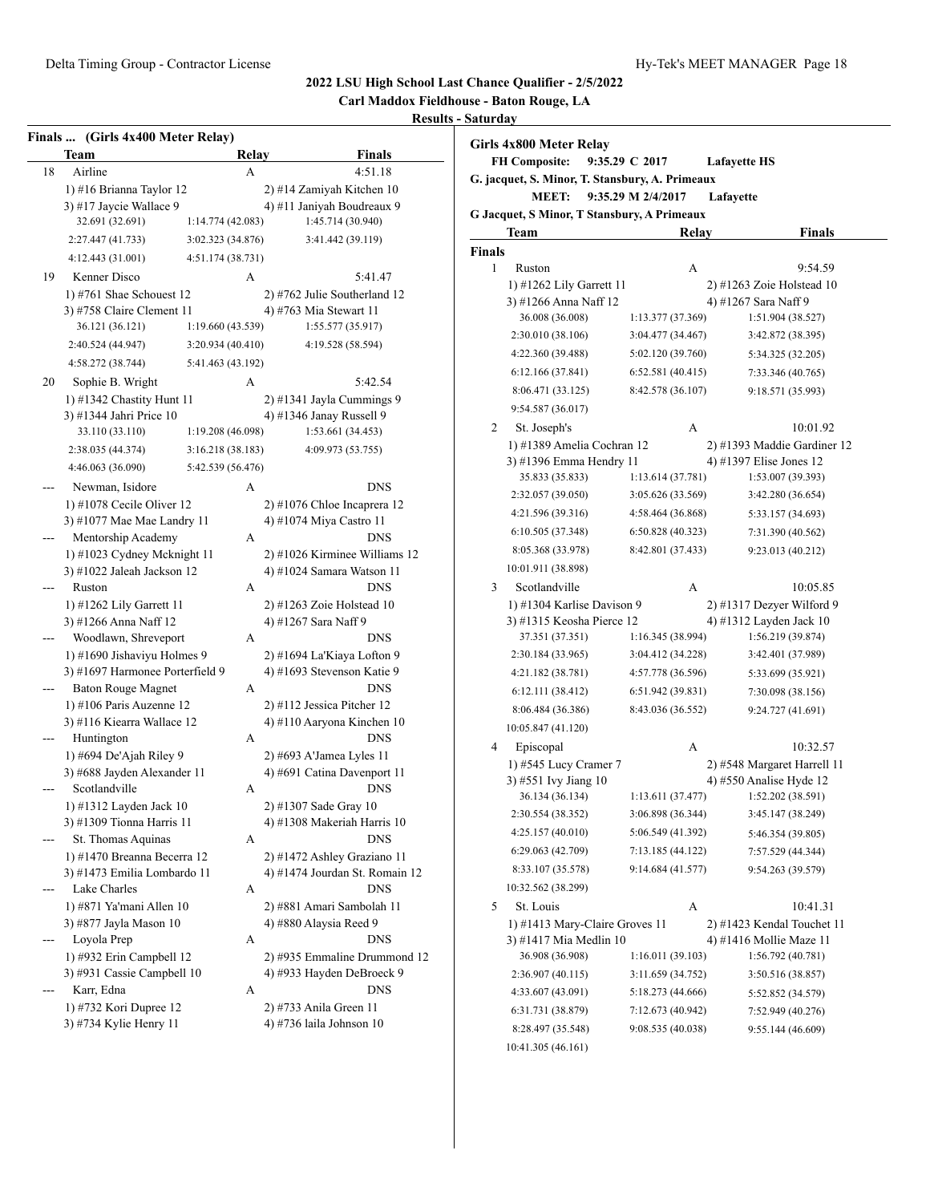## 2022 LSU High School Last Chance Qualifier - 2/5/2022

**Carl Maddox Fieldhouse - Baton Rouge, LA**

**Results - Saturday**

### Finals ... (Girls 4x400 Meter Relay)

| | Team | Relay | Finals |
|---|---|---|---|
| 18 | Airline | A | 4:51.18 |
| | 1) #16 Brianna Taylor 12 | 2) #14 Zamiyah Kitchen 10 | |
| | 3) #17 Jaycie Wallace 9 | 4) #11 Janiyah Boudreaux 9 | |
| | 32.691 (32.691) | 1:14.774 (42.083) | 1:45.714 (30.940) |
| | 2:27.447 (41.733) | 3:02.323 (34.876) | 3:41.442 (39.119) |
| | 4:12.443 (31.001) | 4:51.174 (38.731) | |
| 19 | Kenner Disco | A | 5:41.47 |
| | 1) #761 Shae Schouest 12 | 2) #762 Julie Southerland 12 | |
| | 3) #758 Claire Clement 11 | 4) #763 Mia Stewart 11 | |
| | 36.121 (36.121) | 1:19.660 (43.539) | 1:55.577 (35.917) |
| | 2:40.524 (44.947) | 3:20.934 (40.410) | 4:19.528 (58.594) |
| | 4:58.272 (38.744) | 5:41.463 (43.192) | |
| 20 | Sophie B. Wright | A | 5:42.54 |
| | 1) #1342 Chastity Hunt 11 | 2) #1341 Jayla Cummings 9 | |
| | 3) #1344 Jahri Price 10 | 4) #1346 Janay Russell 9 | |
| | 33.110 (33.110) | 1:19.208 (46.098) | 1:53.661 (34.453) |
| | 2:38.035 (44.374) | 3:16.218 (38.183) | 4:09.973 (53.755) |
| | 4:46.063 (36.090) | 5:42.539 (56.476) | |
| --- | Newman, Isidore | A | DNS |
| | 1) #1078 Cecile Oliver 12 | 2) #1076 Chloe Incaprera 12 | |
| | 3) #1077 Mae Mae Landry 11 | 4) #1074 Miya Castro 11 | |
| --- | Mentorship Academy | A | DNS |
| | 1) #1023 Cydney Mcknight 11 | 2) #1026 Kirminee Williams 12 | |
| | 3) #1022 Jaleah Jackson 12 | 4) #1024 Samara Watson 11 | |
| --- | Ruston | A | DNS |
| | 1) #1262 Lily Garrett 11 | 2) #1263 Zoie Holstead 10 | |
| | 3) #1266 Anna Naff 12 | 4) #1267 Sara Naff 9 | |
| --- | Woodlawn, Shreveport | A | DNS |
| | 1) #1690 Jishaviyu Holmes 9 | 2) #1694 La'Kiaya Lofton 9 | |
| | 3) #1697 Harmonee Porterfield 9 | 4) #1693 Stevenson Katie 9 | |
| --- | Baton Rouge Magnet | A | DNS |
| | 1) #106 Paris Auzenne 12 | 2) #112 Jessica Pitcher 12 | |
| | 3) #116 Kiearra Wallace 12 | 4) #110 Aaryona Kinchen 10 | |
| --- | Huntington | A | DNS |
| | 1) #694 De'Ajah Riley 9 | 2) #693 A'Jamea Lyles 11 | |
| | 3) #688 Jayden Alexander 11 | 4) #691 Catina Davenport 11 | |
| --- | Scotlandville | A | DNS |
| | 1) #1312 Layden Jack 10 | 2) #1307 Sade Gray 10 | |
| | 3) #1309 Tionna Harris 11 | 4) #1308 Makeriah Harris 10 | |
| --- | St. Thomas Aquinas | A | DNS |
| | 1) #1470 Breanna Becerra 12 | 2) #1472 Ashley Graziano 11 | |
| | 3) #1473 Emilia Lombardo 11 | 4) #1474 Jourdan St. Romain 12 | |
| --- | Lake Charles | A | DNS |
| | 1) #871 Ya'mani Allen 10 | 2) #881 Amari Sambolah 11 | |
| | 3) #877 Jayla Mason 10 | 4) #880 Alaysia Reed 9 | |
| --- | Loyola Prep | A | DNS |
| | 1) #932 Erin Campbell 12 | 2) #935 Emmaline Drummond 12 | |
| | 3) #931 Cassie Campbell 10 | 4) #933 Hayden DeBroeck 9 | |
| --- | Karr, Edna | A | DNS |
| | 1) #732 Kori Dupree 12 | 2) #733 Anila Green 11 | |
| | 3) #734 Kylie Henry 11 | 4) #736 laila Johnson 10 | |

### Girls 4x800 Meter Relay

**FH Composite: 9:35.29 C 2017 Lafayette HS**
**G. jacquet, S. Minor, T. Stansbury, A. Primeaux**
**MEET: 9:35.29 M 2/4/2017 Lafayette**
**G Jacquet, S Minor, T Stansbury, A Primeaux**

**Finals**

| | Team | Relay | Finals |
|---|---|---|---|
| 1 | Ruston | A | 9:54.59 |
| | 1) #1262 Lily Garrett 11 | 2) #1263 Zoie Holstead 10 | |
| | 3) #1266 Anna Naff 12 | 4) #1267 Sara Naff 9 | |
| | 36.008 (36.008) | 1:13.377 (37.369) | 1:51.904 (38.527) |
| | 2:30.010 (38.106) | 3:04.477 (34.467) | 3:42.872 (38.395) |
| | 4:22.360 (39.488) | 5:02.120 (39.760) | 5:34.325 (32.205) |
| | 6:12.166 (37.841) | 6:52.581 (40.415) | 7:33.346 (40.765) |
| | 8:06.471 (33.125) | 8:42.578 (36.107) | 9:18.571 (35.993) |
| | 9:54.587 (36.017) | | |
| 2 | St. Joseph's | A | 10:01.92 |
| | 1) #1389 Amelia Cochran 12 | 2) #1393 Maddie Gardiner 12 | |
| | 3) #1396 Emma Hendry 11 | 4) #1397 Elise Jones 12 | |
| | 35.833 (35.833) | 1:13.614 (37.781) | 1:53.007 (39.393) |
| | 2:32.057 (39.050) | 3:05.626 (33.569) | 3:42.280 (36.654) |
| | 4:21.596 (39.316) | 4:58.464 (36.868) | 5:33.157 (34.693) |
| | 6:10.505 (37.348) | 6:50.828 (40.323) | 7:31.390 (40.562) |
| | 8:05.368 (33.978) | 8:42.801 (37.433) | 9:23.013 (40.212) |
| | 10:01.911 (38.898) | | |
| 3 | Scotlandville | A | 10:05.85 |
| | 1) #1304 Karlise Davison 9 | 2) #1317 Dezyer Wilford 9 | |
| | 3) #1315 Keosha Pierce 12 | 4) #1312 Layden Jack 10 | |
| | 37.351 (37.351) | 1:16.345 (38.994) | 1:56.219 (39.874) |
| | 2:30.184 (33.965) | 3:04.412 (34.228) | 3:42.401 (37.989) |
| | 4:21.182 (38.781) | 4:57.778 (36.596) | 5:33.699 (35.921) |
| | 6:12.111 (38.412) | 6:51.942 (39.831) | 7:30.098 (38.156) |
| | 8:06.484 (36.386) | 8:43.036 (36.552) | 9:24.727 (41.691) |
| | 10:05.847 (41.120) | | |
| 4 | Episcopal | A | 10:32.57 |
| | 1) #545 Lucy Cramer 7 | 2) #548 Margaret Harrell 11 | |
| | 3) #551 Ivy Jiang 10 | 4) #550 Analise Hyde 12 | |
| | 36.134 (36.134) | 1:13.611 (37.477) | 1:52.202 (38.591) |
| | 2:30.554 (38.352) | 3:06.898 (36.344) | 3:45.147 (38.249) |
| | 4:25.157 (40.010) | 5:06.549 (41.392) | 5:46.354 (39.805) |
| | 6:29.063 (42.709) | 7:13.185 (44.122) | 7:57.529 (44.344) |
| | 8:33.107 (35.578) | 9:14.684 (41.577) | 9:54.263 (39.579) |
| | 10:32.562 (38.299) | | |
| 5 | St. Louis | A | 10:41.31 |
| | 1) #1413 Mary-Claire Groves 11 | 2) #1423 Kendal Touchet 11 | |
| | 3) #1417 Mia Medlin 10 | 4) #1416 Mollie Maze 11 | |
| | 36.908 (36.908) | 1:16.011 (39.103) | 1:56.792 (40.781) |
| | 2:36.907 (40.115) | 3:11.659 (34.752) | 3:50.516 (38.857) |
| | 4:33.607 (43.091) | 5:18.273 (44.666) | 5:52.852 (34.579) |
| | 6:31.731 (38.879) | 7:12.673 (40.942) | 7:52.949 (40.276) |
| | 8:28.497 (35.548) | 9:08.535 (40.038) | 9:55.144 (46.609) |
| | 10:41.305 (46.161) | | |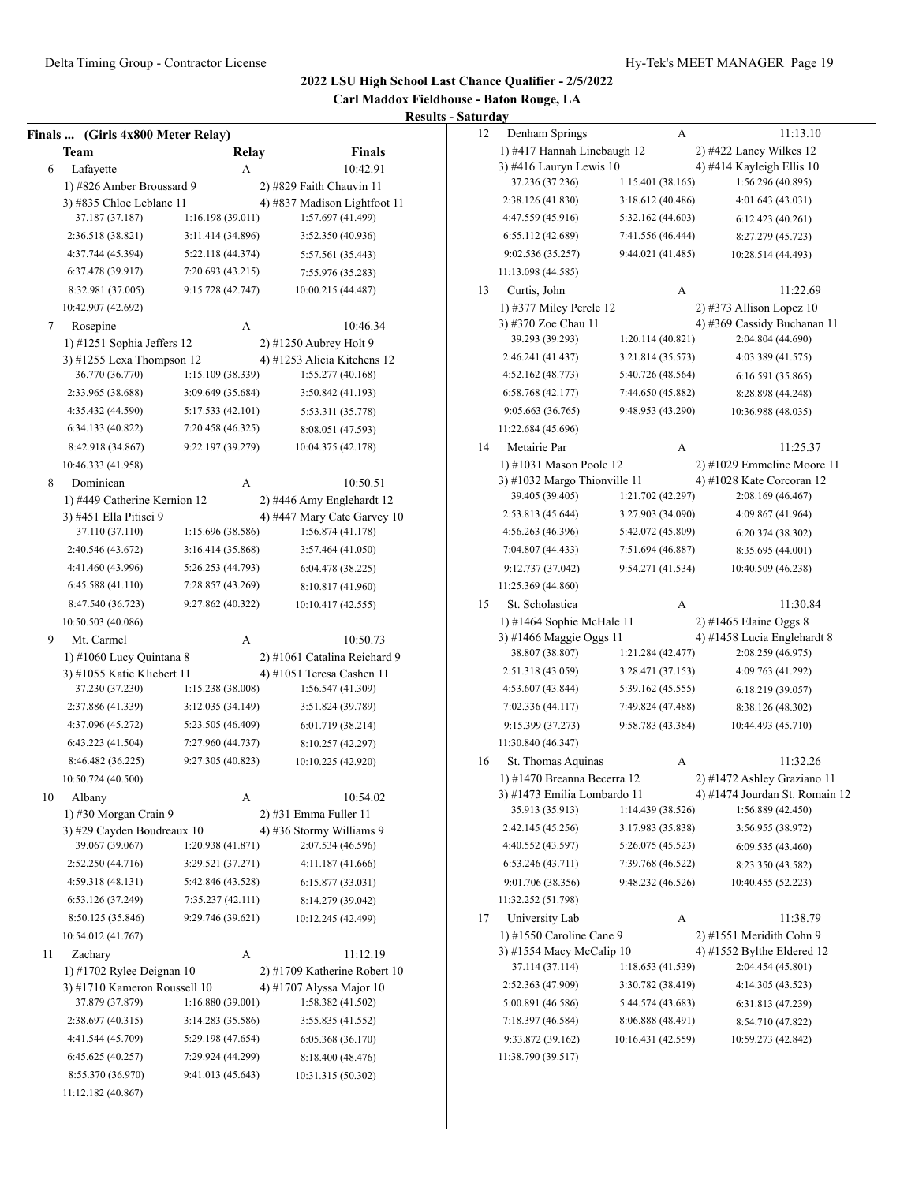## 2022 LSU High School Last Chance Qualifier - 2/5/2022

### Carl Maddox Fieldhouse - Baton Rouge, LA

### Results - Saturday

**Finals ... (Girls 4x800 Meter Relay)**

| | Team | Relay | Finals |
|---|---|---|---|
| 6 | Lafayette | A | 10:42.91 |
| | 1) #826 Amber Broussard 9 | 2) #829 Faith Chauvin 11 | |
| | 3) #835 Chloe Leblanc 11 | 4) #837 Madison Lightfoot 11 | |
| | 37.187 (37.187) | 1:16.198 (39.011) | 1:57.697 (41.499) |
| | 2:36.518 (38.821) | 3:11.414 (34.896) | 3:52.350 (40.936) |
| | 4:37.744 (45.394) | 5:22.118 (44.374) | 5:57.561 (35.443) |
| | 6:37.478 (39.917) | 7:20.693 (43.215) | 7:55.976 (35.283) |
| | 8:32.981 (37.005) | 9:15.728 (42.747) | 10:00.215 (44.487) |
| | 10:42.907 (42.692) | | |
| 7 | Rosepine | A | 10:46.34 |
| | 1) #1251 Sophia Jeffers 12 | 2) #1250 Aubrey Holt 9 | |
| | 3) #1255 Lexa Thompson 12 | 4) #1253 Alicia Kitchens 12 | |
| | 36.770 (36.770) | 1:15.109 (38.339) | 1:55.277 (40.168) |
| | 2:33.965 (38.688) | 3:09.649 (35.684) | 3:50.842 (41.193) |
| | 4:35.432 (44.590) | 5:17.533 (42.101) | 5:53.311 (35.778) |
| | 6:34.133 (40.822) | 7:20.458 (46.325) | 8:08.051 (47.593) |
| | 8:42.918 (34.867) | 9:22.197 (39.279) | 10:04.375 (42.178) |
| | 10:46.333 (41.958) | | |
| 8 | Dominican | A | 10:50.51 |
| | 1) #449 Catherine Kernion 12 | 2) #446 Amy Englehardt 12 | |
| | 3) #451 Ella Pitisci 9 | 4) #447 Mary Cate Garvey 10 | |
| | 37.110 (37.110) | 1:15.696 (38.586) | 1:56.874 (41.178) |
| | 2:40.546 (43.672) | 3:16.414 (35.868) | 3:57.464 (41.050) |
| | 4:41.460 (43.996) | 5:26.253 (44.793) | 6:04.478 (38.225) |
| | 6:45.588 (41.110) | 7:28.857 (43.269) | 8:10.817 (41.960) |
| | 8:47.540 (36.723) | 9:27.862 (40.322) | 10:10.417 (42.555) |
| | 10:50.503 (40.086) | | |
| 9 | Mt. Carmel | A | 10:50.73 |
| | 1) #1060 Lucy Quintana 8 | 2) #1061 Catalina Reichard 9 | |
| | 3) #1055 Katie Kliebert 11 | 4) #1051 Teresa Cashen 11 | |
| | 37.230 (37.230) | 1:15.238 (38.008) | 1:56.547 (41.309) |
| | 2:37.886 (41.339) | 3:12.035 (34.149) | 3:51.824 (39.789) |
| | 4:37.096 (45.272) | 5:23.505 (46.409) | 6:01.719 (38.214) |
| | 6:43.223 (41.504) | 7:27.960 (44.737) | 8:10.257 (42.297) |
| | 8:46.482 (36.225) | 9:27.305 (40.823) | 10:10.225 (42.920) |
| | 10:50.724 (40.500) | | |
| 10 | Albany | A | 10:54.02 |
| | 1) #30 Morgan Crain 9 | 2) #31 Emma Fuller 11 | |
| | 3) #29 Cayden Boudreaux 10 | 4) #36 Stormy Williams 9 | |
| | 39.067 (39.067) | 1:20.938 (41.871) | 2:07.534 (46.596) |
| | 2:52.250 (44.716) | 3:29.521 (37.271) | 4:11.187 (41.666) |
| | 4:59.318 (48.131) | 5:42.846 (43.528) | 6:15.877 (33.031) |
| | 6:53.126 (37.249) | 7:35.237 (42.111) | 8:14.279 (39.042) |
| | 8:50.125 (35.846) | 9:29.746 (39.621) | 10:12.245 (42.499) |
| | 10:54.012 (41.767) | | |
| 11 | Zachary | A | 11:12.19 |
| | 1) #1702 Rylee Deignan 10 | 2) #1709 Katherine Robert 10 | |
| | 3) #1710 Kameron Roussell 10 | 4) #1707 Alyssa Major 10 | |
| | 37.879 (37.879) | 1:16.880 (39.001) | 1:58.382 (41.502) |
| | 2:38.697 (40.315) | 3:14.283 (35.586) | 3:55.835 (41.552) |
| | 4:41.544 (45.709) | 5:29.198 (47.654) | 6:05.368 (36.170) |
| | 6:45.625 (40.257) | 7:29.924 (44.299) | 8:18.400 (48.476) |
| | 8:55.370 (36.970) | 9:41.013 (45.643) | 10:31.315 (50.302) |
| | 11:12.182 (40.867) | | |
| 12 | Denham Springs | A | 11:13.10 |
| | 1) #417 Hannah Linebaugh 12 | 2) #422 Laney Wilkes 12 | |
| | 3) #416 Lauryn Lewis 10 | 4) #414 Kayleigh Ellis 10 | |
| | 37.236 (37.236) | 1:15.401 (38.165) | 1:56.296 (40.895) |
| | 2:38.126 (41.830) | 3:18.612 (40.486) | 4:01.643 (43.031) |
| | 4:47.559 (45.916) | 5:32.162 (44.603) | 6:12.423 (40.261) |
| | 6:55.112 (42.689) | 7:41.556 (46.444) | 8:27.279 (45.723) |
| | 9:02.536 (35.257) | 9:44.021 (41.485) | 10:28.514 (44.493) |
| | 11:13.098 (44.585) | | |
| 13 | Curtis, John | A | 11:22.69 |
| | 1) #377 Miley Percle 12 | 2) #373 Allison Lopez 10 | |
| | 3) #370 Zoe Chau 11 | 4) #369 Cassidy Buchanan 11 | |
| | 39.293 (39.293) | 1:20.114 (40.821) | 2:04.804 (44.690) |
| | 2:46.241 (41.437) | 3:21.814 (35.573) | 4:03.389 (41.575) |
| | 4:52.162 (48.773) | 5:40.726 (48.564) | 6:16.591 (35.865) |
| | 6:58.768 (42.177) | 7:44.650 (45.882) | 8:28.898 (44.248) |
| | 9:05.663 (36.765) | 9:48.953 (43.290) | 10:36.988 (48.035) |
| | 11:22.684 (45.696) | | |
| 14 | Metairie Par | A | 11:25.37 |
| | 1) #1031 Mason Poole 12 | 2) #1029 Emmeline Moore 11 | |
| | 3) #1032 Margo Thionville 11 | 4) #1028 Kate Corcoran 12 | |
| | 39.405 (39.405) | 1:21.702 (42.297) | 2:08.169 (46.467) |
| | 2:53.813 (45.644) | 3:27.903 (34.090) | 4:09.867 (41.964) |
| | 4:56.263 (46.396) | 5:42.072 (45.809) | 6:20.374 (38.302) |
| | 7:04.807 (44.433) | 7:51.694 (46.887) | 8:35.695 (44.001) |
| | 9:12.737 (37.042) | 9:54.271 (41.534) | 10:40.509 (46.238) |
| | 11:25.369 (44.860) | | |
| 15 | St. Scholastica | A | 11:30.84 |
| | 1) #1464 Sophie McHale 11 | 2) #1465 Elaine Oggs 8 | |
| | 3) #1466 Maggie Oggs 11 | 4) #1458 Lucia Englehardt 8 | |
| | 38.807 (38.807) | 1:21.284 (42.477) | 2:08.259 (46.975) |
| | 2:51.318 (43.059) | 3:28.471 (37.153) | 4:09.763 (41.292) |
| | 4:53.607 (43.844) | 5:39.162 (45.555) | 6:18.219 (39.057) |
| | 7:02.336 (44.117) | 7:49.824 (47.488) | 8:38.126 (48.302) |
| | 9:15.399 (37.273) | 9:58.783 (43.384) | 10:44.493 (45.710) |
| | 11:30.840 (46.347) | | |
| 16 | St. Thomas Aquinas | A | 11:32.26 |
| | 1) #1470 Breanna Becerra 12 | 2) #1472 Ashley Graziano 11 | |
| | 3) #1473 Emilia Lombardo 11 | 4) #1474 Jourdan St. Romain 12 | |
| | 35.913 (35.913) | 1:14.439 (38.526) | 1:56.889 (42.450) |
| | 2:42.145 (45.256) | 3:17.983 (35.838) | 3:56.955 (38.972) |
| | 4:40.552 (43.597) | 5:26.075 (45.523) | 6:09.535 (43.460) |
| | 6:53.246 (43.711) | 7:39.768 (46.522) | 8:23.350 (43.582) |
| | 9:01.706 (38.356) | 9:48.232 (46.526) | 10:40.455 (52.223) |
| | 11:32.252 (51.798) | | |
| 17 | University Lab | A | 11:38.79 |
| | 1) #1550 Caroline Cane 9 | 2) #1551 Meridith Cohn 9 | |
| | 3) #1554 Macy McCalip 10 | 4) #1552 Bylthe Eldered 12 | |
| | 37.114 (37.114) | 1:18.653 (41.539) | 2:04.454 (45.801) |
| | 2:52.363 (47.909) | 3:30.782 (38.419) | 4:14.305 (43.523) |
| | 5:00.891 (46.586) | 5:44.574 (43.683) | 6:31.813 (47.239) |
| | 7:18.397 (46.584) | 8:06.888 (48.491) | 8:54.710 (47.822) |
| | 9:33.872 (39.162) | 10:16.431 (42.559) | 10:59.273 (42.842) |
| | 11:38.790 (39.517) | | |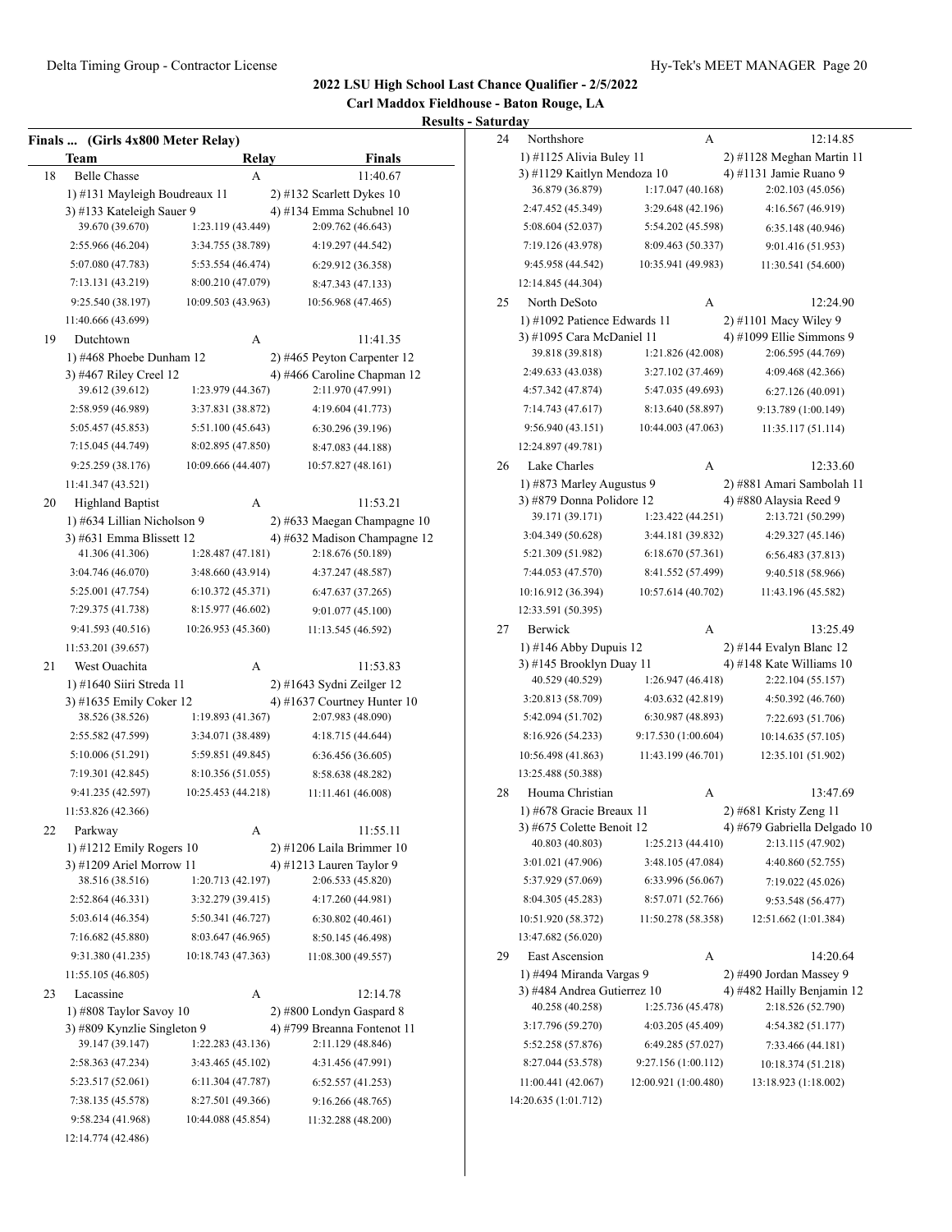## 2022 LSU High School Last Chance Qualifier - 2/5/2022

**Carl Maddox Fieldhouse - Baton Rouge, LA**

**Results - Saturday**

### Finals ... (Girls 4x800 Meter Relay)

| | Team | Relay | Finals |
|---|---|---|---|
| 18 | Belle Chasse | A | 11:40.67 |

1) #131 Mayleigh Boudreaux 11 2) #132 Scarlett Dykes 10
3) #133 Kateleigh Sauer 9 4) #134 Emma Schubnel 10
39.670 (39.670) 1:23.119 (43.449) 2:09.762 (46.643)
2:55.966 (46.204) 3:34.755 (38.789) 4:19.297 (44.542)
5:07.080 (47.783) 5:53.554 (46.474) 6:29.912 (36.358)
7:13.131 (43.219) 8:00.210 (47.079) 8:47.343 (47.133)
9:25.540 (38.197) 10:09.503 (43.963) 10:56.968 (47.465)
11:40.666 (43.699)

| | Team | Relay | Finals |
|---|---|---|---|
| 19 | Dutchtown | A | 11:41.35 |

1) #468 Phoebe Dunham 12 2) #465 Peyton Carpenter 12
3) #467 Riley Creel 12 4) #466 Caroline Chapman 12
39.612 (39.612) 1:23.979 (44.367) 2:11.970 (47.991)
2:58.959 (46.989) 3:37.831 (38.872) 4:19.604 (41.773)
5:05.457 (45.853) 5:51.100 (45.643) 6:30.296 (39.196)
7:15.045 (44.749) 8:02.895 (47.850) 8:47.083 (44.188)
9:25.259 (38.176) 10:09.666 (44.407) 10:57.827 (48.161)
11:41.347 (43.521)

| | Team | Relay | Finals |
|---|---|---|---|
| 20 | Highland Baptist | A | 11:53.21 |

1) #634 Lillian Nicholson 9 2) #633 Maegan Champagne 10
3) #631 Emma Blissett 12 4) #632 Madison Champagne 12
41.306 (41.306) 1:28.487 (47.181) 2:18.676 (50.189)
3:04.746 (46.070) 3:48.660 (43.914) 4:37.247 (48.587)
5:25.001 (47.754) 6:10.372 (45.371) 6:47.637 (37.265)
7:29.375 (41.738) 8:15.977 (46.602) 9:01.077 (45.100)
9:41.593 (40.516) 10:26.953 (45.360) 11:13.545 (46.592)
11:53.201 (39.657)

| | Team | Relay | Finals |
|---|---|---|---|
| 21 | West Ouachita | A | 11:53.83 |

1) #1640 Siiri Streda 11 2) #1643 Sydni Zeilger 12
3) #1635 Emily Coker 12 4) #1637 Courtney Hunter 10
38.526 (38.526) 1:19.893 (41.367) 2:07.983 (48.090)
2:55.582 (47.599) 3:34.071 (38.489) 4:18.715 (44.644)
5:10.006 (51.291) 5:59.851 (49.845) 6:36.456 (36.605)
7:19.301 (42.845) 8:10.356 (51.055) 8:58.638 (48.282)
9:41.235 (42.597) 10:25.453 (44.218) 11:11.461 (46.008)
11:53.826 (42.366)

| | Team | Relay | Finals |
|---|---|---|---|
| 22 | Parkway | A | 11:55.11 |

1) #1212 Emily Rogers 10 2) #1206 Laila Brimmer 10
3) #1209 Ariel Morrow 11 4) #1213 Lauren Taylor 9
38.516 (38.516) 1:20.713 (42.197) 2:06.533 (45.820)
2:52.864 (46.331) 3:32.279 (39.415) 4:17.260 (44.981)
5:03.614 (46.354) 5:50.341 (46.727) 6:30.802 (40.461)
7:16.682 (45.880) 8:03.647 (46.965) 8:50.145 (46.498)
9:31.380 (41.235) 10:18.743 (47.363) 11:08.300 (49.557)
11:55.105 (46.805)

| | Team | Relay | Finals |
|---|---|---|---|
| 23 | Lacassine | A | 12:14.78 |

1) #808 Taylor Savoy 10 2) #800 Londyn Gaspard 8
3) #809 Kynzlie Singleton 9 4) #799 Breanna Fontenot 11
39.147 (39.147) 1:22.283 (43.136) 2:11.129 (48.846)
2:58.363 (47.234) 3:43.465 (45.102) 4:31.456 (47.991)
5:23.517 (52.061) 6:11.304 (47.787) 6:52.557 (41.253)
7:38.135 (45.578) 8:27.501 (49.366) 9:16.266 (48.765)
9:58.234 (41.968) 10:44.088 (45.854) 11:32.288 (48.200)
12:14.774 (42.486)

| | Team | Relay | Finals |
|---|---|---|---|
| 24 | Northshore | A | 12:14.85 |

1) #1125 Alivia Buley 11 2) #1128 Meghan Martin 11
3) #1129 Kaitlyn Mendoza 10 4) #1131 Jamie Ruano 9
36.879 (36.879) 1:17.047 (40.168) 2:02.103 (45.056)
2:47.452 (45.349) 3:29.648 (42.196) 4:16.567 (46.919)
5:08.604 (52.037) 5:54.202 (45.598) 6:35.148 (40.946)
7:19.126 (43.978) 8:09.463 (50.337) 9:01.416 (51.953)
9:45.958 (44.542) 10:35.941 (49.983) 11:30.541 (54.600)
12:14.845 (44.304)

| | Team | Relay | Finals |
|---|---|---|---|
| 25 | North DeSoto | A | 12:24.90 |

1) #1092 Patience Edwards 11 2) #1101 Macy Wiley 9
3) #1095 Cara McDaniel 11 4) #1099 Ellie Simmons 9
39.818 (39.818) 1:21.826 (42.008) 2:06.595 (44.769)
2:49.633 (43.038) 3:27.102 (37.469) 4:09.468 (42.366)
4:57.342 (47.874) 5:47.035 (49.693) 6:27.126 (40.091)
7:14.743 (47.617) 8:13.640 (58.897) 9:13.789 (1:00.149)
9:56.940 (43.151) 10:44.003 (47.063) 11:35.117 (51.114)
12:24.897 (49.781)

| | Team | Relay | Finals |
|---|---|---|---|
| 26 | Lake Charles | A | 12:33.60 |

1) #873 Marley Augustus 9 2) #881 Amari Sambolah 11
3) #879 Donna Polidore 12 4) #880 Alaysia Reed 9
39.171 (39.171) 1:23.422 (44.251) 2:13.721 (50.299)
3:04.349 (50.628) 3:44.181 (39.832) 4:29.327 (45.146)
5:21.309 (51.982) 6:18.670 (57.361) 6:56.483 (37.813)
7:44.053 (47.570) 8:41.552 (57.499) 9:40.518 (58.966)
10:16.912 (36.394) 10:57.614 (40.702) 11:43.196 (45.582)
12:33.591 (50.395)

| | Team | Relay | Finals |
|---|---|---|---|
| 27 | Berwick | A | 13:25.49 |

1) #146 Abby Dupuis 12 2) #144 Evalyn Blanc 12
3) #145 Brooklyn Duay 11 4) #148 Kate Williams 10
40.529 (40.529) 1:26.947 (46.418) 2:22.104 (55.157)
3:20.813 (58.709) 4:03.632 (42.819) 4:50.392 (46.760)
5:42.094 (51.702) 6:30.987 (48.893) 7:22.693 (51.706)
8:16.926 (54.233) 9:17.530 (1:00.604) 10:14.635 (57.105)
10:56.498 (41.863) 11:43.199 (46.701) 12:35.101 (51.902)
13:25.488 (50.388)

| | Team | Relay | Finals |
|---|---|---|---|
| 28 | Houma Christian | A | 13:47.69 |

1) #678 Gracie Breaux 11 2) #681 Kristy Zeng 11
3) #675 Colette Benoit 12 4) #679 Gabriella Delgado 10
40.803 (40.803) 1:25.213 (44.410) 2:13.115 (47.902)
3:01.021 (47.906) 3:48.105 (47.084) 4:40.860 (52.755)
5:37.929 (57.069) 6:33.996 (56.067) 7:19.022 (45.026)
8:04.305 (45.283) 8:57.071 (52.766) 9:53.548 (56.477)
10:51.920 (58.372) 11:50.278 (58.358) 12:51.662 (1:01.384)
13:47.682 (56.020)

| | Team | Relay | Finals |
|---|---|---|---|
| 29 | East Ascension | A | 14:20.64 |

1) #494 Miranda Vargas 9 2) #490 Jordan Massey 9
3) #484 Andrea Gutierrez 10 4) #482 Hailly Benjamin 12
40.258 (40.258) 1:25.736 (45.478) 2:18.526 (52.790)
3:17.796 (59.270) 4:03.205 (45.409) 4:54.382 (51.177)
5:52.258 (57.876) 6:49.285 (57.027) 7:33.466 (44.181)
8:27.044 (53.578) 9:27.156 (1:00.112) 10:18.374 (51.218)
11:00.441 (42.067) 12:00.921 (1:00.480) 13:18.923 (1:18.002)
14:20.635 (1:01.712)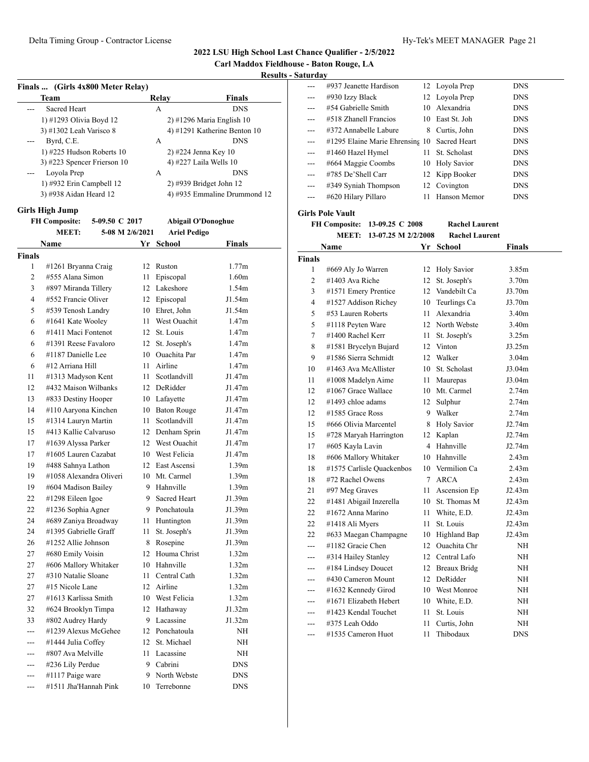## 2022 LSU High School Last Chance Qualifier - 2/5/2022

**Carl Maddox Fieldhouse - Baton Rouge, LA**

**Results - Saturday**

### Finals ... (Girls 4x800 Meter Relay)

| | Team | Relay | Finals |
|---|---|---|---|
| --- | Sacred Heart | A | DNS |
| | 1) #1293 Olivia Boyd 12 | 2) #1296 Maria English 10 | |
| | 3) #1302 Leah Varisco 8 | 4) #1291 Katherine Benton 10 | |
| --- | Byrd, C.E. | A | DNS |
| | 1) #225 Hudson Roberts 10 | 2) #224 Jenna Key 10 | |
| | 3) #223 Spencer Frierson 10 | 4) #227 Laila Wells 10 | |
| --- | Loyola Prep | A | DNS |
| | 1) #932 Erin Campbell 12 | 2) #939 Bridget John 12 | |
| | 3) #938 Aidan Heard 12 | 4) #935 Emmaline Drummond 12 | |

### Girls High Jump

**FH Composite:** 5-09.50 C 2017 Abigail O'Donoghue
**MEET:** 5-08 M 2/6/2021 Ariel Pedigo

| | Name | Yr | School | Finals |
|---|---|---|---|---|
| **Finals** | | | | |
| 1 | #1261 Bryanna Craig | 12 | Ruston | 1.77m |
| 2 | #555 Alana Simon | 11 | Episcopal | 1.60m |
| 3 | #897 Miranda Tillery | 12 | Lakeshore | 1.54m |
| 4 | #552 Francie Oliver | 12 | Episcopal | J1.54m |
| 5 | #539 Tenosh Landry | 10 | Ehret, John | J1.54m |
| 6 | #1641 Kate Wooley | 11 | West Ouachit | 1.47m |
| 6 | #1411 Maci Fontenot | 12 | St. Louis | 1.47m |
| 6 | #1391 Reese Favaloro | 12 | St. Joseph's | 1.47m |
| 6 | #1187 Danielle Lee | 10 | Ouachita Par | 1.47m |
| 6 | #12 Arriana Hill | 11 | Airline | 1.47m |
| 11 | #1313 Madyson Kent | 11 | Scotlandvill | J1.47m |
| 12 | #432 Maison Wilbanks | 12 | DeRidder | J1.47m |
| 13 | #833 Destiny Hooper | 10 | Lafayette | J1.47m |
| 14 | #110 Aaryona Kinchen | 10 | Baton Rouge | J1.47m |
| 15 | #1314 Lauryn Martin | 11 | Scotlandvill | J1.47m |
| 15 | #413 Kallie Calvaruso | 12 | Denham Sprin | J1.47m |
| 17 | #1639 Alyssa Parker | 12 | West Ouachit | J1.47m |
| 17 | #1605 Lauren Cazabat | 10 | West Felicia | J1.47m |
| 19 | #488 Sahnya Lathon | 12 | East Ascensi | 1.39m |
| 19 | #1058 Alexandra Oliveri | 10 | Mt. Carmel | 1.39m |
| 19 | #604 Madison Bailey | 9 | Hahnville | 1.39m |
| 22 | #1298 Eileen Igoe | 9 | Sacred Heart | J1.39m |
| 22 | #1236 Sophia Agner | 9 | Ponchatoula | J1.39m |
| 24 | #689 Zaniya Broadway | 11 | Huntington | J1.39m |
| 24 | #1395 Gabrielle Graff | 11 | St. Joseph's | J1.39m |
| 26 | #1252 Allie Johnson | 8 | Rosepine | J1.39m |
| 27 | #680 Emily Voisin | 12 | Houma Christ | 1.32m |
| 27 | #606 Mallory Whitaker | 10 | Hahnville | 1.32m |
| 27 | #310 Natalie Sloane | 11 | Central Cath | 1.32m |
| 27 | #15 Nicole Lane | 12 | Airline | 1.32m |
| 27 | #1613 Karlissa Smith | 10 | West Felicia | 1.32m |
| 32 | #624 Brooklyn Timpa | 12 | Hathaway | J1.32m |
| 33 | #802 Audrey Hardy | 9 | Lacassine | J1.32m |
| --- | #1239 Alexus McGehee | 12 | Ponchatoula | NH |
| --- | #1444 Julia Coffey | 12 | St. Michael | NH |
| --- | #807 Ava Melville | 11 | Lacassine | NH |
| --- | #236 Lily Perdue | 9 | Cabrini | DNS |
| --- | #1117 Paige ware | 9 | North Webste | DNS |
| --- | #1511 Jha'Hannah Pink | 10 | Terrebonne | DNS |
| --- | #937 Jeanette Hardison | 12 | Loyola Prep | DNS |
| --- | #930 Izzy Black | 12 | Loyola Prep | DNS |
| --- | #54 Gabrielle Smith | 10 | Alexandria | DNS |
| --- | #518 Zhanell Francios | 10 | East St. Joh | DNS |
| --- | #372 Annabelle Labure | 8 | Curtis, John | DNS |
| --- | #1295 Elaine Marie Ehrensing | 10 | Sacred Heart | DNS |
| --- | #1460 Hazel Hymel | 11 | St. Scholast | DNS |
| --- | #664 Maggie Coombs | 10 | Holy Savior | DNS |
| --- | #785 De'Shell Carr | 12 | Kipp Booker | DNS |
| --- | #349 Syniah Thompson | 12 | Covington | DNS |
| --- | #620 Hilary Pillaro | 11 | Hanson Memor | DNS |

### Girls Pole Vault

**FH Composite:** 13-09.25 C 2008 Rachel Laurent
**MEET:** 13-07.25 M 2/2/2008 Rachel Laurent

| | Name | Yr | School | Finals |
|---|---|---|---|---|
| **Finals** | | | | |
| 1 | #669 Aly Jo Warren | 12 | Holy Savior | 3.85m |
| 2 | #1403 Ava Riche | 12 | St. Joseph's | 3.70m |
| 3 | #1571 Emery Prentice | 12 | Vandebilt Ca | J3.70m |
| 4 | #1527 Addison Richey | 10 | Teurlings Ca | J3.70m |
| 5 | #53 Lauren Roberts | 11 | Alexandria | 3.40m |
| 5 | #1118 Peyten Ware | 12 | North Webste | 3.40m |
| 7 | #1400 Rachel Kerr | 11 | St. Joseph's | 3.25m |
| 8 | #1581 Brycelyn Bujard | 12 | Vinton | J3.25m |
| 9 | #1586 Sierra Schmidt | 12 | Walker | 3.04m |
| 10 | #1463 Ava McAllister | 10 | St. Scholast | J3.04m |
| 11 | #1008 Madelyn Aime | 11 | Maurepas | J3.04m |
| 12 | #1067 Grace Wallace | 10 | Mt. Carmel | 2.74m |
| 12 | #1493 chloe adams | 12 | Sulphur | 2.74m |
| 12 | #1585 Grace Ross | 9 | Walker | 2.74m |
| 15 | #666 Olivia Marcentel | 8 | Holy Savior | J2.74m |
| 15 | #728 Maryah Harrington | 12 | Kaplan | J2.74m |
| 17 | #605 Kayla Lavin | 4 | Hahnville | J2.74m |
| 18 | #606 Mallory Whitaker | 10 | Hahnville | 2.43m |
| 18 | #1575 Carlisle Quackenbos | 10 | Vermilion Ca | 2.43m |
| 18 | #72 Rachel Owens | 7 | ARCA | 2.43m |
| 21 | #97 Meg Graves | 11 | Ascension Ep | J2.43m |
| 22 | #1481 Abigail Inzerella | 10 | St. Thomas M | J2.43m |
| 22 | #1672 Anna Marino | 11 | White, E.D. | J2.43m |
| 22 | #1418 Ali Myers | 11 | St. Louis | J2.43m |
| 22 | #633 Maegan Champagne | 10 | Highland Bap | J2.43m |
| --- | #1182 Gracie Chen | 12 | Ouachita Chr | NH |
| --- | #314 Hailey Stanley | 12 | Central Lafo | NH |
| --- | #184 Lindsey Doucet | 12 | Breaux Bridg | NH |
| --- | #430 Cameron Mount | 12 | DeRidder | NH |
| --- | #1632 Kennedy Girod | 10 | West Monroe | NH |
| --- | #1671 Elizabeth Hebert | 10 | White, E.D. | NH |
| --- | #1423 Kendal Touchet | 11 | St. Louis | NH |
| --- | #375 Leah Oddo | 11 | Curtis, John | NH |
| --- | #1535 Cameron Huot | 11 | Thibodaux | DNS |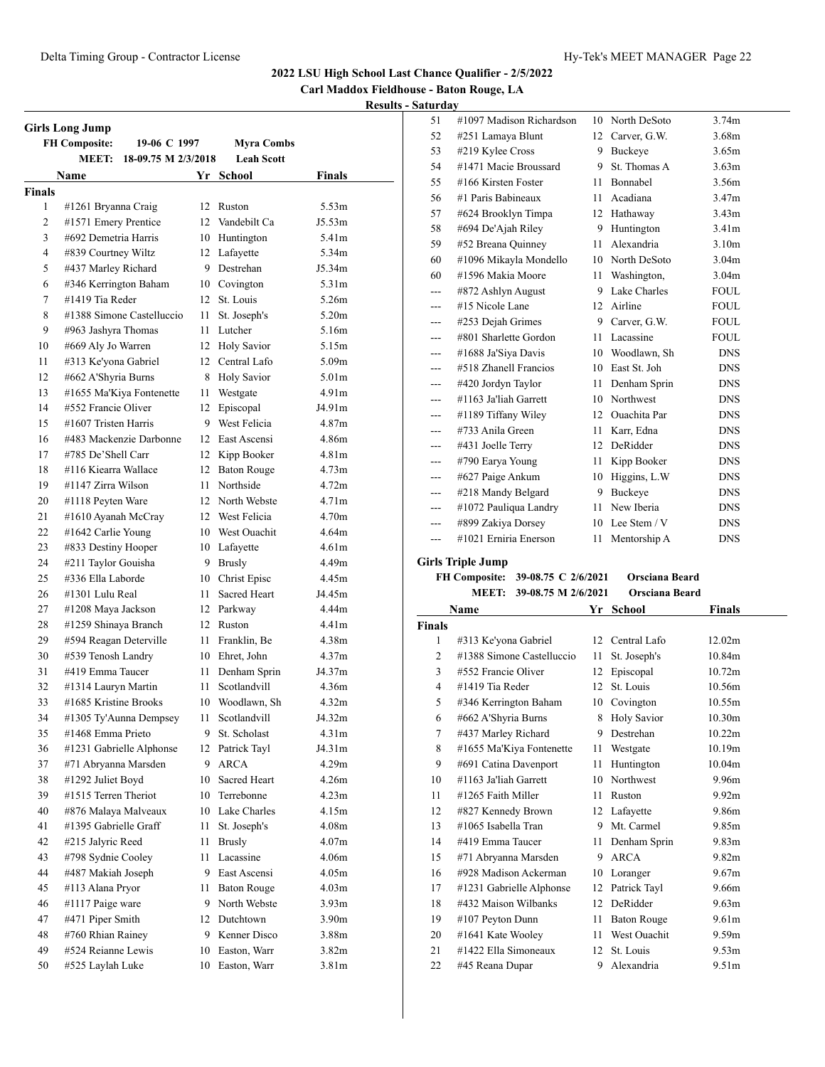## 2022 LSU High School Last Chance Qualifier - 2/5/2022

**Carl Maddox Fieldhouse - Baton Rouge, LA**

**Results - Saturday**

### Girls Long Jump

**FH Composite:** 19-06 C 1997 **Myra Combs**
**MEET:** 18-09.75 M 2/3/2018 **Leah Scott**

**Finals**

| | Name | Yr | School | Finals |
|---|---|---|---|---|
| 1 | #1261 Bryanna Craig | 12 | Ruston | 5.53m |
| 2 | #1571 Emery Prentice | 12 | Vandebilt Ca | J5.53m |
| 3 | #692 Demetria Harris | 10 | Huntington | 5.41m |
| 4 | #839 Courtney Wiltz | 12 | Lafayette | 5.34m |
| 5 | #437 Marley Richard | 9 | Destrehan | J5.34m |
| 6 | #346 Kerrington Baham | 10 | Covington | 5.31m |
| 7 | #1419 Tia Reder | 12 | St. Louis | 5.26m |
| 8 | #1388 Simone Castelluccio | 11 | St. Joseph's | 5.20m |
| 9 | #963 Jashyra Thomas | 11 | Lutcher | 5.16m |
| 10 | #669 Aly Jo Warren | 12 | Holy Savior | 5.15m |
| 11 | #313 Ke'yona Gabriel | 12 | Central Lafo | 5.09m |
| 12 | #662 A'Shyria Burns | 8 | Holy Savior | 5.01m |
| 13 | #1655 Ma'Kiya Fontenette | 11 | Westgate | 4.91m |
| 14 | #552 Francie Oliver | 12 | Episcopal | J4.91m |
| 15 | #1607 Tristen Harris | 9 | West Felicia | 4.87m |
| 16 | #483 Mackenzie Darbonne | 12 | East Ascensi | 4.86m |
| 17 | #785 De'Shell Carr | 12 | Kipp Booker | 4.81m |
| 18 | #116 Kiearra Wallace | 12 | Baton Rouge | 4.73m |
| 19 | #1147 Zirra Wilson | 11 | Northside | 4.72m |
| 20 | #1118 Peyten Ware | 12 | North Webste | 4.71m |
| 21 | #1610 Ayanah McCray | 12 | West Felicia | 4.70m |
| 22 | #1642 Carlie Young | 10 | West Ouachit | 4.64m |
| 23 | #833 Destiny Hooper | 10 | Lafayette | 4.61m |
| 24 | #211 Taylor Gouisha | 9 | Brusly | 4.49m |
| 25 | #336 Ella Laborde | 10 | Christ Episc | 4.45m |
| 26 | #1301 Lulu Real | 11 | Sacred Heart | J4.45m |
| 27 | #1208 Maya Jackson | 12 | Parkway | 4.44m |
| 28 | #1259 Shinaya Branch | 12 | Ruston | 4.41m |
| 29 | #594 Reagan Deterville | 11 | Franklin, Be | 4.38m |
| 30 | #539 Tenosh Landry | 10 | Ehret, John | 4.37m |
| 31 | #419 Emma Taucer | 11 | Denham Sprin | J4.37m |
| 32 | #1314 Lauryn Martin | 11 | Scotlandvill | 4.36m |
| 33 | #1685 Kristine Brooks | 10 | Woodlawn, Sh | 4.32m |
| 34 | #1305 Ty'Aunna Dempsey | 11 | Scotlandvill | J4.32m |
| 35 | #1468 Emma Prieto | 9 | St. Scholast | 4.31m |
| 36 | #1231 Gabrielle Alphonse | 12 | Patrick Tayl | J4.31m |
| 37 | #71 Abryanna Marsden | 9 | ARCA | 4.29m |
| 38 | #1292 Juliet Boyd | 10 | Sacred Heart | 4.26m |
| 39 | #1515 Terren Theriot | 10 | Terrebonne | 4.23m |
| 40 | #876 Malaya Malveaux | 10 | Lake Charles | 4.15m |
| 41 | #1395 Gabrielle Graff | 11 | St. Joseph's | 4.08m |
| 42 | #215 Jalyric Reed | 11 | Brusly | 4.07m |
| 43 | #798 Sydnie Cooley | 11 | Lacassine | 4.06m |
| 44 | #487 Makiah Joseph | 9 | East Ascensi | 4.05m |
| 45 | #113 Alana Pryor | 11 | Baton Rouge | 4.03m |
| 46 | #1117 Paige ware | 9 | North Webste | 3.93m |
| 47 | #471 Piper Smith | 12 | Dutchtown | 3.90m |
| 48 | #760 Rhian Rainey | 9 | Kenner Disco | 3.88m |
| 49 | #524 Reianne Lewis | 10 | Easton, Warr | 3.82m |
| 50 | #525 Laylah Luke | 10 | Easton, Warr | 3.81m |
| 51 | #1097 Madison Richardson | 10 | North DeSoto | 3.74m |
| 52 | #251 Lamaya Blunt | 12 | Carver, G.W. | 3.68m |
| 53 | #219 Kylee Cross | 9 | Buckeye | 3.65m |
| 54 | #1471 Macie Broussard | 9 | St. Thomas A | 3.63m |
| 55 | #166 Kirsten Foster | 11 | Bonnabel | 3.56m |
| 56 | #1 Paris Babineaux | 11 | Acadiana | 3.47m |
| 57 | #624 Brooklyn Timpa | 12 | Hathaway | 3.43m |
| 58 | #694 De'Ajah Riley | 9 | Huntington | 3.41m |
| 59 | #52 Breana Quinney | 11 | Alexandria | 3.10m |
| 60 | #1096 Mikayla Mondello | 10 | North DeSoto | 3.04m |
| 60 | #1596 Makia Moore | 11 | Washington, | 3.04m |
| --- | #872 Ashlyn August | 9 | Lake Charles | FOUL |
| --- | #15 Nicole Lane | 12 | Airline | FOUL |
| --- | #253 Dejah Grimes | 9 | Carver, G.W. | FOUL |
| --- | #801 Sharlette Gordon | 11 | Lacassine | FOUL |
| --- | #1688 Ja'Siya Davis | 10 | Woodlawn, Sh | DNS |
| --- | #518 Zhanell Francios | 10 | East St. Joh | DNS |
| --- | #420 Jordyn Taylor | 11 | Denham Sprin | DNS |
| --- | #1163 Ja'liah Garrett | 10 | Northwest | DNS |
| --- | #1189 Tiffany Wiley | 12 | Ouachita Par | DNS |
| --- | #733 Anila Green | 11 | Karr, Edna | DNS |
| --- | #431 Joelle Terry | 12 | DeRidder | DNS |
| --- | #790 Earya Young | 11 | Kipp Booker | DNS |
| --- | #627 Paige Ankum | 10 | Higgins, L.W | DNS |
| --- | #218 Mandy Belgard | 9 | Buckeye | DNS |
| --- | #1072 Pauliqua Landry | 11 | New Iberia | DNS |
| --- | #899 Zakiya Dorsey | 10 | Lee Stem / V | DNS |
| --- | #1021 Erniria Enerson | 11 | Mentorship A | DNS |

### Girls Triple Jump

**FH Composite:** 39-08.75 C 2/6/2021 **Orsciana Beard**
**MEET:** 39-08.75 M 2/6/2021 **Orsciana Beard**

**Finals**

| | Name | Yr | School | Finals |
|---|---|---|---|---|
| 1 | #313 Ke'yona Gabriel | 12 | Central Lafo | 12.02m |
| 2 | #1388 Simone Castelluccio | 11 | St. Joseph's | 10.84m |
| 3 | #552 Francie Oliver | 12 | Episcopal | 10.72m |
| 4 | #1419 Tia Reder | 12 | St. Louis | 10.56m |
| 5 | #346 Kerrington Baham | 10 | Covington | 10.55m |
| 6 | #662 A'Shyria Burns | 8 | Holy Savior | 10.30m |
| 7 | #437 Marley Richard | 9 | Destrehan | 10.22m |
| 8 | #1655 Ma'Kiya Fontenette | 11 | Westgate | 10.19m |
| 9 | #691 Catina Davenport | 11 | Huntington | 10.04m |
| 10 | #1163 Ja'liah Garrett | 10 | Northwest | 9.96m |
| 11 | #1265 Faith Miller | 11 | Ruston | 9.92m |
| 12 | #827 Kennedy Brown | 12 | Lafayette | 9.86m |
| 13 | #1065 Isabella Tran | 9 | Mt. Carmel | 9.85m |
| 14 | #419 Emma Taucer | 11 | Denham Sprin | 9.83m |
| 15 | #71 Abryanna Marsden | 9 | ARCA | 9.82m |
| 16 | #928 Madison Ackerman | 10 | Loranger | 9.67m |
| 17 | #1231 Gabrielle Alphonse | 12 | Patrick Tayl | 9.66m |
| 18 | #432 Maison Wilbanks | 12 | DeRidder | 9.63m |
| 19 | #107 Peyton Dunn | 11 | Baton Rouge | 9.61m |
| 20 | #1641 Kate Wooley | 11 | West Ouachit | 9.59m |
| 21 | #1422 Ella Simoneaux | 12 | St. Louis | 9.53m |
| 22 | #45 Reana Dupar | 9 | Alexandria | 9.51m |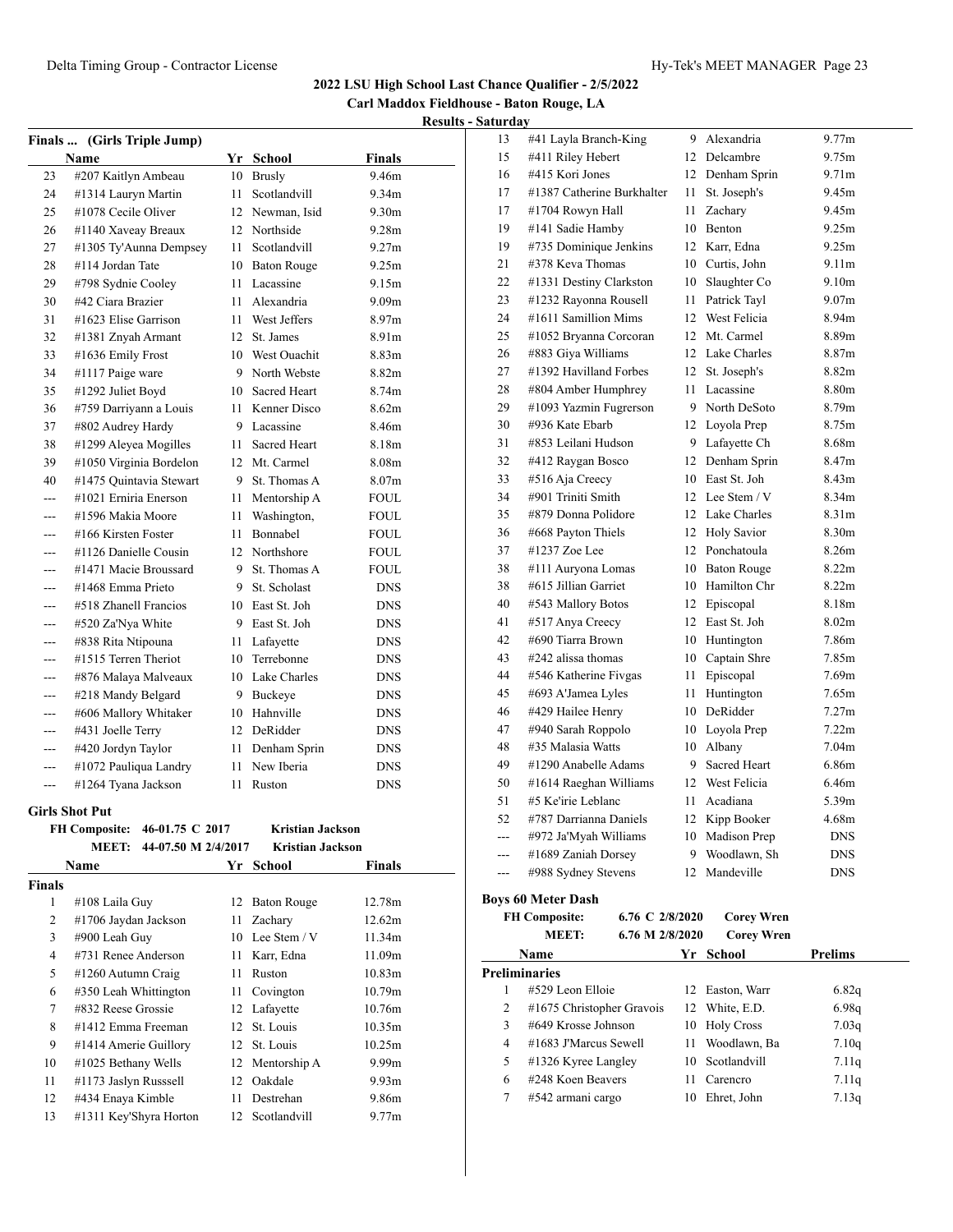## 2022 LSU High School Last Chance Qualifier - 2/5/2022

**Carl Maddox Fieldhouse - Baton Rouge, LA**

**Results - Saturday**

### Finals ... (Girls Triple Jump)

| | Name | Yr | School | Finals |
|---|---|---|---|---|
| 23 | #207 Kaitlyn Ambeau | 10 | Brusly | 9.46m |
| 24 | #1314 Lauryn Martin | 11 | Scotlandvill | 9.34m |
| 25 | #1078 Cecile Oliver | 12 | Newman, Isid | 9.30m |
| 26 | #1140 Xaveay Breaux | 12 | Northside | 9.28m |
| 27 | #1305 Ty'Aunna Dempsey | 11 | Scotlandvill | 9.27m |
| 28 | #114 Jordan Tate | 10 | Baton Rouge | 9.25m |
| 29 | #798 Sydnie Cooley | 11 | Lacassine | 9.15m |
| 30 | #42 Ciara Brazier | 11 | Alexandria | 9.09m |
| 31 | #1623 Elise Garrison | 11 | West Jeffers | 8.97m |
| 32 | #1381 Znyah Armant | 12 | St. James | 8.91m |
| 33 | #1636 Emily Frost | 10 | West Ouachit | 8.83m |
| 34 | #1117 Paige ware | 9 | North Webste | 8.82m |
| 35 | #1292 Juliet Boyd | 10 | Sacred Heart | 8.74m |
| 36 | #759 Darriyann a Louis | 11 | Kenner Disco | 8.62m |
| 37 | #802 Audrey Hardy | 9 | Lacassine | 8.46m |
| 38 | #1299 Aleyea Mogilles | 11 | Sacred Heart | 8.18m |
| 39 | #1050 Virginia Bordelon | 12 | Mt. Carmel | 8.08m |
| 40 | #1475 Quintavia Stewart | 9 | St. Thomas A | 8.07m |
| --- | #1021 Erniria Enerson | 11 | Mentorship A | FOUL |
| --- | #1596 Makia Moore | 11 | Washington, | FOUL |
| --- | #166 Kirsten Foster | 11 | Bonnabel | FOUL |
| --- | #1126 Danielle Cousin | 12 | Northshore | FOUL |
| --- | #1471 Macie Broussard | 9 | St. Thomas A | FOUL |
| --- | #1468 Emma Prieto | 9 | St. Scholast | DNS |
| --- | #518 Zhanell Francios | 10 | East St. Joh | DNS |
| --- | #520 Za'Nya White | 9 | East St. Joh | DNS |
| --- | #838 Rita Ntipouna | 11 | Lafayette | DNS |
| --- | #1515 Terren Theriot | 10 | Terrebonne | DNS |
| --- | #876 Malaya Malveaux | 10 | Lake Charles | DNS |
| --- | #218 Mandy Belgard | 9 | Buckeye | DNS |
| --- | #606 Mallory Whitaker | 10 | Hahnville | DNS |
| --- | #431 Joelle Terry | 12 | DeRidder | DNS |
| --- | #420 Jordyn Taylor | 11 | Denham Sprin | DNS |
| --- | #1072 Pauliqua Landry | 11 | New Iberia | DNS |
| --- | #1264 Tyana Jackson | 11 | Ruston | DNS |

### Girls Shot Put

**FH Composite:** 46-01.75 C 2017 — Kristian Jackson
**MEET:** 44-07.50 M 2/4/2017 — Kristian Jackson

**Finals**

| | Name | Yr | School | Finals |
|---|---|---|---|---|
| 1 | #108 Laila Guy | 12 | Baton Rouge | 12.78m |
| 2 | #1706 Jaydan Jackson | 11 | Zachary | 12.62m |
| 3 | #900 Leah Guy | 10 | Lee Stem / V | 11.34m |
| 4 | #731 Renee Anderson | 11 | Karr, Edna | 11.09m |
| 5 | #1260 Autumn Craig | 11 | Ruston | 10.83m |
| 6 | #350 Leah Whittington | 11 | Covington | 10.79m |
| 7 | #832 Reese Grossie | 12 | Lafayette | 10.76m |
| 8 | #1412 Emma Freeman | 12 | St. Louis | 10.35m |
| 9 | #1414 Amerie Guillory | 12 | St. Louis | 10.25m |
| 10 | #1025 Bethany Wells | 12 | Mentorship A | 9.99m |
| 11 | #1173 Jaslyn Russsell | 12 | Oakdale | 9.93m |
| 12 | #434 Enaya Kimble | 11 | Destrehan | 9.86m |
| 13 | #1311 Key'Shyra Horton | 12 | Scotlandvill | 9.77m |
| 13 | #41 Layla Branch-King | 9 | Alexandria | 9.77m |
| 15 | #411 Riley Hebert | 12 | Delcambre | 9.75m |
| 16 | #415 Kori Jones | 12 | Denham Sprin | 9.71m |
| 17 | #1387 Catherine Burkhalter | 11 | St. Joseph's | 9.45m |
| 17 | #1704 Rowyn Hall | 11 | Zachary | 9.45m |
| 19 | #141 Sadie Hamby | 10 | Benton | 9.25m |
| 19 | #735 Dominique Jenkins | 12 | Karr, Edna | 9.25m |
| 21 | #378 Keva Thomas | 10 | Curtis, John | 9.11m |
| 22 | #1331 Destiny Clarkston | 10 | Slaughter Co | 9.10m |
| 23 | #1232 Rayonna Rousell | 11 | Patrick Tayl | 9.07m |
| 24 | #1611 Samillion Mims | 12 | West Felicia | 8.94m |
| 25 | #1052 Bryanna Corcoran | 12 | Mt. Carmel | 8.89m |
| 26 | #883 Giya Williams | 12 | Lake Charles | 8.87m |
| 27 | #1392 Havilland Forbes | 12 | St. Joseph's | 8.82m |
| 28 | #804 Amber Humphrey | 11 | Lacassine | 8.80m |
| 29 | #1093 Yazmin Fugrerson | 9 | North DeSoto | 8.79m |
| 30 | #936 Kate Ebarb | 12 | Loyola Prep | 8.75m |
| 31 | #853 Leilani Hudson | 9 | Lafayette Ch | 8.68m |
| 32 | #412 Raygan Bosco | 12 | Denham Sprin | 8.47m |
| 33 | #516 Aja Creecy | 10 | East St. Joh | 8.43m |
| 34 | #901 Triniti Smith | 12 | Lee Stem / V | 8.34m |
| 35 | #879 Donna Polidore | 12 | Lake Charles | 8.31m |
| 36 | #668 Payton Thiels | 12 | Holy Savior | 8.30m |
| 37 | #1237 Zoe Lee | 12 | Ponchatoula | 8.26m |
| 38 | #111 Auryona Lomas | 10 | Baton Rouge | 8.22m |
| 38 | #615 Jillian Garriet | 10 | Hamilton Chr | 8.22m |
| 40 | #543 Mallory Botos | 12 | Episcopal | 8.18m |
| 41 | #517 Anya Creecy | 12 | East St. Joh | 8.02m |
| 42 | #690 Tiarra Brown | 10 | Huntington | 7.86m |
| 43 | #242 alissa thomas | 10 | Captain Shre | 7.85m |
| 44 | #546 Katherine Fivgas | 11 | Episcopal | 7.69m |
| 45 | #693 A'Jamea Lyles | 11 | Huntington | 7.65m |
| 46 | #429 Hailee Henry | 10 | DeRidder | 7.27m |
| 47 | #940 Sarah Roppolo | 10 | Loyola Prep | 7.22m |
| 48 | #35 Malasia Watts | 10 | Albany | 7.04m |
| 49 | #1290 Anabelle Adams | 9 | Sacred Heart | 6.86m |
| 50 | #1614 Raeghan Williams | 12 | West Felicia | 6.46m |
| 51 | #5 Ke'irie Leblanc | 11 | Acadiana | 5.39m |
| 52 | #787 Darrianna Daniels | 12 | Kipp Booker | 4.68m |
| --- | #972 Ja'Myah Williams | 10 | Madison Prep | DNS |
| --- | #1689 Zaniah Dorsey | 9 | Woodlawn, Sh | DNS |
| --- | #988 Sydney Stevens | 12 | Mandeville | DNS |

### Boys 60 Meter Dash

**FH Composite:** 6.76 C 2/8/2020 — Corey Wren
**MEET:** 6.76 M 2/8/2020 — Corey Wren

**Preliminaries**

| | Name | Yr | School | Prelims |
|---|---|---|---|---|
| 1 | #529 Leon Elloie | 12 | Easton, Warr | 6.82q |
| 2 | #1675 Christopher Gravois | 12 | White, E.D. | 6.98q |
| 3 | #649 Krosse Johnson | 10 | Holy Cross | 7.03q |
| 4 | #1683 J'Marcus Sewell | 11 | Woodlawn, Ba | 7.10q |
| 5 | #1326 Kyree Langley | 10 | Scotlandvill | 7.11q |
| 6 | #248 Koen Beavers | 11 | Carencro | 7.11q |
| 7 | #542 armani cargo | 10 | Ehret, John | 7.13q |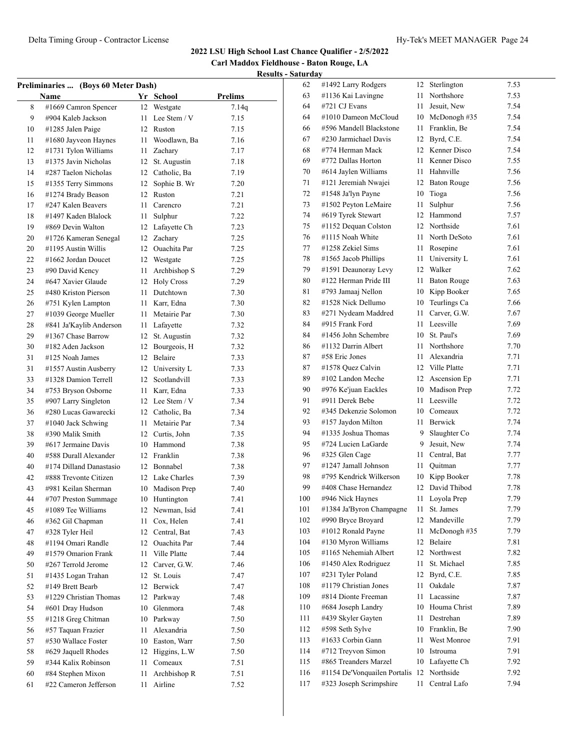## 2022 LSU High School Last Chance Qualifier - 2/5/2022

### Carl Maddox Fieldhouse - Baton Rouge, LA

### Results - Saturday

**Preliminaries ... (Boys 60 Meter Dash)**

| | Name | Yr | School | Prelims |
|---|---|---|---|---|
| 8 | #1669 Camron Spencer | 12 | Westgate | 7.14q |
| 9 | #904 Kaleb Jackson | 11 | Lee Stem / V | 7.15 |
| 10 | #1285 Jalen Paige | 12 | Ruston | 7.15 |
| 11 | #1680 Jayveon Haynes | 11 | Woodlawn, Ba | 7.16 |
| 12 | #1731 Tylon Williams | 11 | Zachary | 7.17 |
| 13 | #1375 Javin Nicholas | 12 | St. Augustin | 7.18 |
| 14 | #287 Taelon Nicholas | 12 | Catholic, Ba | 7.19 |
| 15 | #1355 Terry Simmons | 12 | Sophie B. Wr | 7.20 |
| 16 | #1274 Brady Beason | 12 | Ruston | 7.21 |
| 17 | #247 Kalen Beavers | 11 | Carencro | 7.21 |
| 18 | #1497 Kaden Blalock | 11 | Sulphur | 7.22 |
| 19 | #869 Devin Walton | 12 | Lafayette Ch | 7.23 |
| 20 | #1726 Kameran Senegal | 12 | Zachary | 7.25 |
| 20 | #1195 Austin Willis | 12 | Ouachita Par | 7.25 |
| 22 | #1662 Jordan Doucet | 12 | Westgate | 7.25 |
| 23 | #90 David Kency | 11 | Archbishop S | 7.29 |
| 24 | #647 Xavier Glaude | 12 | Holy Cross | 7.29 |
| 25 | #480 Kriston Pierson | 11 | Dutchtown | 7.30 |
| 26 | #751 Kylen Lampton | 11 | Karr, Edna | 7.30 |
| 27 | #1039 George Mueller | 11 | Metairie Par | 7.30 |
| 28 | #841 Ja'Kaylib Anderson | 11 | Lafayette | 7.32 |
| 29 | #1367 Chase Barrow | 12 | St. Augustin | 7.32 |
| 30 | #182 Aden Jackson | 12 | Bourgeois, H | 7.32 |
| 31 | #125 Noah James | 12 | Belaire | 7.33 |
| 31 | #1557 Austin Ausberry | 12 | University L | 7.33 |
| 33 | #1328 Damion Terrell | 12 | Scotlandvill | 7.33 |
| 34 | #753 Bryson Osborne | 11 | Karr, Edna | 7.33 |
| 35 | #907 Larry Singleton | 12 | Lee Stem / V | 7.34 |
| 36 | #280 Lucas Gawarecki | 12 | Catholic, Ba | 7.34 |
| 37 | #1040 Jack Schwing | 11 | Metairie Par | 7.34 |
| 38 | #390 Malik Smith | 12 | Curtis, John | 7.35 |
| 39 | #617 Jermaine Davis | 10 | Hammond | 7.38 |
| 40 | #588 Durall Alexander | 12 | Franklin | 7.38 |
| 40 | #174 Dilland Danastasio | 12 | Bonnabel | 7.38 |
| 42 | #888 Trevonte Citizen | 12 | Lake Charles | 7.39 |
| 43 | #981 Keilan Sherman | 10 | Madison Prep | 7.40 |
| 44 | #707 Preston Summage | 10 | Huntington | 7.41 |
| 45 | #1089 Tee Williams | 12 | Newman, Isid | 7.41 |
| 46 | #362 Gil Chapman | 11 | Cox, Helen | 7.41 |
| 47 | #328 Tyler Heil | 12 | Central, Bat | 7.43 |
| 48 | #1194 Omari Randle | 12 | Ouachita Par | 7.44 |
| 49 | #1579 Omarion Frank | 11 | Ville Platte | 7.44 |
| 50 | #267 Terrold Jerome | 12 | Carver, G.W. | 7.46 |
| 51 | #1435 Logan Trahan | 12 | St. Louis | 7.47 |
| 52 | #149 Brett Bearb | 12 | Berwick | 7.47 |
| 53 | #1229 Christian Thomas | 12 | Parkway | 7.48 |
| 54 | #601 Dray Hudson | 10 | Glenmora | 7.48 |
| 55 | #1218 Greg Chitman | 10 | Parkway | 7.50 |
| 56 | #57 Taquan Frazier | 11 | Alexandria | 7.50 |
| 57 | #530 Wallace Foster | 10 | Easton, Warr | 7.50 |
| 58 | #629 Jaquell Rhodes | 12 | Higgins, L.W | 7.50 |
| 59 | #344 Kalix Robinson | 11 | Comeaux | 7.51 |
| 60 | #84 Stephen Mixon | 11 | Archbishop R | 7.51 |
| 61 | #22 Cameron Jefferson | 11 | Airline | 7.52 |
| 62 | #1492 Larry Rodgers | 12 | Sterlington | 7.53 |
| 63 | #1136 Kai Lavingne | 11 | Northshore | 7.53 |
| 64 | #721 CJ Evans | 11 | Jesuit, New | 7.54 |
| 64 | #1010 Dameon McCloud | 10 | McDonogh #35 | 7.54 |
| 66 | #596 Mandell Blackstone | 11 | Franklin, Be | 7.54 |
| 67 | #230 Jarmichael Davis | 12 | Byrd, C.E. | 7.54 |
| 68 | #774 Herman Mack | 12 | Kenner Disco | 7.54 |
| 69 | #772 Dallas Horton | 11 | Kenner Disco | 7.55 |
| 70 | #614 Jaylen Williams | 11 | Hahnville | 7.56 |
| 71 | #121 Jeremiah Nwajei | 12 | Baton Rouge | 7.56 |
| 72 | #1548 Ja'lyn Payne | 10 | Tioga | 7.56 |
| 73 | #1502 Peyton LeMaire | 11 | Sulphur | 7.56 |
| 74 | #619 Tyrek Stewart | 12 | Hammond | 7.57 |
| 75 | #1152 Dequan Colston | 12 | Northside | 7.61 |
| 76 | #1115 Noah White | 11 | North DeSoto | 7.61 |
| 77 | #1258 Zekiel Sims | 11 | Rosepine | 7.61 |
| 78 | #1565 Jacob Phillips | 11 | University L | 7.61 |
| 79 | #1591 Deaunoray Levy | 12 | Walker | 7.62 |
| 80 | #122 Herman Pride III | 11 | Baton Rouge | 7.63 |
| 81 | #793 Jamaaj Nellon | 10 | Kipp Booker | 7.65 |
| 82 | #1528 Nick Dellumo | 10 | Teurlings Ca | 7.66 |
| 83 | #271 Nydeam Maddred | 11 | Carver, G.W. | 7.67 |
| 84 | #915 Frank Ford | 11 | Leesville | 7.69 |
| 84 | #1456 John Schembre | 10 | St. Paul's | 7.69 |
| 86 | #1132 Darrin Albert | 11 | Northshore | 7.70 |
| 87 | #58 Eric Jones | 11 | Alexandria | 7.71 |
| 87 | #1578 Quez Calvin | 12 | Ville Platte | 7.71 |
| 89 | #102 Landon Meche | 12 | Ascension Ep | 7.71 |
| 90 | #976 Ke'juan Eackles | 10 | Madison Prep | 7.72 |
| 91 | #911 Derek Bebe | 11 | Leesville | 7.72 |
| 92 | #345 Dekenzie Solomon | 10 | Comeaux | 7.72 |
| 93 | #157 Jaydon Milton | 11 | Berwick | 7.74 |
| 94 | #1335 Joshua Thomas | 9 | Slaughter Co | 7.74 |
| 95 | #724 Lucien LaGarde | 9 | Jesuit, New | 7.74 |
| 96 | #325 Glen Cage | 11 | Central, Bat | 7.77 |
| 97 | #1247 Jamall Johnson | 11 | Quitman | 7.77 |
| 98 | #795 Kendrick Wilkerson | 10 | Kipp Booker | 7.78 |
| 99 | #408 Chase Hernandez | 12 | David Thibod | 7.78 |
| 100 | #946 Nick Haynes | 11 | Loyola Prep | 7.79 |
| 101 | #1384 Ja'Byron Champagne | 11 | St. James | 7.79 |
| 102 | #990 Bryce Broyard | 12 | Mandeville | 7.79 |
| 103 | #1012 Ronald Payne | 11 | McDonogh #35 | 7.79 |
| 104 | #130 Myron Williams | 12 | Belaire | 7.81 |
| 105 | #1165 Nehemiah Albert | 12 | Northwest | 7.82 |
| 106 | #1450 Alex Rodriguez | 11 | St. Michael | 7.85 |
| 107 | #231 Tyler Poland | 12 | Byrd, C.E. | 7.85 |
| 108 | #1179 Christian Jones | 11 | Oakdale | 7.87 |
| 109 | #814 Dionte Freeman | 11 | Lacassine | 7.87 |
| 110 | #684 Joseph Landry | 10 | Houma Christ | 7.89 |
| 111 | #439 Skyler Gayten | 11 | Destrehan | 7.89 |
| 112 | #598 Seth Sylve | 10 | Franklin, Be | 7.90 |
| 113 | #1633 Corbin Gann | 11 | West Monroe | 7.91 |
| 114 | #712 Treyvon Simon | 10 | Istrouma | 7.91 |
| 115 | #865 Treanders Marzel | 10 | Lafayette Ch | 7.92 |
| 116 | #1154 De'Vonquailen Portalis | 12 | Northside | 7.92 |
| 117 | #323 Joseph Scrimpshire | 11 | Central Lafo | 7.94 |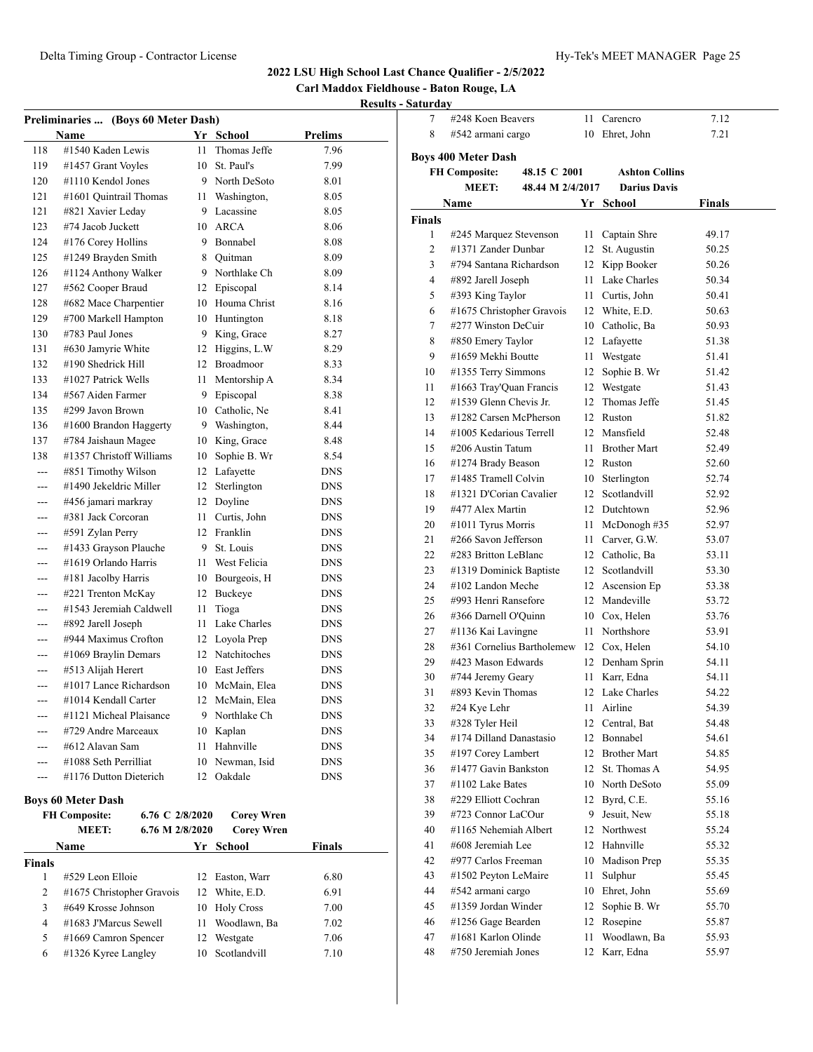## 2022 LSU High School Last Chance Qualifier - 2/5/2022

**Carl Maddox Fieldhouse - Baton Rouge, LA**

**Results - Saturday**

### Preliminaries ... (Boys 60 Meter Dash)

| | Name | Yr | School | Prelims |
|---|---|---|---|---|
| 118 | #1540 Kaden Lewis | 11 | Thomas Jeffe | 7.96 |
| 119 | #1457 Grant Voyles | 10 | St. Paul's | 7.99 |
| 120 | #1110 Kendol Jones | 9 | North DeSoto | 8.01 |
| 121 | #1601 Quintrail Thomas | 11 | Washington, | 8.05 |
| 121 | #821 Xavier Leday | 9 | Lacassine | 8.05 |
| 123 | #74 Jacob Juckett | 10 | ARCA | 8.06 |
| 124 | #176 Corey Hollins | 9 | Bonnabel | 8.08 |
| 125 | #1249 Brayden Smith | 8 | Quitman | 8.09 |
| 126 | #1124 Anthony Walker | 9 | Northlake Ch | 8.09 |
| 127 | #562 Cooper Braud | 12 | Episcopal | 8.14 |
| 128 | #682 Mace Charpentier | 10 | Houma Christ | 8.16 |
| 129 | #700 Markell Hampton | 10 | Huntington | 8.18 |
| 130 | #783 Paul Jones | 9 | King, Grace | 8.27 |
| 131 | #630 Jamyrie White | 12 | Higgins, L.W | 8.29 |
| 132 | #190 Shedrick Hill | 12 | Broadmoor | 8.33 |
| 133 | #1027 Patrick Wells | 11 | Mentorship A | 8.34 |
| 134 | #567 Aiden Farmer | 9 | Episcopal | 8.38 |
| 135 | #299 Javon Brown | 10 | Catholic, Ne | 8.41 |
| 136 | #1600 Brandon Haggerty | 9 | Washington, | 8.44 |
| 137 | #784 Jaishaun Magee | 10 | King, Grace | 8.48 |
| 138 | #1357 Christoff Williams | 10 | Sophie B. Wr | 8.54 |
| --- | #851 Timothy Wilson | 12 | Lafayette | DNS |
| --- | #1490 Jekeldric Miller | 12 | Sterlington | DNS |
| --- | #456 jamari markray | 12 | Doyline | DNS |
| --- | #381 Jack Corcoran | 11 | Curtis, John | DNS |
| --- | #591 Zylan Perry | 12 | Franklin | DNS |
| --- | #1433 Grayson Plauche | 9 | St. Louis | DNS |
| --- | #1619 Orlando Harris | 11 | West Felicia | DNS |
| --- | #181 Jacolby Harris | 10 | Bourgeois, H | DNS |
| --- | #221 Trenton McKay | 12 | Buckeye | DNS |
| --- | #1543 Jeremiah Caldwell | 11 | Tioga | DNS |
| --- | #892 Jarell Joseph | 11 | Lake Charles | DNS |
| --- | #944 Maximus Crofton | 12 | Loyola Prep | DNS |
| --- | #1069 Braylin Demars | 12 | Natchitoches | DNS |
| --- | #513 Alijah Herert | 10 | East Jeffers | DNS |
| --- | #1017 Lance Richardson | 10 | McMain, Elea | DNS |
| --- | #1014 Kendall Carter | 12 | McMain, Elea | DNS |
| --- | #1121 Micheal Plaisance | 9 | Northlake Ch | DNS |
| --- | #729 Andre Marceaux | 10 | Kaplan | DNS |
| --- | #612 Alavan Sam | 11 | Hahnville | DNS |
| --- | #1088 Seth Perrilliat | 10 | Newman, Isid | DNS |
| --- | #1176 Dutton Dieterich | 12 | Oakdale | DNS |

### Boys 60 Meter Dash

**FH Composite:** 6.76 C 2/8/2020 **Corey Wren**
**MEET:** 6.76 M 2/8/2020 **Corey Wren**

| | Name | Yr | School | Finals |
|---|---|---|---|---|
| **Finals** | | | | |
| 1 | #529 Leon Elloie | 12 | Easton, Warr | 6.80 |
| 2 | #1675 Christopher Gravois | 12 | White, E.D. | 6.91 |
| 3 | #649 Krosse Johnson | 10 | Holy Cross | 7.00 |
| 4 | #1683 J'Marcus Sewell | 11 | Woodlawn, Ba | 7.02 |
| 5 | #1669 Camron Spencer | 12 | Westgate | 7.06 |
| 6 | #1326 Kyree Langley | 10 | Scotlandvill | 7.10 |
| 7 | #248 Koen Beavers | 11 | Carencro | 7.12 |
| 8 | #542 armani cargo | 10 | Ehret, John | 7.21 |

### Boys 400 Meter Dash

**FH Composite:** 48.15 C 2001 **Ashton Collins**
**MEET:** 48.44 M 2/4/2017 **Darius Davis**

| | Name | Yr | School | Finals |
|---|---|---|---|---|
| **Finals** | | | | |
| 1 | #245 Marquez Stevenson | 11 | Captain Shre | 49.17 |
| 2 | #1371 Zander Dunbar | 12 | St. Augustin | 50.25 |
| 3 | #794 Santana Richardson | 12 | Kipp Booker | 50.26 |
| 4 | #892 Jarell Joseph | 11 | Lake Charles | 50.34 |
| 5 | #393 King Taylor | 11 | Curtis, John | 50.41 |
| 6 | #1675 Christopher Gravois | 12 | White, E.D. | 50.63 |
| 7 | #277 Winston DeCuir | 10 | Catholic, Ba | 50.93 |
| 8 | #850 Emery Taylor | 12 | Lafayette | 51.38 |
| 9 | #1659 Mekhi Boutte | 11 | Westgate | 51.41 |
| 10 | #1355 Terry Simmons | 12 | Sophie B. Wr | 51.42 |
| 11 | #1663 Tray'Quan Francis | 12 | Westgate | 51.43 |
| 12 | #1539 Glenn Chevis Jr. | 12 | Thomas Jeffe | 51.45 |
| 13 | #1282 Carsen McPherson | 12 | Ruston | 51.82 |
| 14 | #1005 Kedarious Terrell | 12 | Mansfield | 52.48 |
| 15 | #206 Austin Tatum | 11 | Brother Mart | 52.49 |
| 16 | #1274 Brady Beason | 12 | Ruston | 52.60 |
| 17 | #1485 Tramell Colvin | 10 | Sterlington | 52.74 |
| 18 | #1321 D'Corian Cavalier | 12 | Scotlandvill | 52.92 |
| 19 | #477 Alex Martin | 12 | Dutchtown | 52.96 |
| 20 | #1011 Tyrus Morris | 11 | McDonogh #35 | 52.97 |
| 21 | #266 Savon Jefferson | 11 | Carver, G.W. | 53.07 |
| 22 | #283 Britton LeBlanc | 12 | Catholic, Ba | 53.11 |
| 23 | #1319 Dominick Baptiste | 12 | Scotlandvill | 53.30 |
| 24 | #102 Landon Meche | 12 | Ascension Ep | 53.38 |
| 25 | #993 Henri Ransefore | 12 | Mandeville | 53.72 |
| 26 | #366 Darnell O'Quinn | 10 | Cox, Helen | 53.76 |
| 27 | #1136 Kai Lavingne | 11 | Northshore | 53.91 |
| 28 | #361 Cornelius Bartholemew | 12 | Cox, Helen | 54.10 |
| 29 | #423 Mason Edwards | 12 | Denham Sprin | 54.11 |
| 30 | #744 Jeremy Geary | 11 | Karr, Edna | 54.11 |
| 31 | #893 Kevin Thomas | 12 | Lake Charles | 54.22 |
| 32 | #24 Kye Lehr | 11 | Airline | 54.39 |
| 33 | #328 Tyler Heil | 12 | Central, Bat | 54.48 |
| 34 | #174 Dilland Danastasio | 12 | Bonnabel | 54.61 |
| 35 | #197 Corey Lambert | 12 | Brother Mart | 54.85 |
| 36 | #1477 Gavin Bankston | 12 | St. Thomas A | 54.95 |
| 37 | #1102 Lake Bates | 10 | North DeSoto | 55.09 |
| 38 | #229 Elliott Cochran | 12 | Byrd, C.E. | 55.16 |
| 39 | #723 Connor LaCOur | 9 | Jesuit, New | 55.18 |
| 40 | #1165 Nehemiah Albert | 12 | Northwest | 55.24 |
| 41 | #608 Jeremiah Lee | 12 | Hahnville | 55.32 |
| 42 | #977 Carlos Freeman | 10 | Madison Prep | 55.35 |
| 43 | #1502 Peyton LeMaire | 11 | Sulphur | 55.45 |
| 44 | #542 armani cargo | 10 | Ehret, John | 55.69 |
| 45 | #1359 Jordan Winder | 12 | Sophie B. Wr | 55.70 |
| 46 | #1256 Gage Bearden | 12 | Rosepine | 55.87 |
| 47 | #1681 Karlon Olinde | 11 | Woodlawn, Ba | 55.93 |
| 48 | #750 Jeremiah Jones | 12 | Karr, Edna | 55.97 |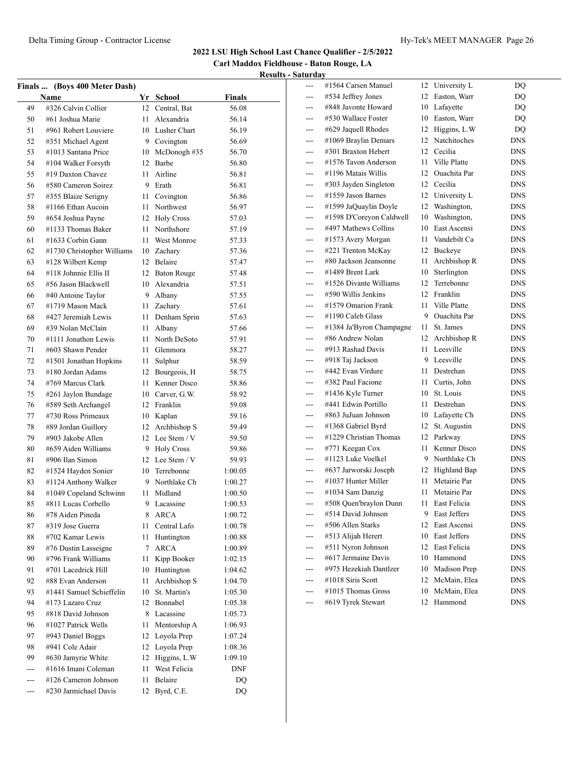# 2022 LSU High School Last Chance Qualifier - 2/5/2022

## Carl Maddox Fieldhouse - Baton Rouge, LA

### Results - Saturday

**Finals ... (Boys 400 Meter Dash)**

| | Name | Yr | School | Finals |
|---|---|---|---|---|
| 49 | #326 Calvin Collier | 12 | Central, Bat | 56.08 |
| 50 | #61 Joshua Marie | 11 | Alexandria | 56.14 |
| 51 | #961 Robert Louviere | 10 | Lusher Chart | 56.19 |
| 52 | #351 Michael Agent | 9 | Covington | 56.69 |
| 53 | #1013 Santana Price | 10 | McDonogh #35 | 56.70 |
| 54 | #104 Walker Forsyth | 12 | Barbe | 56.80 |
| 55 | #19 Daxton Chavez | 11 | Airline | 56.81 |
| 56 | #580 Cameron Soirez | 9 | Erath | 56.81 |
| 57 | #355 Blaize Serigny | 11 | Covington | 56.86 |
| 58 | #1166 Ethan Aucoin | 11 | Northwest | 56.97 |
| 59 | #654 Joshua Payne | 12 | Holy Cross | 57.03 |
| 60 | #1133 Thomas Baker | 11 | Northshore | 57.19 |
| 61 | #1633 Corbin Gann | 11 | West Monroe | 57.33 |
| 62 | #1730 Christopher Williams | 10 | Zachary | 57.36 |
| 63 | #128 Wilbert Kemp | 12 | Belaire | 57.47 |
| 64 | #118 Johnnie Ellis II | 12 | Baton Rouge | 57.48 |
| 65 | #56 Jason Blackwell | 10 | Alexandria | 57.51 |
| 66 | #40 Antoine Taylor | 9 | Albany | 57.55 |
| 67 | #1719 Mason Mack | 11 | Zachary | 57.61 |
| 68 | #427 Jeremiah Lewis | 11 | Denham Sprin | 57.63 |
| 69 | #39 Nolan McClain | 11 | Albany | 57.66 |
| 70 | #1111 Jonathon Lewis | 11 | North DeSoto | 57.91 |
| 71 | #603 Shawn Pender | 11 | Glenmora | 58.27 |
| 72 | #1501 Jonathan Hopkins | 11 | Sulphur | 58.59 |
| 73 | #180 Jordan Adams | 12 | Bourgeois, H | 58.75 |
| 74 | #769 Marcus Clark | 11 | Kenner Disco | 58.86 |
| 75 | #261 Jaylon Bundage | 10 | Carver, G.W. | 58.92 |
| 76 | #589 Seth Archangel | 12 | Franklin | 59.08 |
| 77 | #730 Ross Primeaux | 10 | Kaplan | 59.16 |
| 78 | #89 Jordan Guillory | 12 | Archbishop S | 59.49 |
| 79 | #903 Jakobe Allen | 12 | Lee Stem / V | 59.50 |
| 80 | #659 Aiden Williams | 9 | Holy Cross | 59.86 |
| 81 | #906 Ilan Simon | 12 | Lee Stem / V | 59.93 |
| 82 | #1524 Hayden Sonier | 10 | Terrebonne | 1:00.05 |
| 83 | #1124 Anthony Walker | 9 | Northlake Ch | 1:00.27 |
| 84 | #1049 Copeland Schwinn | 11 | Midland | 1:00.50 |
| 85 | #811 Lucas Corbello | 9 | Lacassine | 1:00.53 |
| 86 | #78 Aiden Pineda | 8 | ARCA | 1:00.72 |
| 87 | #319 Jose Guerra | 11 | Central Lafo | 1:00.78 |
| 88 | #702 Kamar Lewis | 11 | Huntington | 1:00.88 |
| 89 | #76 Dustin Lasseigne | 7 | ARCA | 1:00.89 |
| 90 | #796 Frank Williams | 11 | Kipp Booker | 1:02.15 |
| 91 | #701 Lacedrick Hill | 10 | Huntington | 1:04.62 |
| 92 | #88 Evan Anderson | 11 | Archbishop S | 1:04.70 |
| 93 | #1441 Samuel Schieffelin | 10 | St. Martin's | 1:05.30 |
| 94 | #173 Lazaro Cruz | 12 | Bonnabel | 1:05.38 |
| 95 | #818 David Johnson | 8 | Lacassine | 1:05.73 |
| 96 | #1027 Patrick Wells | 11 | Mentorship A | 1:06.93 |
| 97 | #943 Daniel Boggs | 12 | Loyola Prep | 1:07.24 |
| 98 | #941 Cole Adair | 12 | Loyola Prep | 1:08.36 |
| 99 | #630 Jamyrie White | 12 | Higgins, L.W | 1:09.10 |
| --- | #1616 Imani Coleman | 11 | West Felicia | DNF |
| --- | #126 Cameron Johnson | 11 | Belaire | DQ |
| --- | #230 Jarmichael Davis | 12 | Byrd, C.E. | DQ |
| --- | #1564 Carsen Manuel | 12 | University L | DQ |
| --- | #534 Jeffrey Jones | 12 | Easton, Warr | DQ |
| --- | #848 Javonte Howard | 10 | Lafayette | DQ |
| --- | #530 Wallace Foster | 10 | Easton, Warr | DQ |
| --- | #629 Jaquell Rhodes | 12 | Higgins, L.W | DQ |
| --- | #1069 Braylin Demars | 12 | Natchitoches | DNS |
| --- | #301 Braxton Hebert | 12 | Cecilia | DNS |
| --- | #1576 Tavon Anderson | 11 | Ville Platte | DNS |
| --- | #1196 Matais Willis | 12 | Ouachita Par | DNS |
| --- | #303 Jayden Singleton | 12 | Cecilia | DNS |
| --- | #1559 Jason Barnes | 12 | University L | DNS |
| --- | #1599 JaQuaylin Doyle | 12 | Washington, | DNS |
| --- | #1598 D'Coreyon Caldwell | 10 | Washington, | DNS |
| --- | #497 Mathews Collins | 10 | East Ascensi | DNS |
| --- | #1573 Avery Morgan | 11 | Vandebilt Ca | DNS |
| --- | #221 Trenton McKay | 12 | Buckeye | DNS |
| --- | #80 Jackson Jeansonne | 11 | Archbishop R | DNS |
| --- | #1489 Brent Lark | 10 | Sterlington | DNS |
| --- | #1526 Divante Williams | 12 | Terrebonne | DNS |
| --- | #590 Willis Jenkins | 12 | Franklin | DNS |
| --- | #1579 Omarion Frank | 11 | Ville Platte | DNS |
| --- | #1190 Caleb Glass | 9 | Ouachita Par | DNS |
| --- | #1384 Ja'Byron Champagne | 11 | St. James | DNS |
| --- | #86 Andrew Nolan | 12 | Archbishop R | DNS |
| --- | #913 Rashad Davis | 11 | Leesville | DNS |
| --- | #918 Taj Jackson | 9 | Leesville | DNS |
| --- | #442 Evan Virdure | 11 | Destrehan | DNS |
| --- | #382 Paul Facione | 11 | Curtis, John | DNS |
| --- | #1436 Kyle Turner | 10 | St. Louis | DNS |
| --- | #441 Edwin Portillo | 11 | Destrehan | DNS |
| --- | #863 JuJuan Johnson | 10 | Lafayette Ch | DNS |
| --- | #1368 Gabriel Byrd | 12 | St. Augustin | DNS |
| --- | #1229 Christian Thomas | 12 | Parkway | DNS |
| --- | #771 Keegan Cox | 11 | Kenner Disco | DNS |
| --- | #1123 Luke Voelkel | 9 | Northlake Ch | DNS |
| --- | #637 Jarworski Joseph | 12 | Highland Bap | DNS |
| --- | #1037 Hunter Miller | 11 | Metairie Par | DNS |
| --- | #1034 Sam Danzig | 11 | Metairie Par | DNS |
| --- | #508 Quen'braylon Dunn | 11 | East Felicia | DNS |
| --- | #514 David Johnson | 9 | East Jeffers | DNS |
| --- | #506 Allen Starks | 12 | East Ascensi | DNS |
| --- | #513 Alijah Herert | 10 | East Jeffers | DNS |
| --- | #511 Nyron Johnson | 12 | East Felicia | DNS |
| --- | #617 Jermaine Davis | 10 | Hammond | DNS |
| --- | #975 Hezekiah Dantlzer | 10 | Madison Prep | DNS |
| --- | #1018 Siris Scott | 12 | McMain, Elea | DNS |
| --- | #1015 Thomas Gross | 10 | McMain, Elea | DNS |
| --- | #619 Tyrek Stewart | 12 | Hammond | DNS |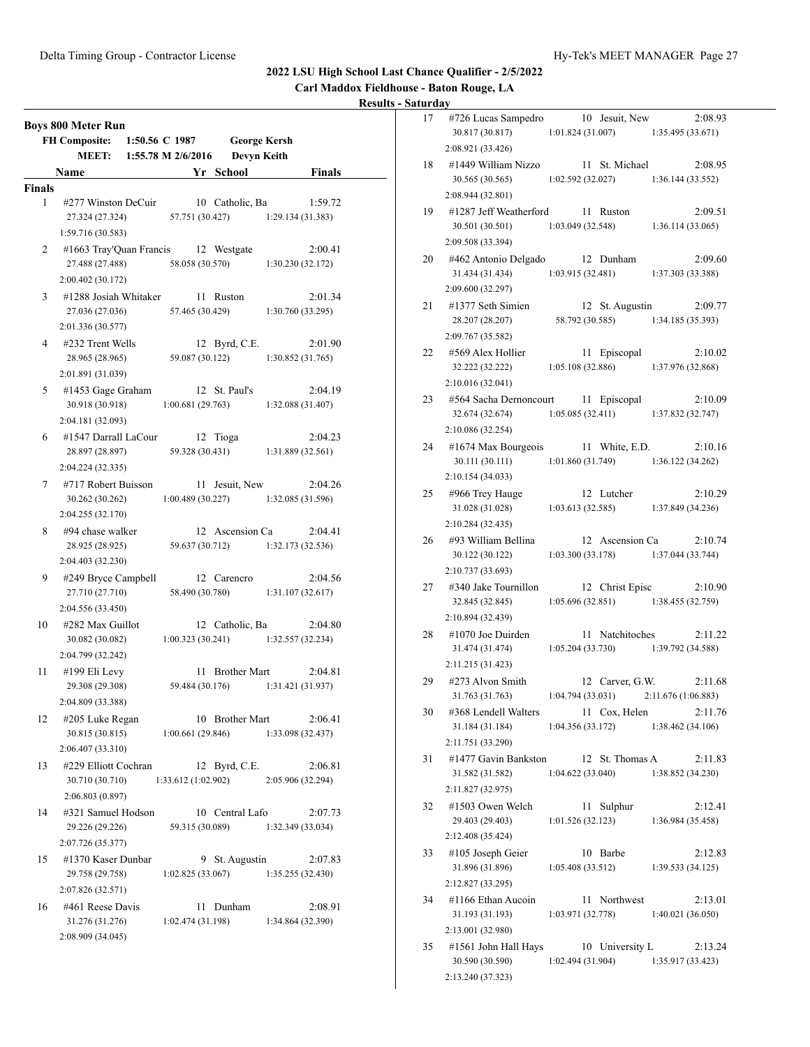## 2022 LSU High School Last Chance Qualifier - 2/5/2022

**Carl Maddox Fieldhouse - Baton Rouge, LA**

**Results - Saturday**

### Boys 800 Meter Run

| | | | | |
|---|---|---|---|---|
| **FH Composite:** | 1:50.56 C 1987 | George Kersh | | |
| **MEET:** | 1:55.78 M 2/6/2016 | Devyn Keith | | |

**Finals**

| Place | Name | Yr | School | Finals |
|---|---|---|---|---|
| 1 | #277 Winston DeCuir | 10 | Catholic, Ba | 1:59.72 |
| | 27.324 (27.324) 57.751 (30.427) 1:29.134 (31.383) 1:59.716 (30.583) | | | |
| 2 | #1663 Tray'Quan Francis | 12 | Westgate | 2:00.41 |
| | 27.488 (27.488) 58.058 (30.570) 1:30.230 (32.172) 2:00.402 (30.172) | | | |
| 3 | #1288 Josiah Whitaker | 11 | Ruston | 2:01.34 |
| | 27.036 (27.036) 57.465 (30.429) 1:30.760 (33.295) 2:01.336 (30.577) | | | |
| 4 | #232 Trent Wells | 12 | Byrd, C.E. | 2:01.90 |
| | 28.965 (28.965) 59.087 (30.122) 1:30.852 (31.765) 2:01.891 (31.039) | | | |
| 5 | #1453 Gage Graham | 12 | St. Paul's | 2:04.19 |
| | 30.918 (30.918) 1:00.681 (29.763) 1:32.088 (31.407) 2:04.181 (32.093) | | | |
| 6 | #1547 Darrall LaCour | 12 | Tioga | 2:04.23 |
| | 28.897 (28.897) 59.328 (30.431) 1:31.889 (32.561) 2:04.224 (32.335) | | | |
| 7 | #717 Robert Buisson | 11 | Jesuit, New | 2:04.26 |
| | 30.262 (30.262) 1:00.489 (30.227) 1:32.085 (31.596) 2:04.255 (32.170) | | | |
| 8 | #94 chase walker | 12 | Ascension Ca | 2:04.41 |
| | 28.925 (28.925) 59.637 (30.712) 1:32.173 (32.536) 2:04.403 (32.230) | | | |
| 9 | #249 Bryce Campbell | 12 | Carencro | 2:04.56 |
| | 27.710 (27.710) 58.490 (30.780) 1:31.107 (32.617) 2:04.556 (33.450) | | | |
| 10 | #282 Max Guillot | 12 | Catholic, Ba | 2:04.80 |
| | 30.082 (30.082) 1:00.323 (30.241) 1:32.557 (32.234) 2:04.799 (32.242) | | | |
| 11 | #199 Eli Levy | 11 | Brother Mart | 2:04.81 |
| | 29.308 (29.308) 59.484 (30.176) 1:31.421 (31.937) 2:04.809 (33.388) | | | |
| 12 | #205 Luke Regan | 10 | Brother Mart | 2:06.41 |
| | 30.815 (30.815) 1:00.661 (29.846) 1:33.098 (32.437) 2:06.407 (33.310) | | | |
| 13 | #229 Elliott Cochran | 12 | Byrd, C.E. | 2:06.81 |
| | 30.710 (30.710) 1:33.612 (1:02.902) 2:05.906 (32.294) 2:06.803 (0.897) | | | |
| 14 | #321 Samuel Hodson | 10 | Central Lafo | 2:07.73 |
| | 29.226 (29.226) 59.315 (30.089) 1:32.349 (33.034) 2:07.726 (35.377) | | | |
| 15 | #1370 Kaser Dunbar | 9 | St. Augustin | 2:07.83 |
| | 29.758 (29.758) 1:02.825 (33.067) 1:35.255 (32.430) 2:07.826 (32.571) | | | |
| 16 | #461 Reese Davis | 11 | Dunham | 2:08.91 |
| | 31.276 (31.276) 1:02.474 (31.198) 1:34.864 (32.390) 2:08.909 (34.045) | | | |
| 17 | #726 Lucas Sampedro | 10 | Jesuit, New | 2:08.93 |
| | 30.817 (30.817) 1:01.824 (31.007) 1:35.495 (33.671) 2:08.921 (33.426) | | | |
| 18 | #1449 William Nizzo | 11 | St. Michael | 2:08.95 |
| | 30.565 (30.565) 1:02.592 (32.027) 1:36.144 (33.552) 2:08.944 (32.801) | | | |
| 19 | #1287 Jeff Weatherford | 11 | Ruston | 2:09.51 |
| | 30.501 (30.501) 1:03.049 (32.548) 1:36.114 (33.065) 2:09.508 (33.394) | | | |
| 20 | #462 Antonio Delgado | 12 | Dunham | 2:09.60 |
| | 31.434 (31.434) 1:03.915 (32.481) 1:37.303 (33.388) 2:09.600 (32.297) | | | |
| 21 | #1377 Seth Simien | 12 | St. Augustin | 2:09.77 |
| | 28.207 (28.207) 58.792 (30.585) 1:34.185 (35.393) 2:09.767 (35.582) | | | |
| 22 | #569 Alex Hollier | 11 | Episcopal | 2:10.02 |
| | 32.222 (32.222) 1:05.108 (32.886) 1:37.976 (32.868) 2:10.016 (32.041) | | | |
| 23 | #564 Sacha Dernoncourt | 11 | Episcopal | 2:10.09 |
| | 32.674 (32.674) 1:05.085 (32.411) 1:37.832 (32.747) 2:10.086 (32.254) | | | |
| 24 | #1674 Max Bourgeois | 11 | White, E.D. | 2:10.16 |
| | 30.111 (30.111) 1:01.860 (31.749) 1:36.122 (34.262) 2:10.154 (34.033) | | | |
| 25 | #966 Trey Hauge | 12 | Lutcher | 2:10.29 |
| | 31.028 (31.028) 1:03.613 (32.585) 1:37.849 (34.236) 2:10.284 (32.435) | | | |
| 26 | #93 William Bellina | 12 | Ascension Ca | 2:10.74 |
| | 30.122 (30.122) 1:03.300 (33.178) 1:37.044 (33.744) 2:10.737 (33.693) | | | |
| 27 | #340 Jake Tournillon | 12 | Christ Episc | 2:10.90 |
| | 32.845 (32.845) 1:05.696 (32.851) 1:38.455 (32.759) 2:10.894 (32.439) | | | |
| 28 | #1070 Joe Duirden | 11 | Natchitoches | 2:11.22 |
| | 31.474 (31.474) 1:05.204 (33.730) 1:39.792 (34.588) 2:11.215 (31.423) | | | |
| 29 | #273 Alvon Smith | 12 | Carver, G.W. | 2:11.68 |
| | 31.763 (31.763) 1:04.794 (33.031) 2:11.676 (1:06.883) | | | |
| 30 | #368 Lendell Walters | 11 | Cox, Helen | 2:11.76 |
| | 31.184 (31.184) 1:04.356 (33.172) 1:38.462 (34.106) 2:11.751 (33.290) | | | |
| 31 | #1477 Gavin Bankston | 12 | St. Thomas A | 2:11.83 |
| | 31.582 (31.582) 1:04.622 (33.040) 1:38.852 (34.230) 2:11.827 (32.975) | | | |
| 32 | #1503 Owen Welch | 11 | Sulphur | 2:12.41 |
| | 29.403 (29.403) 1:01.526 (32.123) 1:36.984 (35.458) 2:12.408 (35.424) | | | |
| 33 | #105 Joseph Geier | 10 | Barbe | 2:12.83 |
| | 31.896 (31.896) 1:05.408 (33.512) 1:39.533 (34.125) 2:12.827 (33.295) | | | |
| 34 | #1166 Ethan Aucoin | 11 | Northwest | 2:13.01 |
| | 31.193 (31.193) 1:03.971 (32.778) 1:40.021 (36.050) 2:13.001 (32.980) | | | |
| 35 | #1561 John Hall Hays | 10 | University L | 2:13.24 |
| | 30.590 (30.590) 1:02.494 (31.904) 1:35.917 (33.423) 2:13.240 (37.323) | | | |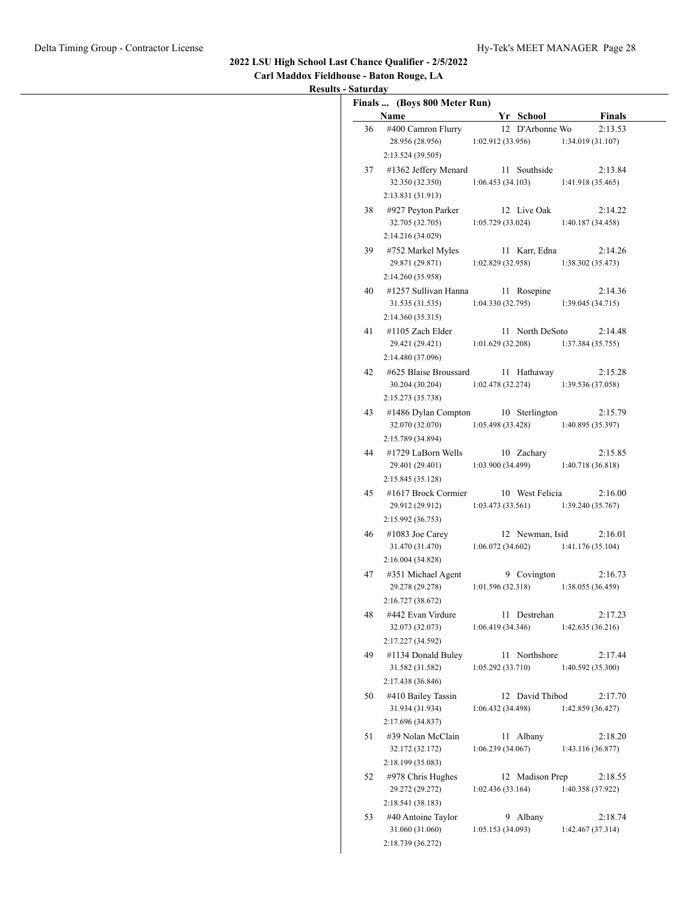**2022 LSU High School Last Chance Qualifier - 2/5/2022**

**Carl Maddox Fieldhouse - Baton Rouge, LA**

**Results - Saturday**

**Finals ... (Boys 800 Meter Run)**

| | Name | Yr | School | Finals |
|---|---|---|---|---|
| 36 | #400 Camron Flurry | 12 | D'Arbonne Wo | 2:13.53 |
| | 28.956 (28.956) | 1:02.912 (33.956) | 1:34.019 (31.107) | |
| | 2:13.524 (39.505) | | | |
| 37 | #1362 Jeffery Menard | 11 | Southside | 2:13.84 |
| | 32.350 (32.350) | 1:06.453 (34.103) | 1:41.918 (35.465) | |
| | 2:13.831 (31.913) | | | |
| 38 | #927 Peyton Parker | 12 | Live Oak | 2:14.22 |
| | 32.705 (32.705) | 1:05.729 (33.024) | 1:40.187 (34.458) | |
| | 2:14.216 (34.029) | | | |
| 39 | #752 Markel Myles | 11 | Karr, Edna | 2:14.26 |
| | 29.871 (29.871) | 1:02.829 (32.958) | 1:38.302 (35.473) | |
| | 2:14.260 (35.958) | | | |
| 40 | #1257 Sullivan Hanna | 11 | Rosepine | 2:14.36 |
| | 31.535 (31.535) | 1:04.330 (32.795) | 1:39.045 (34.715) | |
| | 2:14.360 (35.315) | | | |
| 41 | #1105 Zach Elder | 11 | North DeSoto | 2:14.48 |
| | 29.421 (29.421) | 1:01.629 (32.208) | 1:37.384 (35.755) | |
| | 2:14.480 (37.096) | | | |
| 42 | #625 Blaise Broussard | 11 | Hathaway | 2:15.28 |
| | 30.204 (30.204) | 1:02.478 (32.274) | 1:39.536 (37.058) | |
| | 2:15.273 (35.738) | | | |
| 43 | #1486 Dylan Compton | 10 | Sterlington | 2:15.79 |
| | 32.070 (32.070) | 1:05.498 (33.428) | 1:40.895 (35.397) | |
| | 2:15.789 (34.894) | | | |
| 44 | #1729 LaBorn Wells | 10 | Zachary | 2:15.85 |
| | 29.401 (29.401) | 1:03.900 (34.499) | 1:40.718 (36.818) | |
| | 2:15.845 (35.128) | | | |
| 45 | #1617 Brock Cormier | 10 | West Felicia | 2:16.00 |
| | 29.912 (29.912) | 1:03.473 (33.561) | 1:39.240 (35.767) | |
| | 2:15.992 (36.753) | | | |
| 46 | #1083 Joe Carey | 12 | Newman, Isid | 2:16.01 |
| | 31.470 (31.470) | 1:06.072 (34.602) | 1:41.176 (35.104) | |
| | 2:16.004 (34.828) | | | |
| 47 | #351 Michael Agent | 9 | Covington | 2:16.73 |
| | 29.278 (29.278) | 1:01.596 (32.318) | 1:38.055 (36.459) | |
| | 2:16.727 (38.672) | | | |
| 48 | #442 Evan Virdure | 11 | Destrehan | 2:17.23 |
| | 32.073 (32.073) | 1:06.419 (34.346) | 1:42.635 (36.216) | |
| | 2:17.227 (34.592) | | | |
| 49 | #1134 Donald Buley | 11 | Northshore | 2:17.44 |
| | 31.582 (31.582) | 1:05.292 (33.710) | 1:40.592 (35.300) | |
| | 2:17.438 (36.846) | | | |
| 50 | #410 Bailey Tassin | 12 | David Thibod | 2:17.70 |
| | 31.934 (31.934) | 1:06.432 (34.498) | 1:42.859 (36.427) | |
| | 2:17.696 (34.837) | | | |
| 51 | #39 Nolan McClain | 11 | Albany | 2:18.20 |
| | 32.172 (32.172) | 1:06.239 (34.067) | 1:43.116 (36.877) | |
| | 2:18.199 (35.083) | | | |
| 52 | #978 Chris Hughes | 12 | Madison Prep | 2:18.55 |
| | 29.272 (29.272) | 1:02.436 (33.164) | 1:40.358 (37.922) | |
| | 2:18.541 (38.183) | | | |
| 53 | #40 Antoine Taylor | 9 | Albany | 2:18.74 |
| | 31.060 (31.060) | 1:05.153 (34.093) | 1:42.467 (37.314) | |
| | 2:18.739 (36.272) | | | |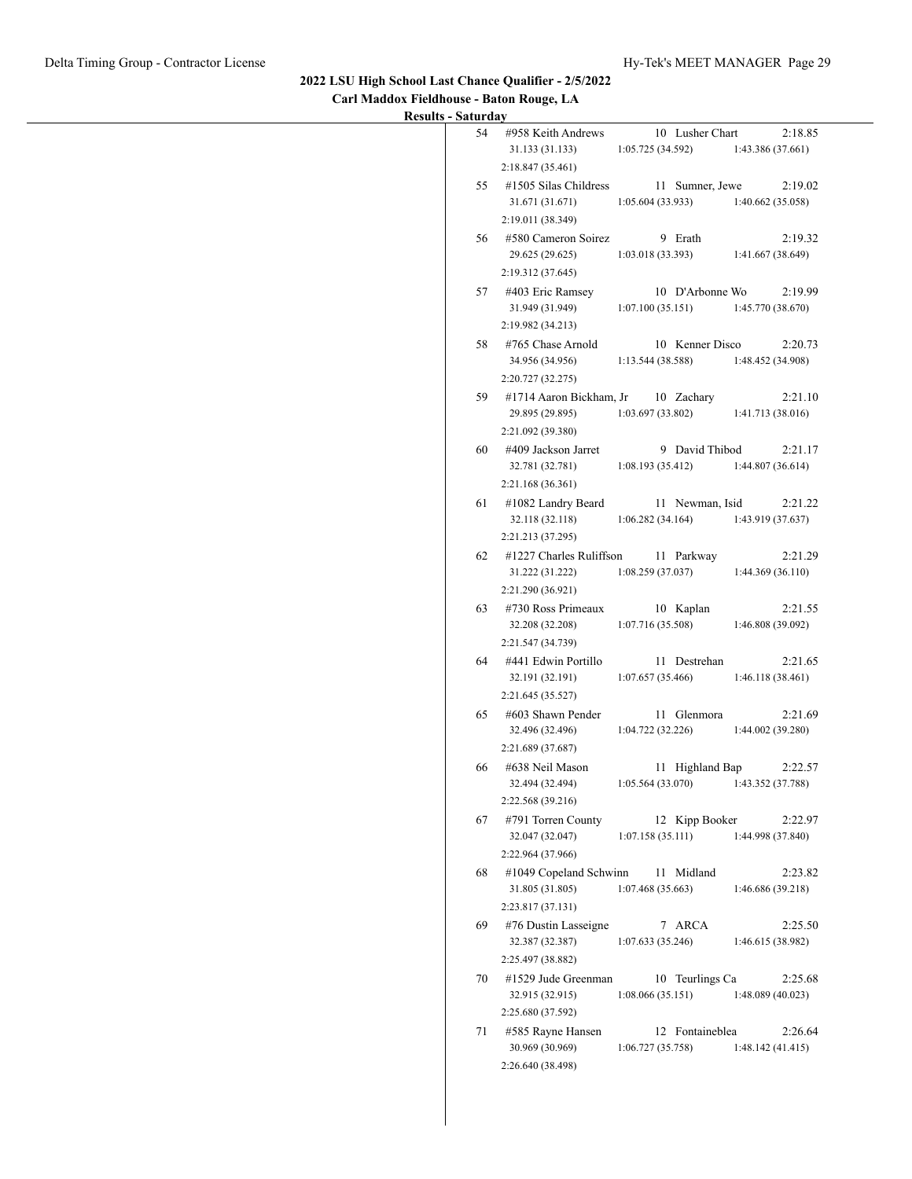## 2022 LSU High School Last Chance Qualifier - 2/5/2022

### Carl Maddox Fieldhouse - Baton Rouge, LA

### Results - Saturday

| Place | Name | Year | School | Time |
|---|---|---|---|---|
| 54 | #958 Keith Andrews | 10 | Lusher Chart | 2:18.85 |
| | 31.133 (31.133) | 1:05.725 (34.592) | 1:43.386 (37.661) | 2:18.847 (35.461) |
| 55 | #1505 Silas Childress | 11 | Sumner, Jewe | 2:19.02 |
| | 31.671 (31.671) | 1:05.604 (33.933) | 1:40.662 (35.058) | 2:19.011 (38.349) |
| 56 | #580 Cameron Soirez | 9 | Erath | 2:19.32 |
| | 29.625 (29.625) | 1:03.018 (33.393) | 1:41.667 (38.649) | 2:19.312 (37.645) |
| 57 | #403 Eric Ramsey | 10 | D'Arbonne Wo | 2:19.99 |
| | 31.949 (31.949) | 1:07.100 (35.151) | 1:45.770 (38.670) | 2:19.982 (34.213) |
| 58 | #765 Chase Arnold | 10 | Kenner Disco | 2:20.73 |
| | 34.956 (34.956) | 1:13.544 (38.588) | 1:48.452 (34.908) | 2:20.727 (32.275) |
| 59 | #1714 Aaron Bickham, Jr | 10 | Zachary | 2:21.10 |
| | 29.895 (29.895) | 1:03.697 (33.802) | 1:41.713 (38.016) | 2:21.092 (39.380) |
| 60 | #409 Jackson Jarret | 9 | David Thibod | 2:21.17 |
| | 32.781 (32.781) | 1:08.193 (35.412) | 1:44.807 (36.614) | 2:21.168 (36.361) |
| 61 | #1082 Landry Beard | 11 | Newman, Isid | 2:21.22 |
| | 32.118 (32.118) | 1:06.282 (34.164) | 1:43.919 (37.637) | 2:21.213 (37.295) |
| 62 | #1227 Charles Ruliffson | 11 | Parkway | 2:21.29 |
| | 31.222 (31.222) | 1:08.259 (37.037) | 1:44.369 (36.110) | 2:21.290 (36.921) |
| 63 | #730 Ross Primeaux | 10 | Kaplan | 2:21.55 |
| | 32.208 (32.208) | 1:07.716 (35.508) | 1:46.808 (39.092) | 2:21.547 (34.739) |
| 64 | #441 Edwin Portillo | 11 | Destrehan | 2:21.65 |
| | 32.191 (32.191) | 1:07.657 (35.466) | 1:46.118 (38.461) | 2:21.645 (35.527) |
| 65 | #603 Shawn Pender | 11 | Glenmora | 2:21.69 |
| | 32.496 (32.496) | 1:04.722 (32.226) | 1:44.002 (39.280) | 2:21.689 (37.687) |
| 66 | #638 Neil Mason | 11 | Highland Bap | 2:22.57 |
| | 32.494 (32.494) | 1:05.564 (33.070) | 1:43.352 (37.788) | 2:22.568 (39.216) |
| 67 | #791 Torren County | 12 | Kipp Booker | 2:22.97 |
| | 32.047 (32.047) | 1:07.158 (35.111) | 1:44.998 (37.840) | 2:22.964 (37.966) |
| 68 | #1049 Copeland Schwinn | 11 | Midland | 2:23.82 |
| | 31.805 (31.805) | 1:07.468 (35.663) | 1:46.686 (39.218) | 2:23.817 (37.131) |
| 69 | #76 Dustin Lasseigne | 7 | ARCA | 2:25.50 |
| | 32.387 (32.387) | 1:07.633 (35.246) | 1:46.615 (38.982) | 2:25.497 (38.882) |
| 70 | #1529 Jude Greenman | 10 | Teurlings Ca | 2:25.68 |
| | 32.915 (32.915) | 1:08.066 (35.151) | 1:48.089 (40.023) | 2:25.680 (37.592) |
| 71 | #585 Rayne Hansen | 12 | Fontaineblea | 2:26.64 |
| | 30.969 (30.969) | 1:06.727 (35.758) | 1:48.142 (41.415) | 2:26.640 (38.498) |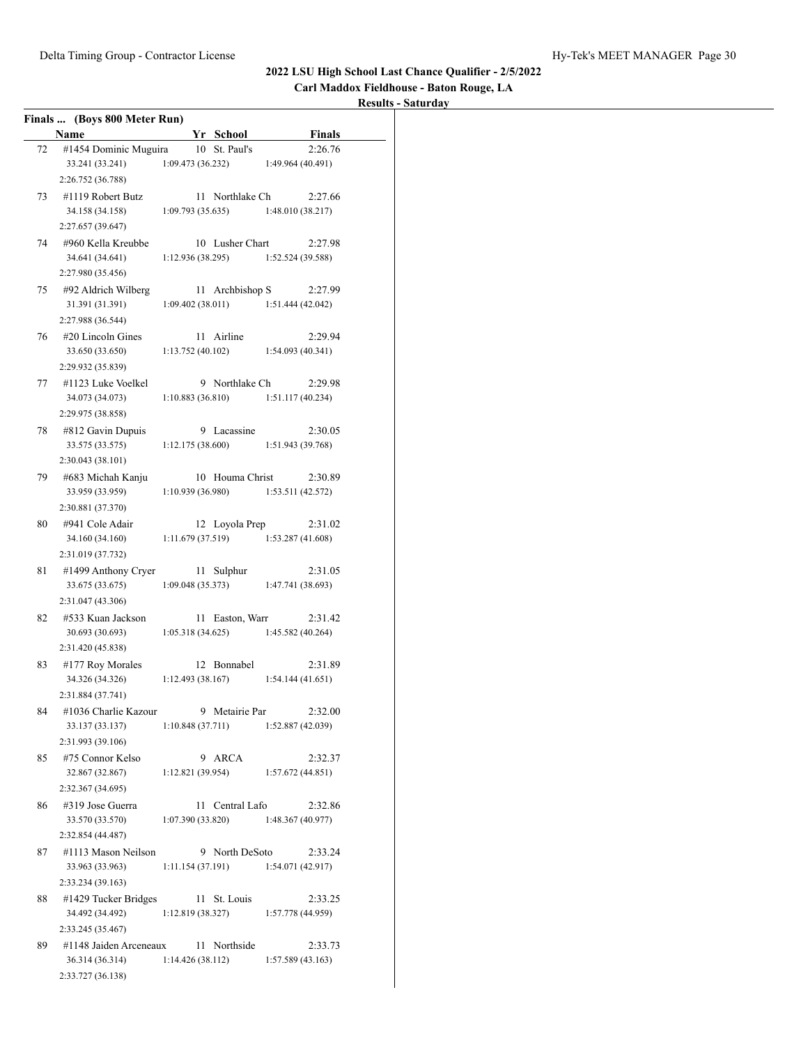**2022 LSU High School Last Chance Qualifier - 2/5/2022**

**Carl Maddox Fieldhouse - Baton Rouge, LA**

**Results - Saturday**

**Finals ... (Boys 800 Meter Run)**

| | Name | Yr | School | Finals |
|---|---|---|---|---|
| 72 | #1454 Dominic Muguira | 10 | St. Paul's | 2:26.76 |
| | 33.241 (33.241) 1:09.473 (36.232) 1:49.964 (40.491) 2:26.752 (36.788) | | | |
| 73 | #1119 Robert Butz | 11 | Northlake Ch | 2:27.66 |
| | 34.158 (34.158) 1:09.793 (35.635) 1:48.010 (38.217) 2:27.657 (39.647) | | | |
| 74 | #960 Kella Kreubbe | 10 | Lusher Chart | 2:27.98 |
| | 34.641 (34.641) 1:12.936 (38.295) 1:52.524 (39.588) 2:27.980 (35.456) | | | |
| 75 | #92 Aldrich Wilberg | 11 | Archbishop S | 2:27.99 |
| | 31.391 (31.391) 1:09.402 (38.011) 1:51.444 (42.042) 2:27.988 (36.544) | | | |
| 76 | #20 Lincoln Gines | 11 | Airline | 2:29.94 |
| | 33.650 (33.650) 1:13.752 (40.102) 1:54.093 (40.341) 2:29.932 (35.839) | | | |
| 77 | #1123 Luke Voelkel | 9 | Northlake Ch | 2:29.98 |
| | 34.073 (34.073) 1:10.883 (36.810) 1:51.117 (40.234) 2:29.975 (38.858) | | | |
| 78 | #812 Gavin Dupuis | 9 | Lacassine | 2:30.05 |
| | 33.575 (33.575) 1:12.175 (38.600) 1:51.943 (39.768) 2:30.043 (38.101) | | | |
| 79 | #683 Michah Kanju | 10 | Houma Christ | 2:30.89 |
| | 33.959 (33.959) 1:10.939 (36.980) 1:53.511 (42.572) 2:30.881 (37.370) | | | |
| 80 | #941 Cole Adair | 12 | Loyola Prep | 2:31.02 |
| | 34.160 (34.160) 1:11.679 (37.519) 1:53.287 (41.608) 2:31.019 (37.732) | | | |
| 81 | #1499 Anthony Cryer | 11 | Sulphur | 2:31.05 |
| | 33.675 (33.675) 1:09.048 (35.373) 1:47.741 (38.693) 2:31.047 (43.306) | | | |
| 82 | #533 Kuan Jackson | 11 | Easton, Warr | 2:31.42 |
| | 30.693 (30.693) 1:05.318 (34.625) 1:45.582 (40.264) 2:31.420 (45.838) | | | |
| 83 | #177 Roy Morales | 12 | Bonnabel | 2:31.89 |
| | 34.326 (34.326) 1:12.493 (38.167) 1:54.144 (41.651) 2:31.884 (37.741) | | | |
| 84 | #1036 Charlie Kazour | 9 | Metairie Par | 2:32.00 |
| | 33.137 (33.137) 1:10.848 (37.711) 1:52.887 (42.039) 2:31.993 (39.106) | | | |
| 85 | #75 Connor Kelso | 9 | ARCA | 2:32.37 |
| | 32.867 (32.867) 1:12.821 (39.954) 1:57.672 (44.851) 2:32.367 (34.695) | | | |
| 86 | #319 Jose Guerra | 11 | Central Lafo | 2:32.86 |
| | 33.570 (33.570) 1:07.390 (33.820) 1:48.367 (40.977) 2:32.854 (44.487) | | | |
| 87 | #1113 Mason Neilson | 9 | North DeSoto | 2:33.24 |
| | 33.963 (33.963) 1:11.154 (37.191) 1:54.071 (42.917) 2:33.234 (39.163) | | | |
| 88 | #1429 Tucker Bridges | 11 | St. Louis | 2:33.25 |
| | 34.492 (34.492) 1:12.819 (38.327) 1:57.778 (44.959) 2:33.245 (35.467) | | | |
| 89 | #1148 Jaiden Arceneaux | 11 | Northside | 2:33.73 |
| | 36.314 (36.314) 1:14.426 (38.112) 1:57.589 (43.163) 2:33.727 (36.138) | | | |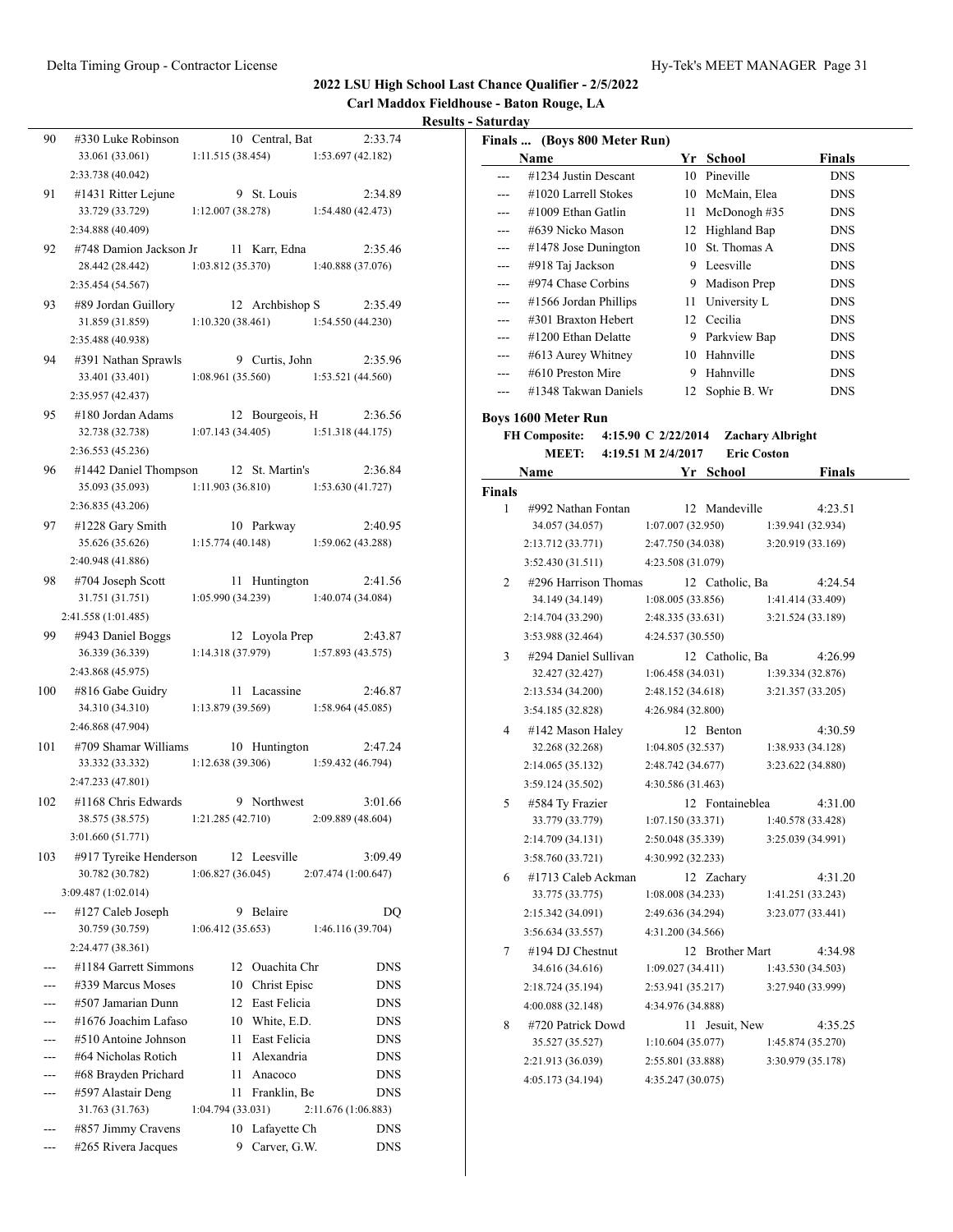## 2022 LSU High School Last Chance Qualifier - 2/5/2022

### Carl Maddox Fieldhouse - Baton Rouge, LA

**Results - Saturday**

| Place | Name | Yr | School | Finals |
|---|---|---|---|---|
| 90 | #330 Luke Robinson | 10 | Central, Bat | 2:33.74 |
| | 33.061 (33.061) | 1:11.515 (38.454) | 1:53.697 (42.182) | 2:33.738 (40.042) |
| 91 | #1431 Ritter Lejune | 9 | St. Louis | 2:34.89 |
| | 33.729 (33.729) | 1:12.007 (38.278) | 1:54.480 (42.473) | 2:34.888 (40.409) |
| 92 | #748 Damion Jackson Jr | 11 | Karr, Edna | 2:35.46 |
| | 28.442 (28.442) | 1:03.812 (35.370) | 1:40.888 (37.076) | 2:35.454 (54.567) |
| 93 | #89 Jordan Guillory | 12 | Archbishop S | 2:35.49 |
| | 31.859 (31.859) | 1:10.320 (38.461) | 1:54.550 (44.230) | 2:35.488 (40.938) |
| 94 | #391 Nathan Sprawls | 9 | Curtis, John | 2:35.96 |
| | 33.401 (33.401) | 1:08.961 (35.560) | 1:53.521 (44.560) | 2:35.957 (42.437) |
| 95 | #180 Jordan Adams | 12 | Bourgeois, H | 2:36.56 |
| | 32.738 (32.738) | 1:07.143 (34.405) | 1:51.318 (44.175) | 2:36.553 (45.236) |
| 96 | #1442 Daniel Thompson | 12 | St. Martin's | 2:36.84 |
| | 35.093 (35.093) | 1:11.903 (36.810) | 1:53.630 (41.727) | 2:36.835 (43.206) |
| 97 | #1228 Gary Smith | 10 | Parkway | 2:40.95 |
| | 35.626 (35.626) | 1:15.774 (40.148) | 1:59.062 (43.288) | 2:40.948 (41.886) |
| 98 | #704 Joseph Scott | 11 | Huntington | 2:41.56 |
| | 31.751 (31.751) | 1:05.990 (34.239) | 1:40.074 (34.084) | 2:41.558 (1:01.485) |
| 99 | #943 Daniel Boggs | 12 | Loyola Prep | 2:43.87 |
| | 36.339 (36.339) | 1:14.318 (37.979) | 1:57.893 (43.575) | 2:43.868 (45.975) |
| 100 | #816 Gabe Guidry | 11 | Lacassine | 2:46.87 |
| | 34.310 (34.310) | 1:13.879 (39.569) | 1:58.964 (45.085) | 2:46.868 (47.904) |
| 101 | #709 Shamar Williams | 10 | Huntington | 2:47.24 |
| | 33.332 (33.332) | 1:12.638 (39.306) | 1:59.432 (46.794) | 2:47.233 (47.801) |
| 102 | #1168 Chris Edwards | 9 | Northwest | 3:01.66 |
| | 38.575 (38.575) | 1:21.285 (42.710) | 2:09.889 (48.604) | 3:01.660 (51.771) |
| 103 | #917 Tyreike Henderson | 12 | Leesville | 3:09.49 |
| | 30.782 (30.782) | 1:06.827 (36.045) | 2:07.474 (1:00.647) | 3:09.487 (1:02.014) |
| --- | #127 Caleb Joseph | 9 | Belaire | DQ |
| | 30.759 (30.759) | 1:06.412 (35.653) | 1:46.116 (39.704) | 2:24.477 (38.361) |
| --- | #1184 Garrett Simmons | 12 | Ouachita Chr | DNS |
| --- | #339 Marcus Moses | 10 | Christ Episc | DNS |
| --- | #507 Jamarian Dunn | 12 | East Felicia | DNS |
| --- | #1676 Joachim Lafaso | 10 | White, E.D. | DNS |
| --- | #510 Antoine Johnson | 11 | East Felicia | DNS |
| --- | #64 Nicholas Rotich | 11 | Alexandria | DNS |
| --- | #68 Brayden Prichard | 11 | Anacoco | DNS |
| --- | #597 Alastair Deng | 11 | Franklin, Be | DNS |
| | 31.763 (31.763) | 1:04.794 (33.031) | 2:11.676 (1:06.883) | |
| --- | #857 Jimmy Cravens | 10 | Lafayette Ch | DNS |
| --- | #265 Rivera Jacques | 9 | Carver, G.W. | DNS |

**Finals ... (Boys 800 Meter Run)**

| Place | Name | Yr | School | Finals |
|---|---|---|---|---|
| --- | #1234 Justin Descant | 10 | Pineville | DNS |
| --- | #1020 Larrell Stokes | 10 | McMain, Elea | DNS |
| --- | #1009 Ethan Gatlin | 11 | McDonogh #35 | DNS |
| --- | #639 Nicko Mason | 12 | Highland Bap | DNS |
| --- | #1478 Jose Dunington | 10 | St. Thomas A | DNS |
| --- | #918 Taj Jackson | 9 | Leesville | DNS |
| --- | #974 Chase Corbins | 9 | Madison Prep | DNS |
| --- | #1566 Jordan Phillips | 11 | University L | DNS |
| --- | #301 Braxton Hebert | 12 | Cecilia | DNS |
| --- | #1200 Ethan Delatte | 9 | Parkview Bap | DNS |
| --- | #613 Aurey Whitney | 10 | Hahnville | DNS |
| --- | #610 Preston Mire | 9 | Hahnville | DNS |
| --- | #1348 Takwan Daniels | 12 | Sophie B. Wr | DNS |

### Boys 1600 Meter Run

**FH Composite:** 4:15.90 C 2/22/2014 Zachary Albright
**MEET:** 4:19.51 M 2/4/2017 Eric Coston

**Finals**

| Place | Name | Yr | School | Finals |
|---|---|---|---|---|
| 1 | #992 Nathan Fontan | 12 | Mandeville | 4:23.51 |
| | 34.057 (34.057) | 1:07.007 (32.950) | 1:39.941 (32.934) | |
| | 2:13.712 (33.771) | 2:47.750 (34.038) | 3:20.919 (33.169) | |
| | 3:52.430 (31.511) | 4:23.508 (31.079) | | |
| 2 | #296 Harrison Thomas | 12 | Catholic, Ba | 4:24.54 |
| | 34.149 (34.149) | 1:08.005 (33.856) | 1:41.414 (33.409) | |
| | 2:14.704 (33.290) | 2:48.335 (33.631) | 3:21.524 (33.189) | |
| | 3:53.988 (32.464) | 4:24.537 (30.550) | | |
| 3 | #294 Daniel Sullivan | 12 | Catholic, Ba | 4:26.99 |
| | 32.427 (32.427) | 1:06.458 (34.031) | 1:39.334 (32.876) | |
| | 2:13.534 (34.200) | 2:48.152 (34.618) | 3:21.357 (33.205) | |
| | 3:54.185 (32.828) | 4:26.984 (32.800) | | |
| 4 | #142 Mason Haley | 12 | Benton | 4:30.59 |
| | 32.268 (32.268) | 1:04.805 (32.537) | 1:38.933 (34.128) | |
| | 2:14.065 (35.132) | 2:48.742 (34.677) | 3:23.622 (34.880) | |
| | 3:59.124 (35.502) | 4:30.586 (31.463) | | |
| 5 | #584 Ty Frazier | 12 | Fontainebleau | 4:31.00 |
| | 33.779 (33.779) | 1:07.150 (33.371) | 1:40.578 (33.428) | |
| | 2:14.709 (34.131) | 2:50.048 (35.339) | 3:25.039 (34.991) | |
| | 3:58.760 (33.721) | 4:30.992 (32.233) | | |
| 6 | #1713 Caleb Ackman | 12 | Zachary | 4:31.20 |
| | 33.775 (33.775) | 1:08.008 (34.233) | 1:41.251 (33.243) | |
| | 2:15.342 (34.091) | 2:49.636 (34.294) | 3:23.077 (33.441) | |
| | 3:56.634 (33.557) | 4:31.200 (34.566) | | |
| 7 | #194 DJ Chestnut | 12 | Brother Mart | 4:34.98 |
| | 34.616 (34.616) | 1:09.027 (34.411) | 1:43.530 (34.503) | |
| | 2:18.724 (35.194) | 2:53.941 (35.217) | 3:27.940 (33.999) | |
| | 4:00.088 (32.148) | 4:34.976 (34.888) | | |
| 8 | #720 Patrick Dowd | 11 | Jesuit, New | 4:35.25 |
| | 35.527 (35.527) | 1:10.604 (35.077) | 1:45.874 (35.270) | |
| | 2:21.913 (36.039) | 2:55.801 (33.888) | 3:30.979 (35.178) | |
| | 4:05.173 (34.194) | 4:35.247 (30.075) | | |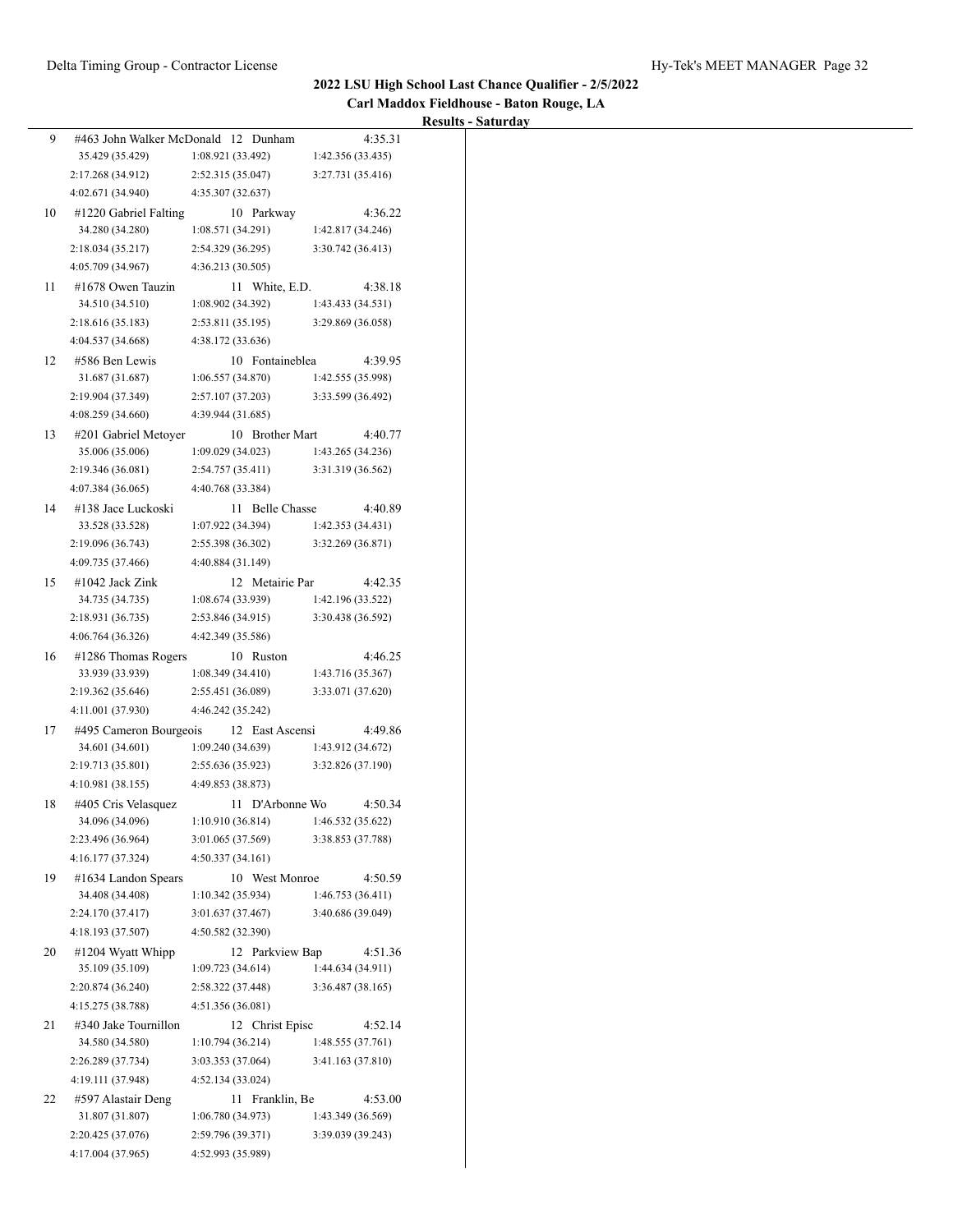**2022 LSU High School Last Chance Qualifier - 2/5/2022**

**Carl Maddox Fieldhouse - Baton Rouge, LA**

**Results - Saturday**

| Place | Name | Year | School | Time |
|---|---|---|---|---|
| 9 | #463 John Walker McDonald | 12 | Dunham | 4:35.31 |
| | 35.429 (35.429) | 1:08.921 (33.492) | 1:42.356 (33.435) | |
| | 2:17.268 (34.912) | 2:52.315 (35.047) | 3:27.731 (35.416) | |
| | 4:02.671 (34.940) | 4:35.307 (32.637) | | |
| 10 | #1220 Gabriel Falting | 10 | Parkway | 4:36.22 |
| | 34.280 (34.280) | 1:08.571 (34.291) | 1:42.817 (34.246) | |
| | 2:18.034 (35.217) | 2:54.329 (36.295) | 3:30.742 (36.413) | |
| | 4:05.709 (34.967) | 4:36.213 (30.505) | | |
| 11 | #1678 Owen Tauzin | 11 | White, E.D. | 4:38.18 |
| | 34.510 (34.510) | 1:08.902 (34.392) | 1:43.433 (34.531) | |
| | 2:18.616 (35.183) | 2:53.811 (35.195) | 3:29.869 (36.058) | |
| | 4:04.537 (34.668) | 4:38.172 (33.636) | | |
| 12 | #586 Ben Lewis | 10 | Fontaineblea | 4:39.95 |
| | 31.687 (31.687) | 1:06.557 (34.870) | 1:42.555 (35.998) | |
| | 2:19.904 (37.349) | 2:57.107 (37.203) | 3:33.599 (36.492) | |
| | 4:08.259 (34.660) | 4:39.944 (31.685) | | |
| 13 | #201 Gabriel Metoyer | 10 | Brother Mart | 4:40.77 |
| | 35.006 (35.006) | 1:09.029 (34.023) | 1:43.265 (34.236) | |
| | 2:19.346 (36.081) | 2:54.757 (35.411) | 3:31.319 (36.562) | |
| | 4:07.384 (36.065) | 4:40.768 (33.384) | | |
| 14 | #138 Jace Luckoski | 11 | Belle Chasse | 4:40.89 |
| | 33.528 (33.528) | 1:07.922 (34.394) | 1:42.353 (34.431) | |
| | 2:19.096 (36.743) | 2:55.398 (36.302) | 3:32.269 (36.871) | |
| | 4:09.735 (37.466) | 4:40.884 (31.149) | | |
| 15 | #1042 Jack Zink | 12 | Metairie Par | 4:42.35 |
| | 34.735 (34.735) | 1:08.674 (33.939) | 1:42.196 (33.522) | |
| | 2:18.931 (36.735) | 2:53.846 (34.915) | 3:30.438 (36.592) | |
| | 4:06.764 (36.326) | 4:42.349 (35.586) | | |
| 16 | #1286 Thomas Rogers | 10 | Ruston | 4:46.25 |
| | 33.939 (33.939) | 1:08.349 (34.410) | 1:43.716 (35.367) | |
| | 2:19.362 (35.646) | 2:55.451 (36.089) | 3:33.071 (37.620) | |
| | 4:11.001 (37.930) | 4:46.242 (35.242) | | |
| 17 | #495 Cameron Bourgeois | 12 | East Ascensi | 4:49.86 |
| | 34.601 (34.601) | 1:09.240 (34.639) | 1:43.912 (34.672) | |
| | 2:19.713 (35.801) | 2:55.636 (35.923) | 3:32.826 (37.190) | |
| | 4:10.981 (38.155) | 4:49.853 (38.873) | | |
| 18 | #405 Cris Velasquez | 11 | D'Arbonne Wo | 4:50.34 |
| | 34.096 (34.096) | 1:10.910 (36.814) | 1:46.532 (35.622) | |
| | 2:23.496 (36.964) | 3:01.065 (37.569) | 3:38.853 (37.788) | |
| | 4:16.177 (37.324) | 4:50.337 (34.161) | | |
| 19 | #1634 Landon Spears | 10 | West Monroe | 4:50.59 |
| | 34.408 (34.408) | 1:10.342 (35.934) | 1:46.753 (36.411) | |
| | 2:24.170 (37.417) | 3:01.637 (37.467) | 3:40.686 (39.049) | |
| | 4:18.193 (37.507) | 4:50.582 (32.390) | | |
| 20 | #1204 Wyatt Whipp | 12 | Parkview Bap | 4:51.36 |
| | 35.109 (35.109) | 1:09.723 (34.614) | 1:44.634 (34.911) | |
| | 2:20.874 (36.240) | 2:58.322 (37.448) | 3:36.487 (38.165) | |
| | 4:15.275 (38.788) | 4:51.356 (36.081) | | |
| 21 | #340 Jake Tournillon | 12 | Christ Episc | 4:52.14 |
| | 34.580 (34.580) | 1:10.794 (36.214) | 1:48.555 (37.761) | |
| | 2:26.289 (37.734) | 3:03.353 (37.064) | 3:41.163 (37.810) | |
| | 4:19.111 (37.948) | 4:52.134 (33.024) | | |
| 22 | #597 Alastair Deng | 11 | Franklin, Be | 4:53.00 |
| | 31.807 (31.807) | 1:06.780 (34.973) | 1:43.349 (36.569) | |
| | 2:20.425 (37.076) | 2:59.796 (39.371) | 3:39.039 (39.243) | |
| | 4:17.004 (37.965) | 4:52.993 (35.989) | | |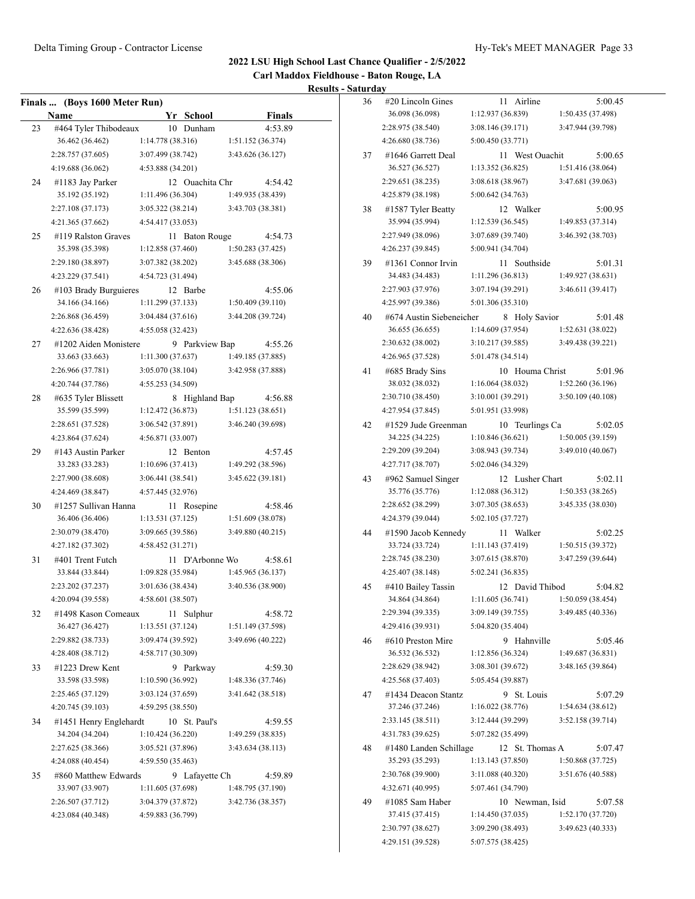## 2022 LSU High School Last Chance Qualifier - 2/5/2022

### Carl Maddox Fieldhouse - Baton Rouge, LA

### Results - Saturday

**Finals ... (Boys 1600 Meter Run)**

| Place | Name | Yr | School | Finals |
|---|---|---|---|---|
| 23 | #464 Tyler Thibodeaux | 10 | Dunham | 4:53.89 |
| | 36.462 (36.462) | 1:14.778 (38.316) | 1:51.152 (36.374) | |
| | 2:28.757 (37.605) | 3:07.499 (38.742) | 3:43.626 (36.127) | |
| | 4:19.688 (36.062) | 4:53.888 (34.201) | | |
| 24 | #1183 Jay Parker | 12 | Ouachita Chr | 4:54.42 |
| | 35.192 (35.192) | 1:11.496 (36.304) | 1:49.935 (38.439) | |
| | 2:27.108 (37.173) | 3:05.322 (38.214) | 3:43.703 (38.381) | |
| | 4:21.365 (37.662) | 4:54.417 (33.053) | | |
| 25 | #119 Ralston Graves | 11 | Baton Rouge | 4:54.73 |
| | 35.398 (35.398) | 1:12.858 (37.460) | 1:50.283 (37.425) | |
| | 2:29.180 (38.897) | 3:07.382 (38.202) | 3:45.688 (38.306) | |
| | 4:23.229 (37.541) | 4:54.723 (31.494) | | |
| 26 | #103 Brady Burguieres | 12 | Barbe | 4:55.06 |
| | 34.166 (34.166) | 1:11.299 (37.133) | 1:50.409 (39.110) | |
| | 2:26.868 (36.459) | 3:04.484 (37.616) | 3:44.208 (39.724) | |
| | 4:22.636 (38.428) | 4:55.058 (32.423) | | |
| 27 | #1202 Aiden Monistere | 9 | Parkview Bap | 4:55.26 |
| | 33.663 (33.663) | 1:11.300 (37.637) | 1:49.185 (37.885) | |
| | 2:26.966 (37.781) | 3:05.070 (38.104) | 3:42.958 (37.888) | |
| | 4:20.744 (37.786) | 4:55.253 (34.509) | | |
| 28 | #635 Tyler Blissett | 8 | Highland Bap | 4:56.88 |
| | 35.599 (35.599) | 1:12.472 (36.873) | 1:51.123 (38.651) | |
| | 2:28.651 (37.528) | 3:06.542 (37.891) | 3:46.240 (39.698) | |
| | 4:23.864 (37.624) | 4:56.871 (33.007) | | |
| 29 | #143 Austin Parker | 12 | Benton | 4:57.45 |
| | 33.283 (33.283) | 1:10.696 (37.413) | 1:49.292 (38.596) | |
| | 2:27.900 (38.608) | 3:06.441 (38.541) | 3:45.622 (39.181) | |
| | 4:24.469 (38.847) | 4:57.445 (32.976) | | |
| 30 | #1257 Sullivan Hanna | 11 | Rosepine | 4:58.46 |
| | 36.406 (36.406) | 1:13.531 (37.125) | 1:51.609 (38.078) | |
| | 2:30.079 (38.470) | 3:09.665 (39.586) | 3:49.880 (40.215) | |
| | 4:27.182 (37.302) | 4:58.452 (31.271) | | |
| 31 | #401 Trent Futch | 11 | D'Arbonne Wo | 4:58.61 |
| | 33.844 (33.844) | 1:09.828 (35.984) | 1:45.965 (36.137) | |
| | 2:23.202 (37.237) | 3:01.636 (38.434) | 3:40.536 (38.900) | |
| | 4:20.094 (39.558) | 4:58.601 (38.507) | | |
| 32 | #1498 Kason Comeaux | 11 | Sulphur | 4:58.72 |
| | 36.427 (36.427) | 1:13.551 (37.124) | 1:51.149 (37.598) | |
| | 2:29.882 (38.733) | 3:09.474 (39.592) | 3:49.696 (40.222) | |
| | 4:28.408 (38.712) | 4:58.717 (30.309) | | |
| 33 | #1223 Drew Kent | 9 | Parkway | 4:59.30 |
| | 33.598 (33.598) | 1:10.590 (36.992) | 1:48.336 (37.746) | |
| | 2:25.465 (37.129) | 3:03.124 (37.659) | 3:41.642 (38.518) | |
| | 4:20.745 (39.103) | 4:59.295 (38.550) | | |
| 34 | #1451 Henry Englehardt | 10 | St. Paul's | 4:59.55 |
| | 34.204 (34.204) | 1:10.424 (36.220) | 1:49.259 (38.835) | |
| | 2:27.625 (38.366) | 3:05.521 (37.896) | 3:43.634 (38.113) | |
| | 4:24.088 (40.454) | 4:59.550 (35.463) | | |
| 35 | #860 Matthew Edwards | 9 | Lafayette Ch | 4:59.89 |
| | 33.907 (33.907) | 1:11.605 (37.698) | 1:48.795 (37.190) | |
| | 2:26.507 (37.712) | 3:04.379 (37.872) | 3:42.736 (38.357) | |
| | 4:23.084 (40.348) | 4:59.883 (36.799) | | |
| 36 | #20 Lincoln Gines | 11 | Airline | 5:00.45 |
| | 36.098 (36.098) | 1:12.937 (36.839) | 1:50.435 (37.498) | |
| | 2:28.975 (38.540) | 3:08.146 (39.171) | 3:47.944 (39.798) | |
| | 4:26.680 (38.736) | 5:00.450 (33.771) | | |
| 37 | #1646 Garrett Deal | 11 | West Ouachit | 5:00.65 |
| | 36.527 (36.527) | 1:13.352 (36.825) | 1:51.416 (38.064) | |
| | 2:29.651 (38.235) | 3:08.618 (38.967) | 3:47.681 (39.063) | |
| | 4:25.879 (38.198) | 5:00.642 (34.763) | | |
| 38 | #1587 Tyler Beatty | 12 | Walker | 5:00.95 |
| | 35.994 (35.994) | 1:12.539 (36.545) | 1:49.853 (37.314) | |
| | 2:27.949 (38.096) | 3:07.689 (39.740) | 3:46.392 (38.703) | |
| | 4:26.237 (39.845) | 5:00.941 (34.704) | | |
| 39 | #1361 Connor Irvin | 11 | Southside | 5:01.31 |
| | 34.483 (34.483) | 1:11.296 (36.813) | 1:49.927 (38.631) | |
| | 2:27.903 (37.976) | 3:07.194 (39.291) | 3:46.611 (39.417) | |
| | 4:25.997 (39.386) | 5:01.306 (35.310) | | |
| 40 | #674 Austin Siebeneicher | 8 | Holy Savior | 5:01.48 |
| | 36.655 (36.655) | 1:14.609 (37.954) | 1:52.631 (38.022) | |
| | 2:30.632 (38.002) | 3:10.217 (39.585) | 3:49.438 (39.221) | |
| | 4:26.965 (37.528) | 5:01.478 (34.514) | | |
| 41 | #685 Brady Sins | 10 | Houma Christ | 5:01.96 |
| | 38.032 (38.032) | 1:16.064 (38.032) | 1:52.260 (36.196) | |
| | 2:30.710 (38.450) | 3:10.001 (39.291) | 3:50.109 (40.108) | |
| | 4:27.954 (37.845) | 5:01.951 (33.998) | | |
| 42 | #1529 Jude Greenman | 10 | Teurlings Ca | 5:02.05 |
| | 34.225 (34.225) | 1:10.846 (36.621) | 1:50.005 (39.159) | |
| | 2:29.209 (39.204) | 3:08.943 (39.734) | 3:49.010 (40.067) | |
| | 4:27.717 (38.707) | 5:02.046 (34.329) | | |
| 43 | #962 Samuel Singer | 12 | Lusher Chart | 5:02.11 |
| | 35.776 (35.776) | 1:12.088 (36.312) | 1:50.353 (38.265) | |
| | 2:28.652 (38.299) | 3:07.305 (38.653) | 3:45.335 (38.030) | |
| | 4:24.379 (39.044) | 5:02.105 (37.727) | | |
| 44 | #1590 Jacob Kennedy | 11 | Walker | 5:02.25 |
| | 33.724 (33.724) | 1:11.143 (37.419) | 1:50.515 (39.372) | |
| | 2:28.745 (38.230) | 3:07.615 (38.870) | 3:47.259 (39.644) | |
| | 4:25.407 (38.148) | 5:02.241 (36.835) | | |
| 45 | #410 Bailey Tassin | 12 | David Thibod | 5:04.82 |
| | 34.864 (34.864) | 1:11.605 (36.741) | 1:50.059 (38.454) | |
| | 2:29.394 (39.335) | 3:09.149 (39.755) | 3:49.485 (40.336) | |
| | 4:29.416 (39.931) | 5:04.820 (35.404) | | |
| 46 | #610 Preston Mire | 9 | Hahnville | 5:05.46 |
| | 36.532 (36.532) | 1:12.856 (36.324) | 1:49.687 (36.831) | |
| | 2:28.629 (38.942) | 3:08.301 (39.672) | 3:48.165 (39.864) | |
| | 4:25.568 (37.403) | 5:05.454 (39.887) | | |
| 47 | #1434 Deacon Stantz | 9 | St. Louis | 5:07.29 |
| | 37.246 (37.246) | 1:16.022 (38.776) | 1:54.634 (38.612) | |
| | 2:33.145 (38.511) | 3:12.444 (39.299) | 3:52.158 (39.714) | |
| | 4:31.783 (39.625) | 5:07.282 (35.499) | | |
| 48 | #1480 Landen Schillage | 12 | St. Thomas A | 5:07.47 |
| | 35.293 (35.293) | 1:13.143 (37.850) | 1:50.868 (37.725) | |
| | 2:30.768 (39.900) | 3:11.088 (40.320) | 3:51.676 (40.588) | |
| | 4:32.671 (40.995) | 5:07.461 (34.790) | | |
| 49 | #1085 Sam Haber | 10 | Newman, Isid | 5:07.58 |
| | 37.415 (37.415) | 1:14.450 (37.035) | 1:52.170 (37.720) | |
| | 2:30.797 (38.627) | 3:09.290 (38.493) | 3:49.623 (40.333) | |
| | 4:29.151 (39.528) | 5:07.575 (38.425) | | |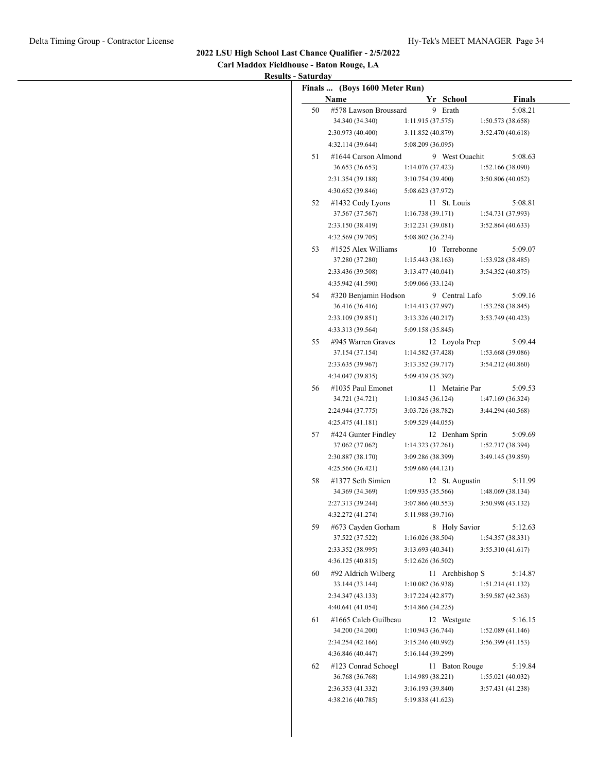## 2022 LSU High School Last Chance Qualifier - 2/5/2022

**Carl Maddox Fieldhouse - Baton Rouge, LA**

**Results - Saturday**

**Finals ... (Boys 1600 Meter Run)**

| | Name | Yr | School | Finals |
|---|---|---|---|---|
| 50 | #578 Lawson Broussard | 9 | Erath | 5:08.21 |
| | 34.340 (34.340) | 1:11.915 (37.575) | 1:50.573 (38.658) | |
| | 2:30.973 (40.400) | 3:11.852 (40.879) | 3:52.470 (40.618) | |
| | 4:32.114 (39.644) | 5:08.209 (36.095) | | |
| 51 | #1644 Carson Almond | 9 | West Ouachit | 5:08.63 |
| | 36.653 (36.653) | 1:14.076 (37.423) | 1:52.166 (38.090) | |
| | 2:31.354 (39.188) | 3:10.754 (39.400) | 3:50.806 (40.052) | |
| | 4:30.652 (39.846) | 5:08.623 (37.972) | | |
| 52 | #1432 Cody Lyons | 11 | St. Louis | 5:08.81 |
| | 37.567 (37.567) | 1:16.738 (39.171) | 1:54.731 (37.993) | |
| | 2:33.150 (38.419) | 3:12.231 (39.081) | 3:52.864 (40.633) | |
| | 4:32.569 (39.705) | 5:08.802 (36.234) | | |
| 53 | #1525 Alex Williams | 10 | Terrebonne | 5:09.07 |
| | 37.280 (37.280) | 1:15.443 (38.163) | 1:53.928 (38.485) | |
| | 2:33.436 (39.508) | 3:13.477 (40.041) | 3:54.352 (40.875) | |
| | 4:35.942 (41.590) | 5:09.066 (33.124) | | |
| 54 | #320 Benjamin Hodson | 9 | Central Lafo | 5:09.16 |
| | 36.416 (36.416) | 1:14.413 (37.997) | 1:53.258 (38.845) | |
| | 2:33.109 (39.851) | 3:13.326 (40.217) | 3:53.749 (40.423) | |
| | 4:33.313 (39.564) | 5:09.158 (35.845) | | |
| 55 | #945 Warren Graves | 12 | Loyola Prep | 5:09.44 |
| | 37.154 (37.154) | 1:14.582 (37.428) | 1:53.668 (39.086) | |
| | 2:33.635 (39.967) | 3:13.352 (39.717) | 3:54.212 (40.860) | |
| | 4:34.047 (39.835) | 5:09.439 (35.392) | | |
| 56 | #1035 Paul Emonet | 11 | Metairie Par | 5:09.53 |
| | 34.721 (34.721) | 1:10.845 (36.124) | 1:47.169 (36.324) | |
| | 2:24.944 (37.775) | 3:03.726 (38.782) | 3:44.294 (40.568) | |
| | 4:25.475 (41.181) | 5:09.529 (44.055) | | |
| 57 | #424 Gunter Findley | 12 | Denham Sprin | 5:09.69 |
| | 37.062 (37.062) | 1:14.323 (37.261) | 1:52.717 (38.394) | |
| | 2:30.887 (38.170) | 3:09.286 (38.399) | 3:49.145 (39.859) | |
| | 4:25.566 (36.421) | 5:09.686 (44.121) | | |
| 58 | #1377 Seth Simien | 12 | St. Augustin | 5:11.99 |
| | 34.369 (34.369) | 1:09.935 (35.566) | 1:48.069 (38.134) | |
| | 2:27.313 (39.244) | 3:07.866 (40.553) | 3:50.998 (43.132) | |
| | 4:32.272 (41.274) | 5:11.988 (39.716) | | |
| 59 | #673 Cayden Gorham | 8 | Holy Savior | 5:12.63 |
| | 37.522 (37.522) | 1:16.026 (38.504) | 1:54.357 (38.331) | |
| | 2:33.352 (38.995) | 3:13.693 (40.341) | 3:55.310 (41.617) | |
| | 4:36.125 (40.815) | 5:12.626 (36.502) | | |
| 60 | #92 Aldrich Wilberg | 11 | Archbishop S | 5:14.87 |
| | 33.144 (33.144) | 1:10.082 (36.938) | 1:51.214 (41.132) | |
| | 2:34.347 (43.133) | 3:17.224 (42.877) | 3:59.587 (42.363) | |
| | 4:40.641 (41.054) | 5:14.866 (34.225) | | |
| 61 | #1665 Caleb Guilbeau | 12 | Westgate | 5:16.15 |
| | 34.200 (34.200) | 1:10.943 (36.744) | 1:52.089 (41.146) | |
| | 2:34.254 (42.166) | 3:15.246 (40.992) | 3:56.399 (41.153) | |
| | 4:36.846 (40.447) | 5:16.144 (39.299) | | |
| 62 | #123 Conrad Schoegl | 11 | Baton Rouge | 5:19.84 |
| | 36.768 (36.768) | 1:14.989 (38.221) | 1:55.021 (40.032) | |
| | 2:36.353 (41.332) | 3:16.193 (39.840) | 3:57.431 (41.238) | |
| | 4:38.216 (40.785) | 5:19.838 (41.623) | | |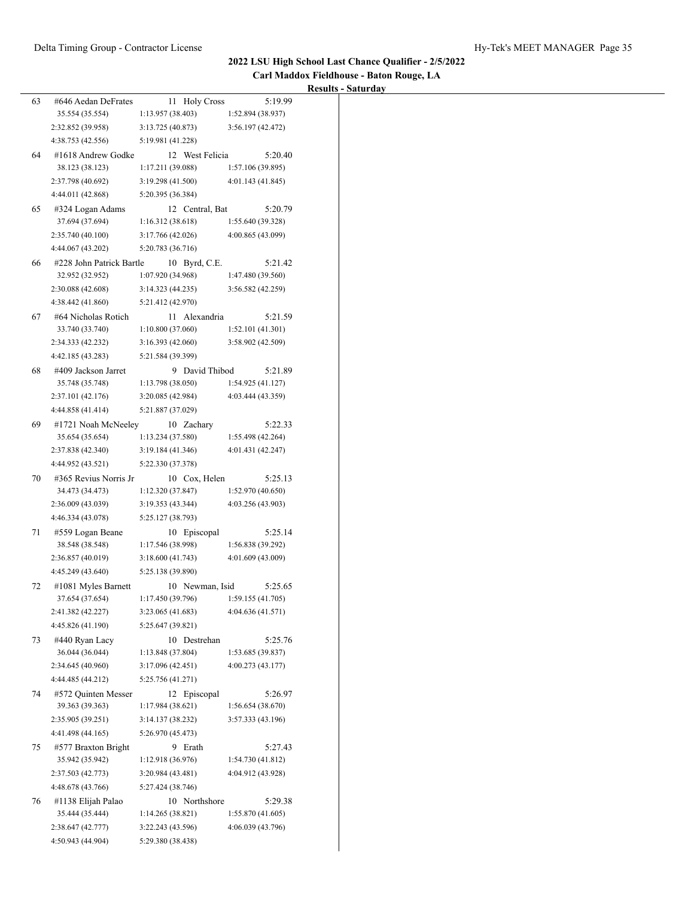## 2022 LSU High School Last Chance Qualifier - 2/5/2022

### Carl Maddox Fieldhouse - Baton Rouge, LA

**Results - Saturday**

| Place | Name | Year | School | Time |
|---|---|---|---|---|
| 63 | #646 Aedan DeFrates | 11 | Holy Cross | 5:19.99 |
| | 35.554 (35.554) | 1:13.957 (38.403) | 1:52.894 (38.937) | |
| | 2:32.852 (39.958) | 3:13.725 (40.873) | 3:56.197 (42.472) | |
| | 4:38.753 (42.556) | 5:19.981 (41.228) | | |
| 64 | #1618 Andrew Godke | 12 | West Felicia | 5:20.40 |
| | 38.123 (38.123) | 1:17.211 (39.088) | 1:57.106 (39.895) | |
| | 2:37.798 (40.692) | 3:19.298 (41.500) | 4:01.143 (41.845) | |
| | 4:44.011 (42.868) | 5:20.395 (36.384) | | |
| 65 | #324 Logan Adams | 12 | Central, Bat | 5:20.79 |
| | 37.694 (37.694) | 1:16.312 (38.618) | 1:55.640 (39.328) | |
| | 2:35.740 (40.100) | 3:17.766 (42.026) | 4:00.865 (43.099) | |
| | 4:44.067 (43.202) | 5:20.783 (36.716) | | |
| 66 | #228 John Patrick Bartle | 10 | Byrd, C.E. | 5:21.42 |
| | 32.952 (32.952) | 1:07.920 (34.968) | 1:47.480 (39.560) | |
| | 2:30.088 (42.608) | 3:14.323 (44.235) | 3:56.582 (42.259) | |
| | 4:38.442 (41.860) | 5:21.412 (42.970) | | |
| 67 | #64 Nicholas Rotich | 11 | Alexandria | 5:21.59 |
| | 33.740 (33.740) | 1:10.800 (37.060) | 1:52.101 (41.301) | |
| | 2:34.333 (42.232) | 3:16.393 (42.060) | 3:58.902 (42.509) | |
| | 4:42.185 (43.283) | 5:21.584 (39.399) | | |
| 68 | #409 Jackson Jarret | 9 | David Thibod | 5:21.89 |
| | 35.748 (35.748) | 1:13.798 (38.050) | 1:54.925 (41.127) | |
| | 2:37.101 (42.176) | 3:20.085 (42.984) | 4:03.444 (43.359) | |
| | 4:44.858 (41.414) | 5:21.887 (37.029) | | |
| 69 | #1721 Noah McNeeley | 10 | Zachary | 5:22.33 |
| | 35.654 (35.654) | 1:13.234 (37.580) | 1:55.498 (42.264) | |
| | 2:37.838 (42.340) | 3:19.184 (41.346) | 4:01.431 (42.247) | |
| | 4:44.952 (43.521) | 5:22.330 (37.378) | | |
| 70 | #365 Revius Norris Jr | 10 | Cox, Helen | 5:25.13 |
| | 34.473 (34.473) | 1:12.320 (37.847) | 1:52.970 (40.650) | |
| | 2:36.009 (43.039) | 3:19.353 (43.344) | 4:03.256 (43.903) | |
| | 4:46.334 (43.078) | 5:25.127 (38.793) | | |
| 71 | #559 Logan Beane | 10 | Episcopal | 5:25.14 |
| | 38.548 (38.548) | 1:17.546 (38.998) | 1:56.838 (39.292) | |
| | 2:36.857 (40.019) | 3:18.600 (41.743) | 4:01.609 (43.009) | |
| | 4:45.249 (43.640) | 5:25.138 (39.890) | | |
| 72 | #1081 Myles Barnett | 10 | Newman, Isid | 5:25.65 |
| | 37.654 (37.654) | 1:17.450 (39.796) | 1:59.155 (41.705) | |
| | 2:41.382 (42.227) | 3:23.065 (41.683) | 4:04.636 (41.571) | |
| | 4:45.826 (41.190) | 5:25.647 (39.821) | | |
| 73 | #440 Ryan Lacy | 10 | Destrehan | 5:25.76 |
| | 36.044 (36.044) | 1:13.848 (37.804) | 1:53.685 (39.837) | |
| | 2:34.645 (40.960) | 3:17.096 (42.451) | 4:00.273 (43.177) | |
| | 4:44.485 (44.212) | 5:25.756 (41.271) | | |
| 74 | #572 Quinten Messer | 12 | Episcopal | 5:26.97 |
| | 39.363 (39.363) | 1:17.984 (38.621) | 1:56.654 (38.670) | |
| | 2:35.905 (39.251) | 3:14.137 (38.232) | 3:57.333 (43.196) | |
| | 4:41.498 (44.165) | 5:26.970 (45.473) | | |
| 75 | #577 Braxton Bright | 9 | Erath | 5:27.43 |
| | 35.942 (35.942) | 1:12.918 (36.976) | 1:54.730 (41.812) | |
| | 2:37.503 (42.773) | 3:20.984 (43.481) | 4:04.912 (43.928) | |
| | 4:48.678 (43.766) | 5:27.424 (38.746) | | |
| 76 | #1138 Elijah Palao | 10 | Northshore | 5:29.38 |
| | 35.444 (35.444) | 1:14.265 (38.821) | 1:55.870 (41.605) | |
| | 2:38.647 (42.777) | 3:22.243 (43.596) | 4:06.039 (43.796) | |
| | 4:50.943 (44.904) | 5:29.380 (38.438) | | |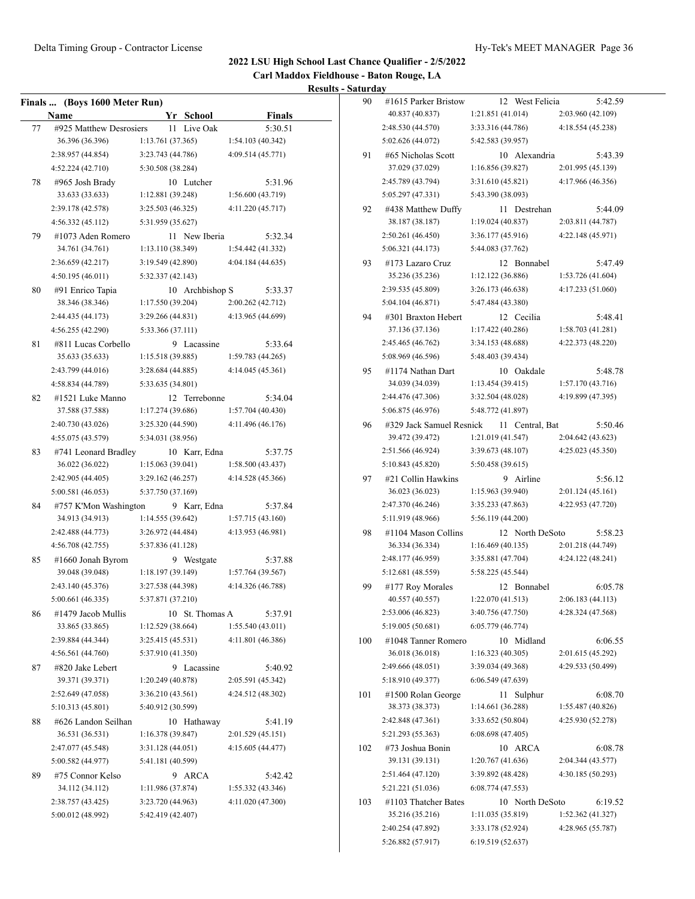## 2022 LSU High School Last Chance Qualifier - 2/5/2022

### Carl Maddox Fieldhouse - Baton Rouge, LA

### Results - Saturday

**Finals ... (Boys 1600 Meter Run)**

| | Name | Yr | School | Finals |
|---|---|---|---|---|
| 77 | #925 Matthew Desrosiers | 11 | Live Oak | 5:30.51 |
| | 36.396 (36.396) | 1:13.761 (37.365) | 1:54.103 (40.342) | |
| | 2:38.957 (44.854) | 3:23.743 (44.786) | 4:09.514 (45.771) | |
| | 4:52.224 (42.710) | 5:30.508 (38.284) | | |
| 78 | #965 Josh Brady | 10 | Lutcher | 5:31.96 |
| | 33.633 (33.633) | 1:12.881 (39.248) | 1:56.600 (43.719) | |
| | 2:39.178 (42.578) | 3:25.503 (46.325) | 4:11.220 (45.717) | |
| | 4:56.332 (45.112) | 5:31.959 (35.627) | | |
| 79 | #1073 Aden Romero | 11 | New Iberia | 5:32.34 |
| | 34.761 (34.761) | 1:13.110 (38.349) | 1:54.442 (41.332) | |
| | 2:36.659 (42.217) | 3:19.549 (42.890) | 4:04.184 (44.635) | |
| | 4:50.195 (46.011) | 5:32.337 (42.143) | | |
| 80 | #91 Enrico Tapia | 10 | Archbishop S | 5:33.37 |
| | 38.346 (38.346) | 1:17.550 (39.204) | 2:00.262 (42.712) | |
| | 2:44.435 (44.173) | 3:29.266 (44.831) | 4:13.965 (44.699) | |
| | 4:56.255 (42.290) | 5:33.366 (37.111) | | |
| 81 | #811 Lucas Corbello | 9 | Lacassine | 5:33.64 |
| | 35.633 (35.633) | 1:15.518 (39.885) | 1:59.783 (44.265) | |
| | 2:43.799 (44.016) | 3:28.684 (44.885) | 4:14.045 (45.361) | |
| | 4:58.834 (44.789) | 5:33.635 (34.801) | | |
| 82 | #1521 Luke Manno | 12 | Terrebonne | 5:34.04 |
| | 37.588 (37.588) | 1:17.274 (39.686) | 1:57.704 (40.430) | |
| | 2:40.730 (43.026) | 3:25.320 (44.590) | 4:11.496 (46.176) | |
| | 4:55.075 (43.579) | 5:34.031 (38.956) | | |
| 83 | #741 Leonard Bradley | 10 | Karr, Edna | 5:37.75 |
| | 36.022 (36.022) | 1:15.063 (39.041) | 1:58.500 (43.437) | |
| | 2:42.905 (44.405) | 3:29.162 (46.257) | 4:14.528 (45.366) | |
| | 5:00.581 (46.053) | 5:37.750 (37.169) | | |
| 84 | #757 K'Mon Washington | 9 | Karr, Edna | 5:37.84 |
| | 34.913 (34.913) | 1:14.555 (39.642) | 1:57.715 (43.160) | |
| | 2:42.488 (44.773) | 3:26.972 (44.484) | 4:13.953 (46.981) | |
| | 4:56.708 (42.755) | 5:37.836 (41.128) | | |
| 85 | #1660 Jonah Byrom | 9 | Westgate | 5:37.88 |
| | 39.048 (39.048) | 1:18.197 (39.149) | 1:57.764 (39.567) | |
| | 2:43.140 (45.376) | 3:27.538 (44.398) | 4:14.326 (46.788) | |
| | 5:00.661 (46.335) | 5:37.871 (37.210) | | |
| 86 | #1479 Jacob Mullis | 10 | St. Thomas A | 5:37.91 |
| | 33.865 (33.865) | 1:12.529 (38.664) | 1:55.540 (43.011) | |
| | 2:39.884 (44.344) | 3:25.415 (45.531) | 4:11.801 (46.386) | |
| | 4:56.561 (44.760) | 5:37.910 (41.350) | | |
| 87 | #820 Jake Lebert | 9 | Lacassine | 5:40.92 |
| | 39.371 (39.371) | 1:20.249 (40.878) | 2:05.591 (45.342) | |
| | 2:52.649 (47.058) | 3:36.210 (43.561) | 4:24.512 (48.302) | |
| | 5:10.313 (45.801) | 5:40.912 (30.599) | | |
| 88 | #626 Landon Seilhan | 10 | Hathaway | 5:41.19 |
| | 36.531 (36.531) | 1:16.378 (39.847) | 2:01.529 (45.151) | |
| | 2:47.077 (45.548) | 3:31.128 (44.051) | 4:15.605 (44.477) | |
| | 5:00.582 (44.977) | 5:41.181 (40.599) | | |
| 89 | #75 Connor Kelso | 9 | ARCA | 5:42.42 |
| | 34.112 (34.112) | 1:11.986 (37.874) | 1:55.332 (43.346) | |
| | 2:38.757 (43.425) | 3:23.720 (44.963) | 4:11.020 (47.300) | |
| | 5:00.012 (48.992) | 5:42.419 (42.407) | | |
| 90 | #1615 Parker Bristow | 12 | West Felicia | 5:42.59 |
| | 40.837 (40.837) | 1:21.851 (41.014) | 2:03.960 (42.109) | |
| | 2:48.530 (44.570) | 3:33.316 (44.786) | 4:18.554 (45.238) | |
| | 5:02.626 (44.072) | 5:42.583 (39.957) | | |
| 91 | #65 Nicholas Scott | 10 | Alexandria | 5:43.39 |
| | 37.029 (37.029) | 1:16.856 (39.827) | 2:01.995 (45.139) | |
| | 2:45.789 (43.794) | 3:31.610 (45.821) | 4:17.966 (46.356) | |
| | 5:05.297 (47.331) | 5:43.390 (38.093) | | |
| 92 | #438 Matthew Duffy | 11 | Destrehan | 5:44.09 |
| | 38.187 (38.187) | 1:19.024 (40.837) | 2:03.811 (44.787) | |
| | 2:50.261 (46.450) | 3:36.177 (45.916) | 4:22.148 (45.971) | |
| | 5:06.321 (44.173) | 5:44.083 (37.762) | | |
| 93 | #173 Lazaro Cruz | 12 | Bonnabel | 5:47.49 |
| | 35.236 (35.236) | 1:12.122 (36.886) | 1:53.726 (41.604) | |
| | 2:39.535 (45.809) | 3:26.173 (46.638) | 4:17.233 (51.060) | |
| | 5:04.104 (46.871) | 5:47.484 (43.380) | | |
| 94 | #301 Braxton Hebert | 12 | Cecilia | 5:48.41 |
| | 37.136 (37.136) | 1:17.422 (40.286) | 1:58.703 (41.281) | |
| | 2:45.465 (46.762) | 3:34.153 (48.688) | 4:22.373 (48.220) | |
| | 5:08.969 (46.596) | 5:48.403 (39.434) | | |
| 95 | #1174 Nathan Dart | 10 | Oakdale | 5:48.78 |
| | 34.039 (34.039) | 1:13.454 (39.415) | 1:57.170 (43.716) | |
| | 2:44.476 (47.306) | 3:32.504 (48.028) | 4:19.899 (47.395) | |
| | 5:06.875 (46.976) | 5:48.772 (41.897) | | |
| 96 | #329 Jack Samuel Resnick | 11 | Central, Bat | 5:50.46 |
| | 39.472 (39.472) | 1:21.019 (41.547) | 2:04.642 (43.623) | |
| | 2:51.566 (46.924) | 3:39.673 (48.107) | 4:25.023 (45.350) | |
| | 5:10.843 (45.820) | 5:50.458 (39.615) | | |
| 97 | #21 Collin Hawkins | 9 | Airline | 5:56.12 |
| | 36.023 (36.023) | 1:15.963 (39.940) | 2:01.124 (45.161) | |
| | 2:47.370 (46.246) | 3:35.233 (47.863) | 4:22.953 (47.720) | |
| | 5:11.919 (48.966) | 5:56.119 (44.200) | | |
| 98 | #1104 Mason Collins | 12 | North DeSoto | 5:58.23 |
| | 36.334 (36.334) | 1:16.469 (40.135) | 2:01.218 (44.749) | |
| | 2:48.177 (46.959) | 3:35.881 (47.704) | 4:24.122 (48.241) | |
| | 5:12.681 (48.559) | 5:58.225 (45.544) | | |
| 99 | #177 Roy Morales | 12 | Bonnabel | 6:05.78 |
| | 40.557 (40.557) | 1:22.070 (41.513) | 2:06.183 (44.113) | |
| | 2:53.006 (46.823) | 3:40.756 (47.750) | 4:28.324 (47.568) | |
| | 5:19.005 (50.681) | 6:05.779 (46.774) | | |
| 100 | #1048 Tanner Romero | 10 | Midland | 6:06.55 |
| | 36.018 (36.018) | 1:16.323 (40.305) | 2:01.615 (45.292) | |
| | 2:49.666 (48.051) | 3:39.034 (49.368) | 4:29.533 (50.499) | |
| | 5:18.910 (49.377) | 6:06.549 (47.639) | | |
| 101 | #1500 Rolan George | 11 | Sulphur | 6:08.70 |
| | 38.373 (38.373) | 1:14.661 (36.288) | 1:55.487 (40.826) | |
| | 2:42.848 (47.361) | 3:33.652 (50.804) | 4:25.930 (52.278) | |
| | 5:21.293 (55.363) | 6:08.698 (47.405) | | |
| 102 | #73 Joshua Bonin | 10 | ARCA | 6:08.78 |
| | 39.131 (39.131) | 1:20.767 (41.636) | 2:04.344 (43.577) | |
| | 2:51.464 (47.120) | 3:39.892 (48.428) | 4:30.185 (50.293) | |
| | 5:21.221 (51.036) | 6:08.774 (47.553) | | |
| 103 | #1103 Thatcher Bates | 10 | North DeSoto | 6:19.52 |
| | 35.216 (35.216) | 1:11.035 (35.819) | 1:52.362 (41.327) | |
| | 2:40.254 (47.892) | 3:33.178 (52.924) | 4:28.965 (55.787) | |
| | 5:26.882 (57.917) | 6:19.519 (52.637) | | |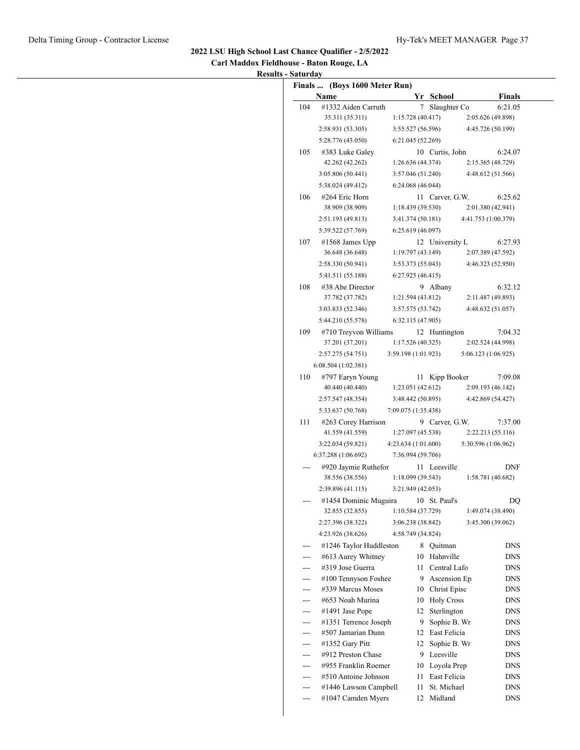## 2022 LSU High School Last Chance Qualifier - 2/5/2022

**Carl Maddox Fieldhouse - Baton Rouge, LA**

**Results - Saturday**

**Finals ... (Boys 1600 Meter Run)**

| | Name | Yr | School | Finals |
|---|---|---|---|---|
| 104 | #1332 Aiden Carruth | 7 | Slaughter Co | 6:21.05 |
| | 35.311 (35.311) 1:15.728 (40.417) 2:05.626 (49.898) 2:58.931 (53.305) 3:55.527 (56.596) 4:45.726 (50.199) 5:28.776 (43.050) 6:21.045 (52.269) | | | |
| 105 | #383 Luke Galey | 10 | Curtis, John | 6:24.07 |
| | 42.262 (42.262) 1:26.636 (44.374) 2:15.365 (48.729) 3:05.806 (50.441) 3:57.046 (51.240) 4:48.612 (51.566) 5:38.024 (49.412) 6:24.068 (46.044) | | | |
| 106 | #264 Eric Horn | 11 | Carver, G.W. | 6:25.62 |
| | 38.909 (38.909) 1:18.439 (39.530) 2:01.380 (42.941) 2:51.193 (49.813) 3:41.374 (50.181) 4:41.753 (1:00.379) 5:39.522 (57.769) 6:25.619 (46.097) | | | |
| 107 | #1568 James Upp | 12 | University L | 6:27.93 |
| | 36.648 (36.648) 1:19.797 (43.149) 2:07.389 (47.592) 2:58.330 (50.941) 3:53.373 (55.043) 4:46.323 (52.950) 5:41.511 (55.188) 6:27.925 (46.415) | | | |
| 108 | #38 Abe Director | 9 | Albany | 6:32.12 |
| | 37.782 (37.782) 1:21.594 (43.812) 2:11.487 (49.893) 3:03.833 (52.346) 3:57.575 (53.742) 4:48.632 (51.057) 5:44.210 (55.578) 6:32.115 (47.905) | | | |
| 109 | #710 Treyvon Williams | 12 | Huntington | 7:04.32 |
| | 37.201 (37.201) 1:17.526 (40.325) 2:02.524 (44.998) 2:57.275 (54.751) 3:59.198 (1:01.923) 5:06.123 (1:06.925) 6:08.504 (1:02.381) | | | |
| 110 | #797 Earyn Young | 11 | Kipp Booker | 7:09.08 |
| | 40.440 (40.440) 1:23.051 (42.612) 2:09.193 (46.142) 2:57.547 (48.354) 3:48.442 (50.895) 4:42.869 (54.427) 5:33.637 (50.768) 7:09.075 (1:35.438) | | | |
| 111 | #263 Corey Harrison | 9 | Carver, G.W. | 7:37.00 |
| | 41.559 (41.559) 1:27.097 (45.538) 2:22.213 (55.116) 3:22.034 (59.821) 4:23.634 (1:01.600) 5:30.596 (1:06.962) 6:37.288 (1:06.692) 7:36.994 (59.706) | | | |
| --- | #920 Jaymie Ruthefor | 11 | Leesville | DNF |
| | 38.556 (38.556) 1:18.099 (39.543) 1:58.781 (40.682) 2:39.896 (41.115) 3:21.949 (42.053) | | | |
| --- | #1454 Dominic Muguira | 10 | St. Paul's | DQ |
| | 32.855 (32.855) 1:10.584 (37.729) 1:49.074 (38.490) 2:27.396 (38.322) 3:06.238 (38.842) 3:45.300 (39.062) 4:23.926 (38.626) 4:58.749 (34.824) | | | |
| --- | #1246 Taylor Huddleston | 8 | Quitman | DNS |
| --- | #613 Aurey Whitney | 10 | Hahnville | DNS |
| --- | #319 Jose Guerra | 11 | Central Lafo | DNS |
| --- | #100 Tennyson Foshee | 9 | Ascension Ep | DNS |
| --- | #339 Marcus Moses | 10 | Christ Episc | DNS |
| --- | #653 Noah Murina | 10 | Holy Cross | DNS |
| --- | #1491 Jase Pope | 12 | Sterlington | DNS |
| --- | #1351 Terrence Joseph | 9 | Sophie B. Wr | DNS |
| --- | #507 Jamarian Dunn | 12 | East Felicia | DNS |
| --- | #1352 Gary Pitt | 12 | Sophie B. Wr | DNS |
| --- | #912 Preston Chase | 9 | Leesville | DNS |
| --- | #955 Franklin Roemer | 10 | Loyola Prep | DNS |
| --- | #510 Antoine Johnson | 11 | East Felicia | DNS |
| --- | #1446 Lawson Campbell | 11 | St. Michael | DNS |
| --- | #1047 Camden Myers | 12 | Midland | DNS |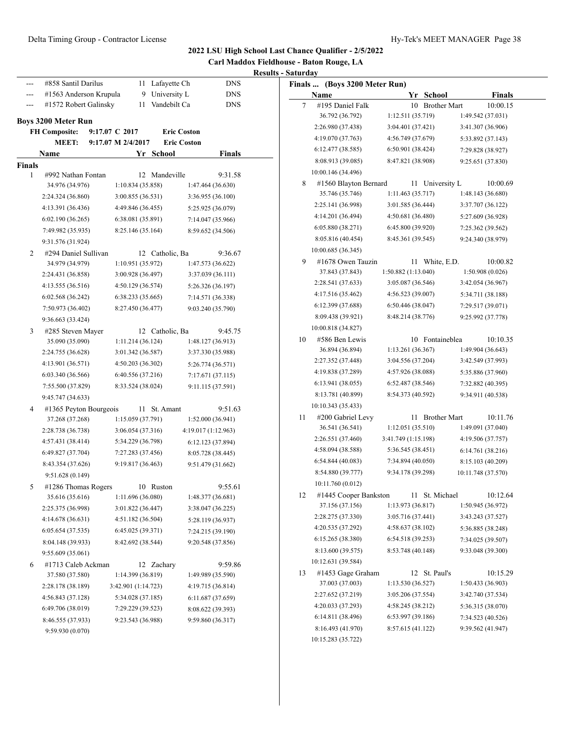## 2022 LSU High School Last Chance Qualifier - 2/5/2022

### Carl Maddox Fieldhouse - Baton Rouge, LA

### Results - Saturday

| | Name | Yr | School | Finals |
|---|---|---|---|---|
| --- | #858 Santil Darilus | 11 | Lafayette Ch | DNS |
| --- | #1563 Anderson Krupula | 9 | University L | DNS |
| --- | #1572 Robert Galinsky | 11 | Vandebilt Ca | DNS |

### Boys 3200 Meter Run

FH Composite: 9:17.07 C 2017 Eric Coston
MEET: 9:17.07 M 2/4/2017 Eric Coston

**Finals**

| | Name | Yr | School | Finals |
|---|---|---|---|---|
| 1 | #992 Nathan Fontan | 12 | Mandeville | 9:31.58 |
| | 34.976 (34.976) | 1:10.834 (35.858) | 1:47.464 (36.630) | |
| | 2:24.324 (36.860) | 3:00.855 (36.531) | 3:36.955 (36.100) | |
| | 4:13.391 (36.436) | 4:49.846 (36.455) | 5:25.925 (36.079) | |
| | 6:02.190 (36.265) | 6:38.081 (35.891) | 7:14.047 (35.966) | |
| | 7:49.982 (35.935) | 8:25.146 (35.164) | 8:59.652 (34.506) | |
| | 9:31.576 (31.924) | | | |
| 2 | #294 Daniel Sullivan | 12 | Catholic, Ba | 9:36.67 |
| | 34.979 (34.979) | 1:10.951 (35.972) | 1:47.573 (36.622) | |
| | 2:24.431 (36.858) | 3:00.928 (36.497) | 3:37.039 (36.111) | |
| | 4:13.555 (36.516) | 4:50.129 (36.574) | 5:26.326 (36.197) | |
| | 6:02.568 (36.242) | 6:38.233 (35.665) | 7:14.571 (36.338) | |
| | 7:50.973 (36.402) | 8:27.450 (36.477) | 9:03.240 (35.790) | |
| | 9:36.663 (33.424) | | | |
| 3 | #285 Steven Mayer | 12 | Catholic, Ba | 9:45.75 |
| | 35.090 (35.090) | 1:11.214 (36.124) | 1:48.127 (36.913) | |
| | 2:24.755 (36.628) | 3:01.342 (36.587) | 3:37.330 (35.988) | |
| | 4:13.901 (36.571) | 4:50.203 (36.302) | 5:26.774 (36.571) | |
| | 6:03.340 (36.566) | 6:40.556 (37.216) | 7:17.671 (37.115) | |
| | 7:55.500 (37.829) | 8:33.524 (38.024) | 9:11.115 (37.591) | |
| | 9:45.747 (34.633) | | | |
| 4 | #1365 Peyton Bourgeois | 11 | St. Amant | 9:51.63 |
| | 37.268 (37.268) | 1:15.059 (37.791) | 1:52.000 (36.941) | |
| | 2:28.738 (36.738) | 3:06.054 (37.316) | 4:19.017 (1:12.963) | |
| | 4:57.431 (38.414) | 5:34.229 (36.798) | 6:12.123 (37.894) | |
| | 6:49.827 (37.704) | 7:27.283 (37.456) | 8:05.728 (38.445) | |
| | 8:43.354 (37.626) | 9:19.817 (36.463) | 9:51.479 (31.662) | |
| | 9:51.628 (0.149) | | | |
| 5 | #1286 Thomas Rogers | 10 | Ruston | 9:55.61 |
| | 35.616 (35.616) | 1:11.696 (36.080) | 1:48.377 (36.681) | |
| | 2:25.375 (36.998) | 3:01.822 (36.447) | 3:38.047 (36.225) | |
| | 4:14.678 (36.631) | 4:51.182 (36.504) | 5:28.119 (36.937) | |
| | 6:05.654 (37.535) | 6:45.025 (39.371) | 7:24.215 (39.190) | |
| | 8:04.148 (39.933) | 8:42.692 (38.544) | 9:20.548 (37.856) | |
| | 9:55.609 (35.061) | | | |
| 6 | #1713 Caleb Ackman | 12 | Zachary | 9:59.86 |
| | 37.580 (37.580) | 1:14.399 (36.819) | 1:49.989 (35.590) | |
| | 2:28.178 (38.189) | 3:42.901 (1:14.723) | 4:19.715 (36.814) | |
| | 4:56.843 (37.128) | 5:34.028 (37.185) | 6:11.687 (37.659) | |
| | 6:49.706 (38.019) | 7:29.229 (39.523) | 8:08.622 (39.393) | |
| | 8:46.555 (37.933) | 9:23.543 (36.988) | 9:59.860 (36.317) | |
| | 9:59.930 (0.070) | | | |
| 7 | #195 Daniel Falk | 10 | Brother Mart | 10:00.15 |
| | 36.792 (36.792) | 1:12.511 (35.719) | 1:49.542 (37.031) | |
| | 2:26.980 (37.438) | 3:04.401 (37.421) | 3:41.307 (36.906) | |
| | 4:19.070 (37.763) | 4:56.749 (37.679) | 5:33.892 (37.143) | |
| | 6:12.477 (38.585) | 6:50.901 (38.424) | 7:29.828 (38.927) | |
| | 8:08.913 (39.085) | 8:47.821 (38.908) | 9:25.651 (37.830) | |
| | 10:00.146 (34.496) | | | |
| 8 | #1560 Blayton Bernard | 11 | University L | 10:00.69 |
| | 35.746 (35.746) | 1:11.463 (35.717) | 1:48.143 (36.680) | |
| | 2:25.141 (36.998) | 3:01.585 (36.444) | 3:37.707 (36.122) | |
| | 4:14.201 (36.494) | 4:50.681 (36.480) | 5:27.609 (36.928) | |
| | 6:05.880 (38.271) | 6:45.800 (39.920) | 7:25.362 (39.562) | |
| | 8:05.816 (40.454) | 8:45.361 (39.545) | 9:24.340 (38.979) | |
| | 10:00.685 (36.345) | | | |
| 9 | #1678 Owen Tauzin | 11 | White, E.D. | 10:00.82 |
| | 37.843 (37.843) | 1:50.882 (1:13.040) | 1:50.908 (0.026) | |
| | 2:28.541 (37.633) | 3:05.087 (36.546) | 3:42.054 (36.967) | |
| | 4:17.516 (35.462) | 4:56.523 (39.007) | 5:34.711 (38.188) | |
| | 6:12.399 (37.688) | 6:50.446 (38.047) | 7:29.517 (39.071) | |
| | 8:09.438 (39.921) | 8:48.214 (38.776) | 9:25.992 (37.778) | |
| | 10:00.818 (34.827) | | | |
| 10 | #586 Ben Lewis | 10 | Fontaineblea | 10:10.35 |
| | 36.894 (36.894) | 1:13.261 (36.367) | 1:49.904 (36.643) | |
| | 2:27.352 (37.448) | 3:04.556 (37.204) | 3:42.549 (37.993) | |
| | 4:19.838 (37.289) | 4:57.926 (38.088) | 5:35.886 (37.960) | |
| | 6:13.941 (38.055) | 6:52.487 (38.546) | 7:32.882 (40.395) | |
| | 8:13.781 (40.899) | 8:54.373 (40.592) | 9:34.911 (40.538) | |
| | 10:10.343 (35.433) | | | |
| 11 | #200 Gabriel Levy | 11 | Brother Mart | 10:11.76 |
| | 36.541 (36.541) | 1:12.051 (35.510) | 1:49.091 (37.040) | |
| | 2:26.551 (37.460) | 3:41.749 (1:15.198) | 4:19.506 (37.757) | |
| | 4:58.094 (38.588) | 5:36.545 (38.451) | 6:14.761 (38.216) | |
| | 6:54.844 (40.083) | 7:34.894 (40.050) | 8:15.103 (40.209) | |
| | 8:54.880 (39.777) | 9:34.178 (39.298) | 10:11.748 (37.570) | |
| | 10:11.760 (0.012) | | | |
| 12 | #1445 Cooper Bankston | 11 | St. Michael | 10:12.64 |
| | 37.156 (37.156) | 1:13.973 (36.817) | 1:50.945 (36.972) | |
| | 2:28.275 (37.330) | 3:05.716 (37.441) | 3:43.243 (37.527) | |
| | 4:20.535 (37.292) | 4:58.637 (38.102) | 5:36.885 (38.248) | |
| | 6:15.265 (38.380) | 6:54.518 (39.253) | 7:34.025 (39.507) | |
| | 8:13.600 (39.575) | 8:53.748 (40.148) | 9:33.048 (39.300) | |
| | 10:12.631 (39.584) | | | |
| 13 | #1453 Gage Graham | 12 | St. Paul's | 10:15.29 |
| | 37.003 (37.003) | 1:13.530 (36.527) | 1:50.433 (36.903) | |
| | 2:27.652 (37.219) | 3:05.206 (37.554) | 3:42.740 (37.534) | |
| | 4:20.033 (37.293) | 4:58.245 (38.212) | 5:36.315 (38.070) | |
| | 6:14.811 (38.496) | 6:53.997 (39.186) | 7:34.523 (40.526) | |
| | 8:16.493 (41.970) | 8:57.615 (41.122) | 9:39.562 (41.947) | |
| | 10:15.283 (35.722) | | | |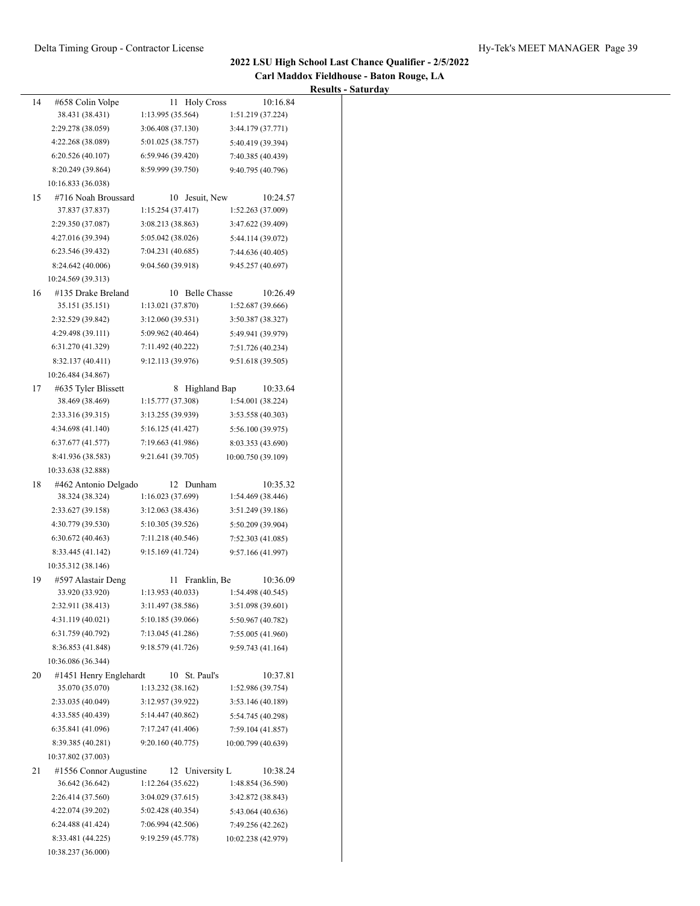**2022 LSU High School Last Chance Qualifier - 2/5/2022**

**Carl Maddox Fieldhouse - Baton Rouge, LA**

**Results - Saturday**

14 #658 Colin Volpe 11 Holy Cross 10:16.84

38.431 (38.431) 1:13.995 (35.564) 1:51.219 (37.224)
2:29.278 (38.059) 3:06.408 (37.130) 3:44.179 (37.771)
4:22.268 (38.089) 5:01.025 (38.757) 5:40.419 (39.394)
6:20.526 (40.107) 6:59.946 (39.420) 7:40.385 (40.439)
8:20.249 (39.864) 8:59.999 (39.750) 9:40.795 (40.796)
10:16.833 (36.038)

15 #716 Noah Broussard 10 Jesuit, New 10:24.57

37.837 (37.837) 1:15.254 (37.417) 1:52.263 (37.009)
2:29.350 (37.087) 3:08.213 (38.863) 3:47.622 (39.409)
4:27.016 (39.394) 5:05.042 (38.026) 5:44.114 (39.072)
6:23.546 (39.432) 7:04.231 (40.685) 7:44.636 (40.405)
8:24.642 (40.006) 9:04.560 (39.918) 9:45.257 (40.697)
10:24.569 (39.313)

16 #135 Drake Breland 10 Belle Chasse 10:26.49

35.151 (35.151) 1:13.021 (37.870) 1:52.687 (39.666)
2:32.529 (39.842) 3:12.060 (39.531) 3:50.387 (38.327)
4:29.498 (39.111) 5:09.962 (40.464) 5:49.941 (39.979)
6:31.270 (41.329) 7:11.492 (40.222) 7:51.726 (40.234)
8:32.137 (40.411) 9:12.113 (39.976) 9:51.618 (39.505)
10:26.484 (34.867)

17 #635 Tyler Blissett 8 Highland Bap 10:33.64

38.469 (38.469) 1:15.777 (37.308) 1:54.001 (38.224)
2:33.316 (39.315) 3:13.255 (39.939) 3:53.558 (40.303)
4:34.698 (41.140) 5:16.125 (41.427) 5:56.100 (39.975)
6:37.677 (41.577) 7:19.663 (41.986) 8:03.353 (43.690)
8:41.936 (38.583) 9:21.641 (39.705) 10:00.750 (39.109)
10:33.638 (32.888)

18 #462 Antonio Delgado 12 Dunham 10:35.32

38.324 (38.324) 1:16.023 (37.699) 1:54.469 (38.446)
2:33.627 (39.158) 3:12.063 (38.436) 3:51.249 (39.186)
4:30.779 (39.530) 5:10.305 (39.526) 5:50.209 (39.904)
6:30.672 (40.463) 7:11.218 (40.546) 7:52.303 (41.085)
8:33.445 (41.142) 9:15.169 (41.724) 9:57.166 (41.997)
10:35.312 (38.146)

19 #597 Alastair Deng 11 Franklin, Be 10:36.09

33.920 (33.920) 1:13.953 (40.033) 1:54.498 (40.545)
2:32.911 (38.413) 3:11.497 (38.586) 3:51.098 (39.601)
4:31.119 (40.021) 5:10.185 (39.066) 5:50.967 (40.782)
6:31.759 (40.792) 7:13.045 (41.286) 7:55.005 (41.960)
8:36.853 (41.848) 9:18.579 (41.726) 9:59.743 (41.164)
10:36.086 (36.344)

20 #1451 Henry Englehardt 10 St. Paul's 10:37.81

35.070 (35.070) 1:13.232 (38.162) 1:52.986 (39.754)
2:33.035 (40.049) 3:12.957 (39.922) 3:53.146 (40.189)
4:33.585 (40.439) 5:14.447 (40.862) 5:54.745 (40.298)
6:35.841 (41.096) 7:17.247 (41.406) 7:59.104 (41.857)
8:39.385 (40.281) 9:20.160 (40.775) 10:00.799 (40.639)
10:37.802 (37.003)

21 #1556 Connor Augustine 12 University L 10:38.24

36.642 (36.642) 1:12.264 (35.622) 1:48.854 (36.590)
2:26.414 (37.560) 3:04.029 (37.615) 3:42.872 (38.843)
4:22.074 (39.202) 5:02.428 (40.354) 5:43.064 (40.636)
6:24.488 (41.424) 7:06.994 (42.506) 7:49.256 (42.262)
8:33.481 (44.225) 9:19.259 (45.778) 10:02.238 (42.979)
10:38.237 (36.000)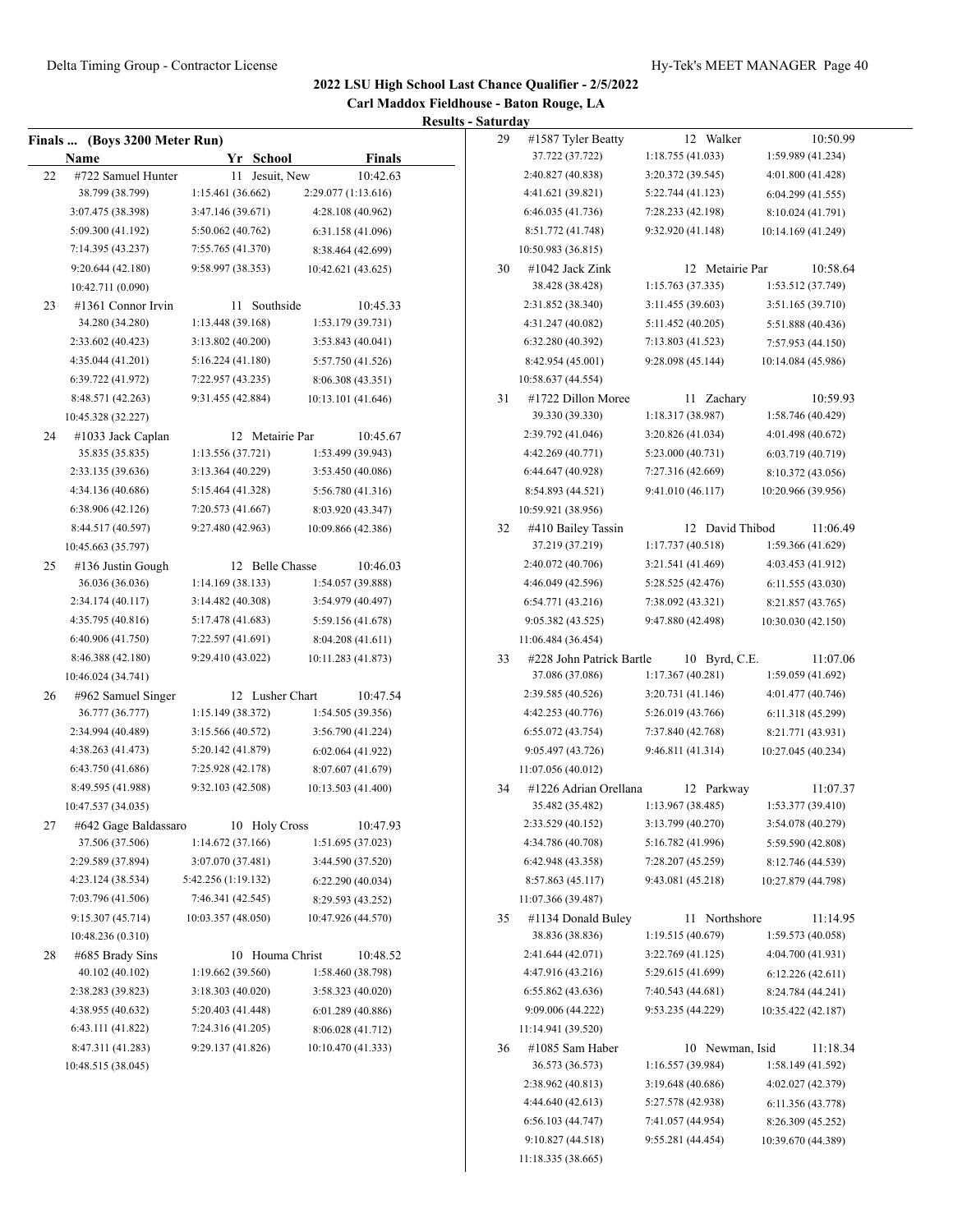## 2022 LSU High School Last Chance Qualifier - 2/5/2022

### Carl Maddox Fieldhouse - Baton Rouge, LA

#### Results - Saturday

**Finals ... (Boys 3200 Meter Run)**

| | Name | Yr | School | Finals |
|---|---|---|---|---|
| 22 | #722 Samuel Hunter | 11 | Jesuit, New | 10:42.63 |
| | 38.799 (38.799) | 1:15.461 (36.662) | 2:29.077 (1:13.616) | |
| | 3:07.475 (38.398) | 3:47.146 (39.671) | 4:28.108 (40.962) | |
| | 5:09.300 (41.192) | 5:50.062 (40.762) | 6:31.158 (41.096) | |
| | 7:14.395 (43.237) | 7:55.765 (41.370) | 8:38.464 (42.699) | |
| | 9:20.644 (42.180) | 9:58.997 (38.353) | 10:42.621 (43.625) | |
| | 10:42.711 (0.090) | | | |
| 23 | #1361 Connor Irvin | 11 | Southside | 10:45.33 |
| | 34.280 (34.280) | 1:13.448 (39.168) | 1:53.179 (39.731) | |
| | 2:33.602 (40.423) | 3:13.802 (40.200) | 3:53.843 (40.041) | |
| | 4:35.044 (41.201) | 5:16.224 (41.180) | 5:57.750 (41.526) | |
| | 6:39.722 (41.972) | 7:22.957 (43.235) | 8:06.308 (43.351) | |
| | 8:48.571 (42.263) | 9:31.455 (42.884) | 10:13.101 (41.646) | |
| | 10:45.328 (32.227) | | | |
| 24 | #1033 Jack Caplan | 12 | Metairie Par | 10:45.67 |
| | 35.835 (35.835) | 1:13.556 (37.721) | 1:53.499 (39.943) | |
| | 2:33.135 (39.636) | 3:13.364 (40.229) | 3:53.450 (40.086) | |
| | 4:34.136 (40.686) | 5:15.464 (41.328) | 5:56.780 (41.316) | |
| | 6:38.906 (42.126) | 7:20.573 (41.667) | 8:03.920 (43.347) | |
| | 8:44.517 (40.597) | 9:27.480 (42.963) | 10:09.866 (42.386) | |
| | 10:45.663 (35.797) | | | |
| 25 | #136 Justin Gough | 12 | Belle Chasse | 10:46.03 |
| | 36.036 (36.036) | 1:14.169 (38.133) | 1:54.057 (39.888) | |
| | 2:34.174 (40.117) | 3:14.482 (40.308) | 3:54.979 (40.497) | |
| | 4:35.795 (40.816) | 5:17.478 (41.683) | 5:59.156 (41.678) | |
| | 6:40.906 (41.750) | 7:22.597 (41.691) | 8:04.208 (41.611) | |
| | 8:46.388 (42.180) | 9:29.410 (43.022) | 10:11.283 (41.873) | |
| | 10:46.024 (34.741) | | | |
| 26 | #962 Samuel Singer | 12 | Lusher Chart | 10:47.54 |
| | 36.777 (36.777) | 1:15.149 (38.372) | 1:54.505 (39.356) | |
| | 2:34.994 (40.489) | 3:15.566 (40.572) | 3:56.790 (41.224) | |
| | 4:38.263 (41.473) | 5:20.142 (41.879) | 6:02.064 (41.922) | |
| | 6:43.750 (41.686) | 7:25.928 (42.178) | 8:07.607 (41.679) | |
| | 8:49.595 (41.988) | 9:32.103 (42.508) | 10:13.503 (41.400) | |
| | 10:47.537 (34.035) | | | |
| 27 | #642 Gage Baldassaro | 10 | Holy Cross | 10:47.93 |
| | 37.506 (37.506) | 1:14.672 (37.166) | 1:51.695 (37.023) | |
| | 2:29.589 (37.894) | 3:07.070 (37.481) | 3:44.590 (37.520) | |
| | 4:23.124 (38.534) | 5:42.256 (1:19.132) | 6:22.290 (40.034) | |
| | 7:03.796 (41.506) | 7:46.341 (42.545) | 8:29.593 (43.252) | |
| | 9:15.307 (45.714) | 10:03.357 (48.050) | 10:47.926 (44.570) | |
| | 10:48.236 (0.310) | | | |
| 28 | #685 Brady Sins | 10 | Houma Christ | 10:48.52 |
| | 40.102 (40.102) | 1:19.662 (39.560) | 1:58.460 (38.798) | |
| | 2:38.283 (39.823) | 3:18.303 (40.020) | 3:58.323 (40.020) | |
| | 4:38.955 (40.632) | 5:20.403 (41.448) | 6:01.289 (40.886) | |
| | 6:43.111 (41.822) | 7:24.316 (41.205) | 8:06.028 (41.712) | |
| | 8:47.311 (41.283) | 9:29.137 (41.826) | 10:10.470 (41.333) | |
| | 10:48.515 (38.045) | | | |
| 29 | #1587 Tyler Beatty | 12 | Walker | 10:50.99 |
| | 37.722 (37.722) | 1:18.755 (41.033) | 1:59.989 (41.234) | |
| | 2:40.827 (40.838) | 3:20.372 (39.545) | 4:01.800 (41.428) | |
| | 4:41.621 (39.821) | 5:22.744 (41.123) | 6:04.299 (41.555) | |
| | 6:46.035 (41.736) | 7:28.233 (42.198) | 8:10.024 (41.791) | |
| | 8:51.772 (41.748) | 9:32.920 (41.148) | 10:14.169 (41.249) | |
| | 10:50.983 (36.815) | | | |
| 30 | #1042 Jack Zink | 12 | Metairie Par | 10:58.64 |
| | 38.428 (38.428) | 1:15.763 (37.335) | 1:53.512 (37.749) | |
| | 2:31.852 (38.340) | 3:11.455 (39.603) | 3:51.165 (39.710) | |
| | 4:31.247 (40.082) | 5:11.452 (40.205) | 5:51.888 (40.436) | |
| | 6:32.280 (40.392) | 7:13.803 (41.523) | 7:57.953 (44.150) | |
| | 8:42.954 (45.001) | 9:28.098 (45.144) | 10:14.084 (45.986) | |
| | 10:58.637 (44.554) | | | |
| 31 | #1722 Dillon Moree | 11 | Zachary | 10:59.93 |
| | 39.330 (39.330) | 1:18.317 (38.987) | 1:58.746 (40.429) | |
| | 2:39.792 (41.046) | 3:20.826 (41.034) | 4:01.498 (40.672) | |
| | 4:42.269 (40.771) | 5:23.000 (40.731) | 6:03.719 (40.719) | |
| | 6:44.647 (40.928) | 7:27.316 (42.669) | 8:10.372 (43.056) | |
| | 8:54.893 (44.521) | 9:41.010 (46.117) | 10:20.966 (39.956) | |
| | 10:59.921 (38.956) | | | |
| 32 | #410 Bailey Tassin | 12 | David Thibod | 11:06.49 |
| | 37.219 (37.219) | 1:17.737 (40.518) | 1:59.366 (41.629) | |
| | 2:40.072 (40.706) | 3:21.541 (41.469) | 4:03.453 (41.912) | |
| | 4:46.049 (42.596) | 5:28.525 (42.476) | 6:11.555 (43.030) | |
| | 6:54.771 (43.216) | 7:38.092 (43.321) | 8:21.857 (43.765) | |
| | 9:05.382 (43.525) | 9:47.880 (42.498) | 10:30.030 (42.150) | |
| | 11:06.484 (36.454) | | | |
| 33 | #228 John Patrick Bartle | 10 | Byrd, C.E. | 11:07.06 |
| | 37.086 (37.086) | 1:17.367 (40.281) | 1:59.059 (41.692) | |
| | 2:39.585 (40.526) | 3:20.731 (41.146) | 4:01.477 (40.746) | |
| | 4:42.253 (40.776) | 5:26.019 (43.766) | 6:11.318 (45.299) | |
| | 6:55.072 (43.754) | 7:37.840 (42.768) | 8:21.771 (43.931) | |
| | 9:05.497 (43.726) | 9:46.811 (41.314) | 10:27.045 (40.234) | |
| | 11:07.056 (40.012) | | | |
| 34 | #1226 Adrian Orellana | 12 | Parkway | 11:07.37 |
| | 35.482 (35.482) | 1:13.967 (38.485) | 1:53.377 (39.410) | |
| | 2:33.529 (40.152) | 3:13.799 (40.270) | 3:54.078 (40.279) | |
| | 4:34.786 (40.708) | 5:16.782 (41.996) | 5:59.590 (42.808) | |
| | 6:42.948 (43.358) | 7:28.207 (45.259) | 8:12.746 (44.539) | |
| | 8:57.863 (45.117) | 9:43.081 (45.218) | 10:27.879 (44.798) | |
| | 11:07.366 (39.487) | | | |
| 35 | #1134 Donald Buley | 11 | Northshore | 11:14.95 |
| | 38.836 (38.836) | 1:19.515 (40.679) | 1:59.573 (40.058) | |
| | 2:41.644 (42.071) | 3:22.769 (41.125) | 4:04.700 (41.931) | |
| | 4:47.916 (43.216) | 5:29.615 (41.699) | 6:12.226 (42.611) | |
| | 6:55.862 (43.636) | 7:40.543 (44.681) | 8:24.784 (44.241) | |
| | 9:09.006 (44.222) | 9:53.235 (44.229) | 10:35.422 (42.187) | |
| | 11:14.941 (39.520) | | | |
| 36 | #1085 Sam Haber | 10 | Newman, Isid | 11:18.34 |
| | 36.573 (36.573) | 1:16.557 (39.984) | 1:58.149 (41.592) | |
| | 2:38.962 (40.813) | 3:19.648 (40.686) | 4:02.027 (42.379) | |
| | 4:44.640 (42.613) | 5:27.578 (42.938) | 6:11.356 (43.778) | |
| | 6:56.103 (44.747) | 7:41.057 (44.954) | 8:26.309 (45.252) | |
| | 9:10.827 (44.518) | 9:55.281 (44.454) | 10:39.670 (44.389) | |
| | 11:18.335 (38.665) | | | |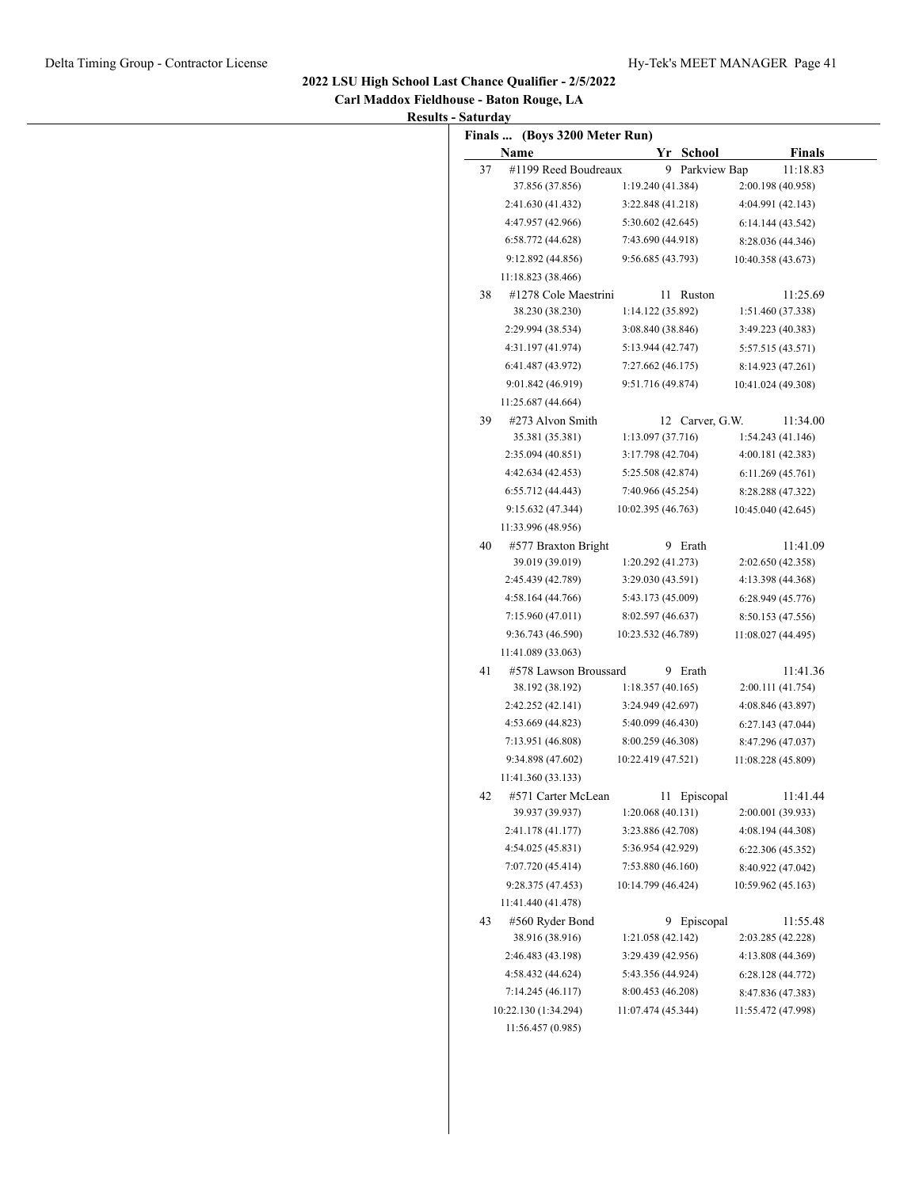**2022 LSU High School Last Chance Qualifier - 2/5/2022**

**Carl Maddox Fieldhouse - Baton Rouge, LA**

**Results - Saturday**

**Finals ... (Boys 3200 Meter Run)**

| | Name | Yr | School | Finals |
|---|---|---|---|---|
| 37 | #1199 Reed Boudreaux | 9 | Parkview Bap | 11:18.83 |
| | 37.856 (37.856) | 1:19.240 (41.384) | 2:00.198 (40.958) | |
| | 2:41.630 (41.432) | 3:22.848 (41.218) | 4:04.991 (42.143) | |
| | 4:47.957 (42.966) | 5:30.602 (42.645) | 6:14.144 (43.542) | |
| | 6:58.772 (44.628) | 7:43.690 (44.918) | 8:28.036 (44.346) | |
| | 9:12.892 (44.856) | 9:56.685 (43.793) | 10:40.358 (43.673) | |
| | 11:18.823 (38.466) | | | |
| 38 | #1278 Cole Maestrini | 11 | Ruston | 11:25.69 |
| | 38.230 (38.230) | 1:14.122 (35.892) | 1:51.460 (37.338) | |
| | 2:29.994 (38.534) | 3:08.840 (38.846) | 3:49.223 (40.383) | |
| | 4:31.197 (41.974) | 5:13.944 (42.747) | 5:57.515 (43.571) | |
| | 6:41.487 (43.972) | 7:27.662 (46.175) | 8:14.923 (47.261) | |
| | 9:01.842 (46.919) | 9:51.716 (49.874) | 10:41.024 (49.308) | |
| | 11:25.687 (44.664) | | | |
| 39 | #273 Alvon Smith | 12 | Carver, G.W. | 11:34.00 |
| | 35.381 (35.381) | 1:13.097 (37.716) | 1:54.243 (41.146) | |
| | 2:35.094 (40.851) | 3:17.798 (42.704) | 4:00.181 (42.383) | |
| | 4:42.634 (42.453) | 5:25.508 (42.874) | 6:11.269 (45.761) | |
| | 6:55.712 (44.443) | 7:40.966 (45.254) | 8:28.288 (47.322) | |
| | 9:15.632 (47.344) | 10:02.395 (46.763) | 10:45.040 (42.645) | |
| | 11:33.996 (48.956) | | | |
| 40 | #577 Braxton Bright | 9 | Erath | 11:41.09 |
| | 39.019 (39.019) | 1:20.292 (41.273) | 2:02.650 (42.358) | |
| | 2:45.439 (42.789) | 3:29.030 (43.591) | 4:13.398 (44.368) | |
| | 4:58.164 (44.766) | 5:43.173 (45.009) | 6:28.949 (45.776) | |
| | 7:15.960 (47.011) | 8:02.597 (46.637) | 8:50.153 (47.556) | |
| | 9:36.743 (46.590) | 10:23.532 (46.789) | 11:08.027 (44.495) | |
| | 11:41.089 (33.063) | | | |
| 41 | #578 Lawson Broussard | 9 | Erath | 11:41.36 |
| | 38.192 (38.192) | 1:18.357 (40.165) | 2:00.111 (41.754) | |
| | 2:42.252 (42.141) | 3:24.949 (42.697) | 4:08.846 (43.897) | |
| | 4:53.669 (44.823) | 5:40.099 (46.430) | 6:27.143 (47.044) | |
| | 7:13.951 (46.808) | 8:00.259 (46.308) | 8:47.296 (47.037) | |
| | 9:34.898 (47.602) | 10:22.419 (47.521) | 11:08.228 (45.809) | |
| | 11:41.360 (33.133) | | | |
| 42 | #571 Carter McLean | 11 | Episcopal | 11:41.44 |
| | 39.937 (39.937) | 1:20.068 (40.131) | 2:00.001 (39.933) | |
| | 2:41.178 (41.177) | 3:23.886 (42.708) | 4:08.194 (44.308) | |
| | 4:54.025 (45.831) | 5:36.954 (42.929) | 6:22.306 (45.352) | |
| | 7:07.720 (45.414) | 7:53.880 (46.160) | 8:40.922 (47.042) | |
| | 9:28.375 (47.453) | 10:14.799 (46.424) | 10:59.962 (45.163) | |
| | 11:41.440 (41.478) | | | |
| 43 | #560 Ryder Bond | 9 | Episcopal | 11:55.48 |
| | 38.916 (38.916) | 1:21.058 (42.142) | 2:03.285 (42.228) | |
| | 2:46.483 (43.198) | 3:29.439 (42.956) | 4:13.808 (44.369) | |
| | 4:58.432 (44.624) | 5:43.356 (44.924) | 6:28.128 (44.772) | |
| | 7:14.245 (46.117) | 8:00.453 (46.208) | 8:47.836 (47.383) | |
| | 10:22.130 (1:34.294) | 11:07.474 (45.344) | 11:55.472 (47.998) | |
| | 11:56.457 (0.985) | | | |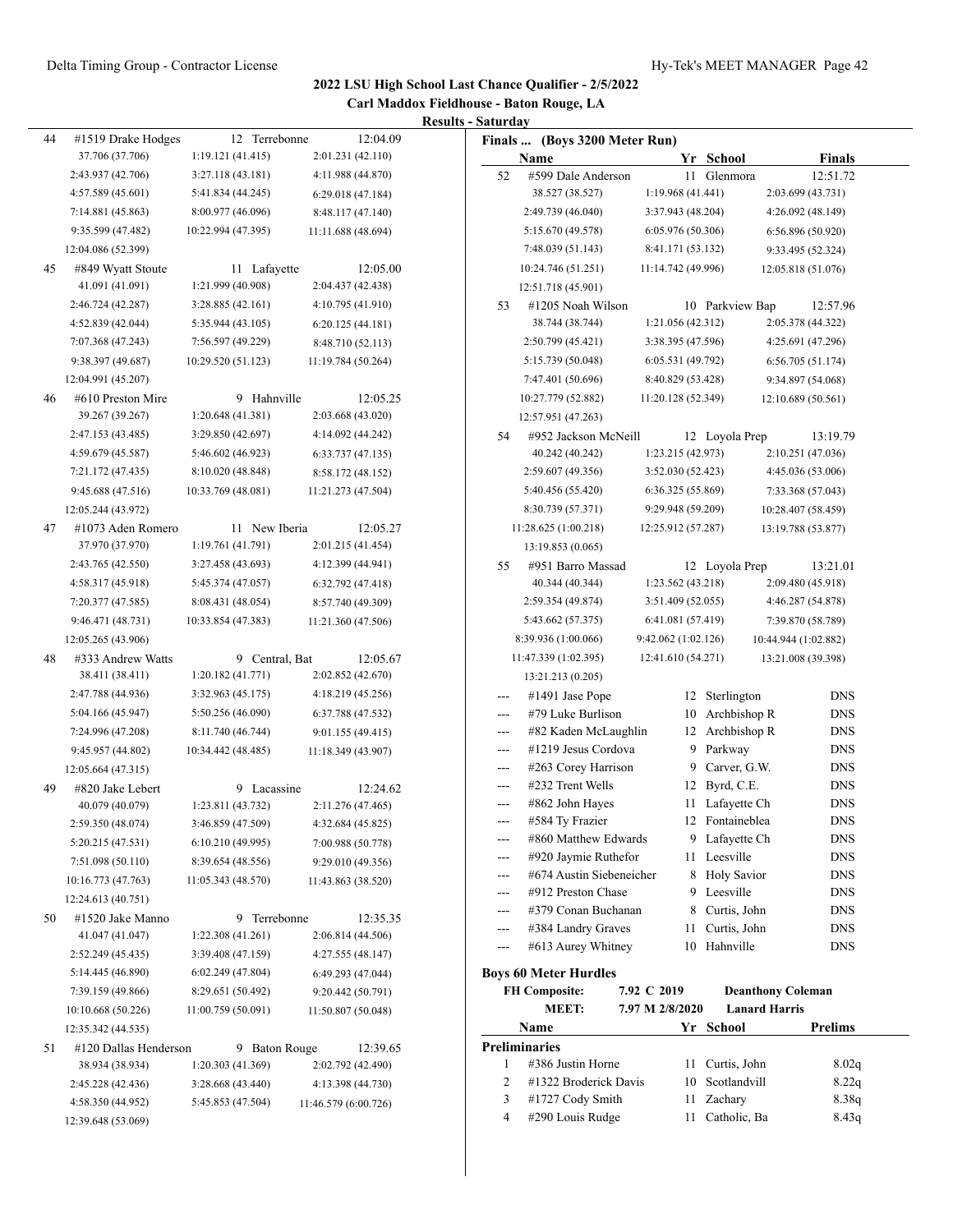## 2022 LSU High School Last Chance Qualifier - 2/5/2022

**Carl Maddox Fieldhouse - Baton Rouge, LA**

**Results - Saturday**

| Place | Name | Yr | School | Finals |
|---|---|---|---|---|
| 44 | #1519 Drake Hodges | 12 | Terrebonne | 12:04.09 |
| | 37.706 (37.706) | 1:19.121 (41.415) | 2:01.231 (42.110) | |
| | 2:43.937 (42.706) | 3:27.118 (43.181) | 4:11.988 (44.870) | |
| | 4:57.589 (45.601) | 5:41.834 (44.245) | 6:29.018 (47.184) | |
| | 7:14.881 (45.863) | 8:00.977 (46.096) | 8:48.117 (47.140) | |
| | 9:35.599 (47.482) | 10:22.994 (47.395) | 11:11.688 (48.694) | |
| | 12:04.086 (52.399) | | | |
| 45 | #849 Wyatt Stoute | 11 | Lafayette | 12:05.00 |
| | 41.091 (41.091) | 1:21.999 (40.908) | 2:04.437 (42.438) | |
| | 2:46.724 (42.287) | 3:28.885 (42.161) | 4:10.795 (41.910) | |
| | 4:52.839 (42.044) | 5:35.944 (43.105) | 6:20.125 (44.181) | |
| | 7:07.368 (47.243) | 7:56.597 (49.229) | 8:48.710 (52.113) | |
| | 9:38.397 (49.687) | 10:29.520 (51.123) | 11:19.784 (50.264) | |
| | 12:04.991 (45.207) | | | |
| 46 | #610 Preston Mire | 9 | Hahnville | 12:05.25 |
| | 39.267 (39.267) | 1:20.648 (41.381) | 2:03.668 (43.020) | |
| | 2:47.153 (43.485) | 3:29.850 (42.697) | 4:14.092 (44.242) | |
| | 4:59.679 (45.587) | 5:46.602 (46.923) | 6:33.737 (47.135) | |
| | 7:21.172 (47.435) | 8:10.020 (48.848) | 8:58.172 (48.152) | |
| | 9:45.688 (47.516) | 10:33.769 (48.081) | 11:21.273 (47.504) | |
| | 12:05.244 (43.972) | | | |
| 47 | #1073 Aden Romero | 11 | New Iberia | 12:05.27 |
| | 37.970 (37.970) | 1:19.761 (41.791) | 2:01.215 (41.454) | |
| | 2:43.765 (42.550) | 3:27.458 (43.693) | 4:12.399 (44.941) | |
| | 4:58.317 (45.918) | 5:45.374 (47.057) | 6:32.792 (47.418) | |
| | 7:20.377 (47.585) | 8:08.431 (48.054) | 8:57.740 (49.309) | |
| | 9:46.471 (48.731) | 10:33.854 (47.383) | 11:21.360 (47.506) | |
| | 12:05.265 (43.906) | | | |
| 48 | #333 Andrew Watts | 9 | Central, Bat | 12:05.67 |
| | 38.411 (38.411) | 1:20.182 (41.771) | 2:02.852 (42.670) | |
| | 2:47.788 (44.936) | 3:32.963 (45.175) | 4:18.219 (45.256) | |
| | 5:04.166 (45.947) | 5:50.256 (46.090) | 6:37.788 (47.532) | |
| | 7:24.996 (47.208) | 8:11.740 (46.744) | 9:01.155 (49.415) | |
| | 9:45.957 (44.802) | 10:34.442 (48.485) | 11:18.349 (43.907) | |
| | 12:05.664 (47.315) | | | |
| 49 | #820 Jake Lebert | 9 | Lacassine | 12:24.62 |
| | 40.079 (40.079) | 1:23.811 (43.732) | 2:11.276 (47.465) | |
| | 2:59.350 (48.074) | 3:46.859 (47.509) | 4:32.684 (45.825) | |
| | 5:20.215 (47.531) | 6:10.210 (49.995) | 7:00.988 (50.778) | |
| | 7:51.098 (50.110) | 8:39.654 (48.556) | 9:29.010 (49.356) | |
| | 10:16.773 (47.763) | 11:05.343 (48.570) | 11:43.863 (38.520) | |
| | 12:24.613 (40.751) | | | |
| 50 | #1520 Jake Manno | 9 | Terrebonne | 12:35.35 |
| | 41.047 (41.047) | 1:22.308 (41.261) | 2:06.814 (44.506) | |
| | 2:52.249 (45.435) | 3:39.408 (47.159) | 4:27.555 (48.147) | |
| | 5:14.445 (46.890) | 6:02.249 (47.804) | 6:49.293 (47.044) | |
| | 7:39.159 (49.866) | 8:29.651 (50.492) | 9:20.442 (50.791) | |
| | 10:10.668 (50.226) | 11:00.759 (50.091) | 11:50.807 (50.048) | |
| | 12:35.342 (44.535) | | | |
| 51 | #120 Dallas Henderson | 9 | Baton Rouge | 12:39.65 |
| | 38.934 (38.934) | 1:20.303 (41.369) | 2:02.792 (42.490) | |
| | 2:45.228 (42.436) | 3:28.668 (43.440) | 4:13.398 (44.730) | |
| | 4:58.350 (44.952) | 5:45.853 (47.504) | 11:46.579 (6:00.726) | |
| | 12:39.648 (53.069) | | | |

### Finals ... (Boys 3200 Meter Run)

| Place | Name | Yr | School | Finals |
|---|---|---|---|---|
| 52 | #599 Dale Anderson | 11 | Glenmora | 12:51.72 |
| | 38.527 (38.527) | 1:19.968 (41.441) | 2:03.699 (43.731) | |
| | 2:49.739 (46.040) | 3:37.943 (48.204) | 4:26.092 (48.149) | |
| | 5:15.670 (49.578) | 6:05.976 (50.306) | 6:56.896 (50.920) | |
| | 7:48.039 (51.143) | 8:41.171 (53.132) | 9:33.495 (52.324) | |
| | 10:24.746 (51.251) | 11:14.742 (49.996) | 12:05.818 (51.076) | |
| | 12:51.718 (45.901) | | | |
| 53 | #1205 Noah Wilson | 10 | Parkview Bap | 12:57.96 |
| | 38.744 (38.744) | 1:21.056 (42.312) | 2:05.378 (44.322) | |
| | 2:50.799 (45.421) | 3:38.395 (47.596) | 4:25.691 (47.296) | |
| | 5:15.739 (50.048) | 6:05.531 (49.792) | 6:56.705 (51.174) | |
| | 7:47.401 (50.696) | 8:40.829 (53.428) | 9:34.897 (54.068) | |
| | 10:27.779 (52.882) | 11:20.128 (52.349) | 12:10.689 (50.561) | |
| | 12:57.951 (47.263) | | | |
| 54 | #952 Jackson McNeill | 12 | Loyola Prep | 13:19.79 |
| | 40.242 (40.242) | 1:23.215 (42.973) | 2:10.251 (47.036) | |
| | 2:59.607 (49.356) | 3:52.030 (52.423) | 4:45.036 (53.006) | |
| | 5:40.456 (55.420) | 6:36.325 (55.869) | 7:33.368 (57.043) | |
| | 8:30.739 (57.371) | 9:29.948 (59.209) | 10:28.407 (58.459) | |
| | 11:28.625 (1:00.218) | 12:25.912 (57.287) | 13:19.788 (53.877) | |
| | 13:19.853 (0.065) | | | |
| 55 | #951 Barro Massad | 12 | Loyola Prep | 13:21.01 |
| | 40.344 (40.344) | 1:23.562 (43.218) | 2:09.480 (45.918) | |
| | 2:59.354 (49.874) | 3:51.409 (52.055) | 4:46.287 (54.878) | |
| | 5:43.662 (57.375) | 6:41.081 (57.419) | 7:39.870 (58.789) | |
| | 8:39.936 (1:00.066) | 9:42.062 (1:02.126) | 10:44.944 (1:02.882) | |
| | 11:47.339 (1:02.395) | 12:41.610 (54.271) | 13:21.008 (39.398) | |
| | 13:21.213 (0.205) | | | |
| --- | #1491 Jase Pope | 12 | Sterlington | DNS |
| --- | #79 Luke Burlison | 10 | Archbishop R | DNS |
| --- | #82 Kaden McLaughlin | 12 | Archbishop R | DNS |
| --- | #1219 Jesus Cordova | 9 | Parkway | DNS |
| --- | #263 Corey Harrison | 9 | Carver, G.W. | DNS |
| --- | #232 Trent Wells | 12 | Byrd, C.E. | DNS |
| --- | #862 John Hayes | 11 | Lafayette Ch | DNS |
| --- | #584 Ty Frazier | 12 | Fontaineblea | DNS |
| --- | #860 Matthew Edwards | 9 | Lafayette Ch | DNS |
| --- | #920 Jaymie Ruthefor | 11 | Leesville | DNS |
| --- | #674 Austin Siebeneicher | 8 | Holy Savior | DNS |
| --- | #912 Preston Chase | 9 | Leesville | DNS |
| --- | #379 Conan Buchanan | 8 | Curtis, John | DNS |
| --- | #384 Landry Graves | 11 | Curtis, John | DNS |
| --- | #613 Aurey Whitney | 10 | Hahnville | DNS |

### Boys 60 Meter Hurdles

**FH Composite:** 7.92 C 2019 Deanthony Coleman

**MEET:** 7.97 M 2/8/2020 Lanard Harris

| Place | Name | Yr | School | Prelims |
|---|---|---|---|---|
| **Preliminaries** | | | | |
| 1 | #386 Justin Horne | 11 | Curtis, John | 8.02q |
| 2 | #1322 Broderick Davis | 10 | Scotlandvill | 8.22q |
| 3 | #1727 Cody Smith | 11 | Zachary | 8.38q |
| 4 | #290 Louis Rudge | 11 | Catholic, Ba | 8.43q |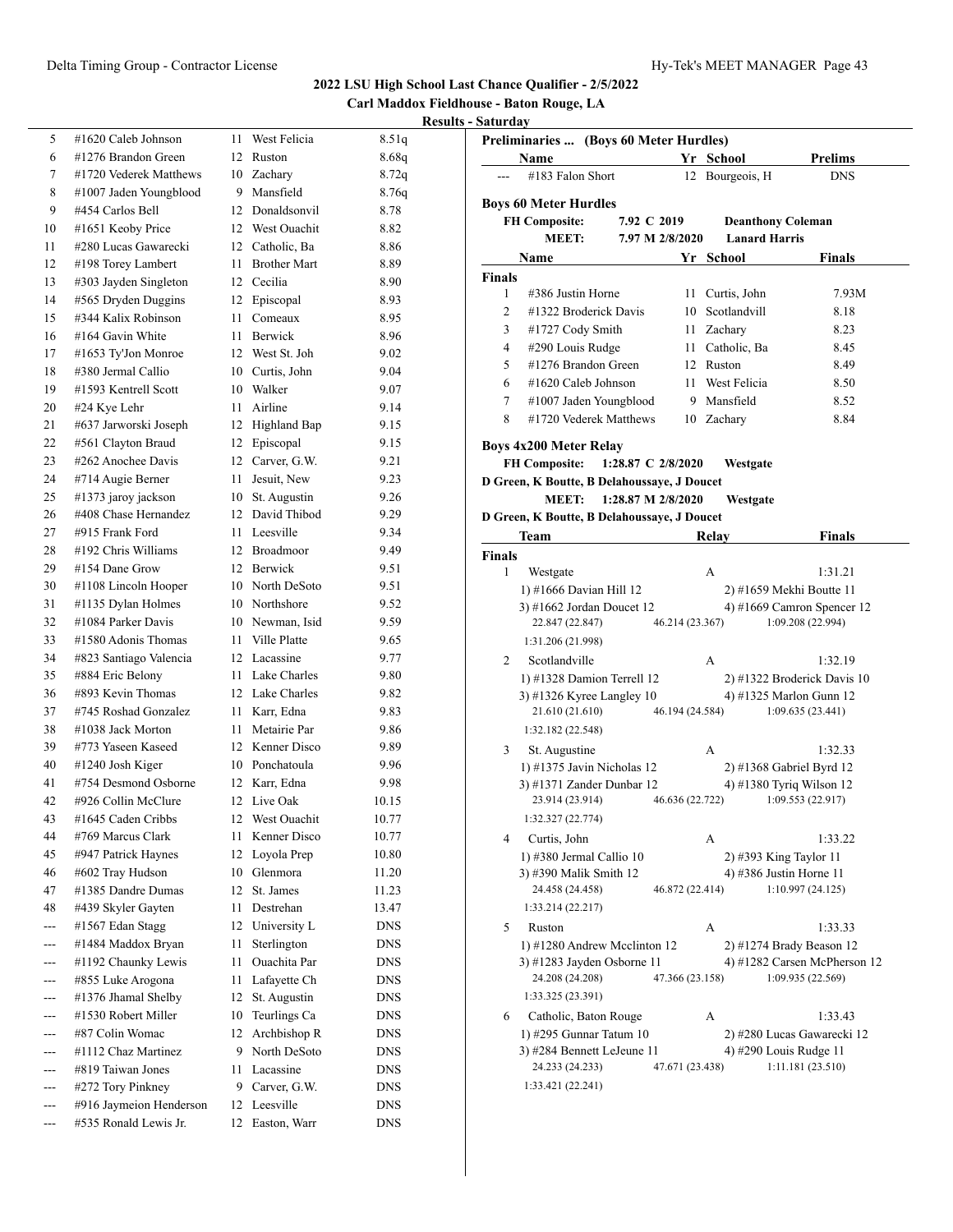## 2022 LSU High School Last Chance Qualifier - 2/5/2022

**Carl Maddox Fieldhouse - Baton Rouge, LA**

**Results - Saturday**

| | Name | Yr | School | Prelims |
|---|---|---|---|---|
| 5 | #1620 Caleb Johnson | 11 | West Felicia | 8.51q |
| 6 | #1276 Brandon Green | 12 | Ruston | 8.68q |
| 7 | #1720 Vederek Matthews | 10 | Zachary | 8.72q |
| 8 | #1007 Jaden Youngblood | 9 | Mansfield | 8.76q |
| 9 | #454 Carlos Bell | 12 | Donaldsonvil | 8.78 |
| 10 | #1651 Keoby Price | 12 | West Ouachit | 8.82 |
| 11 | #280 Lucas Gawarecki | 12 | Catholic, Ba | 8.86 |
| 12 | #198 Torey Lambert | 11 | Brother Mart | 8.89 |
| 13 | #303 Jayden Singleton | 12 | Cecilia | 8.90 |
| 14 | #565 Dryden Duggins | 12 | Episcopal | 8.93 |
| 15 | #344 Kalix Robinson | 11 | Comeaux | 8.95 |
| 16 | #164 Gavin White | 11 | Berwick | 8.96 |
| 17 | #1653 Ty'Jon Monroe | 12 | West St. Joh | 9.02 |
| 18 | #380 Jermal Callio | 10 | Curtis, John | 9.04 |
| 19 | #1593 Kentrell Scott | 10 | Walker | 9.07 |
| 20 | #24 Kye Lehr | 11 | Airline | 9.14 |
| 21 | #637 Jarworski Joseph | 12 | Highland Bap | 9.15 |
| 22 | #561 Clayton Braud | 12 | Episcopal | 9.15 |
| 23 | #262 Anochee Davis | 12 | Carver, G.W. | 9.21 |
| 24 | #714 Augie Berner | 11 | Jesuit, New | 9.23 |
| 25 | #1373 jaroy jackson | 10 | St. Augustin | 9.26 |
| 26 | #408 Chase Hernandez | 12 | David Thibod | 9.29 |
| 27 | #915 Frank Ford | 11 | Leesville | 9.34 |
| 28 | #192 Chris Williams | 12 | Broadmoor | 9.49 |
| 29 | #154 Dane Grow | 12 | Berwick | 9.51 |
| 30 | #1108 Lincoln Hooper | 10 | North DeSoto | 9.51 |
| 31 | #1135 Dylan Holmes | 10 | Northshore | 9.52 |
| 32 | #1084 Parker Davis | 10 | Newman, Isid | 9.59 |
| 33 | #1580 Adonis Thomas | 11 | Ville Platte | 9.65 |
| 34 | #823 Santiago Valencia | 12 | Lacassine | 9.77 |
| 35 | #884 Eric Belony | 11 | Lake Charles | 9.80 |
| 36 | #893 Kevin Thomas | 12 | Lake Charles | 9.82 |
| 37 | #745 Roshad Gonzalez | 11 | Karr, Edna | 9.83 |
| 38 | #1038 Jack Morton | 11 | Metairie Par | 9.86 |
| 39 | #773 Yaseen Kaseed | 12 | Kenner Disco | 9.89 |
| 40 | #1240 Josh Kiger | 10 | Ponchatoula | 9.96 |
| 41 | #754 Desmond Osborne | 12 | Karr, Edna | 9.98 |
| 42 | #926 Collin McClure | 12 | Live Oak | 10.15 |
| 43 | #1645 Caden Cribbs | 12 | West Ouachit | 10.77 |
| 44 | #769 Marcus Clark | 11 | Kenner Disco | 10.77 |
| 45 | #947 Patrick Haynes | 12 | Loyola Prep | 10.80 |
| 46 | #602 Tray Hudson | 10 | Glenmora | 11.20 |
| 47 | #1385 Dandre Dumas | 12 | St. James | 11.23 |
| 48 | #439 Skyler Gayten | 11 | Destrehan | 13.47 |
| --- | #1567 Edan Stagg | 12 | University L | DNS |
| --- | #1484 Maddox Bryan | 11 | Sterlington | DNS |
| --- | #1192 Chaunky Lewis | 11 | Ouachita Par | DNS |
| --- | #855 Luke Arogona | 11 | Lafayette Ch | DNS |
| --- | #1376 Jamhal Shelby | 12 | St. Augustin | DNS |
| --- | #1530 Robert Miller | 10 | Teurlings Ca | DNS |
| --- | #87 Colin Womac | 12 | Archbishop R | DNS |
| --- | #1112 Chaz Martinez | 9 | North DeSoto | DNS |
| --- | #819 Taiwan Jones | 11 | Lacassine | DNS |
| --- | #272 Tory Pinkney | 9 | Carver, G.W. | DNS |
| --- | #916 Jaymeion Henderson | 12 | Leesville | DNS |
| --- | #535 Ronald Lewis Jr. | 12 | Easton, Warr | DNS |

**Preliminaries ... (Boys 60 Meter Hurdles)**

| | Name | Yr | School | Prelims |
|---|---|---|---|---|
| --- | #183 Falon Short | 12 | Bourgeois, H | DNS |

### Boys 60 Meter Hurdles

**FH Composite:** 7.92 C 2019 Deanthony Coleman
**MEET:** 7.97 M 2/8/2020 Lanard Harris

**Finals**

| | Name | Yr | School | Finals |
|---|---|---|---|---|
| 1 | #386 Justin Horne | 11 | Curtis, John | 7.93M |
| 2 | #1322 Broderick Davis | 10 | Scotlandvill | 8.18 |
| 3 | #1727 Cody Smith | 11 | Zachary | 8.23 |
| 4 | #290 Louis Rudge | 11 | Catholic, Ba | 8.45 |
| 5 | #1276 Brandon Green | 12 | Ruston | 8.49 |
| 6 | #1620 Caleb Johnson | 11 | West Felicia | 8.50 |
| 7 | #1007 Jaden Youngblood | 9 | Mansfield | 8.52 |
| 8 | #1720 Vederek Matthews | 10 | Zachary | 8.84 |

### Boys 4x200 Meter Relay

**FH Composite:** 1:28.87 C 2/8/2020 Westgate
D Green, K Boutte, B Delahoussaye, J Doucet
**MEET:** 1:28.87 M 2/8/2020 Westgate
D Green, K Boutte, B Delahoussaye, J Doucet

**Finals**

| | Team | Relay | Finals |
|---|---|---|---|
| 1 | Westgate | A | 1:31.21 |

1) #1666 Davian Hill 12 2) #1659 Mekhi Boutte 11 3) #1662 Jordan Doucet 12 4) #1669 Camron Spencer 12
22.847 (22.847) 46.214 (23.367) 1:09.208 (22.994) 1:31.206 (21.998)

| | Team | Relay | Finals |
|---|---|---|---|
| 2 | Scotlandville | A | 1:32.19 |

1) #1328 Damion Terrell 12 2) #1322 Broderick Davis 10 3) #1326 Kyree Langley 10 4) #1325 Marlon Gunn 12
21.610 (21.610) 46.194 (24.584) 1:09.635 (23.441) 1:32.182 (22.548)

| | Team | Relay | Finals |
|---|---|---|---|
| 3 | St. Augustine | A | 1:32.33 |

1) #1375 Javin Nicholas 12 2) #1368 Gabriel Byrd 12 3) #1371 Zander Dunbar 12 4) #1380 Tyriq Wilson 12
23.914 (23.914) 46.636 (22.722) 1:09.553 (22.917) 1:32.327 (22.774)

| | Team | Relay | Finals |
|---|---|---|---|
| 4 | Curtis, John | A | 1:33.22 |

1) #380 Jermal Callio 10 2) #393 King Taylor 11 3) #390 Malik Smith 12 4) #386 Justin Horne 11
24.458 (24.458) 46.872 (22.414) 1:10.997 (24.125) 1:33.214 (22.217)

| | Team | Relay | Finals |
|---|---|---|---|
| 5 | Ruston | A | 1:33.33 |

1) #1280 Andrew Mcclinton 12 2) #1274 Brady Beason 12 3) #1283 Jayden Osborne 11 4) #1282 Carsen McPherson 12
24.208 (24.208) 47.366 (23.158) 1:09.935 (22.569) 1:33.325 (23.391)

| | Team | Relay | Finals |
|---|---|---|---|
| 6 | Catholic, Baton Rouge | A | 1:33.43 |

1) #295 Gunnar Tatum 10 2) #280 Lucas Gawarecki 12 3) #284 Bennett LeJeune 11 4) #290 Louis Rudge 11
24.233 (24.233) 47.671 (23.438) 1:11.181 (23.510) 1:33.421 (22.241)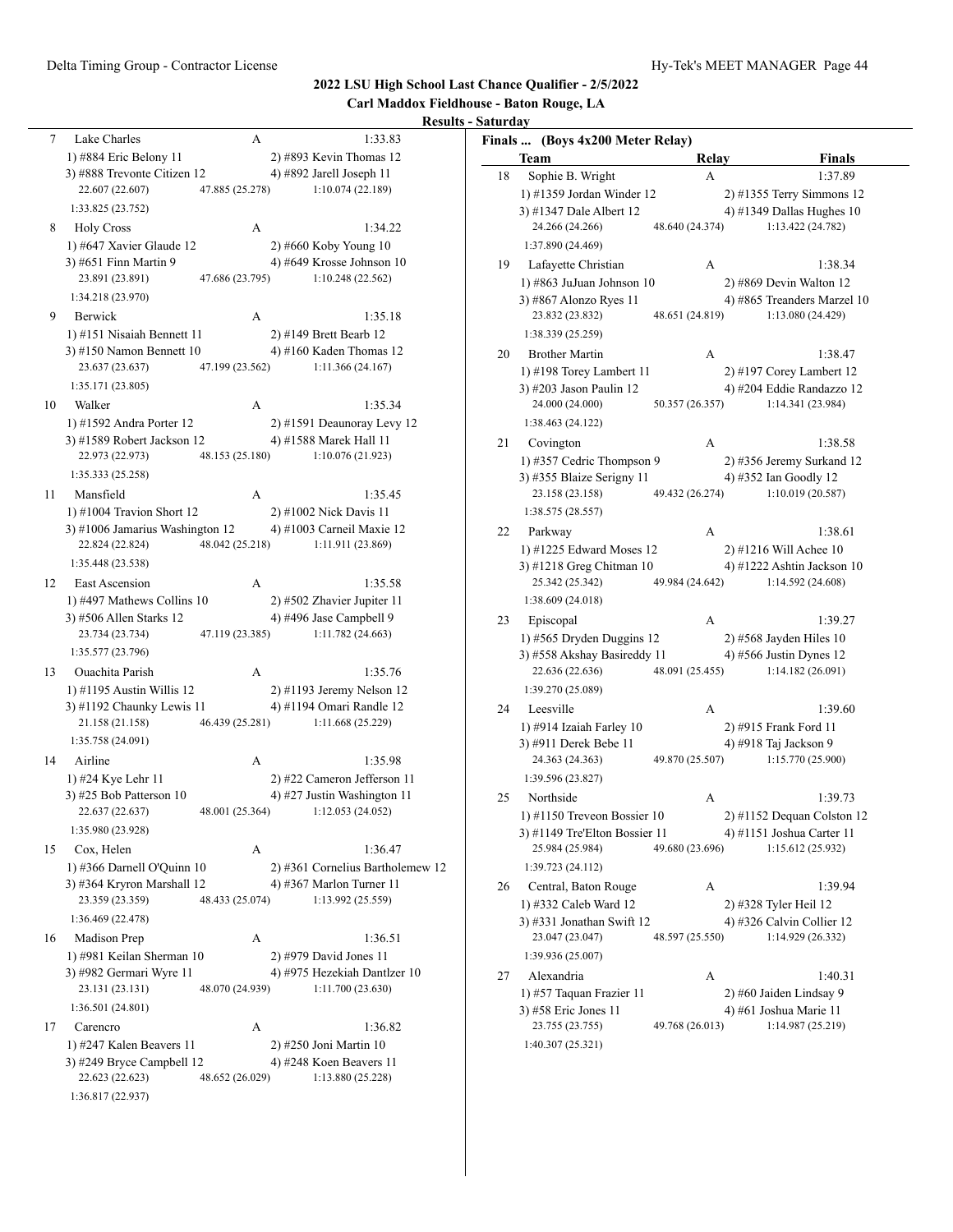## 2022 LSU High School Last Chance Qualifier - 2/5/2022

### Carl Maddox Fieldhouse - Baton Rouge, LA

### Results - Saturday

**Finals ... (Boys 4x200 Meter Relay)**

| | Team | Relay | Finals |
|---|---|---|---|
| 7 | Lake Charles | A | 1:33.83 |
| | 1) #884 Eric Belony 11 | 2) #893 Kevin Thomas 12 | |
| | 3) #888 Trevonte Citizen 12 | 4) #892 Jarell Joseph 11 | |
| | 22.607 (22.607) | 47.885 (25.278) | 1:10.074 (22.189) |
| | 1:33.825 (23.752) | | |
| 8 | Holy Cross | A | 1:34.22 |
| | 1) #647 Xavier Glaude 12 | 2) #660 Koby Young 10 | |
| | 3) #651 Finn Martin 9 | 4) #649 Krosse Johnson 10 | |
| | 23.891 (23.891) | 47.686 (23.795) | 1:10.248 (22.562) |
| | 1:34.218 (23.970) | | |
| 9 | Berwick | A | 1:35.18 |
| | 1) #151 Nisaiah Bennett 11 | 2) #149 Brett Bearb 12 | |
| | 3) #150 Namon Bennett 10 | 4) #160 Kaden Thomas 12 | |
| | 23.637 (23.637) | 47.199 (23.562) | 1:11.366 (24.167) |
| | 1:35.171 (23.805) | | |
| 10 | Walker | A | 1:35.34 |
| | 1) #1592 Andra Porter 12 | 2) #1591 Deaunoray Levy 12 | |
| | 3) #1589 Robert Jackson 12 | 4) #1588 Marek Hall 11 | |
| | 22.973 (22.973) | 48.153 (25.180) | 1:10.076 (21.923) |
| | 1:35.333 (25.258) | | |
| 11 | Mansfield | A | 1:35.45 |
| | 1) #1004 Travion Short 12 | 2) #1002 Nick Davis 11 | |
| | 3) #1006 Jamarius Washington 12 | 4) #1003 Carneil Maxie 12 | |
| | 22.824 (22.824) | 48.042 (25.218) | 1:11.911 (23.869) |
| | 1:35.448 (23.538) | | |
| 12 | East Ascension | A | 1:35.58 |
| | 1) #497 Mathews Collins 10 | 2) #502 Zhavier Jupiter 11 | |
| | 3) #506 Allen Starks 12 | 4) #496 Jase Campbell 9 | |
| | 23.734 (23.734) | 47.119 (23.385) | 1:11.782 (24.663) |
| | 1:35.577 (23.796) | | |
| 13 | Ouachita Parish | A | 1:35.76 |
| | 1) #1195 Austin Willis 12 | 2) #1193 Jeremy Nelson 12 | |
| | 3) #1192 Chaunky Lewis 11 | 4) #1194 Omari Randle 12 | |
| | 21.158 (21.158) | 46.439 (25.281) | 1:11.668 (25.229) |
| | 1:35.758 (24.091) | | |
| 14 | Airline | A | 1:35.98 |
| | 1) #24 Kye Lehr 11 | 2) #22 Cameron Jefferson 11 | |
| | 3) #25 Bob Patterson 10 | 4) #27 Justin Washington 11 | |
| | 22.637 (22.637) | 48.001 (25.364) | 1:12.053 (24.052) |
| | 1:35.980 (23.928) | | |
| 15 | Cox, Helen | A | 1:36.47 |
| | 1) #366 Darnell O'Quinn 10 | 2) #361 Cornelius Bartholemew 12 | |
| | 3) #364 Kryron Marshall 12 | 4) #367 Marlon Turner 11 | |
| | 23.359 (23.359) | 48.433 (25.074) | 1:13.992 (25.559) |
| | 1:36.469 (22.478) | | |
| 16 | Madison Prep | A | 1:36.51 |
| | 1) #981 Keilan Sherman 10 | 2) #979 David Jones 11 | |
| | 3) #982 Germari Wyre 11 | 4) #975 Hezekiah Dantlzer 10 | |
| | 23.131 (23.131) | 48.070 (24.939) | 1:11.700 (23.630) |
| | 1:36.501 (24.801) | | |
| 17 | Carencro | A | 1:36.82 |
| | 1) #247 Kalen Beavers 11 | 2) #250 Joni Martin 10 | |
| | 3) #249 Bryce Campbell 12 | 4) #248 Koen Beavers 11 | |
| | 22.623 (22.623) | 48.652 (26.029) | 1:13.880 (25.228) |
| | 1:36.817 (22.937) | | |
| 18 | Sophie B. Wright | A | 1:37.89 |
| | 1) #1359 Jordan Winder 12 | 2) #1355 Terry Simmons 12 | |
| | 3) #1347 Dale Albert 12 | 4) #1349 Dallas Hughes 10 | |
| | 24.266 (24.266) | 48.640 (24.374) | 1:13.422 (24.782) |
| | 1:37.890 (24.469) | | |
| 19 | Lafayette Christian | A | 1:38.34 |
| | 1) #863 JuJuan Johnson 10 | 2) #869 Devin Walton 12 | |
| | 3) #867 Alonzo Ryes 11 | 4) #865 Treanders Marzel 10 | |
| | 23.832 (23.832) | 48.651 (24.819) | 1:13.080 (24.429) |
| | 1:38.339 (25.259) | | |
| 20 | Brother Martin | A | 1:38.47 |
| | 1) #198 Torey Lambert 11 | 2) #197 Corey Lambert 12 | |
| | 3) #203 Jason Paulin 12 | 4) #204 Eddie Randazzo 12 | |
| | 24.000 (24.000) | 50.357 (26.357) | 1:14.341 (23.984) |
| | 1:38.463 (24.122) | | |
| 21 | Covington | A | 1:38.58 |
| | 1) #357 Cedric Thompson 9 | 2) #356 Jeremy Surkand 12 | |
| | 3) #355 Blaize Serigny 11 | 4) #352 Ian Goodly 12 | |
| | 23.158 (23.158) | 49.432 (26.274) | 1:10.019 (20.587) |
| | 1:38.575 (28.557) | | |
| 22 | Parkway | A | 1:38.61 |
| | 1) #1225 Edward Moses 12 | 2) #1216 Will Achee 10 | |
| | 3) #1218 Greg Chitman 10 | 4) #1222 Ashtin Jackson 10 | |
| | 25.342 (25.342) | 49.984 (24.642) | 1:14.592 (24.608) |
| | 1:38.609 (24.018) | | |
| 23 | Episcopal | A | 1:39.27 |
| | 1) #565 Dryden Duggins 12 | 2) #568 Jayden Hiles 10 | |
| | 3) #558 Akshay Basireddy 11 | 4) #566 Justin Dynes 12 | |
| | 22.636 (22.636) | 48.091 (25.455) | 1:14.182 (26.091) |
| | 1:39.270 (25.089) | | |
| 24 | Leesville | A | 1:39.60 |
| | 1) #914 Izaiah Farley 10 | 2) #915 Frank Ford 11 | |
| | 3) #911 Derek Bebe 11 | 4) #918 Taj Jackson 9 | |
| | 24.363 (24.363) | 49.870 (25.507) | 1:15.770 (25.900) |
| | 1:39.596 (23.827) | | |
| 25 | Northside | A | 1:39.73 |
| | 1) #1150 Treveon Bossier 10 | 2) #1152 Dequan Colston 12 | |
| | 3) #1149 Tre'Elton Bossier 11 | 4) #1151 Joshua Carter 11 | |
| | 25.984 (25.984) | 49.680 (23.696) | 1:15.612 (25.932) |
| | 1:39.723 (24.112) | | |
| 26 | Central, Baton Rouge | A | 1:39.94 |
| | 1) #332 Caleb Ward 12 | 2) #328 Tyler Heil 12 | |
| | 3) #331 Jonathan Swift 12 | 4) #326 Calvin Collier 12 | |
| | 23.047 (23.047) | 48.597 (25.550) | 1:14.929 (26.332) |
| | 1:39.936 (25.007) | | |
| 27 | Alexandria | A | 1:40.31 |
| | 1) #57 Taquan Frazier 11 | 2) #60 Jaiden Lindsay 9 | |
| | 3) #58 Eric Jones 11 | 4) #61 Joshua Marie 11 | |
| | 23.755 (23.755) | 49.768 (26.013) | 1:14.987 (25.219) |
| | 1:40.307 (25.321) | | |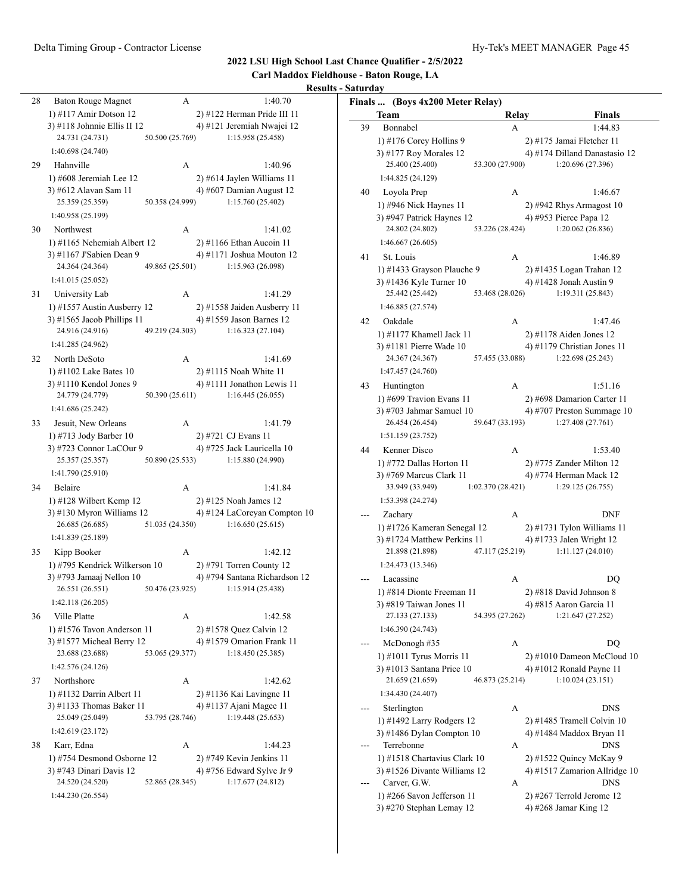## 2022 LSU High School Last Chance Qualifier - 2/5/2022

### Carl Maddox Fieldhouse - Baton Rouge, LA

### Results - Saturday

28 Baton Rouge Magnet A 1:40.70
1) #117 Amir Dotson 12 2) #122 Herman Pride III 11
3) #118 Johnnie Ellis II 12 4) #121 Jeremiah Nwajei 12
24.731 (24.731) 50.500 (25.769) 1:15.958 (25.458)
1:40.698 (24.740)

29 Hahnville A 1:40.96
1) #608 Jeremiah Lee 12 2) #614 Jaylen Williams 11
3) #612 Alavan Sam 11 4) #607 Damian August 12
25.359 (25.359) 50.358 (24.999) 1:15.760 (25.402)
1:40.958 (25.199)

30 Northwest A 1:41.02
1) #1165 Nehemiah Albert 12 2) #1166 Ethan Aucoin 11
3) #1167 J'Sabien Dean 9 4) #1171 Joshua Mouton 12
24.364 (24.364) 49.865 (25.501) 1:15.963 (26.098)
1:41.015 (25.052)

31 University Lab A 1:41.29
1) #1557 Austin Ausberry 12 2) #1558 Jaiden Ausberry 11
3) #1565 Jacob Phillips 11 4) #1559 Jason Barnes 12
24.916 (24.916) 49.219 (24.303) 1:16.323 (27.104)
1:41.285 (24.962)

32 North DeSoto A 1:41.69
1) #1102 Lake Bates 10 2) #1115 Noah White 11
3) #1110 Kendol Jones 9 4) #1111 Jonathon Lewis 11
24.779 (24.779) 50.390 (25.611) 1:16.445 (26.055)
1:41.686 (25.242)

33 Jesuit, New Orleans A 1:41.79
1) #713 Jody Barber 10 2) #721 CJ Evans 11
3) #723 Connor LaCOur 9 4) #725 Jack Lauricella 10
25.357 (25.357) 50.890 (25.533) 1:15.880 (24.990)
1:41.790 (25.910)

34 Belaire A 1:41.84
1) #128 Wilbert Kemp 12 2) #125 Noah James 12
3) #130 Myron Williams 12 4) #124 LaCoreyan Compton 10
26.685 (26.685) 51.035 (24.350) 1:16.650 (25.615)
1:41.839 (25.189)

35 Kipp Booker A 1:42.12
1) #795 Kendrick Wilkerson 10 2) #791 Torren County 12
3) #793 Jamaaj Nellon 10 4) #794 Santana Richardson 12
26.551 (26.551) 50.476 (23.925) 1:15.914 (25.438)
1:42.118 (26.205)

36 Ville Platte A 1:42.58
1) #1576 Tavon Anderson 11 2) #1578 Quez Calvin 12
3) #1577 Micheal Berry 12 4) #1579 Omarion Frank 11
23.688 (23.688) 53.065 (29.377) 1:18.450 (25.385)
1:42.576 (24.126)

37 Northshore A 1:42.62
1) #1132 Darrin Albert 11 2) #1136 Kai Lavingne 11
3) #1133 Thomas Baker 11 4) #1137 Ajani Magee 11
25.049 (25.049) 53.795 (28.746) 1:19.448 (25.653)
1:42.619 (23.172)

38 Karr, Edna A 1:44.23
1) #754 Desmond Osborne 12 2) #749 Kevin Jenkins 11
3) #743 Dinari Davis 12 4) #756 Edward Sylve Jr 9
24.520 (24.520) 52.865 (28.345) 1:17.677 (24.812)
1:44.230 (26.554)

**Finals ... (Boys 4x200 Meter Relay)**

| | Team | Relay | Finals |
|---|---|---|---|

39 Bonnabel A 1:44.83
1) #176 Corey Hollins 9 2) #175 Jamai Fletcher 11
3) #177 Roy Morales 12 4) #174 Dilland Danastasio 12
25.400 (25.400) 53.300 (27.900) 1:20.696 (27.396)
1:44.825 (24.129)

40 Loyola Prep A 1:46.67
1) #946 Nick Haynes 11 2) #942 Rhys Armagost 10
3) #947 Patrick Haynes 12 4) #953 Pierce Papa 12
24.802 (24.802) 53.226 (28.424) 1:20.062 (26.836)
1:46.667 (26.605)

41 St. Louis A 1:46.89
1) #1433 Grayson Plauche 9 2) #1435 Logan Trahan 12
3) #1436 Kyle Turner 10 4) #1428 Jonah Austin 9
25.442 (25.442) 53.468 (28.026) 1:19.311 (25.843)
1:46.885 (27.574)

42 Oakdale A 1:47.46
1) #1177 Khamell Jack 11 2) #1178 Aiden Jones 12
3) #1181 Pierre Wade 10 4) #1179 Christian Jones 11
24.367 (24.367) 57.455 (33.088) 1:22.698 (25.243)
1:47.457 (24.760)

43 Huntington A 1:51.16
1) #699 Travion Evans 11 2) #698 Damarion Carter 11
3) #703 Jahmar Samuel 10 4) #707 Preston Summage 10
26.454 (26.454) 59.647 (33.193) 1:27.408 (27.761)
1:51.159 (23.752)

44 Kenner Disco A 1:53.40
1) #772 Dallas Horton 11 2) #775 Zander Milton 12
3) #769 Marcus Clark 11 4) #774 Herman Mack 12
33.949 (33.949) 1:02.370 (28.421) 1:29.125 (26.755)
1:53.398 (24.274)

--- Zachary A DNF
1) #1726 Kameran Senegal 12 2) #1731 Tylon Williams 11
3) #1724 Matthew Perkins 11 4) #1733 Jalen Wright 12
21.898 (21.898) 47.117 (25.219) 1:11.127 (24.010)
1:24.473 (13.346)

--- Lacassine A DQ
1) #814 Dionte Freeman 11 2) #818 David Johnson 8
3) #819 Taiwan Jones 11 4) #815 Aaron Garcia 11
27.133 (27.133) 54.395 (27.262) 1:21.647 (27.252)
1:46.390 (24.743)

--- McDonogh #35 A DQ
1) #1011 Tyrus Morris 11 2) #1010 Dameon McCloud 10
3) #1013 Santana Price 10 4) #1012 Ronald Payne 11
21.659 (21.659) 46.873 (25.214) 1:10.024 (23.151)
1:34.430 (24.407)

--- Sterlington A DNS
1) #1492 Larry Rodgers 12 2) #1485 Tramell Colvin 10
3) #1486 Dylan Compton 10 4) #1484 Maddox Bryan 11

--- Terrebonne A DNS
1) #1518 Chartavius Clark 10 2) #1522 Quincy McKay 9
3) #1526 Divante Williams 12 4) #1517 Zamarion Allridge 10

--- Carver, G.W. A DNS
1) #266 Savon Jefferson 11 2) #267 Terrold Jerome 12
3) #270 Stephan Lemay 12 4) #268 Jamar King 12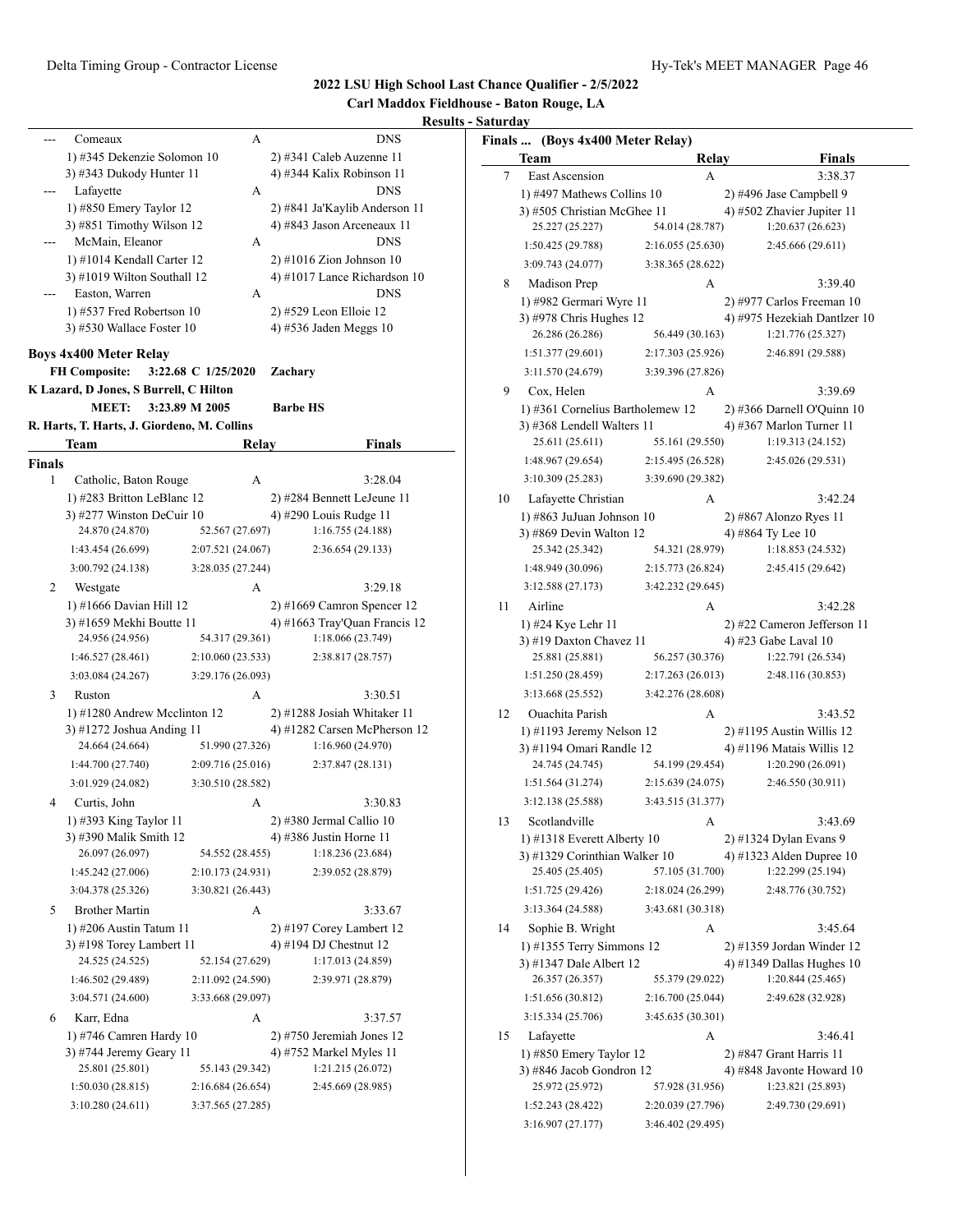## 2022 LSU High School Last Chance Qualifier - 2/5/2022

**Carl Maddox Fieldhouse - Baton Rouge, LA**

**Results - Saturday**

| | Team | Relay | Finals |
|---|---|---|---|
| --- | Comeaux | A | DNS |
| | 1) #345 Dekenzie Solomon 10 | 2) #341 Caleb Auzenne 11 | |
| | 3) #343 Dukody Hunter 11 | 4) #344 Kalix Robinson 11 | |
| --- | Lafayette | A | DNS |
| | 1) #850 Emery Taylor 12 | 2) #841 Ja'Kaylib Anderson 11 | |
| | 3) #851 Timothy Wilson 12 | 4) #843 Jason Arceneaux 11 | |
| --- | McMain, Eleanor | A | DNS |
| | 1) #1014 Kendall Carter 12 | 2) #1016 Zion Johnson 10 | |
| | 3) #1019 Wilton Southall 12 | 4) #1017 Lance Richardson 10 | |
| --- | Easton, Warren | A | DNS |
| | 1) #537 Fred Robertson 10 | 2) #529 Leon Elloie 12 | |
| | 3) #530 Wallace Foster 10 | 4) #536 Jaden Meggs 10 | |

### Boys 4x400 Meter Relay

**FH Composite:** 3:22.68 C 1/25/2020 **Zachary**
K Lazard, D Jones, S Burrell, C Hilton

**MEET:** 3:23.89 M 2005 **Barbe HS**
R. Harts, T. Harts, J. Giordeno, M. Collins

**Finals**

| | Team | Relay | Finals |
|---|---|---|---|
| 1 | Catholic, Baton Rouge | A | 3:28.04 |
| | 1) #283 Britton LeBlanc 12 | 2) #284 Bennett LeJeune 11 | |
| | 3) #277 Winston DeCuir 10 | 4) #290 Louis Rudge 11 | |
| | 24.870 (24.870) | 52.567 (27.697) | 1:16.755 (24.188) |
| | 1:43.454 (26.699) | 2:07.521 (24.067) | 2:36.654 (29.133) |
| | 3:00.792 (24.138) | 3:28.035 (27.244) | |
| 2 | Westgate | A | 3:29.18 |
| | 1) #1666 Davian Hill 12 | 2) #1669 Camron Spencer 12 | |
| | 3) #1659 Mekhi Boutte 11 | 4) #1663 Tray'Quan Francis 12 | |
| | 24.956 (24.956) | 54.317 (29.361) | 1:18.066 (23.749) |
| | 1:46.527 (28.461) | 2:10.060 (23.533) | 2:38.817 (28.757) |
| | 3:03.084 (24.267) | 3:29.176 (26.093) | |
| 3 | Ruston | A | 3:30.51 |
| | 1) #1280 Andrew Mcclinton 12 | 2) #1288 Josiah Whitaker 11 | |
| | 3) #1272 Joshua Anding 11 | 4) #1282 Carsen McPherson 12 | |
| | 24.664 (24.664) | 51.990 (27.326) | 1:16.960 (24.970) |
| | 1:44.700 (27.740) | 2:09.716 (25.016) | 2:37.847 (28.131) |
| | 3:01.929 (24.082) | 3:30.510 (28.582) | |
| 4 | Curtis, John | A | 3:30.83 |
| | 1) #393 King Taylor 11 | 2) #380 Jermal Callio 10 | |
| | 3) #390 Malik Smith 12 | 4) #386 Justin Horne 11 | |
| | 26.097 (26.097) | 54.552 (28.455) | 1:18.236 (23.684) |
| | 1:45.242 (27.006) | 2:10.173 (24.931) | 2:39.052 (28.879) |
| | 3:04.378 (25.326) | 3:30.821 (26.443) | |
| 5 | Brother Martin | A | 3:33.67 |
| | 1) #206 Austin Tatum 11 | 2) #197 Corey Lambert 12 | |
| | 3) #198 Torey Lambert 11 | 4) #194 DJ Chestnut 12 | |
| | 24.525 (24.525) | 52.154 (27.629) | 1:17.013 (24.859) |
| | 1:46.502 (29.489) | 2:11.092 (24.590) | 2:39.971 (28.879) |
| | 3:04.571 (24.600) | 3:33.668 (29.097) | |
| 6 | Karr, Edna | A | 3:37.57 |
| | 1) #746 Camren Hardy 10 | 2) #750 Jeremiah Jones 12 | |
| | 3) #744 Jeremy Geary 11 | 4) #752 Markel Myles 11 | |
| | 25.801 (25.801) | 55.143 (29.342) | 1:21.215 (26.072) |
| | 1:50.030 (28.815) | 2:16.684 (26.654) | 2:45.669 (28.985) |
| | 3:10.280 (24.611) | 3:37.565 (27.285) | |
| 7 | East Ascension | A | 3:38.37 |
| | 1) #497 Mathews Collins 10 | 2) #496 Jase Campbell 9 | |
| | 3) #505 Christian McGhee 11 | 4) #502 Zhavier Jupiter 11 | |
| | 25.227 (25.227) | 54.014 (28.787) | 1:20.637 (26.623) |
| | 1:50.425 (29.788) | 2:16.055 (25.630) | 2:45.666 (29.611) |
| | 3:09.743 (24.077) | 3:38.365 (28.622) | |
| 8 | Madison Prep | A | 3:39.40 |
| | 1) #982 Germari Wyre 11 | 2) #977 Carlos Freeman 10 | |
| | 3) #978 Chris Hughes 12 | 4) #975 Hezekiah Dantlzer 10 | |
| | 26.286 (26.286) | 56.449 (30.163) | 1:21.776 (25.327) |
| | 1:51.377 (29.601) | 2:17.303 (25.926) | 2:46.891 (29.588) |
| | 3:11.570 (24.679) | 3:39.396 (27.826) | |
| 9 | Cox, Helen | A | 3:39.69 |
| | 1) #361 Cornelius Bartholemew 12 | 2) #366 Darnell O'Quinn 10 | |
| | 3) #368 Lendell Walters 11 | 4) #367 Marlon Turner 11 | |
| | 25.611 (25.611) | 55.161 (29.550) | 1:19.313 (24.152) |
| | 1:48.967 (29.654) | 2:15.495 (26.528) | 2:45.026 (29.531) |
| | 3:10.309 (25.283) | 3:39.690 (29.382) | |
| 10 | Lafayette Christian | A | 3:42.24 |
| | 1) #863 JuJuan Johnson 10 | 2) #867 Alonzo Ryes 11 | |
| | 3) #869 Devin Walton 12 | 4) #864 Ty Lee 10 | |
| | 25.342 (25.342) | 54.321 (28.979) | 1:18.853 (24.532) |
| | 1:48.949 (30.096) | 2:15.773 (26.824) | 2:45.415 (29.642) |
| | 3:12.588 (27.173) | 3:42.232 (29.645) | |
| 11 | Airline | A | 3:42.28 |
| | 1) #24 Kye Lehr 11 | 2) #22 Cameron Jefferson 11 | |
| | 3) #19 Daxton Chavez 11 | 4) #23 Gabe Laval 10 | |
| | 25.881 (25.881) | 56.257 (30.376) | 1:22.791 (26.534) |
| | 1:51.250 (28.459) | 2:17.263 (26.013) | 2:48.116 (30.853) |
| | 3:13.668 (25.552) | 3:42.276 (28.608) | |
| 12 | Ouachita Parish | A | 3:43.52 |
| | 1) #1193 Jeremy Nelson 12 | 2) #1195 Austin Willis 12 | |
| | 3) #1194 Omari Randle 12 | 4) #1196 Matais Willis 12 | |
| | 24.745 (24.745) | 54.199 (29.454) | 1:20.290 (26.091) |
| | 1:51.564 (31.274) | 2:15.639 (24.075) | 2:46.550 (30.911) |
| | 3:12.138 (25.588) | 3:43.515 (31.377) | |
| 13 | Scotlandville | A | 3:43.69 |
| | 1) #1318 Everett Alberty 10 | 2) #1324 Dylan Evans 9 | |
| | 3) #1329 Corinthian Walker 10 | 4) #1323 Alden Dupree 10 | |
| | 25.405 (25.405) | 57.105 (31.700) | 1:22.299 (25.194) |
| | 1:51.725 (29.426) | 2:18.024 (26.299) | 2:48.776 (30.752) |
| | 3:13.364 (24.588) | 3:43.681 (30.318) | |
| 14 | Sophie B. Wright | A | 3:45.64 |
| | 1) #1355 Terry Simmons 12 | 2) #1359 Jordan Winder 12 | |
| | 3) #1347 Dale Albert 12 | 4) #1349 Dallas Hughes 10 | |
| | 26.357 (26.357) | 55.379 (29.022) | 1:20.844 (25.465) |
| | 1:51.656 (30.812) | 2:16.700 (25.044) | 2:49.628 (32.928) |
| | 3:15.334 (25.706) | 3:45.635 (30.301) | |
| 15 | Lafayette | A | 3:46.41 |
| | 1) #850 Emery Taylor 12 | 2) #847 Grant Harris 11 | |
| | 3) #846 Jacob Gondron 12 | 4) #848 Javonte Howard 10 | |
| | 25.972 (25.972) | 57.928 (31.956) | 1:23.821 (25.893) |
| | 1:52.243 (28.422) | 2:20.039 (27.796) | 2:49.730 (29.691) |
| | 3:16.907 (27.177) | 3:46.402 (29.495) | |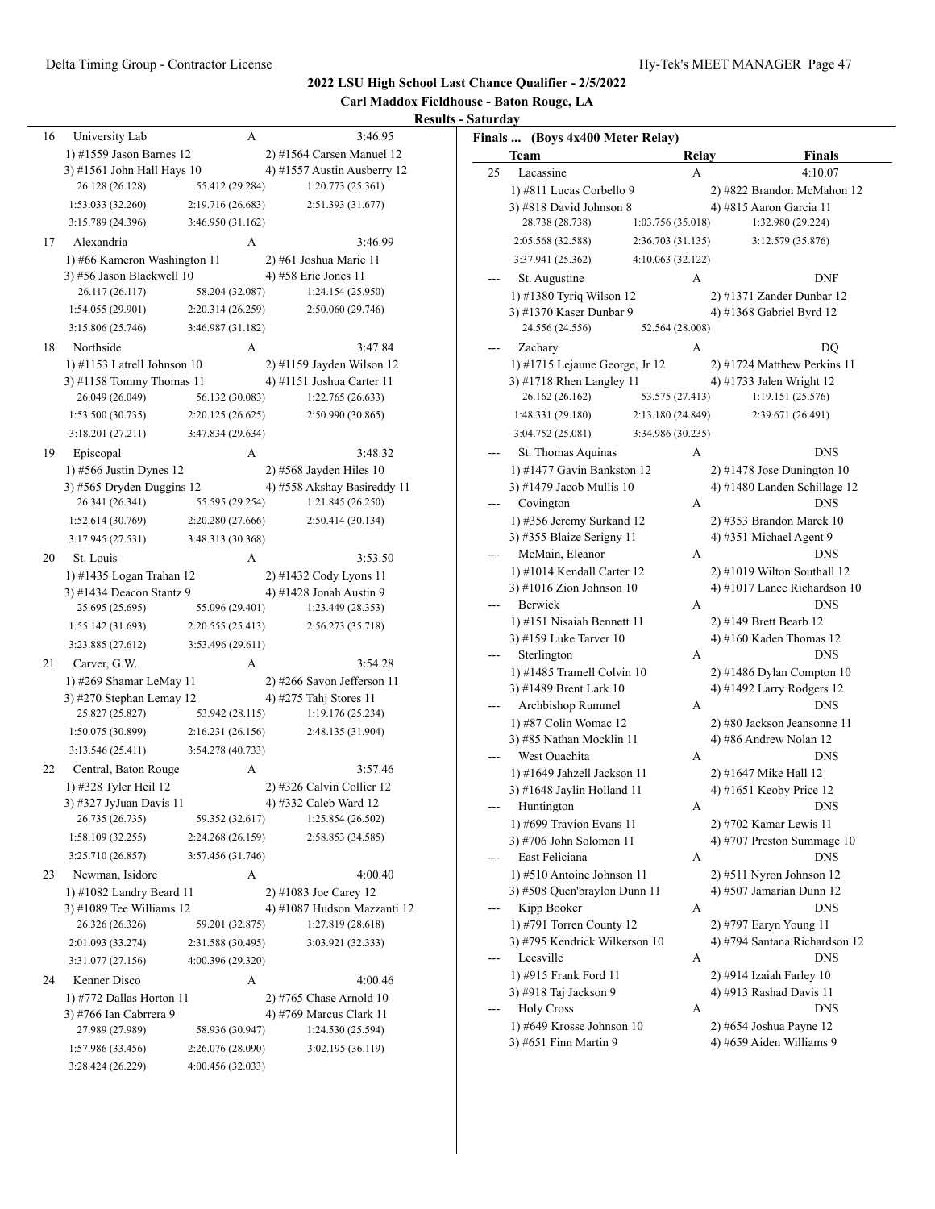# 2022 LSU High School Last Chance Qualifier - 2/5/2022

## Carl Maddox Fieldhouse - Baton Rouge, LA

### Results - Saturday

**Finals ... (Boys 4x400 Meter Relay)**

| | Team | Relay | Finals |
|---|---|---|---|
| 16 | University Lab | A | 3:46.95 |

1) #1559 Jason Barnes 12 2) #1564 Carsen Manuel 12
3) #1561 John Hall Hays 10 4) #1557 Austin Ausberry 12
26.128 (26.128) 55.412 (29.284) 1:20.773 (25.361)
1:53.033 (32.260) 2:19.716 (26.683) 2:51.393 (31.677)
3:15.789 (24.396) 3:46.950 (31.162)

| | Team | Relay | Finals |
|---|---|---|---|
| 17 | Alexandria | A | 3:46.99 |

1) #66 Kameron Washington 11 2) #61 Joshua Marie 11
3) #56 Jason Blackwell 10 4) #58 Eric Jones 11
26.117 (26.117) 58.204 (32.087) 1:24.154 (25.950)
1:54.055 (29.901) 2:20.314 (26.259) 2:50.060 (29.746)
3:15.806 (25.746) 3:46.987 (31.182)

| | Team | Relay | Finals |
|---|---|---|---|
| 18 | Northside | A | 3:47.84 |

1) #1153 Latrell Johnson 10 2) #1159 Jayden Wilson 12
3) #1158 Tommy Thomas 11 4) #1151 Joshua Carter 11
26.049 (26.049) 56.132 (30.083) 1:22.765 (26.633)
1:53.500 (30.735) 2:20.125 (26.625) 2:50.990 (30.865)
3:18.201 (27.211) 3:47.834 (29.634)

| | Team | Relay | Finals |
|---|---|---|---|
| 19 | Episcopal | A | 3:48.32 |

1) #566 Justin Dynes 12 2) #568 Jayden Hiles 10
3) #565 Dryden Duggins 12 4) #558 Akshay Basireddy 11
26.341 (26.341) 55.595 (29.254) 1:21.845 (26.250)
1:52.614 (30.769) 2:20.280 (27.666) 2:50.414 (30.134)
3:17.945 (27.531) 3:48.313 (30.368)

| | Team | Relay | Finals |
|---|---|---|---|
| 20 | St. Louis | A | 3:53.50 |

1) #1435 Logan Trahan 12 2) #1432 Cody Lyons 11
3) #1434 Deacon Stantz 9 4) #1428 Jonah Austin 9
25.695 (25.695) 55.096 (29.401) 1:23.449 (28.353)
1:55.142 (31.693) 2:20.555 (25.413) 2:56.273 (35.718)
3:23.885 (27.612) 3:53.496 (29.611)

| | Team | Relay | Finals |
|---|---|---|---|
| 21 | Carver, G.W. | A | 3:54.28 |

1) #269 Shamar LeMay 11 2) #266 Savon Jefferson 11
3) #270 Stephan Lemay 12 4) #275 Tahj Stores 11
25.827 (25.827) 53.942 (28.115) 1:19.176 (25.234)
1:50.075 (30.899) 2:16.231 (26.156) 2:48.135 (31.904)
3:13.546 (25.411) 3:54.278 (40.733)

| | Team | Relay | Finals |
|---|---|---|---|
| 22 | Central, Baton Rouge | A | 3:57.46 |

1) #328 Tyler Heil 12 2) #326 Calvin Collier 12
3) #327 JyJuan Davis 11 4) #332 Caleb Ward 12
26.735 (26.735) 59.352 (32.617) 1:25.854 (26.502)
1:58.109 (32.255) 2:24.268 (26.159) 2:58.853 (34.585)
3:25.710 (26.857) 3:57.456 (31.746)

| | Team | Relay | Finals |
|---|---|---|---|
| 23 | Newman, Isidore | A | 4:00.40 |

1) #1082 Landry Beard 11 2) #1083 Joe Carey 12
3) #1089 Tee Williams 12 4) #1087 Hudson Mazzanti 12
26.326 (26.326) 59.201 (32.875) 1:27.819 (28.618)
2:01.093 (33.274) 2:31.588 (30.495) 3:03.921 (32.333)
3:31.077 (27.156) 4:00.396 (29.320)

| | Team | Relay | Finals |
|---|---|---|---|
| 24 | Kenner Disco | A | 4:00.46 |

1) #772 Dallas Horton 11 2) #765 Chase Arnold 10
3) #766 Ian Cabrrera 9 4) #769 Marcus Clark 11
27.989 (27.989) 58.936 (30.947) 1:24.530 (25.594)
1:57.986 (33.456) 2:26.076 (28.090) 3:02.195 (36.119)
3:28.424 (26.229) 4:00.456 (32.033)

| | Team | Relay | Finals |
|---|---|---|---|
| 25 | Lacassine | A | 4:10.07 |

1) #811 Lucas Corbello 9 2) #822 Brandon McMahon 12
3) #818 David Johnson 8 4) #815 Aaron Garcia 11
28.738 (28.738) 1:03.756 (35.018) 1:32.980 (29.224)
2:05.568 (32.588) 2:36.703 (31.135) 3:12.579 (35.876)
3:37.941 (25.362) 4:10.063 (32.122)

| | Team | Relay | Finals |
|---|---|---|---|
| --- | St. Augustine | A | DNF |

1) #1380 Tyriq Wilson 12 2) #1371 Zander Dunbar 12
3) #1370 Kaser Dunbar 9 4) #1368 Gabriel Byrd 12
24.556 (24.556) 52.564 (28.008)

| | Team | Relay | Finals |
|---|---|---|---|
| --- | Zachary | A | DQ |

1) #1715 Lejaune George, Jr 12 2) #1724 Matthew Perkins 11
3) #1718 Rhen Langley 11 4) #1733 Jalen Wright 12
26.162 (26.162) 53.575 (27.413) 1:19.151 (25.576)
1:48.331 (29.180) 2:13.180 (24.849) 2:39.671 (26.491)
3:04.752 (25.081) 3:34.986 (30.235)

| | Team | Relay | Finals |
|---|---|---|---|
| --- | St. Thomas Aquinas | A | DNS |

1) #1477 Gavin Bankston 12 2) #1478 Jose Dunington 10
3) #1479 Jacob Mullis 10 4) #1480 Landen Schillage 12

| | Team | Relay | Finals |
|---|---|---|---|
| --- | Covington | A | DNS |

1) #356 Jeremy Surkand 12 2) #353 Brandon Marek 10
3) #355 Blaize Serigny 11 4) #351 Michael Agent 9

| | Team | Relay | Finals |
|---|---|---|---|
| --- | McMain, Eleanor | A | DNS |

1) #1014 Kendall Carter 12 2) #1019 Wilton Southall 12
3) #1016 Zion Johnson 10 4) #1017 Lance Richardson 10

| | Team | Relay | Finals |
|---|---|---|---|
| --- | Berwick | A | DNS |

1) #151 Nisaiah Bennett 11 2) #149 Brett Bearb 12
3) #159 Luke Tarver 10 4) #160 Kaden Thomas 12

| | Team | Relay | Finals |
|---|---|---|---|
| --- | Sterlington | A | DNS |

1) #1485 Tramell Colvin 10 2) #1486 Dylan Compton 10
3) #1489 Brent Lark 10 4) #1492 Larry Rodgers 12

| | Team | Relay | Finals |
|---|---|---|---|
| --- | Archbishop Rummel | A | DNS |

1) #87 Colin Womac 12 2) #80 Jackson Jeansonne 11
3) #85 Nathan Mocklin 11 4) #86 Andrew Nolan 12

| | Team | Relay | Finals |
|---|---|---|---|
| --- | West Ouachita | A | DNS |

1) #1649 Jahzell Jackson 11 2) #1647 Mike Hall 12
3) #1648 Jaylin Holland 11 4) #1651 Keoby Price 12

| | Team | Relay | Finals |
|---|---|---|---|
| --- | Huntington | A | DNS |

1) #699 Travion Evans 11 2) #702 Kamar Lewis 11
3) #706 John Solomon 11 4) #707 Preston Summage 10

| | Team | Relay | Finals |
|---|---|---|---|
| --- | East Feliciana | A | DNS |

1) #510 Antoine Johnson 11 2) #511 Nyron Johnson 12
3) #508 Quen'braylon Dunn 11 4) #507 Jamarian Dunn 12

| | Team | Relay | Finals |
|---|---|---|---|
| --- | Kipp Booker | A | DNS |

1) #791 Torren County 12 2) #797 Earyn Young 11
3) #795 Kendrick Wilkerson 10 4) #794 Santana Richardson 12

| | Team | Relay | Finals |
|---|---|---|---|
| --- | Leesville | A | DNS |

1) #915 Frank Ford 11 2) #914 Izaiah Farley 10
3) #918 Taj Jackson 9 4) #913 Rashad Davis 11

| | Team | Relay | Finals |
|---|---|---|---|
| --- | Holy Cross | A | DNS |

1) #649 Krosse Johnson 10 2) #654 Joshua Payne 12
3) #651 Finn Martin 9 4) #659 Aiden Williams 9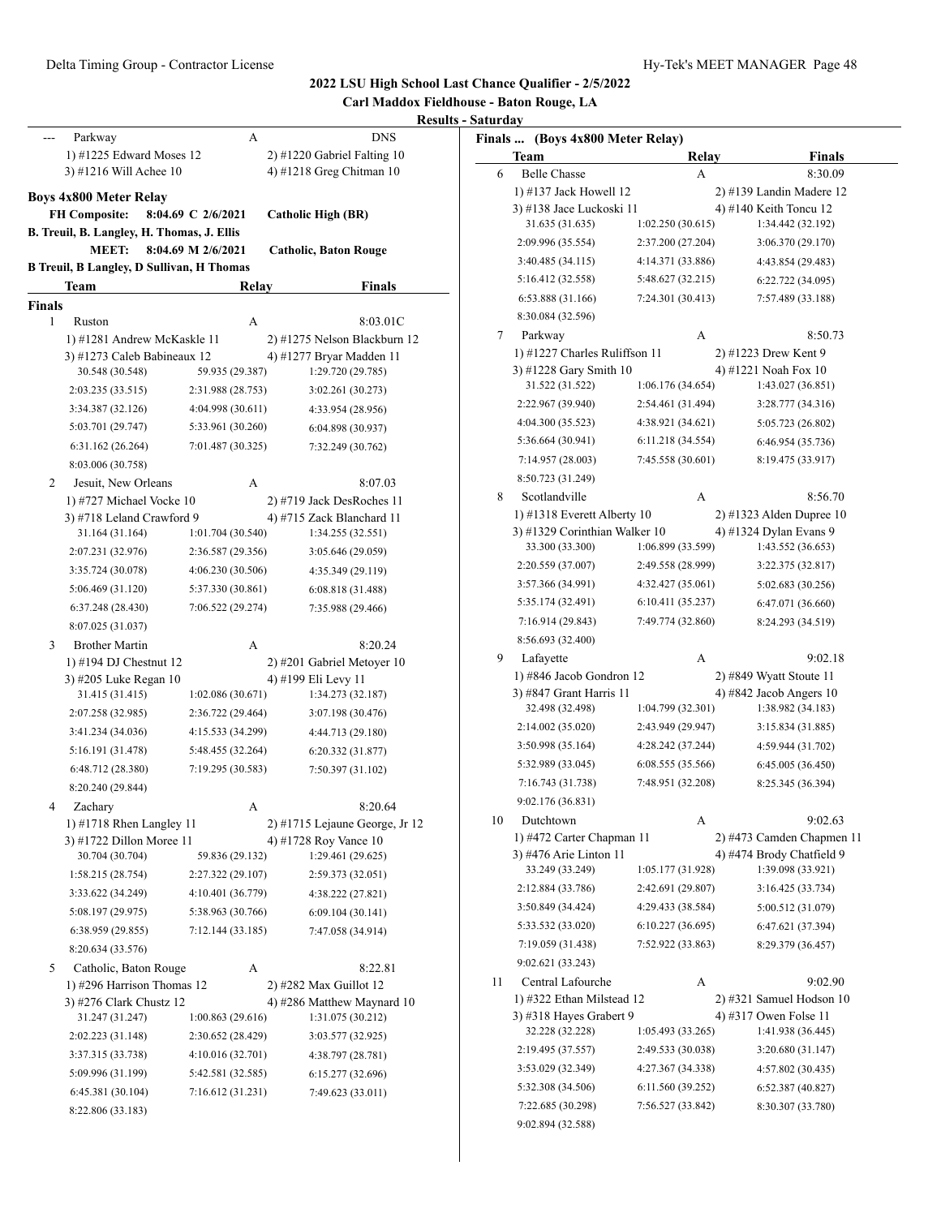## 2022 LSU High School Last Chance Qualifier - 2/5/2022

**Carl Maddox Fieldhouse - Baton Rouge, LA**

**Results - Saturday**

| | Team | Relay | Finals |
|---|---|---|---|
| --- | Parkway | A | DNS |

1) #1225 Edward Moses 12 2) #1220 Gabriel Falting 10
3) #1216 Will Achee 10 4) #1218 Greg Chitman 10

### Boys 4x800 Meter Relay

**FH Composite:** 8:04.69 C 2/6/2021 **Catholic High (BR)**
**B. Treuil, B. Langley, H. Thomas, J. Ellis**
**MEET:** 8:04.69 M 2/6/2021 **Catholic, Baton Rouge**
**B Treuil, B Langley, D Sullivan, H Thomas**

| | Team | Relay | Finals |
|---|---|---|---|

**Finals**

| | Team | Relay | Finals |
|---|---|---|---|
| 1 | Ruston | A | 8:03.01C |

1) #1281 Andrew McKaskle 11 2) #1275 Nelson Blackburn 12
3) #1273 Caleb Babineaux 12 4) #1277 Bryar Madden 11

| | | |
|---|---|---|
| 30.548 (30.548) | 59.935 (29.387) | 1:29.720 (29.785) |
| 2:03.235 (33.515) | 2:31.988 (28.753) | 3:02.261 (30.273) |
| 3:34.387 (32.126) | 4:04.998 (30.611) | 4:33.954 (28.956) |
| 5:03.701 (29.747) | 5:33.961 (30.260) | 6:04.898 (30.937) |
| 6:31.162 (26.264) | 7:01.487 (30.325) | 7:32.249 (30.762) |
| 8:03.006 (30.758) | | |

| | Team | Relay | Finals |
|---|---|---|---|
| 2 | Jesuit, New Orleans | A | 8:07.03 |

1) #727 Michael Vocke 10 2) #719 Jack DesRoches 11
3) #718 Leland Crawford 9 4) #715 Zack Blanchard 11

| | | |
|---|---|---|
| 31.164 (31.164) | 1:01.704 (30.540) | 1:34.255 (32.551) |
| 2:07.231 (32.976) | 2:36.587 (29.356) | 3:05.646 (29.059) |
| 3:35.724 (30.078) | 4:06.230 (30.506) | 4:35.349 (29.119) |
| 5:06.469 (31.120) | 5:37.330 (30.861) | 6:08.818 (31.488) |
| 6:37.248 (28.430) | 7:06.522 (29.274) | 7:35.988 (29.466) |
| 8:07.025 (31.037) | | |

| | Team | Relay | Finals |
|---|---|---|---|
| 3 | Brother Martin | A | 8:20.24 |

1) #194 DJ Chestnut 12 2) #201 Gabriel Metoyer 10
3) #205 Luke Regan 10 4) #199 Eli Levy 11

| | | |
|---|---|---|
| 31.415 (31.415) | 1:02.086 (30.671) | 1:34.273 (32.187) |
| 2:07.258 (32.985) | 2:36.722 (29.464) | 3:07.198 (30.476) |
| 3:41.234 (34.036) | 4:15.533 (34.299) | 4:44.713 (29.180) |
| 5:16.191 (31.478) | 5:48.455 (32.264) | 6:20.332 (31.877) |
| 6:48.712 (28.380) | 7:19.295 (30.583) | 7:50.397 (31.102) |
| 8:20.240 (29.844) | | |

| | Team | Relay | Finals |
|---|---|---|---|
| 4 | Zachary | A | 8:20.64 |

1) #1718 Rhen Langley 11 2) #1715 Lejaune George, Jr 12
3) #1722 Dillon Moree 11 4) #1728 Roy Vance 10

| | | |
|---|---|---|
| 30.704 (30.704) | 59.836 (29.132) | 1:29.461 (29.625) |
| 1:58.215 (28.754) | 2:27.322 (29.107) | 2:59.373 (32.051) |
| 3:33.622 (34.249) | 4:10.401 (36.779) | 4:38.222 (27.821) |
| 5:08.197 (29.975) | 5:38.963 (30.766) | 6:09.104 (30.141) |
| 6:38.959 (29.855) | 7:12.144 (33.185) | 7:47.058 (34.914) |
| 8:20.634 (33.576) | | |

| | Team | Relay | Finals |
|---|---|---|---|
| 5 | Catholic, Baton Rouge | A | 8:22.81 |

1) #296 Harrison Thomas 12 2) #282 Max Guillot 12
3) #276 Clark Chustz 12 4) #286 Matthew Maynard 10

| | | |
|---|---|---|
| 31.247 (31.247) | 1:00.863 (29.616) | 1:31.075 (30.212) |
| 2:02.223 (31.148) | 2:30.652 (28.429) | 3:03.577 (32.925) |
| 3:37.315 (33.738) | 4:10.016 (32.701) | 4:38.797 (28.781) |
| 5:09.996 (31.199) | 5:42.581 (32.585) | 6:15.277 (32.696) |
| 6:45.381 (30.104) | 7:16.612 (31.231) | 7:49.623 (33.011) |
| 8:22.806 (33.183) | | |

**Finals ... (Boys 4x800 Meter Relay)**

| | Team | Relay | Finals |
|---|---|---|---|
| 6 | Belle Chasse | A | 8:30.09 |

1) #137 Jack Howell 12 2) #139 Landin Madere 12
3) #138 Jace Luckoski 11 4) #140 Keith Toncu 12

| | | |
|---|---|---|
| 31.635 (31.635) | 1:02.250 (30.615) | 1:34.442 (32.192) |
| 2:09.996 (35.554) | 2:37.200 (27.204) | 3:06.370 (29.170) |
| 3:40.485 (34.115) | 4:14.371 (33.886) | 4:43.854 (29.483) |
| 5:16.412 (32.558) | 5:48.627 (32.215) | 6:22.722 (34.095) |
| 6:53.888 (31.166) | 7:24.301 (30.413) | 7:57.489 (33.188) |
| 8:30.084 (32.596) | | |

| | Team | Relay | Finals |
|---|---|---|---|
| 7 | Parkway | A | 8:50.73 |

1) #1227 Charles Ruliffson 11 2) #1223 Drew Kent 9
3) #1228 Gary Smith 10 4) #1221 Noah Fox 10

| | | |
|---|---|---|
| 31.522 (31.522) | 1:06.176 (34.654) | 1:43.027 (36.851) |
| 2:22.967 (39.940) | 2:54.461 (31.494) | 3:28.777 (34.316) |
| 4:04.300 (35.523) | 4:38.921 (34.621) | 5:05.723 (26.802) |
| 5:36.664 (30.941) | 6:11.218 (34.554) | 6:46.954 (35.736) |
| 7:14.957 (28.003) | 7:45.558 (30.601) | 8:19.475 (33.917) |
| 8:50.723 (31.249) | | |

| | Team | Relay | Finals |
|---|---|---|---|
| 8 | Scotlandville | A | 8:56.70 |

1) #1318 Everett Alberty 10 2) #1323 Alden Dupree 10
3) #1329 Corinthian Walker 10 4) #1324 Dylan Evans 9

| | | |
|---|---|---|
| 33.300 (33.300) | 1:06.899 (33.599) | 1:43.552 (36.653) |
| 2:20.559 (37.007) | 2:49.558 (28.999) | 3:22.375 (32.817) |
| 3:57.366 (34.991) | 4:32.427 (35.061) | 5:02.683 (30.256) |
| 5:35.174 (32.491) | 6:10.411 (35.237) | 6:47.071 (36.660) |
| 7:16.914 (29.843) | 7:49.774 (32.860) | 8:24.293 (34.519) |
| 8:56.693 (32.400) | | |

| | Team | Relay | Finals |
|---|---|---|---|
| 9 | Lafayette | A | 9:02.18 |

1) #846 Jacob Gondron 12 2) #849 Wyatt Stoute 11
3) #847 Grant Harris 11 4) #842 Jacob Angers 10

| | | |
|---|---|---|
| 32.498 (32.498) | 1:04.799 (32.301) | 1:38.982 (34.183) |
| 2:14.002 (35.020) | 2:43.949 (29.947) | 3:15.834 (31.885) |
| 3:50.998 (35.164) | 4:28.242 (37.244) | 4:59.944 (31.702) |
| 5:32.989 (33.045) | 6:08.555 (35.566) | 6:45.005 (36.450) |
| 7:16.743 (31.738) | 7:48.951 (32.208) | 8:25.345 (36.394) |
| 9:02.176 (36.831) | | |

| | Team | Relay | Finals |
|---|---|---|---|
| 10 | Dutchtown | A | 9:02.63 |

1) #472 Carter Chapman 11 2) #473 Camden Chapmen 11
3) #476 Arie Linton 11 4) #474 Brody Chatfield 9

| | | |
|---|---|---|
| 33.249 (33.249) | 1:05.177 (31.928) | 1:39.098 (33.921) |
| 2:12.884 (33.786) | 2:42.691 (29.807) | 3:16.425 (33.734) |
| 3:50.849 (34.424) | 4:29.433 (38.584) | 5:00.512 (31.079) |
| 5:33.532 (33.020) | 6:10.227 (36.695) | 6:47.621 (37.394) |
| 7:19.059 (31.438) | 7:52.922 (33.863) | 8:29.379 (36.457) |
| 9:02.621 (33.243) | | |

| | Team | Relay | Finals |
|---|---|---|---|
| 11 | Central Lafourche | A | 9:02.90 |

1) #322 Ethan Milstead 12 2) #321 Samuel Hodson 10
3) #318 Hayes Grabert 9 4) #317 Owen Folse 11

| | | |
|---|---|---|
| 32.228 (32.228) | 1:05.493 (33.265) | 1:41.938 (36.445) |
| 2:19.495 (37.557) | 2:49.533 (30.038) | 3:20.680 (31.147) |
| 3:53.029 (32.349) | 4:27.367 (34.338) | 4:57.802 (30.435) |
| 5:32.308 (34.506) | 6:11.560 (39.252) | 6:52.387 (40.827) |
| 7:22.685 (30.298) | 7:56.527 (33.842) | 8:30.307 (33.780) |
| 9:02.894 (32.588) | | |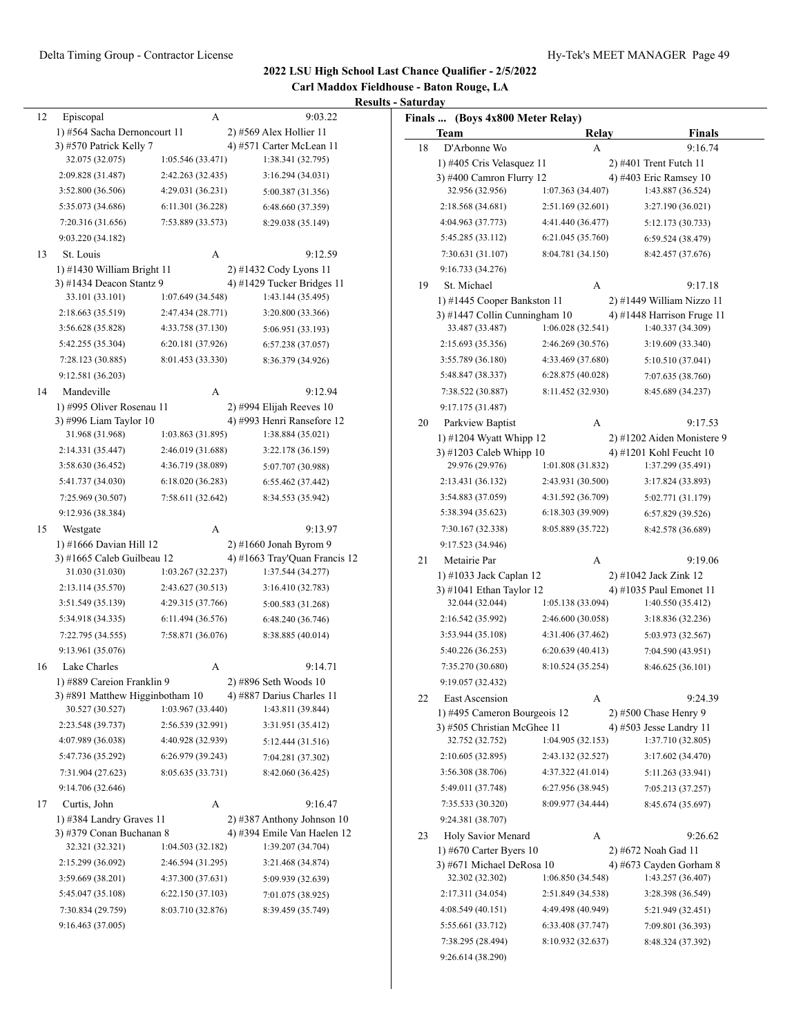**2022 LSU High School Last Chance Qualifier - 2/5/2022**

**Carl Maddox Fieldhouse - Baton Rouge, LA**

**Results - Saturday**

12 Episcopal A 9:03.22
1) #564 Sacha Dernoncourt 11 2) #569 Alex Hollier 11
3) #570 Patrick Kelly 7 4) #571 Carter McLean 11
32.075 (32.075) 1:05.546 (33.471) 1:38.341 (32.795)
2:09.828 (31.487) 2:42.263 (32.435) 3:16.294 (34.031)
3:52.800 (36.506) 4:29.031 (36.231) 5:00.387 (31.356)
5:35.073 (34.686) 6:11.301 (36.228) 6:48.660 (37.359)
7:20.316 (31.656) 7:53.889 (33.573) 8:29.038 (35.149)
9:03.220 (34.182)

13 St. Louis A 9:12.59
1) #1430 William Bright 11 2) #1432 Cody Lyons 11
3) #1434 Deacon Stantz 9 4) #1429 Tucker Bridges 11
33.101 (33.101) 1:07.649 (34.548) 1:43.144 (35.495)
2:18.663 (35.519) 2:47.434 (28.771) 3:20.800 (33.366)
3:56.628 (35.828) 4:33.758 (37.130) 5:06.951 (33.193)
5:42.255 (35.304) 6:20.181 (37.926) 6:57.238 (37.057)
7:28.123 (30.885) 8:01.453 (33.330) 8:36.379 (34.926)
9:12.581 (36.203)

14 Mandeville A 9:12.94
1) #995 Oliver Rosenau 11 2) #994 Elijah Reeves 10
3) #996 Liam Taylor 10 4) #993 Henri Ransefore 12
31.968 (31.968) 1:03.863 (31.895) 1:38.884 (35.021)
2:14.331 (35.447) 2:46.019 (31.688) 3:22.178 (36.159)
3:58.630 (36.452) 4:36.719 (38.089) 5:07.707 (30.988)
5:41.737 (34.030) 6:18.020 (36.283) 6:55.462 (37.442)
7:25.969 (30.507) 7:58.611 (32.642) 8:34.553 (35.942)
9:12.936 (38.384)

15 Westgate A 9:13.97
1) #1666 Davian Hill 12 2) #1660 Jonah Byrom 9
3) #1665 Caleb Guilbeau 12 4) #1663 Tray'Quan Francis 12
31.030 (31.030) 1:03.267 (32.237) 1:37.544 (34.277)
2:13.114 (35.570) 2:43.627 (30.513) 3:16.410 (32.783)
3:51.549 (35.139) 4:29.315 (37.766) 5:00.583 (31.268)
5:34.918 (34.335) 6:11.494 (36.576) 6:48.240 (36.746)
7:22.795 (34.555) 7:58.871 (36.076) 8:38.885 (40.014)
9:13.961 (35.076)

16 Lake Charles A 9:14.71
1) #889 Careion Franklin 9 2) #896 Seth Woods 10
3) #891 Matthew Higginbotham 10 4) #887 Darius Charles 11
30.527 (30.527) 1:03.967 (33.440) 1:43.811 (39.844)
2:23.548 (39.737) 2:56.539 (32.991) 3:31.951 (35.412)
4:07.989 (36.038) 4:40.928 (32.939) 5:12.444 (31.516)
5:47.736 (35.292) 6:26.979 (39.243) 7:04.281 (37.302)
7:31.904 (27.623) 8:05.635 (33.731) 8:42.060 (36.425)
9:14.706 (32.646)

17 Curtis, John A 9:16.47
1) #384 Landry Graves 11 2) #387 Anthony Johnson 10
3) #379 Conan Buchanan 8 4) #394 Emile Van Haelen 12
32.321 (32.321) 1:04.503 (32.182) 1:39.207 (34.704)
2:15.299 (36.092) 2:46.594 (31.295) 3:21.468 (34.874)
3:59.669 (38.201) 4:37.300 (37.631) 5:09.939 (32.639)
5:45.047 (35.108) 6:22.150 (37.103) 7:01.075 (38.925)
7:30.834 (29.759) 8:03.710 (32.876) 8:39.459 (35.749)
9:16.463 (37.005)

**Finals ... (Boys 4x800 Meter Relay)**

| | Team | Relay | Finals |
|---|---|---|---|

18 D'Arbonne Wo A 9:16.74
1) #405 Cris Velasquez 11 2) #401 Trent Futch 11
3) #400 Camron Flurry 12 4) #403 Eric Ramsey 10
32.956 (32.956) 1:07.363 (34.407) 1:43.887 (36.524)
2:18.568 (34.681) 2:51.169 (32.601) 3:27.190 (36.021)
4:04.963 (37.773) 4:41.440 (36.477) 5:12.173 (30.733)
5:45.285 (33.112) 6:21.045 (35.760) 6:59.524 (38.479)
7:30.631 (31.107) 8:04.781 (34.150) 8:42.457 (37.676)
9:16.733 (34.276)

19 St. Michael A 9:17.18
1) #1445 Cooper Bankston 11 2) #1449 William Nizzo 11
3) #1447 Collin Cunningham 10 4) #1448 Harrison Fruge 11
33.487 (33.487) 1:06.028 (32.541) 1:40.337 (34.309)
2:15.693 (35.356) 2:46.269 (30.576) 3:19.609 (33.340)
3:55.789 (36.180) 4:33.469 (37.680) 5:10.510 (37.041)
5:48.847 (38.337) 6:28.875 (40.028) 7:07.635 (38.760)
7:38.522 (30.887) 8:11.452 (32.930) 8:45.689 (34.237)
9:17.175 (31.487)

20 Parkview Baptist A 9:17.53
1) #1204 Wyatt Whipp 12 2) #1202 Aiden Monistere 9
3) #1203 Caleb Whipp 10 4) #1201 Kohl Feucht 10
29.976 (29.976) 1:01.808 (31.832) 1:37.299 (35.491)
2:13.431 (36.132) 2:43.931 (30.500) 3:17.824 (33.893)
3:54.883 (37.059) 4:31.592 (36.709) 5:02.771 (31.179)
5:38.394 (35.623) 6:18.303 (39.909) 6:57.829 (39.526)
7:30.167 (32.338) 8:05.889 (35.722) 8:42.578 (36.689)
9:17.523 (34.946)

21 Metairie Par A 9:19.06
1) #1033 Jack Caplan 12 2) #1042 Jack Zink 12
3) #1041 Ethan Taylor 12 4) #1035 Paul Emonet 11
32.044 (32.044) 1:05.138 (33.094) 1:40.550 (35.412)
2:16.542 (35.992) 2:46.600 (30.058) 3:18.836 (32.236)
3:53.944 (35.108) 4:31.406 (37.462) 5:03.973 (32.567)
5:40.226 (36.253) 6:20.639 (40.413) 7:04.590 (43.951)
7:35.270 (30.680) 8:10.524 (35.254) 8:46.625 (36.101)
9:19.057 (32.432)

22 East Ascension A 9:24.39
1) #495 Cameron Bourgeois 12 2) #500 Chase Henry 9
3) #505 Christian McGhee 11 4) #503 Jesse Landry 11
32.752 (32.752) 1:04.905 (32.153) 1:37.710 (32.805)
2:10.605 (32.895) 2:43.132 (32.527) 3:17.602 (34.470)
3:56.308 (38.706) 4:37.322 (41.014) 5:11.263 (33.941)
5:49.011 (37.748) 6:27.956 (38.945) 7:05.213 (37.257)
7:35.533 (30.320) 8:09.977 (34.444) 8:45.674 (35.697)
9:24.381 (38.707)

23 Holy Savior Menard A 9:26.62
1) #670 Carter Byers 10 2) #672 Noah Gad 11
3) #671 Michael DeRosa 10 4) #673 Cayden Gorham 8
32.302 (32.302) 1:06.850 (34.548) 1:43.257 (36.407)
2:17.311 (34.054) 2:51.849 (34.538) 3:28.398 (36.549)
4:08.549 (40.151) 4:49.498 (40.949) 5:21.949 (32.451)
5:55.661 (33.712) 6:33.408 (37.747) 7:09.801 (36.393)
7:38.295 (28.494) 8:10.932 (32.637) 8:48.324 (37.392)
9:26.614 (38.290)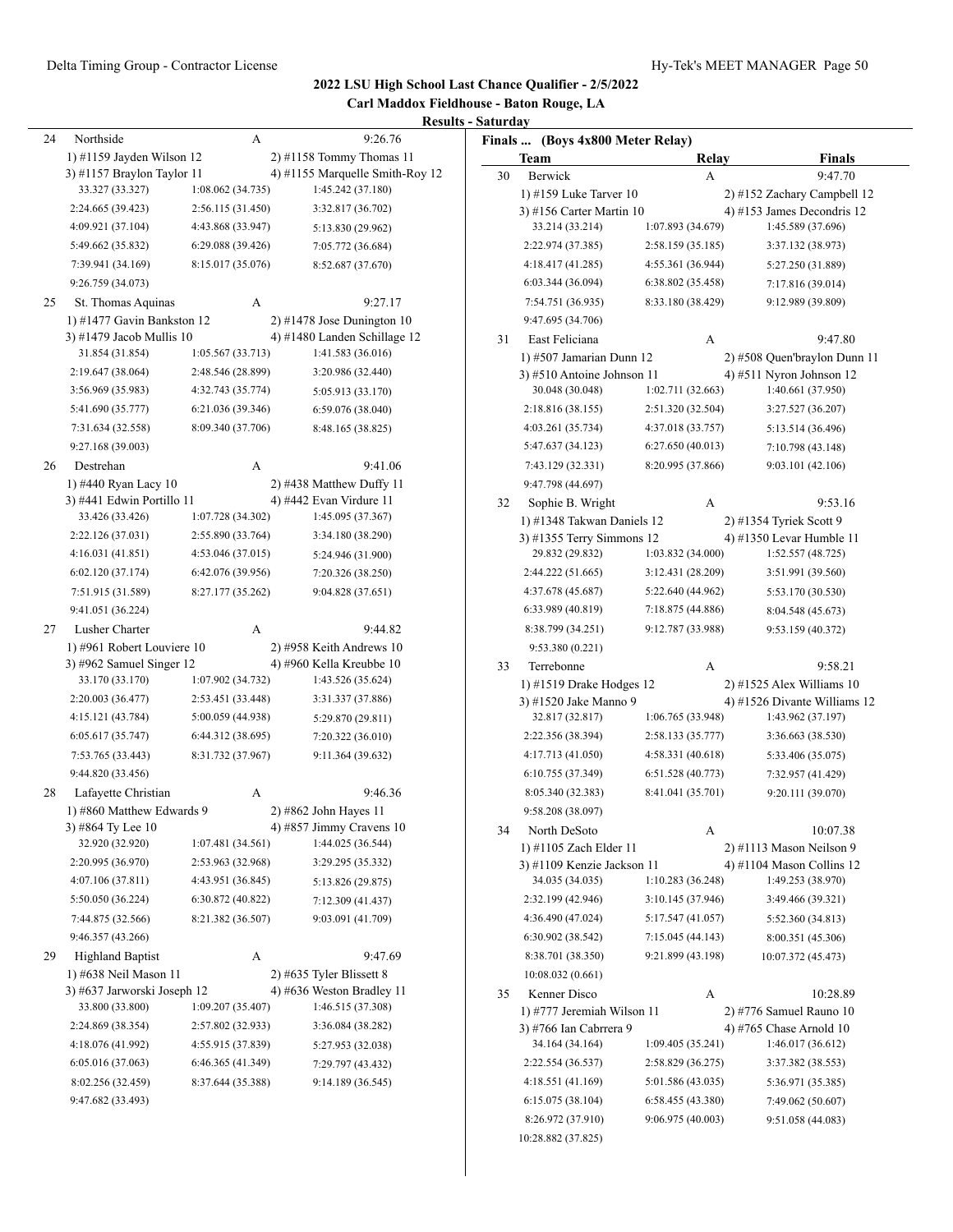## 2022 LSU High School Last Chance Qualifier - 2/5/2022

### Carl Maddox Fieldhouse - Baton Rouge, LA

### Results - Saturday

**Finals ... (Boys 4x800 Meter Relay)**

| | Team | Relay | Finals |
|---|---|---|---|
| 24 | Northside | A | 9:26.76 |

1) #1159 Jayden Wilson 12 | 2) #1158 Tommy Thomas 11 | 3) #1157 Braylon Taylor 11 | 4) #1155 Marquelle Smith-Roy 12

33.327 (33.327) | 1:08.062 (34.735) | 1:45.242 (37.180) | 2:24.665 (39.423) | 2:56.115 (31.450) | 3:32.817 (36.702) | 4:09.921 (37.104) | 4:43.868 (33.947) | 5:13.830 (29.962) | 5:49.662 (35.832) | 6:29.088 (39.426) | 7:05.772 (36.684) | 7:39.941 (34.169) | 8:15.017 (35.076) | 8:52.687 (37.670) | 9:26.759 (34.073)

| | Team | Relay | Finals |
|---|---|---|---|
| 25 | St. Thomas Aquinas | A | 9:27.17 |

1) #1477 Gavin Bankston 12 | 2) #1478 Jose Dunington 10 | 3) #1479 Jacob Mullis 10 | 4) #1480 Landen Schillage 12

31.854 (31.854) | 1:05.567 (33.713) | 1:41.583 (36.016) | 2:19.647 (38.064) | 2:48.546 (28.899) | 3:20.986 (32.440) | 3:56.969 (35.983) | 4:32.743 (35.774) | 5:05.913 (33.170) | 5:41.690 (35.777) | 6:21.036 (39.346) | 6:59.076 (38.040) | 7:31.634 (32.558) | 8:09.340 (37.706) | 8:48.165 (38.825) | 9:27.168 (39.003)

| | Team | Relay | Finals |
|---|---|---|---|
| 26 | Destrehan | A | 9:41.06 |

1) #440 Ryan Lacy 10 | 2) #438 Matthew Duffy 11 | 3) #441 Edwin Portillo 11 | 4) #442 Evan Virdure 11

33.426 (33.426) | 1:07.728 (34.302) | 1:45.095 (37.367) | 2:22.126 (37.031) | 2:55.890 (33.764) | 3:34.180 (38.290) | 4:16.031 (41.851) | 4:53.046 (37.015) | 5:24.946 (31.900) | 6:02.120 (37.174) | 6:42.076 (39.956) | 7:20.326 (38.250) | 7:51.915 (31.589) | 8:27.177 (35.262) | 9:04.828 (37.651) | 9:41.051 (36.224)

| | Team | Relay | Finals |
|---|---|---|---|
| 27 | Lusher Charter | A | 9:44.82 |

1) #961 Robert Louviere 10 | 2) #958 Keith Andrews 10 | 3) #962 Samuel Singer 12 | 4) #960 Kella Kreubbe 10

33.170 (33.170) | 1:07.902 (34.732) | 1:43.526 (35.624) | 2:20.003 (36.477) | 2:53.451 (33.448) | 3:31.337 (37.886) | 4:15.121 (43.784) | 5:00.059 (44.938) | 5:29.870 (29.811) | 6:05.617 (35.747) | 6:44.312 (38.695) | 7:20.322 (36.010) | 7:53.765 (33.443) | 8:31.732 (37.967) | 9:11.364 (39.632) | 9:44.820 (33.456)

| | Team | Relay | Finals |
|---|---|---|---|
| 28 | Lafayette Christian | A | 9:46.36 |

1) #860 Matthew Edwards 9 | 2) #862 John Hayes 11 | 3) #864 Ty Lee 10 | 4) #857 Jimmy Cravens 10

32.920 (32.920) | 1:07.481 (34.561) | 1:44.025 (36.544) | 2:20.995 (36.970) | 2:53.963 (32.968) | 3:29.295 (35.332) | 4:07.106 (37.811) | 4:43.951 (36.845) | 5:13.826 (29.875) | 5:50.050 (36.224) | 6:30.872 (40.822) | 7:12.309 (41.437) | 7:44.875 (32.566) | 8:21.382 (36.507) | 9:03.091 (41.709) | 9:46.357 (43.266)

| | Team | Relay | Finals |
|---|---|---|---|
| 29 | Highland Baptist | A | 9:47.69 |

1) #638 Neil Mason 11 | 2) #635 Tyler Blissett 8 | 3) #637 Jarworski Joseph 12 | 4) #636 Weston Bradley 11

33.800 (33.800) | 1:09.207 (35.407) | 1:46.515 (37.308) | 2:24.869 (38.354) | 2:57.802 (32.933) | 3:36.084 (38.282) | 4:18.076 (41.992) | 4:55.915 (37.839) | 5:27.953 (32.038) | 6:05.016 (37.063) | 6:46.365 (41.349) | 7:29.797 (43.432) | 8:02.256 (32.459) | 8:37.644 (35.388) | 9:14.189 (36.545) | 9:47.682 (33.493)

| | Team | Relay | Finals |
|---|---|---|---|
| 30 | Berwick | A | 9:47.70 |

1) #159 Luke Tarver 10 | 2) #152 Zachary Campbell 12 | 3) #156 Carter Martin 10 | 4) #153 James Decondris 12

33.214 (33.214) | 1:07.893 (34.679) | 1:45.589 (37.696) | 2:22.974 (37.385) | 2:58.159 (35.185) | 3:37.132 (38.973) | 4:18.417 (41.285) | 4:55.361 (36.944) | 5:27.250 (31.889) | 6:03.344 (36.094) | 6:38.802 (35.458) | 7:17.816 (39.014) | 7:54.751 (36.935) | 8:33.180 (38.429) | 9:12.989 (39.809) | 9:47.695 (34.706)

| | Team | Relay | Finals |
|---|---|---|---|
| 31 | East Feliciana | A | 9:47.80 |

1) #507 Jamarian Dunn 12 | 2) #508 Quen'braylon Dunn 11 | 3) #510 Antoine Johnson 11 | 4) #511 Nyron Johnson 12

30.048 (30.048) | 1:02.711 (32.663) | 1:40.661 (37.950) | 2:18.816 (38.155) | 2:51.320 (32.504) | 3:27.527 (36.207) | 4:03.261 (35.734) | 4:37.018 (33.757) | 5:13.514 (36.496) | 5:47.637 (34.123) | 6:27.650 (40.013) | 7:10.798 (43.148) | 7:43.129 (32.331) | 8:20.995 (37.866) | 9:03.101 (42.106) | 9:47.798 (44.697)

| | Team | Relay | Finals |
|---|---|---|---|
| 32 | Sophie B. Wright | A | 9:53.16 |

1) #1348 Takwan Daniels 12 | 2) #1354 Tyriek Scott 9 | 3) #1355 Terry Simmons 12 | 4) #1350 Levar Humble 11

29.832 (29.832) | 1:03.832 (34.000) | 1:52.557 (48.725) | 2:44.222 (51.665) | 3:12.431 (28.209) | 3:51.991 (39.560) | 4:37.678 (45.687) | 5:22.640 (44.962) | 5:53.170 (30.530) | 6:33.989 (40.819) | 7:18.875 (44.886) | 8:04.548 (45.673) | 8:38.799 (34.251) | 9:12.787 (33.988) | 9:53.159 (40.372) | 9:53.380 (0.221)

| | Team | Relay | Finals |
|---|---|---|---|
| 33 | Terrebonne | A | 9:58.21 |

1) #1519 Drake Hodges 12 | 2) #1525 Alex Williams 10 | 3) #1520 Jake Manno 9 | 4) #1526 Divante Williams 12

32.817 (32.817) | 1:06.765 (33.948) | 1:43.962 (37.197) | 2:22.356 (38.394) | 2:58.133 (35.777) | 3:36.663 (38.530) | 4:17.713 (41.050) | 4:58.331 (40.618) | 5:33.406 (35.075) | 6:10.755 (37.349) | 6:51.528 (40.773) | 7:32.957 (41.429) | 8:05.340 (32.383) | 8:41.041 (35.701) | 9:20.111 (39.070) | 9:58.208 (38.097)

| | Team | Relay | Finals |
|---|---|---|---|
| 34 | North DeSoto | A | 10:07.38 |

1) #1105 Zach Elder 11 | 2) #1113 Mason Neilson 9 | 3) #1109 Kenzie Jackson 11 | 4) #1104 Mason Collins 12

34.035 (34.035) | 1:10.283 (36.248) | 1:49.253 (38.970) | 2:32.199 (42.946) | 3:10.145 (37.946) | 3:49.466 (39.321) | 4:36.490 (47.024) | 5:17.547 (41.057) | 5:52.360 (34.813) | 6:30.902 (38.542) | 7:15.045 (44.143) | 8:00.351 (45.306) | 8:38.701 (38.350) | 9:21.899 (43.198) | 10:07.372 (45.473) | 10:08.032 (0.661)

| | Team | Relay | Finals |
|---|---|---|---|
| 35 | Kenner Disco | A | 10:28.89 |

1) #777 Jeremiah Wilson 11 | 2) #776 Samuel Rauno 10 | 3) #766 Ian Cabrrera 9 | 4) #765 Chase Arnold 10

34.164 (34.164) | 1:09.405 (35.241) | 1:46.017 (36.612) | 2:22.554 (36.537) | 2:58.829 (36.275) | 3:37.382 (38.553) | 4:18.551 (41.169) | 5:01.586 (43.035) | 5:36.971 (35.385) | 6:15.075 (38.104) | 6:58.455 (43.380) | 7:49.062 (50.607) | 8:26.972 (37.910) | 9:06.975 (40.003) | 9:51.058 (44.083) | 10:28.882 (37.825)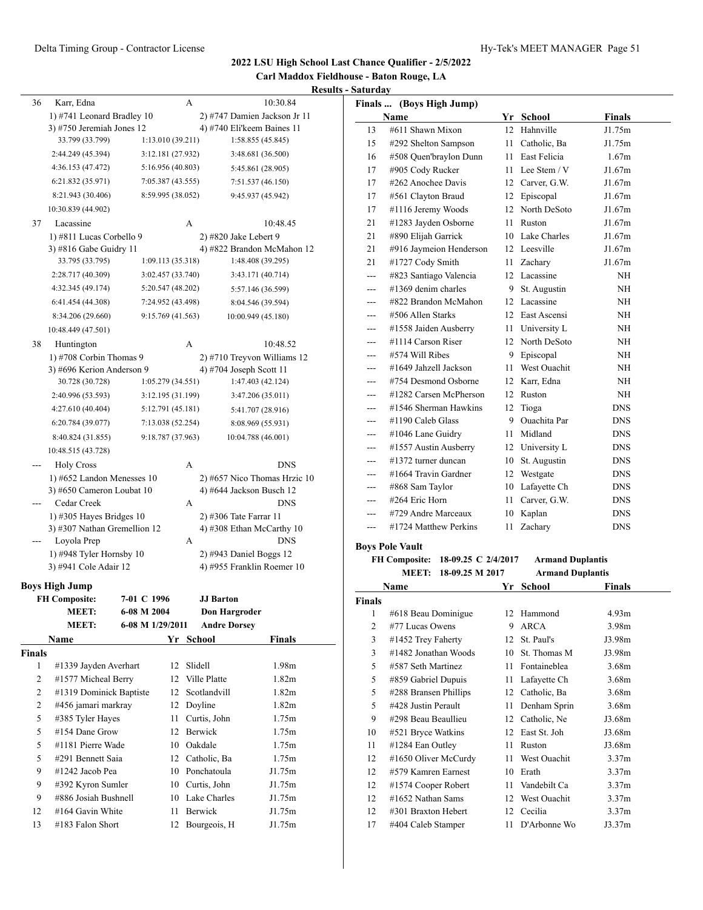**2022 LSU High School Last Chance Qualifier - 2/5/2022**

**Carl Maddox Fieldhouse - Baton Rouge, LA**

**Results - Saturday**

| | Team | Relay | Finals |
|---|---|---|---|
| 36 | Karr, Edna | A | 10:30.84 |
| | 1) #741 Leonard Bradley 10 | 2) #747 Damien Jackson Jr 11 | |
| | 3) #750 Jeremiah Jones 12 | 4) #740 Eli'keem Baines 11 | |
| | 33.799 (33.799) | 1:13.010 (39.211) | 1:58.855 (45.845) |
| | 2:44.249 (45.394) | 3:12.181 (27.932) | 3:48.681 (36.500) |
| | 4:36.153 (47.472) | 5:16.956 (40.803) | 5:45.861 (28.905) |
| | 6:21.832 (35.971) | 7:05.387 (43.555) | 7:51.537 (46.150) |
| | 8:21.943 (30.406) | 8:59.995 (38.052) | 9:45.937 (45.942) |
| | 10:30.839 (44.902) | | |
| 37 | Lacassine | A | 10:48.45 |
| | 1) #811 Lucas Corbello 9 | 2) #820 Jake Lebert 9 | |
| | 3) #816 Gabe Guidry 11 | 4) #822 Brandon McMahon 12 | |
| | 33.795 (33.795) | 1:09.113 (35.318) | 1:48.408 (39.295) |
| | 2:28.717 (40.309) | 3:02.457 (33.740) | 3:43.171 (40.714) |
| | 4:32.345 (49.174) | 5:20.547 (48.202) | 5:57.146 (36.599) |
| | 6:41.454 (44.308) | 7:24.952 (43.498) | 8:04.546 (39.594) |
| | 8:34.206 (29.660) | 9:15.769 (41.563) | 10:00.949 (45.180) |
| | 10:48.449 (47.501) | | |
| 38 | Huntington | A | 10:48.52 |
| | 1) #708 Corbin Thomas 9 | 2) #710 Treyvon Williams 12 | |
| | 3) #696 Kerion Anderson 9 | 4) #704 Joseph Scott 11 | |
| | 30.728 (30.728) | 1:05.279 (34.551) | 1:47.403 (42.124) |
| | 2:40.996 (53.593) | 3:12.195 (31.199) | 3:47.206 (35.011) |
| | 4:27.610 (40.404) | 5:12.791 (45.181) | 5:41.707 (28.916) |
| | 6:20.784 (39.077) | 7:13.038 (52.254) | 8:08.969 (55.931) |
| | 8:40.824 (31.855) | 9:18.787 (37.963) | 10:04.788 (46.001) |
| | 10:48.515 (43.728) | | |
| --- | Holy Cross | A | DNS |
| | 1) #652 Landon Menesses 10 | 2) #657 Nico Thomas Hrzic 10 | |
| | 3) #650 Cameron Loubat 10 | 4) #644 Jackson Busch 12 | |
| --- | Cedar Creek | A | DNS |
| | 1) #305 Hayes Bridges 10 | 2) #306 Tate Farrar 11 | |
| | 3) #307 Nathan Gremellion 12 | 4) #308 Ethan McCarthy 10 | |
| --- | Loyola Prep | A | DNS |
| | 1) #948 Tyler Hornsby 10 | 2) #943 Daniel Boggs 12 | |
| | 3) #941 Cole Adair 12 | 4) #955 Franklin Roemer 10 | |

### Boys High Jump

| | | |
|---|---|---|
| **FH Composite:** | 7-01 C 1996 | **JJ Barton** |
| **MEET:** | 6-08 M 2004 | **Don Hargroder** |
| **MEET:** | 6-08 M 1/29/2011 | **Andre Dorsey** |

**Finals**

| | Name | Yr | School | Finals |
|---|---|---|---|---|
| 1 | #1339 Jayden Averhart | 12 | Slidell | 1.98m |
| 2 | #1577 Micheal Berry | 12 | Ville Platte | 1.82m |
| 2 | #1319 Dominick Baptiste | 12 | Scotlandvill | 1.82m |
| 2 | #456 jamari markray | 12 | Doyline | 1.82m |
| 5 | #385 Tyler Hayes | 11 | Curtis, John | 1.75m |
| 5 | #154 Dane Grow | 12 | Berwick | 1.75m |
| 5 | #1181 Pierre Wade | 10 | Oakdale | 1.75m |
| 5 | #291 Bennett Saia | 12 | Catholic, Ba | 1.75m |
| 9 | #1242 Jacob Pea | 10 | Ponchatoula | J1.75m |
| 9 | #392 Kyron Sumler | 10 | Curtis, John | J1.75m |
| 9 | #886 Josiah Bushnell | 10 | Lake Charles | J1.75m |
| 12 | #164 Gavin White | 11 | Berwick | J1.75m |
| 13 | #183 Falon Short | 12 | Bourgeois, H | J1.75m |
| 13 | #611 Shawn Mixon | 12 | Hahnville | J1.75m |
| 15 | #292 Shelton Sampson | 11 | Catholic, Ba | J1.75m |
| 16 | #508 Quen'braylon Dunn | 11 | East Felicia | 1.67m |
| 17 | #905 Cody Rucker | 11 | Lee Stem / V | J1.67m |
| 17 | #262 Anochee Davis | 12 | Carver, G.W. | J1.67m |
| 17 | #561 Clayton Braud | 12 | Episcopal | J1.67m |
| 17 | #1116 Jeremy Woods | 12 | North DeSoto | J1.67m |
| 21 | #1283 Jayden Osborne | 11 | Ruston | J1.67m |
| 21 | #890 Elijah Garrick | 10 | Lake Charles | J1.67m |
| 21 | #916 Jaymeion Henderson | 12 | Leesville | J1.67m |
| 21 | #1727 Cody Smith | 11 | Zachary | J1.67m |
| --- | #823 Santiago Valencia | 12 | Lacassine | NH |
| --- | #1369 denim charles | 9 | St. Augustin | NH |
| --- | #822 Brandon McMahon | 12 | Lacassine | NH |
| --- | #506 Allen Starks | 12 | East Ascensi | NH |
| --- | #1558 Jaiden Ausberry | 11 | University L | NH |
| --- | #1114 Carson Riser | 12 | North DeSoto | NH |
| --- | #574 Will Ribes | 9 | Episcopal | NH |
| --- | #1649 Jahzell Jackson | 11 | West Ouachit | NH |
| --- | #754 Desmond Osborne | 12 | Karr, Edna | NH |
| --- | #1282 Carsen McPherson | 12 | Ruston | NH |
| --- | #1546 Sherman Hawkins | 12 | Tioga | DNS |
| --- | #1190 Caleb Glass | 9 | Ouachita Par | DNS |
| --- | #1046 Lane Guidry | 11 | Midland | DNS |
| --- | #1557 Austin Ausberry | 12 | University L | DNS |
| --- | #1372 turner duncan | 10 | St. Augustin | DNS |
| --- | #1664 Travin Gardner | 12 | Westgate | DNS |
| --- | #868 Sam Taylor | 10 | Lafayette Ch | DNS |
| --- | #264 Eric Horn | 11 | Carver, G.W. | DNS |
| --- | #729 Andre Marceaux | 10 | Kaplan | DNS |
| --- | #1724 Matthew Perkins | 11 | Zachary | DNS |

### Boys Pole Vault

| | | |
|---|---|---|
| **FH Composite:** | **18-09.25 C 2/4/2017** | **Armand Duplantis** |
| **MEET:** | **18-09.25 M 2017** | **Armand Duplantis** |

**Finals**

| | Name | Yr | School | Finals |
|---|---|---|---|---|
| 1 | #618 Beau Dominigue | 12 | Hammond | 4.93m |
| 2 | #77 Lucas Owens | 9 | ARCA | 3.98m |
| 3 | #1452 Trey Faherty | 12 | St. Paul's | J3.98m |
| 3 | #1482 Jonathan Woods | 10 | St. Thomas M | J3.98m |
| 5 | #587 Seth Martinez | 11 | Fontainebleа | 3.68m |
| 5 | #859 Gabriel Dupuis | 11 | Lafayette Ch | 3.68m |
| 5 | #288 Bransen Phillips | 12 | Catholic, Ba | 3.68m |
| 5 | #428 Justin Perault | 11 | Denham Sprin | 3.68m |
| 9 | #298 Beau Beaullieu | 12 | Catholic, Ne | J3.68m |
| 10 | #521 Bryce Watkins | 12 | East St. Joh | J3.68m |
| 11 | #1284 Ean Outley | 11 | Ruston | J3.68m |
| 12 | #1650 Oliver McCurdy | 11 | West Ouachit | 3.37m |
| 12 | #579 Kamren Earnest | 10 | Erath | 3.37m |
| 12 | #1574 Cooper Robert | 11 | Vandebilt Ca | 3.37m |
| 12 | #1652 Nathan Sams | 12 | West Ouachit | 3.37m |
| 12 | #301 Braxton Hebert | 12 | Cecilia | 3.37m |
| 17 | #404 Caleb Stamper | 11 | D'Arbonne Wo | J3.37m |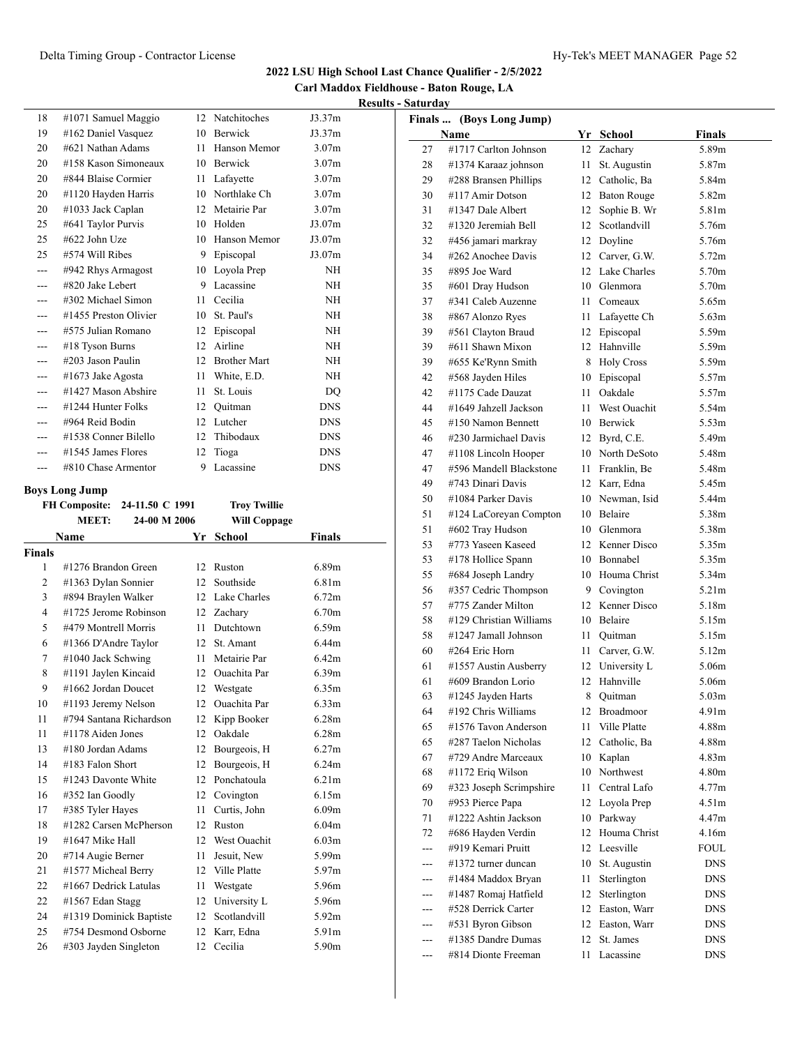## 2022 LSU High School Last Chance Qualifier - 2/5/2022

**Carl Maddox Fieldhouse - Baton Rouge, LA**

**Results - Saturday**

| | Name | Yr | School | Finals |
|---|---|---|---|---|
| 18 | #1071 Samuel Maggio | 12 | Natchitoches | J3.37m |
| 19 | #162 Daniel Vasquez | 10 | Berwick | J3.37m |
| 20 | #621 Nathan Adams | 11 | Hanson Memor | 3.07m |
| 20 | #158 Kason Simoneaux | 10 | Berwick | 3.07m |
| 20 | #844 Blaise Cormier | 11 | Lafayette | 3.07m |
| 20 | #1120 Hayden Harris | 10 | Northlake Ch | 3.07m |
| 20 | #1033 Jack Caplan | 12 | Metairie Par | 3.07m |
| 25 | #641 Taylor Purvis | 10 | Holden | J3.07m |
| 25 | #622 John Uze | 10 | Hanson Memor | J3.07m |
| 25 | #574 Will Ribes | 9 | Episcopal | J3.07m |
| --- | #942 Rhys Armagost | 10 | Loyola Prep | NH |
| --- | #820 Jake Lebert | 9 | Lacassine | NH |
| --- | #302 Michael Simon | 11 | Cecilia | NH |
| --- | #1455 Preston Olivier | 10 | St. Paul's | NH |
| --- | #575 Julian Romano | 12 | Episcopal | NH |
| --- | #18 Tyson Burns | 12 | Airline | NH |
| --- | #203 Jason Paulin | 12 | Brother Mart | NH |
| --- | #1673 Jake Agosta | 11 | White, E.D. | NH |
| --- | #1427 Mason Abshire | 11 | St. Louis | DQ |
| --- | #1244 Hunter Folks | 12 | Quitman | DNS |
| --- | #964 Reid Bodin | 12 | Lutcher | DNS |
| --- | #1538 Conner Bilello | 12 | Thibodaux | DNS |
| --- | #1545 James Flores | 12 | Tioga | DNS |
| --- | #810 Chase Armentor | 9 | Lacassine | DNS |

### Boys Long Jump

| | | | |
|---|---|---|---|
| FH Composite: | 24-11.50 C 1991 | Troy Twillie | |
| MEET: | 24-00 M 2006 | Will Coppage | |

**Finals**

| | Name | Yr | School | Finals |
|---|---|---|---|---|
| 1 | #1276 Brandon Green | 12 | Ruston | 6.89m |
| 2 | #1363 Dylan Sonnier | 12 | Southside | 6.81m |
| 3 | #894 Braylen Walker | 12 | Lake Charles | 6.72m |
| 4 | #1725 Jerome Robinson | 12 | Zachary | 6.70m |
| 5 | #479 Montrell Morris | 11 | Dutchtown | 6.59m |
| 6 | #1366 D'Andre Taylor | 12 | St. Amant | 6.44m |
| 7 | #1040 Jack Schwing | 11 | Metairie Par | 6.42m |
| 8 | #1191 Jaylen Kincaid | 12 | Ouachita Par | 6.39m |
| 9 | #1662 Jordan Doucet | 12 | Westgate | 6.35m |
| 10 | #1193 Jeremy Nelson | 12 | Ouachita Par | 6.33m |
| 11 | #794 Santana Richardson | 12 | Kipp Booker | 6.28m |
| 11 | #1178 Aiden Jones | 12 | Oakdale | 6.28m |
| 13 | #180 Jordan Adams | 12 | Bourgeois, H | 6.27m |
| 14 | #183 Falon Short | 12 | Bourgeois, H | 6.24m |
| 15 | #1243 Davonte White | 12 | Ponchatoula | 6.21m |
| 16 | #352 Ian Goodly | 12 | Covington | 6.15m |
| 17 | #385 Tyler Hayes | 11 | Curtis, John | 6.09m |
| 18 | #1282 Carsen McPherson | 12 | Ruston | 6.04m |
| 19 | #1647 Mike Hall | 12 | West Ouachit | 6.03m |
| 20 | #714 Augie Berner | 11 | Jesuit, New | 5.99m |
| 21 | #1577 Micheal Berry | 12 | Ville Platte | 5.97m |
| 22 | #1667 Dedrick Latulas | 11 | Westgate | 5.96m |
| 22 | #1567 Edan Stagg | 12 | University L | 5.96m |
| 24 | #1319 Dominick Baptiste | 12 | Scotlandvill | 5.92m |
| 25 | #754 Desmond Osborne | 12 | Karr, Edna | 5.91m |
| 26 | #303 Jayden Singleton | 12 | Cecilia | 5.90m |

**Finals ... (Boys Long Jump)**

| | Name | Yr | School | Finals |
|---|---|---|---|---|
| 27 | #1717 Carlton Johnson | 12 | Zachary | 5.89m |
| 28 | #1374 Karaaz johnson | 11 | St. Augustin | 5.87m |
| 29 | #288 Bransen Phillips | 12 | Catholic, Ba | 5.84m |
| 30 | #117 Amir Dotson | 12 | Baton Rouge | 5.82m |
| 31 | #1347 Dale Albert | 12 | Sophie B. Wr | 5.81m |
| 32 | #1320 Jeremiah Bell | 12 | Scotlandvill | 5.76m |
| 32 | #456 jamari markray | 12 | Doyline | 5.76m |
| 34 | #262 Anochee Davis | 12 | Carver, G.W. | 5.72m |
| 35 | #895 Joe Ward | 12 | Lake Charles | 5.70m |
| 35 | #601 Dray Hudson | 10 | Glenmora | 5.70m |
| 37 | #341 Caleb Auzenne | 11 | Comeaux | 5.65m |
| 38 | #867 Alonzo Ryes | 11 | Lafayette Ch | 5.63m |
| 39 | #561 Clayton Braud | 12 | Episcopal | 5.59m |
| 39 | #611 Shawn Mixon | 12 | Hahnville | 5.59m |
| 39 | #655 Ke'Rynn Smith | 8 | Holy Cross | 5.59m |
| 42 | #568 Jayden Hiles | 10 | Episcopal | 5.57m |
| 42 | #1175 Cade Dauzat | 11 | Oakdale | 5.57m |
| 44 | #1649 Jahzell Jackson | 11 | West Ouachit | 5.54m |
| 45 | #150 Namon Bennett | 10 | Berwick | 5.53m |
| 46 | #230 Jarmichael Davis | 12 | Byrd, C.E. | 5.49m |
| 47 | #1108 Lincoln Hooper | 10 | North DeSoto | 5.48m |
| 47 | #596 Mandell Blackstone | 11 | Franklin, Be | 5.48m |
| 49 | #743 Dinari Davis | 12 | Karr, Edna | 5.45m |
| 50 | #1084 Parker Davis | 10 | Newman, Isid | 5.44m |
| 51 | #124 LaCoreyan Compton | 10 | Belaire | 5.38m |
| 51 | #602 Tray Hudson | 10 | Glenmora | 5.38m |
| 53 | #773 Yaseen Kaseed | 12 | Kenner Disco | 5.35m |
| 53 | #178 Hollice Spann | 10 | Bonnabel | 5.35m |
| 55 | #684 Joseph Landry | 10 | Houma Christ | 5.34m |
| 56 | #357 Cedric Thompson | 9 | Covington | 5.21m |
| 57 | #775 Zander Milton | 12 | Kenner Disco | 5.18m |
| 58 | #129 Christian Williams | 10 | Belaire | 5.15m |
| 58 | #1247 Jamall Johnson | 11 | Quitman | 5.15m |
| 60 | #264 Eric Horn | 11 | Carver, G.W. | 5.12m |
| 61 | #1557 Austin Ausberry | 12 | University L | 5.06m |
| 61 | #609 Brandon Lorio | 12 | Hahnville | 5.06m |
| 63 | #1245 Jayden Harts | 8 | Quitman | 5.03m |
| 64 | #192 Chris Williams | 12 | Broadmoor | 4.91m |
| 65 | #1576 Tavon Anderson | 11 | Ville Platte | 4.88m |
| 65 | #287 Taelon Nicholas | 12 | Catholic, Ba | 4.88m |
| 67 | #729 Andre Marceaux | 10 | Kaplan | 4.83m |
| 68 | #1172 Eriq Wilson | 10 | Northwest | 4.80m |
| 69 | #323 Joseph Scrimpshire | 11 | Central Lafo | 4.77m |
| 70 | #953 Pierce Papa | 12 | Loyola Prep | 4.51m |
| 71 | #1222 Ashtin Jackson | 10 | Parkway | 4.47m |
| 72 | #686 Hayden Verdin | 12 | Houma Christ | 4.16m |
| --- | #919 Kemari Pruitt | 12 | Leesville | FOUL |
| --- | #1372 turner duncan | 10 | St. Augustin | DNS |
| --- | #1484 Maddox Bryan | 11 | Sterlington | DNS |
| --- | #1487 Romaj Hatfield | 12 | Sterlington | DNS |
| --- | #528 Derrick Carter | 12 | Easton, Warr | DNS |
| --- | #531 Byron Gibson | 12 | Easton, Warr | DNS |
| --- | #1385 Dandre Dumas | 12 | St. James | DNS |
| --- | #814 Dionte Freeman | 11 | Lacassine | DNS |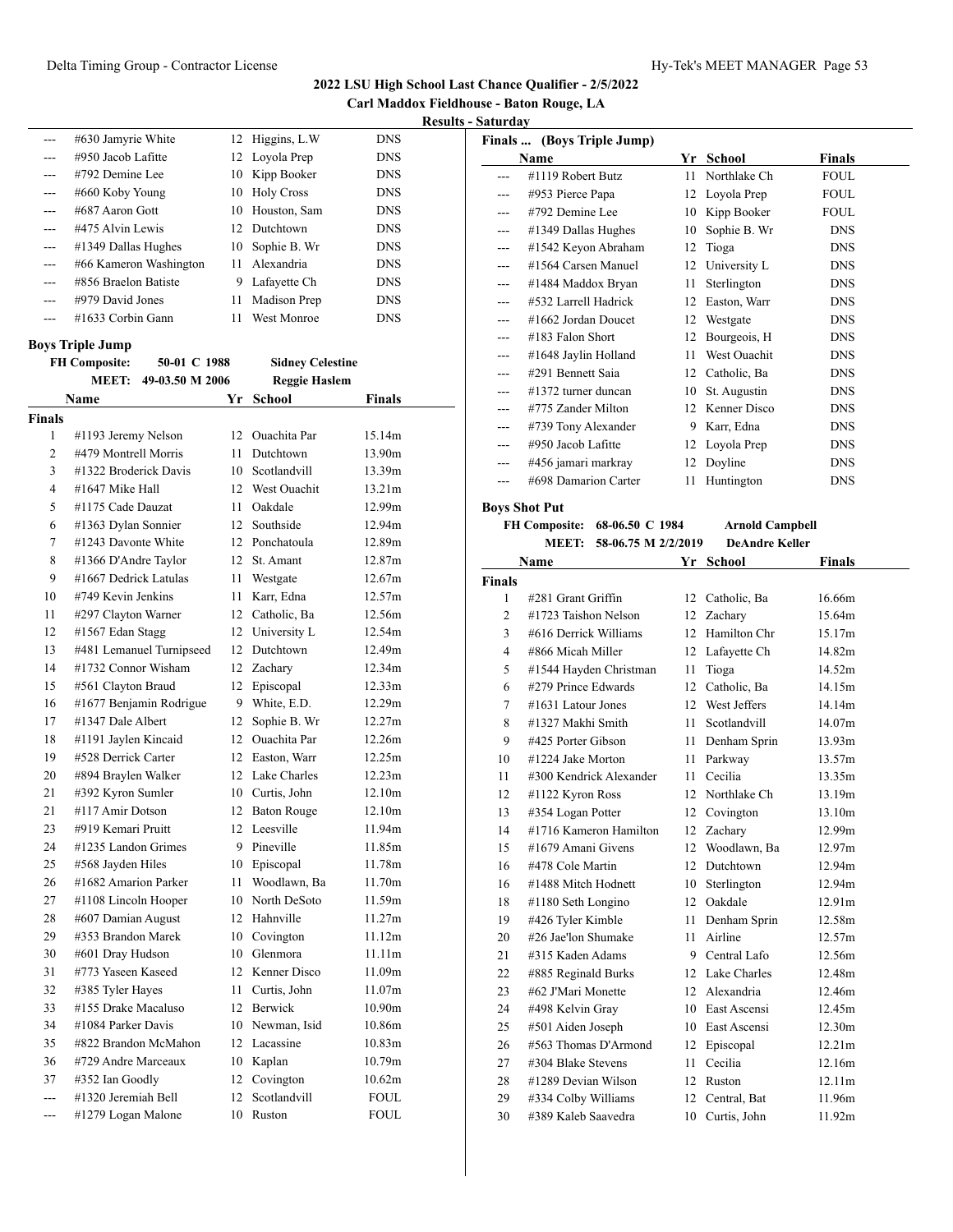# 2022 LSU High School Last Chance Qualifier - 2/5/2022

**Carl Maddox Fieldhouse - Baton Rouge, LA**

**Results - Saturday**

| | Name | Yr | School | Finals |
|---|---|---|---|---|
| --- | #630 Jamyrie White | 12 | Higgins, L.W | DNS |
| --- | #950 Jacob Lafitte | 12 | Loyola Prep | DNS |
| --- | #792 Demine Lee | 10 | Kipp Booker | DNS |
| --- | #660 Koby Young | 10 | Holy Cross | DNS |
| --- | #687 Aaron Gott | 10 | Houston, Sam | DNS |
| --- | #475 Alvin Lewis | 12 | Dutchtown | DNS |
| --- | #1349 Dallas Hughes | 10 | Sophie B. Wr | DNS |
| --- | #66 Kameron Washington | 11 | Alexandria | DNS |
| --- | #856 Braelon Batiste | 9 | Lafayette Ch | DNS |
| --- | #979 David Jones | 11 | Madison Prep | DNS |
| --- | #1633 Corbin Gann | 11 | West Monroe | DNS |

## Boys Triple Jump

FH Composite: 50-01 C 1988 — Sidney Celestine
MEET: 49-03.50 M 2006 — Reggie Haslem

**Finals**

| | Name | Yr | School | Finals |
|---|---|---|---|---|
| 1 | #1193 Jeremy Nelson | 12 | Ouachita Par | 15.14m |
| 2 | #479 Montrell Morris | 11 | Dutchtown | 13.90m |
| 3 | #1322 Broderick Davis | 10 | Scotlandvill | 13.39m |
| 4 | #1647 Mike Hall | 12 | West Ouachit | 13.21m |
| 5 | #1175 Cade Dauzat | 11 | Oakdale | 12.99m |
| 6 | #1363 Dylan Sonnier | 12 | Southside | 12.94m |
| 7 | #1243 Davonte White | 12 | Ponchatoula | 12.89m |
| 8 | #1366 D'Andre Taylor | 12 | St. Amant | 12.87m |
| 9 | #1667 Dedrick Latulas | 11 | Westgate | 12.67m |
| 10 | #749 Kevin Jenkins | 11 | Karr, Edna | 12.57m |
| 11 | #297 Clayton Warner | 12 | Catholic, Ba | 12.56m |
| 12 | #1567 Edan Stagg | 12 | University L | 12.54m |
| 13 | #481 Lemanuel Turnipseed | 12 | Dutchtown | 12.49m |
| 14 | #1732 Connor Wisham | 12 | Zachary | 12.34m |
| 15 | #561 Clayton Braud | 12 | Episcopal | 12.33m |
| 16 | #1677 Benjamin Rodrigue | 9 | White, E.D. | 12.29m |
| 17 | #1347 Dale Albert | 12 | Sophie B. Wr | 12.27m |
| 18 | #1191 Jaylen Kincaid | 12 | Ouachita Par | 12.26m |
| 19 | #528 Derrick Carter | 12 | Easton, Warr | 12.25m |
| 20 | #894 Braylen Walker | 12 | Lake Charles | 12.23m |
| 21 | #392 Kyron Sumler | 10 | Curtis, John | 12.10m |
| 21 | #117 Amir Dotson | 12 | Baton Rouge | 12.10m |
| 23 | #919 Kemari Pruitt | 12 | Leesville | 11.94m |
| 24 | #1235 Landon Grimes | 9 | Pineville | 11.85m |
| 25 | #568 Jayden Hiles | 10 | Episcopal | 11.78m |
| 26 | #1682 Amarion Parker | 11 | Woodlawn, Ba | 11.70m |
| 27 | #1108 Lincoln Hooper | 10 | North DeSoto | 11.59m |
| 28 | #607 Damian August | 12 | Hahnville | 11.27m |
| 29 | #353 Brandon Marek | 10 | Covington | 11.12m |
| 30 | #601 Dray Hudson | 10 | Glenmora | 11.11m |
| 31 | #773 Yaseen Kaseed | 12 | Kenner Disco | 11.09m |
| 32 | #385 Tyler Hayes | 11 | Curtis, John | 11.07m |
| 33 | #155 Drake Macaluso | 12 | Berwick | 10.90m |
| 34 | #1084 Parker Davis | 10 | Newman, Isid | 10.86m |
| 35 | #822 Brandon McMahon | 12 | Lacassine | 10.83m |
| 36 | #729 Andre Marceaux | 10 | Kaplan | 10.79m |
| 37 | #352 Ian Goodly | 12 | Covington | 10.62m |
| --- | #1320 Jeremiah Bell | 12 | Scotlandvill | FOUL |
| --- | #1279 Logan Malone | 10 | Ruston | FOUL |
| --- | #1119 Robert Butz | 11 | Northlake Ch | FOUL |
| --- | #953 Pierce Papa | 12 | Loyola Prep | FOUL |
| --- | #792 Demine Lee | 10 | Kipp Booker | FOUL |
| --- | #1349 Dallas Hughes | 10 | Sophie B. Wr | DNS |
| --- | #1542 Keyon Abraham | 12 | Tioga | DNS |
| --- | #1564 Carsen Manuel | 12 | University L | DNS |
| --- | #1484 Maddox Bryan | 11 | Sterlington | DNS |
| --- | #532 Larrell Hadrick | 12 | Easton, Warr | DNS |
| --- | #1662 Jordan Doucet | 12 | Westgate | DNS |
| --- | #183 Falon Short | 12 | Bourgeois, H | DNS |
| --- | #1648 Jaylin Holland | 11 | West Ouachit | DNS |
| --- | #291 Bennett Saia | 12 | Catholic, Ba | DNS |
| --- | #1372 turner duncan | 10 | St. Augustin | DNS |
| --- | #775 Zander Milton | 12 | Kenner Disco | DNS |
| --- | #739 Tony Alexander | 9 | Karr, Edna | DNS |
| --- | #950 Jacob Lafitte | 12 | Loyola Prep | DNS |
| --- | #456 jamari markray | 12 | Doyline | DNS |
| --- | #698 Damarion Carter | 11 | Huntington | DNS |

## Boys Shot Put

FH Composite: 68-06.50 C 1984 — Arnold Campbell
MEET: 58-06.75 M 2/2/2019 — DeAndre Keller

**Finals**

| | Name | Yr | School | Finals |
|---|---|---|---|---|
| 1 | #281 Grant Griffin | 12 | Catholic, Ba | 16.66m |
| 2 | #1723 Taishon Nelson | 12 | Zachary | 15.64m |
| 3 | #616 Derrick Williams | 12 | Hamilton Chr | 15.17m |
| 4 | #866 Micah Miller | 12 | Lafayette Ch | 14.82m |
| 5 | #1544 Hayden Christman | 11 | Tioga | 14.52m |
| 6 | #279 Prince Edwards | 12 | Catholic, Ba | 14.15m |
| 7 | #1631 Latour Jones | 12 | West Jeffers | 14.14m |
| 8 | #1327 Makhi Smith | 11 | Scotlandvill | 14.07m |
| 9 | #425 Porter Gibson | 11 | Denham Sprin | 13.93m |
| 10 | #1224 Jake Morton | 11 | Parkway | 13.57m |
| 11 | #300 Kendrick Alexander | 11 | Cecilia | 13.35m |
| 12 | #1122 Kyron Ross | 12 | Northlake Ch | 13.19m |
| 13 | #354 Logan Potter | 12 | Covington | 13.10m |
| 14 | #1716 Kameron Hamilton | 12 | Zachary | 12.99m |
| 15 | #1679 Amani Givens | 12 | Woodlawn, Ba | 12.97m |
| 16 | #478 Cole Martin | 12 | Dutchtown | 12.94m |
| 16 | #1488 Mitch Hodnett | 10 | Sterlington | 12.94m |
| 18 | #1180 Seth Longino | 12 | Oakdale | 12.91m |
| 19 | #426 Tyler Kimble | 11 | Denham Sprin | 12.58m |
| 20 | #26 Jae'lon Shumake | 11 | Airline | 12.57m |
| 21 | #315 Kaden Adams | 9 | Central Lafo | 12.56m |
| 22 | #885 Reginald Burks | 12 | Lake Charles | 12.48m |
| 23 | #62 J'Mari Monette | 12 | Alexandria | 12.46m |
| 24 | #498 Kelvin Gray | 10 | East Ascensi | 12.45m |
| 25 | #501 Aiden Joseph | 10 | East Ascensi | 12.30m |
| 26 | #563 Thomas D'Armond | 12 | Episcopal | 12.21m |
| 27 | #304 Blake Stevens | 11 | Cecilia | 12.16m |
| 28 | #1289 Devian Wilson | 12 | Ruston | 12.11m |
| 29 | #334 Colby Williams | 12 | Central, Bat | 11.96m |
| 30 | #389 Kaleb Saavedra | 10 | Curtis, John | 11.92m |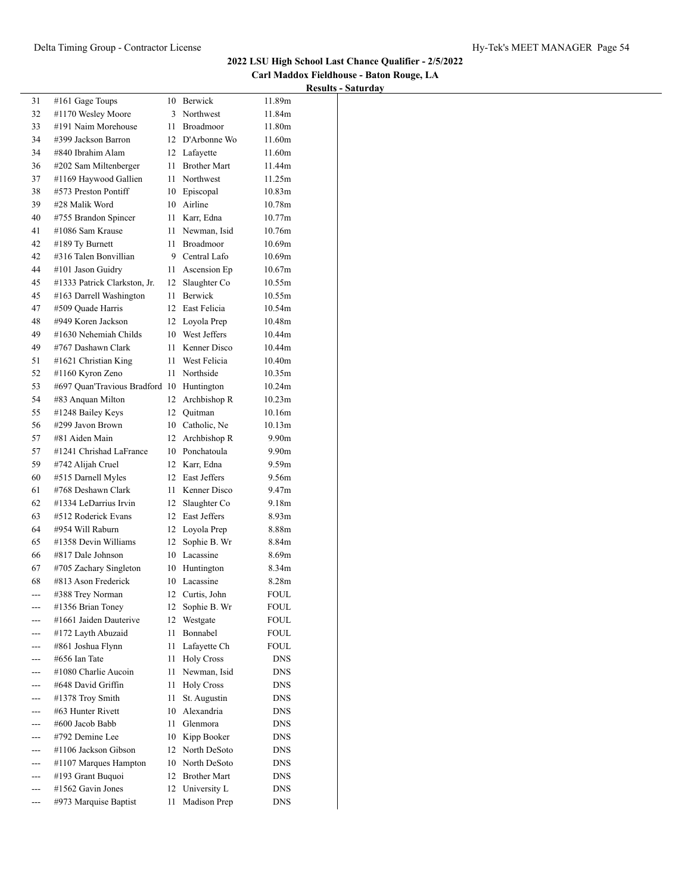**2022 LSU High School Last Chance Qualifier - 2/5/2022**

**Carl Maddox Fieldhouse - Baton Rouge, LA**

**Results - Saturday**

| | | | | |
|---|---|---|---|---|
| 31 | #161 Gage Toups | 10 | Berwick | 11.89m |
| 32 | #1170 Wesley Moore | 3 | Northwest | 11.84m |
| 33 | #191 Naim Morehouse | 11 | Broadmoor | 11.80m |
| 34 | #399 Jackson Barron | 12 | D'Arbonne Wo | 11.60m |
| 34 | #840 Ibrahim Alam | 12 | Lafayette | 11.60m |
| 36 | #202 Sam Miltenberger | 11 | Brother Mart | 11.44m |
| 37 | #1169 Haywood Gallien | 11 | Northwest | 11.25m |
| 38 | #573 Preston Pontiff | 10 | Episcopal | 10.83m |
| 39 | #28 Malik Word | 10 | Airline | 10.78m |
| 40 | #755 Brandon Spincer | 11 | Karr, Edna | 10.77m |
| 41 | #1086 Sam Krause | 11 | Newman, Isid | 10.76m |
| 42 | #189 Ty Burnett | 11 | Broadmoor | 10.69m |
| 42 | #316 Talen Bonvillian | 9 | Central Lafo | 10.69m |
| 44 | #101 Jason Guidry | 11 | Ascension Ep | 10.67m |
| 45 | #1333 Patrick Clarkston, Jr. | 12 | Slaughter Co | 10.55m |
| 45 | #163 Darrell Washington | 11 | Berwick | 10.55m |
| 47 | #509 Quade Harris | 12 | East Felicia | 10.54m |
| 48 | #949 Koren Jackson | 12 | Loyola Prep | 10.48m |
| 49 | #1630 Nehemiah Childs | 10 | West Jeffers | 10.44m |
| 49 | #767 Dashawn Clark | 11 | Kenner Disco | 10.44m |
| 51 | #1621 Christian King | 11 | West Felicia | 10.40m |
| 52 | #1160 Kyron Zeno | 11 | Northside | 10.35m |
| 53 | #697 Quan'Travious Bradford | 10 | Huntington | 10.24m |
| 54 | #83 Anquan Milton | 12 | Archbishop R | 10.23m |
| 55 | #1248 Bailey Keys | 12 | Quitman | 10.16m |
| 56 | #299 Javon Brown | 10 | Catholic, Ne | 10.13m |
| 57 | #81 Aiden Main | 12 | Archbishop R | 9.90m |
| 57 | #1241 Chrishad LaFrance | 10 | Ponchatoula | 9.90m |
| 59 | #742 Alijah Cruel | 12 | Karr, Edna | 9.59m |
| 60 | #515 Darnell Myles | 12 | East Jeffers | 9.56m |
| 61 | #768 Deshawn Clark | 11 | Kenner Disco | 9.47m |
| 62 | #1334 LeDarrius Irvin | 12 | Slaughter Co | 9.18m |
| 63 | #512 Roderick Evans | 12 | East Jeffers | 8.93m |
| 64 | #954 Will Raburn | 12 | Loyola Prep | 8.88m |
| 65 | #1358 Devin Williams | 12 | Sophie B. Wr | 8.84m |
| 66 | #817 Dale Johnson | 10 | Lacassine | 8.69m |
| 67 | #705 Zachary Singleton | 10 | Huntington | 8.34m |
| 68 | #813 Ason Frederick | 10 | Lacassine | 8.28m |
| --- | #388 Trey Norman | 12 | Curtis, John | FOUL |
| --- | #1356 Brian Toney | 12 | Sophie B. Wr | FOUL |
| --- | #1661 Jaiden Dauterive | 12 | Westgate | FOUL |
| --- | #172 Layth Abuzaid | 11 | Bonnabel | FOUL |
| --- | #861 Joshua Flynn | 11 | Lafayette Ch | FOUL |
| --- | #656 Ian Tate | 11 | Holy Cross | DNS |
| --- | #1080 Charlie Aucoin | 11 | Newman, Isid | DNS |
| --- | #648 David Griffin | 11 | Holy Cross | DNS |
| --- | #1378 Troy Smith | 11 | St. Augustin | DNS |
| --- | #63 Hunter Rivett | 10 | Alexandria | DNS |
| --- | #600 Jacob Babb | 11 | Glenmora | DNS |
| --- | #792 Demine Lee | 10 | Kipp Booker | DNS |
| --- | #1106 Jackson Gibson | 12 | North DeSoto | DNS |
| --- | #1107 Marques Hampton | 10 | North DeSoto | DNS |
| --- | #193 Grant Buquoi | 12 | Brother Mart | DNS |
| --- | #1562 Gavin Jones | 12 | University L | DNS |
| --- | #973 Marquise Baptist | 11 | Madison Prep | DNS |